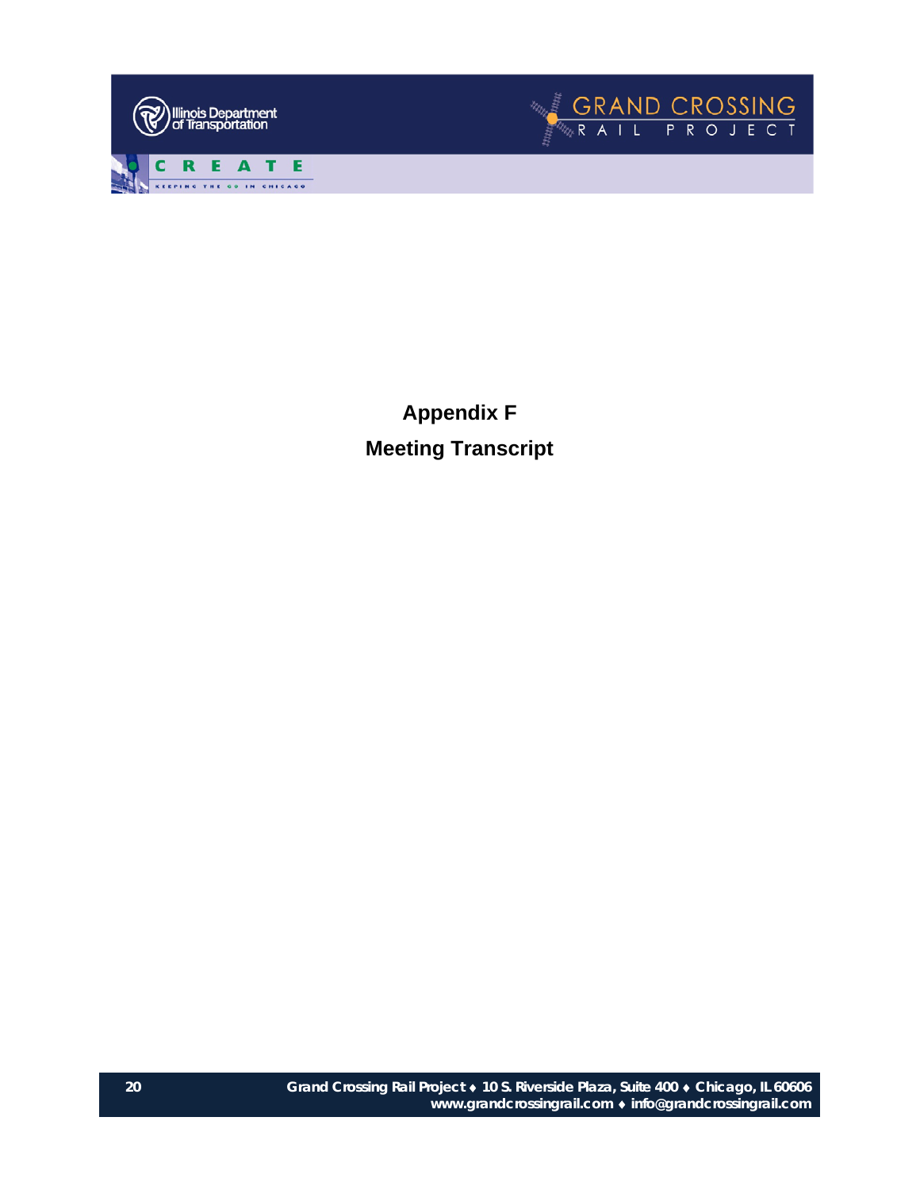# Appendix F

## Meeting Transcript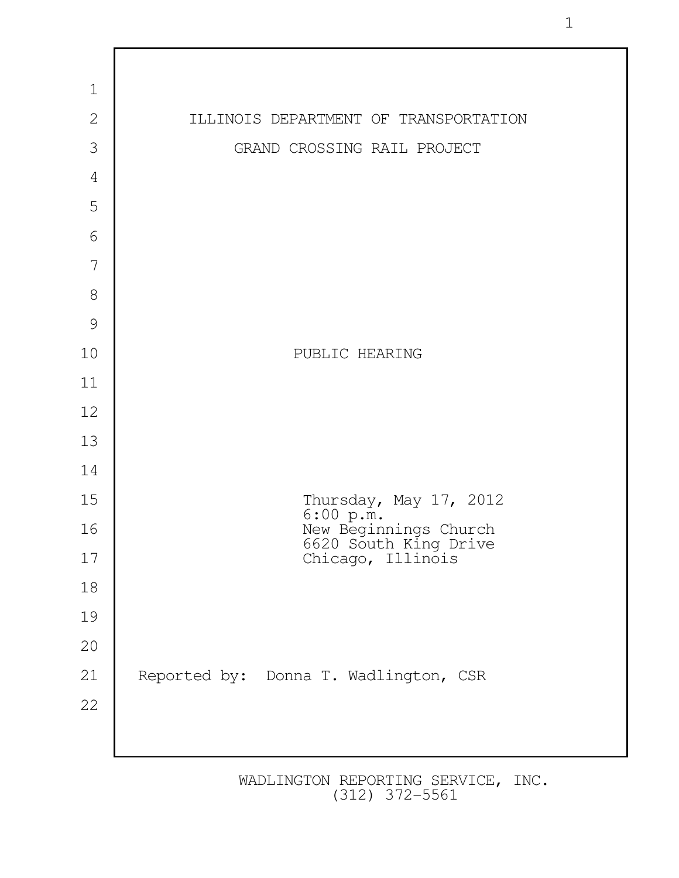ILLINOIS DEPARTMENT OF TRANSPORTATION

GRAND CROSSING RAIL PROJECT

PUBLIC HEARING

Thursday, May 17, 2012
6:00 p.m.
New Beginnings Church
6620 South King Drive
Chicago, Illinois

Reported by: Donna T. Wadlington, CSR

WADLINGTON REPORTING SERVICE, INC.
(312) 372-5561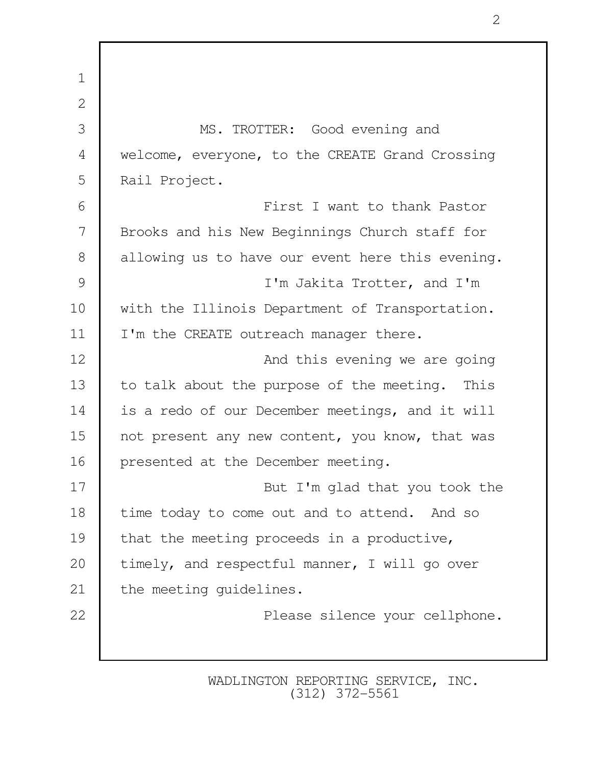MS. TROTTER: Good evening and welcome, everyone, to the CREATE Grand Crossing Rail Project.

First I want to thank Pastor Brooks and his New Beginnings Church staff for allowing us to have our event here this evening.

I'm Jakita Trotter, and I'm with the Illinois Department of Transportation. I'm the CREATE outreach manager there.

And this evening we are going to talk about the purpose of the meeting. This is a redo of our December meetings, and it will not present any new content, you know, that was presented at the December meeting.

But I'm glad that you took the time today to come out and to attend. And so that the meeting proceeds in a productive, timely, and respectful manner, I will go over the meeting guidelines.

Please silence your cellphone.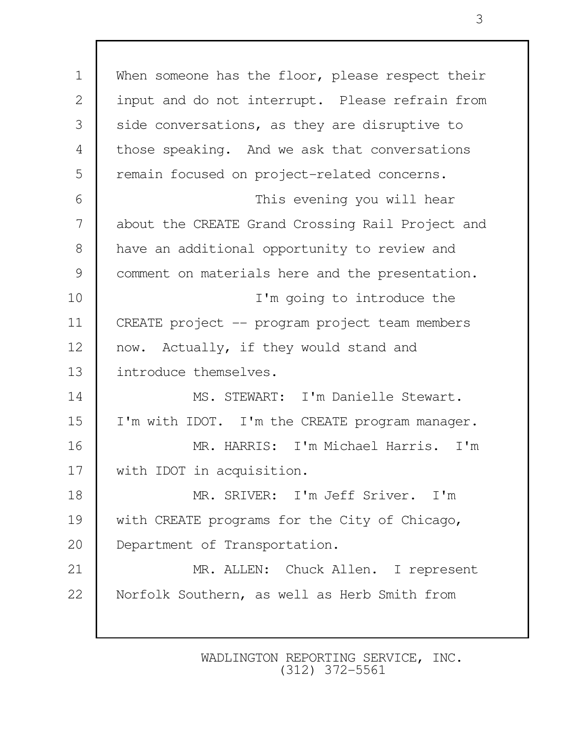When someone has the floor, please respect their input and do not interrupt. Please refrain from side conversations, as they are disruptive to those speaking. And we ask that conversations remain focused on project-related concerns.

This evening you will hear about the CREATE Grand Crossing Rail Project and have an additional opportunity to review and comment on materials here and the presentation.

I'm going to introduce the CREATE project -- program project team members now. Actually, if they would stand and introduce themselves.

MS. STEWART: I'm Danielle Stewart. I'm with IDOT. I'm the CREATE program manager.

MR. HARRIS: I'm Michael Harris. I'm with IDOT in acquisition.

MR. SRIVER: I'm Jeff Sriver. I'm with CREATE programs for the City of Chicago, Department of Transportation.

MR. ALLEN: Chuck Allen. I represent Norfolk Southern, as well as Herb Smith from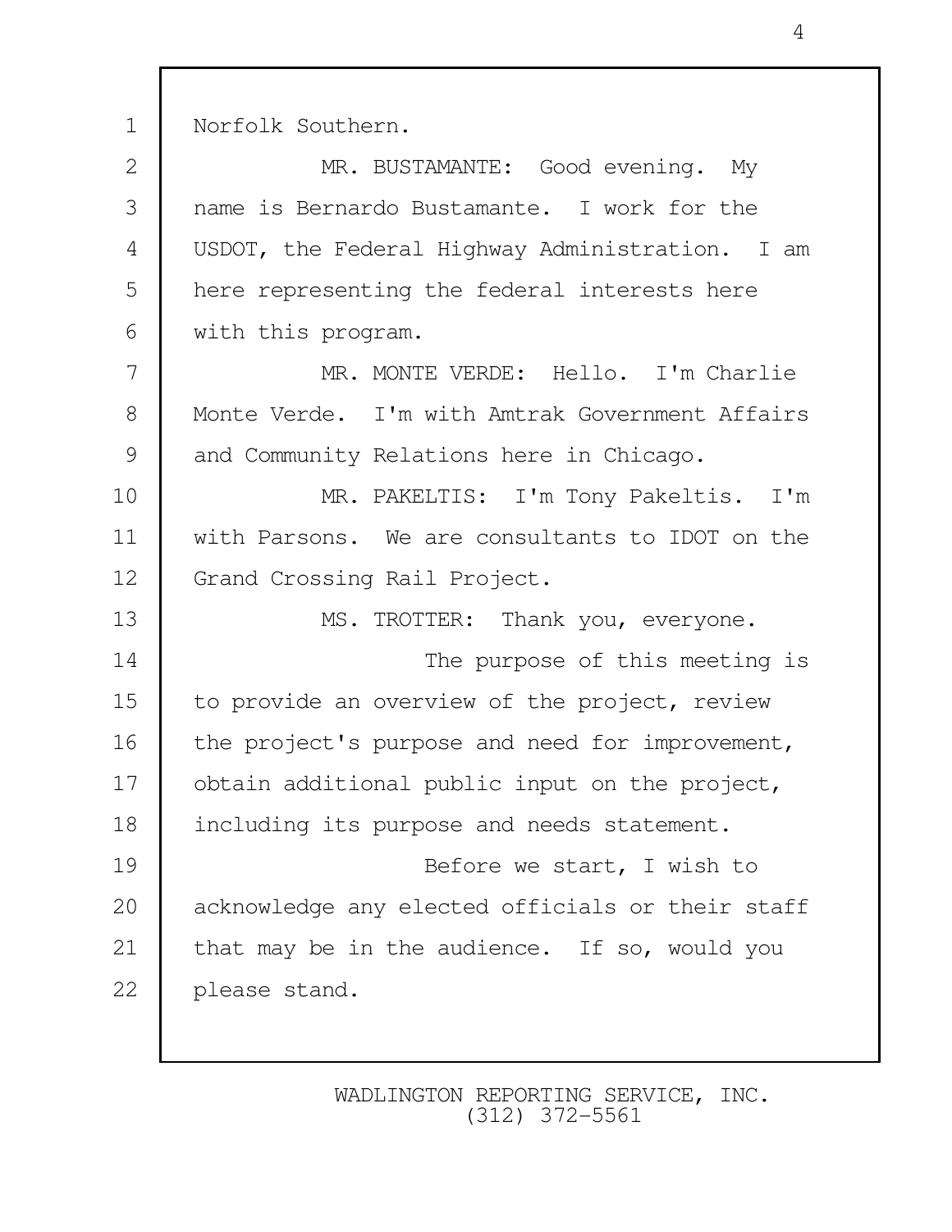Norfolk Southern.

MR. BUSTAMANTE: Good evening. My name is Bernardo Bustamante. I work for the USDOT, the Federal Highway Administration. I am here representing the federal interests here with this program.

MR. MONTE VERDE: Hello. I'm Charlie Monte Verde. I'm with Amtrak Government Affairs and Community Relations here in Chicago.

MR. PAKELTIS: I'm Tony Pakeltis. I'm with Parsons. We are consultants to IDOT on the Grand Crossing Rail Project.

MS. TROTTER: Thank you, everyone.

The purpose of this meeting is to provide an overview of the project, review the project's purpose and need for improvement, obtain additional public input on the project, including its purpose and needs statement.

Before we start, I wish to acknowledge any elected officials or their staff that may be in the audience. If so, would you please stand.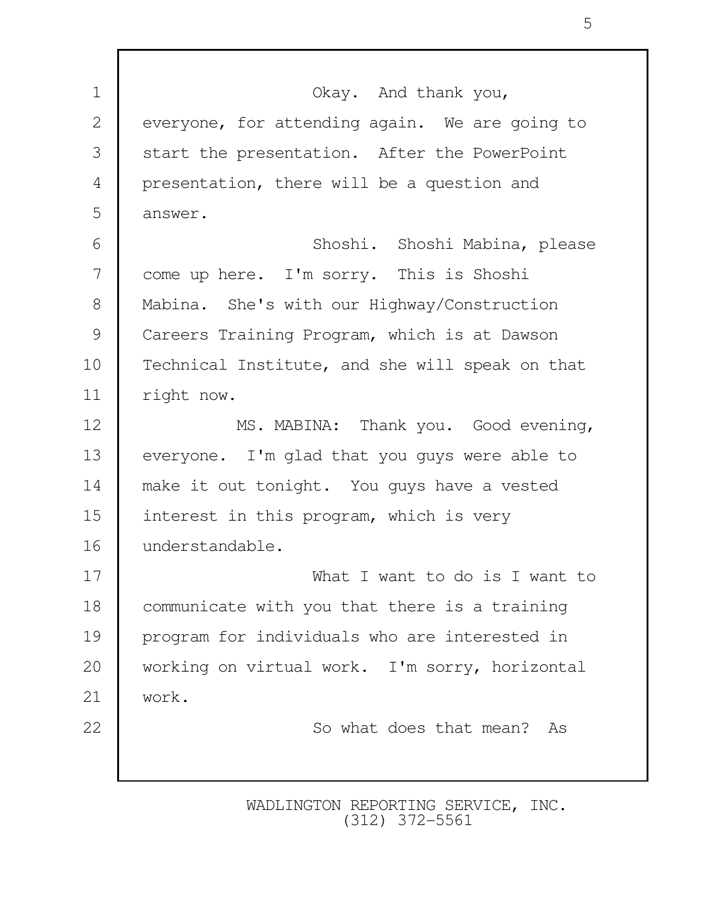Okay. And thank you, everyone, for attending again. We are going to start the presentation. After the PowerPoint presentation, there will be a question and answer.

Shoshi. Shoshi Mabina, please come up here. I'm sorry. This is Shoshi Mabina. She's with our Highway/Construction Careers Training Program, which is at Dawson Technical Institute, and she will speak on that right now.

MS. MABINA: Thank you. Good evening, everyone. I'm glad that you guys were able to make it out tonight. You guys have a vested interest in this program, which is very understandable.

What I want to do is I want to communicate with you that there is a training program for individuals who are interested in working on virtual work. I'm sorry, horizontal work.

So what does that mean? As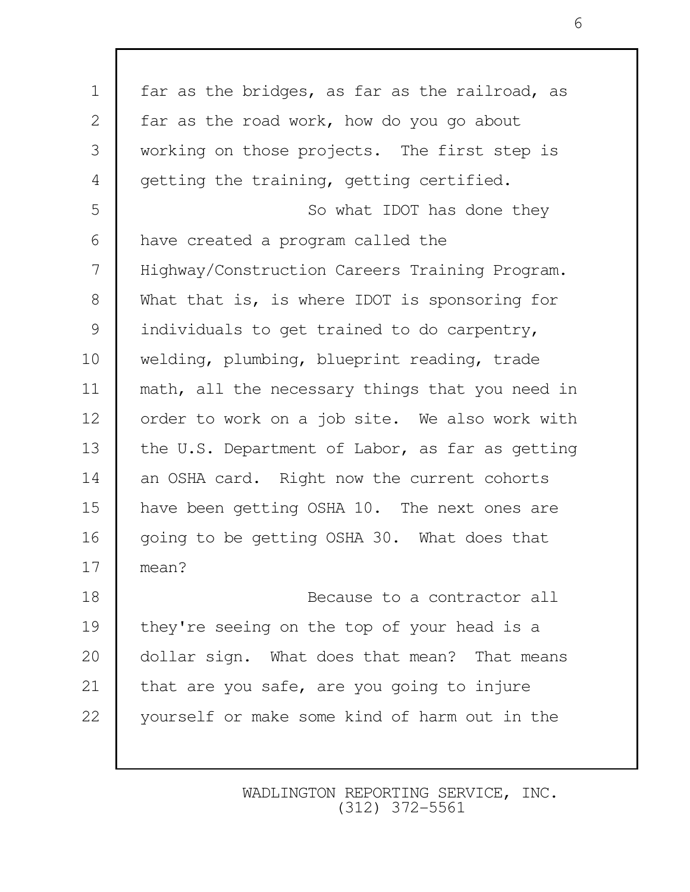far as the bridges, as far as the railroad, as far as the road work, how do you go about working on those projects. The first step is getting the training, getting certified.

So what IDOT has done they have created a program called the Highway/Construction Careers Training Program. What that is, is where IDOT is sponsoring for individuals to get trained to do carpentry, welding, plumbing, blueprint reading, trade math, all the necessary things that you need in order to work on a job site. We also work with the U.S. Department of Labor, as far as getting an OSHA card. Right now the current cohorts have been getting OSHA 10. The next ones are going to be getting OSHA 30. What does that mean?

Because to a contractor all they're seeing on the top of your head is a dollar sign. What does that mean? That means that are you safe, are you going to injure yourself or make some kind of harm out in the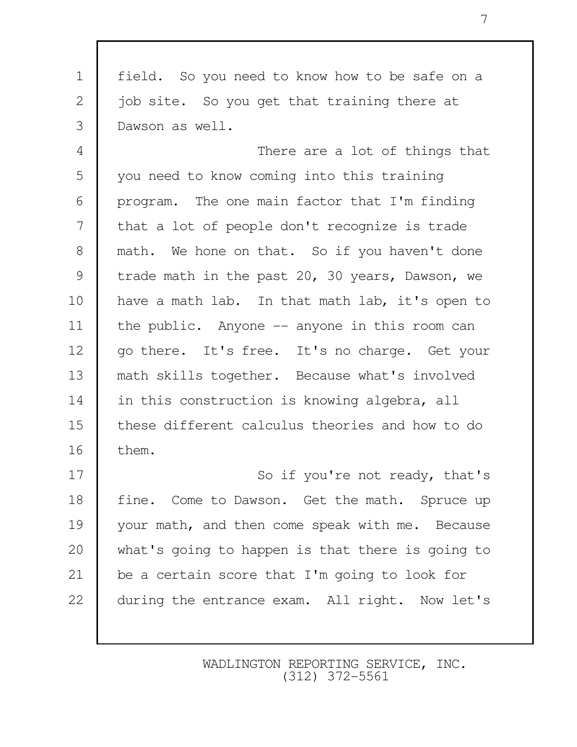field. So you need to know how to be safe on a job site. So you get that training there at Dawson as well.

There are a lot of things that you need to know coming into this training program. The one main factor that I'm finding that a lot of people don't recognize is trade math. We hone on that. So if you haven't done trade math in the past 20, 30 years, Dawson, we have a math lab. In that math lab, it's open to the public. Anyone -- anyone in this room can go there. It's free. It's no charge. Get your math skills together. Because what's involved in this construction is knowing algebra, all these different calculus theories and how to do them.

So if you're not ready, that's fine. Come to Dawson. Get the math. Spruce up your math, and then come speak with me. Because what's going to happen is that there is going to be a certain score that I'm going to look for during the entrance exam. All right. Now let's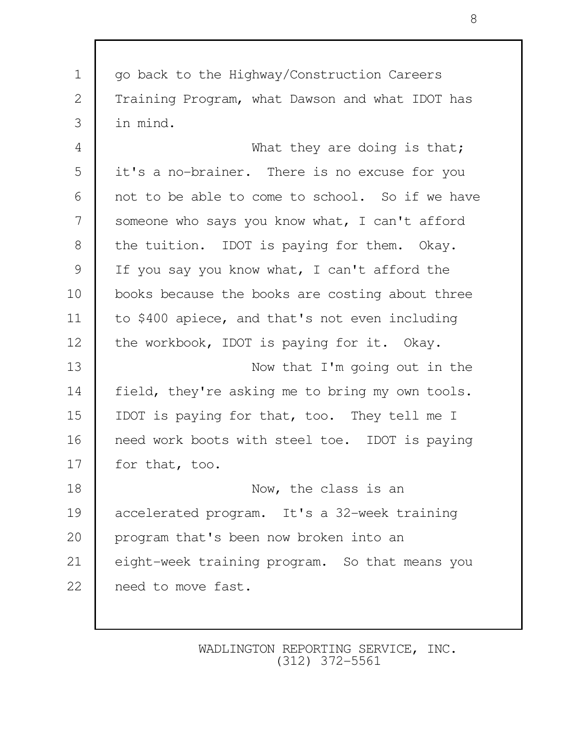go back to the Highway/Construction Careers Training Program, what Dawson and what IDOT has in mind.

What they are doing is that; it's a no-brainer. There is no excuse for you not to be able to come to school. So if we have someone who says you know what, I can't afford the tuition. IDOT is paying for them. Okay. If you say you know what, I can't afford the books because the books are costing about three to $400 apiece, and that's not even including the workbook, IDOT is paying for it. Okay.

Now that I'm going out in the field, they're asking me to bring my own tools. IDOT is paying for that, too. They tell me I need work boots with steel toe. IDOT is paying for that, too.

Now, the class is an accelerated program. It's a 32-week training program that's been now broken into an eight-week training program. So that means you need to move fast.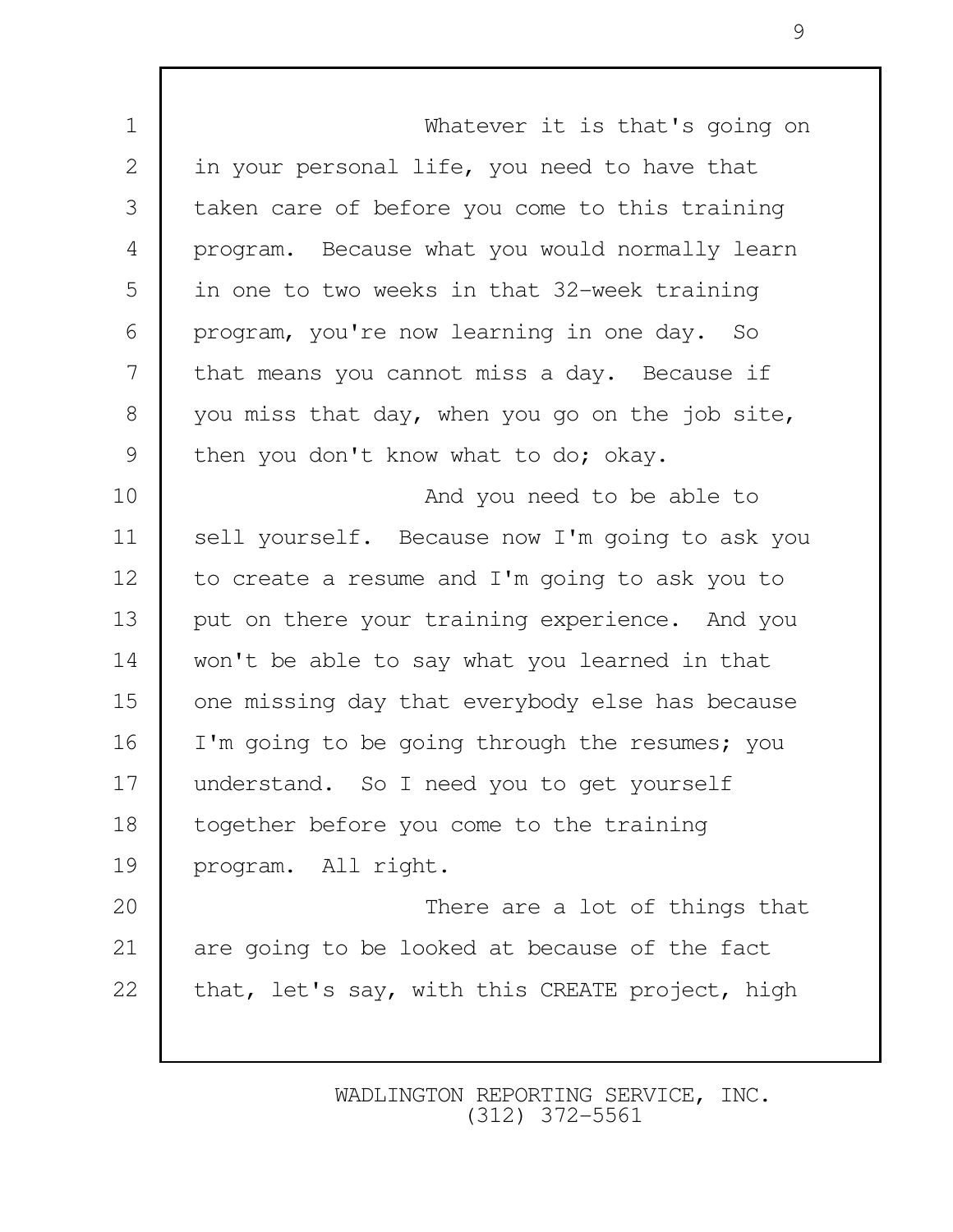Whatever it is that's going on in your personal life, you need to have that taken care of before you come to this training program. Because what you would normally learn in one to two weeks in that 32-week training program, you're now learning in one day. So that means you cannot miss a day. Because if you miss that day, when you go on the job site, then you don't know what to do; okay.

And you need to be able to sell yourself. Because now I'm going to ask you to create a resume and I'm going to ask you to put on there your training experience. And you won't be able to say what you learned in that one missing day that everybody else has because I'm going to be going through the resumes; you understand. So I need you to get yourself together before you come to the training program. All right.

There are a lot of things that are going to be looked at because of the fact that, let's say, with this CREATE project, high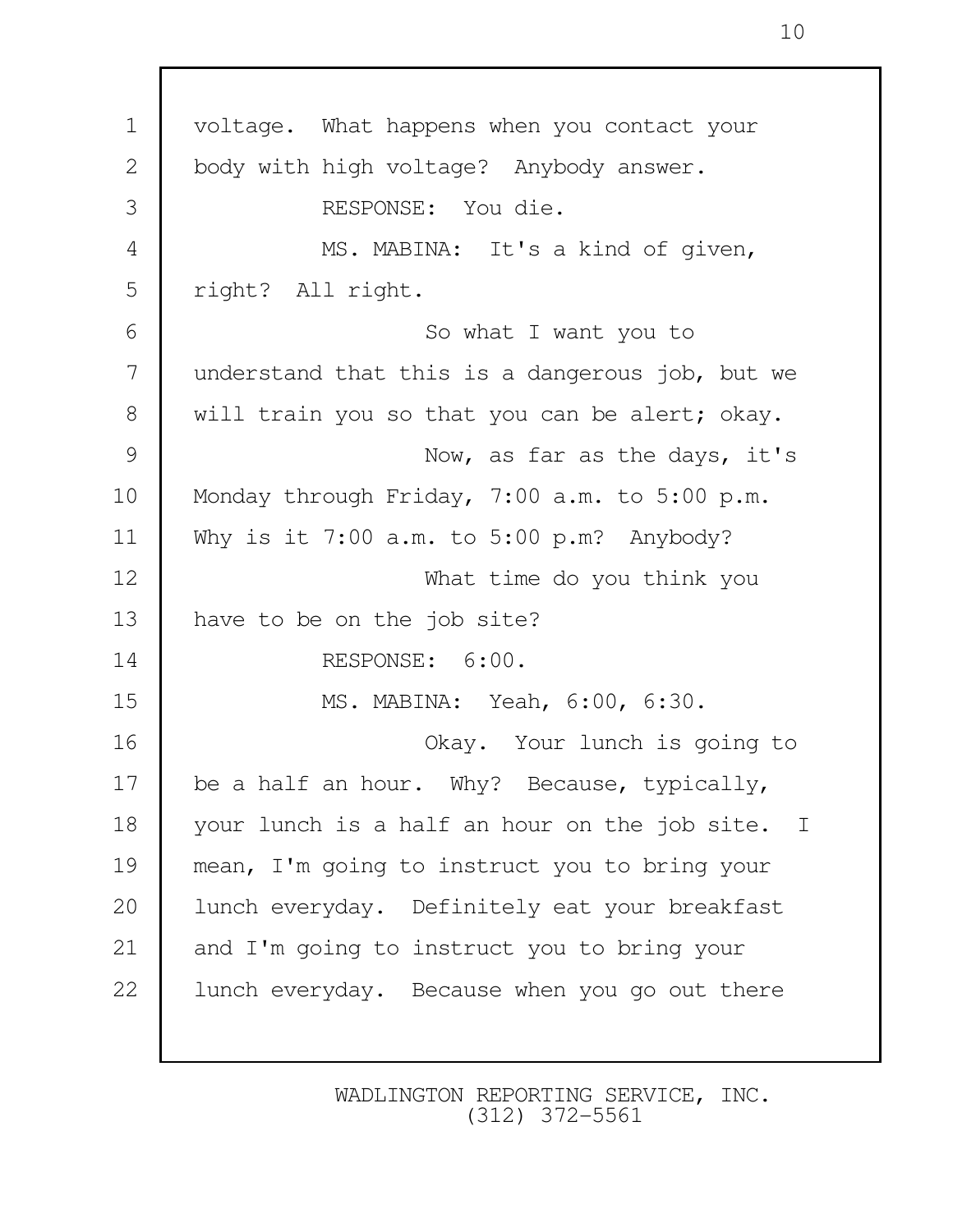voltage. What happens when you contact your body with high voltage? Anybody answer.

RESPONSE: You die.

MS. MABINA: It's a kind of given, right? All right.

So what I want you to understand that this is a dangerous job, but we will train you so that you can be alert; okay.

Now, as far as the days, it's Monday through Friday, 7:00 a.m. to 5:00 p.m. Why is it 7:00 a.m. to 5:00 p.m? Anybody?

What time do you think you have to be on the job site?

RESPONSE: 6:00.

MS. MABINA: Yeah, 6:00, 6:30.

Okay. Your lunch is going to be a half an hour. Why? Because, typically, your lunch is a half an hour on the job site. I mean, I'm going to instruct you to bring your lunch everyday. Definitely eat your breakfast and I'm going to instruct you to bring your lunch everyday. Because when you go out there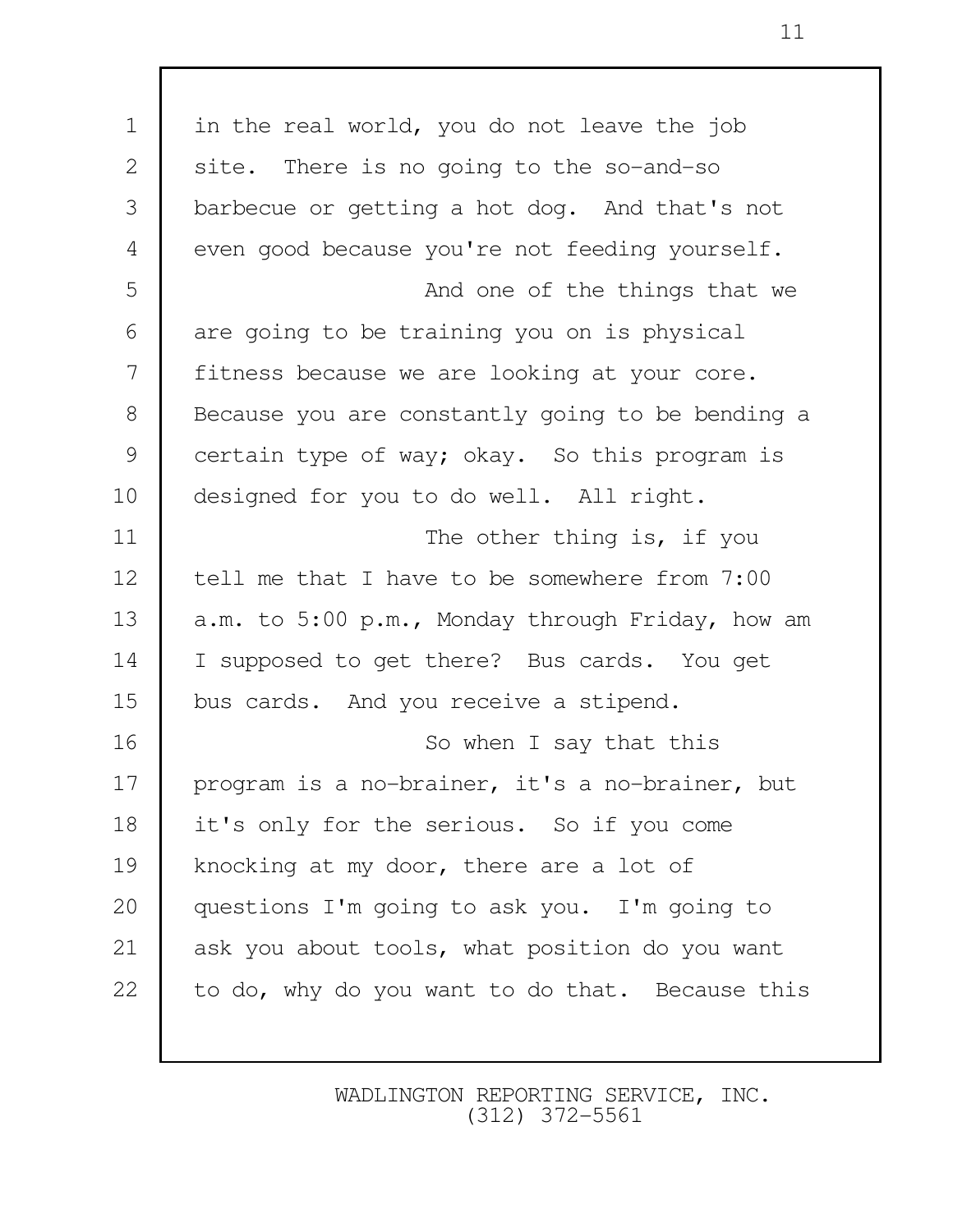in the real world, you do not leave the job site. There is no going to the so-and-so barbecue or getting a hot dog. And that's not even good because you're not feeding yourself.

And one of the things that we are going to be training you on is physical fitness because we are looking at your core. Because you are constantly going to be bending a certain type of way; okay. So this program is designed for you to do well. All right.

The other thing is, if you tell me that I have to be somewhere from 7:00 a.m. to 5:00 p.m., Monday through Friday, how am I supposed to get there? Bus cards. You get bus cards. And you receive a stipend.

So when I say that this program is a no-brainer, it's a no-brainer, but it's only for the serious. So if you come knocking at my door, there are a lot of questions I'm going to ask you. I'm going to ask you about tools, what position do you want to do, why do you want to do that. Because this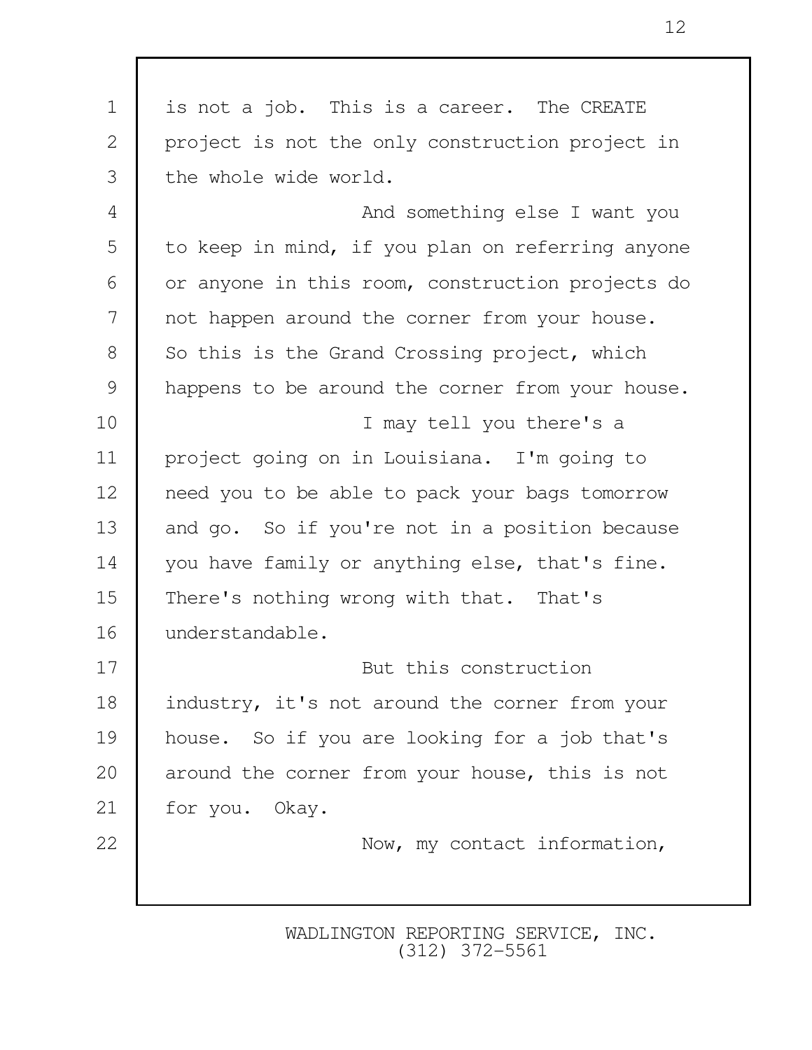is not a job. This is a career. The CREATE project is not the only construction project in the whole wide world.

And something else I want you to keep in mind, if you plan on referring anyone or anyone in this room, construction projects do not happen around the corner from your house. So this is the Grand Crossing project, which happens to be around the corner from your house.

I may tell you there's a project going on in Louisiana. I'm going to need you to be able to pack your bags tomorrow and go. So if you're not in a position because you have family or anything else, that's fine. There's nothing wrong with that. That's understandable.

But this construction industry, it's not around the corner from your house. So if you are looking for a job that's around the corner from your house, this is not for you. Okay.

Now, my contact information,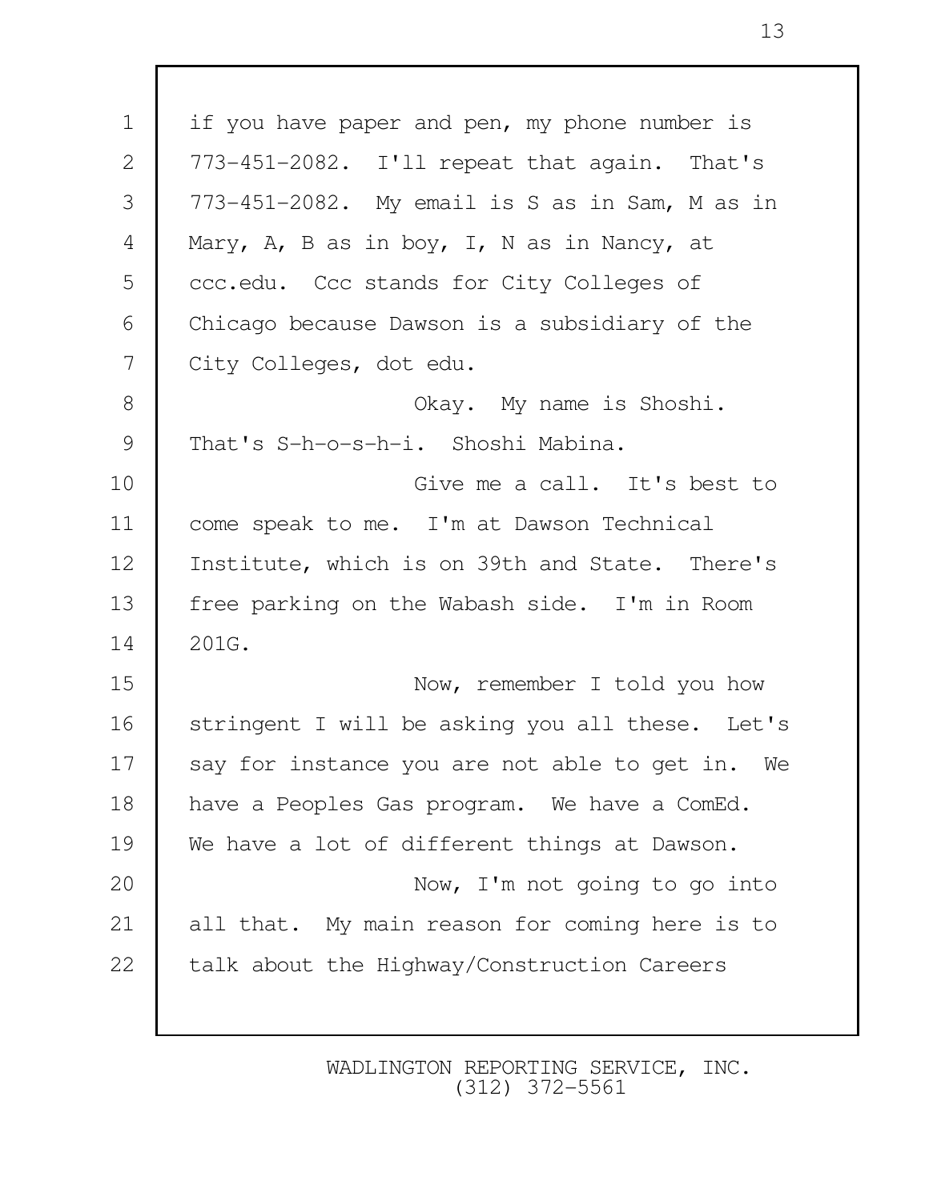if you have paper and pen, my phone number is 773-451-2082. I'll repeat that again. That's 773-451-2082. My email is S as in Sam, M as in Mary, A, B as in boy, I, N as in Nancy, at ccc.edu. Ccc stands for City Colleges of Chicago because Dawson is a subsidiary of the City Colleges, dot edu.

Okay. My name is Shoshi. That's S-h-o-s-h-i. Shoshi Mabina.

Give me a call. It's best to come speak to me. I'm at Dawson Technical Institute, which is on 39th and State. There's free parking on the Wabash side. I'm in Room 201G.

Now, remember I told you how stringent I will be asking you all these. Let's say for instance you are not able to get in. We have a Peoples Gas program. We have a ComEd. We have a lot of different things at Dawson.

Now, I'm not going to go into all that. My main reason for coming here is to talk about the Highway/Construction Careers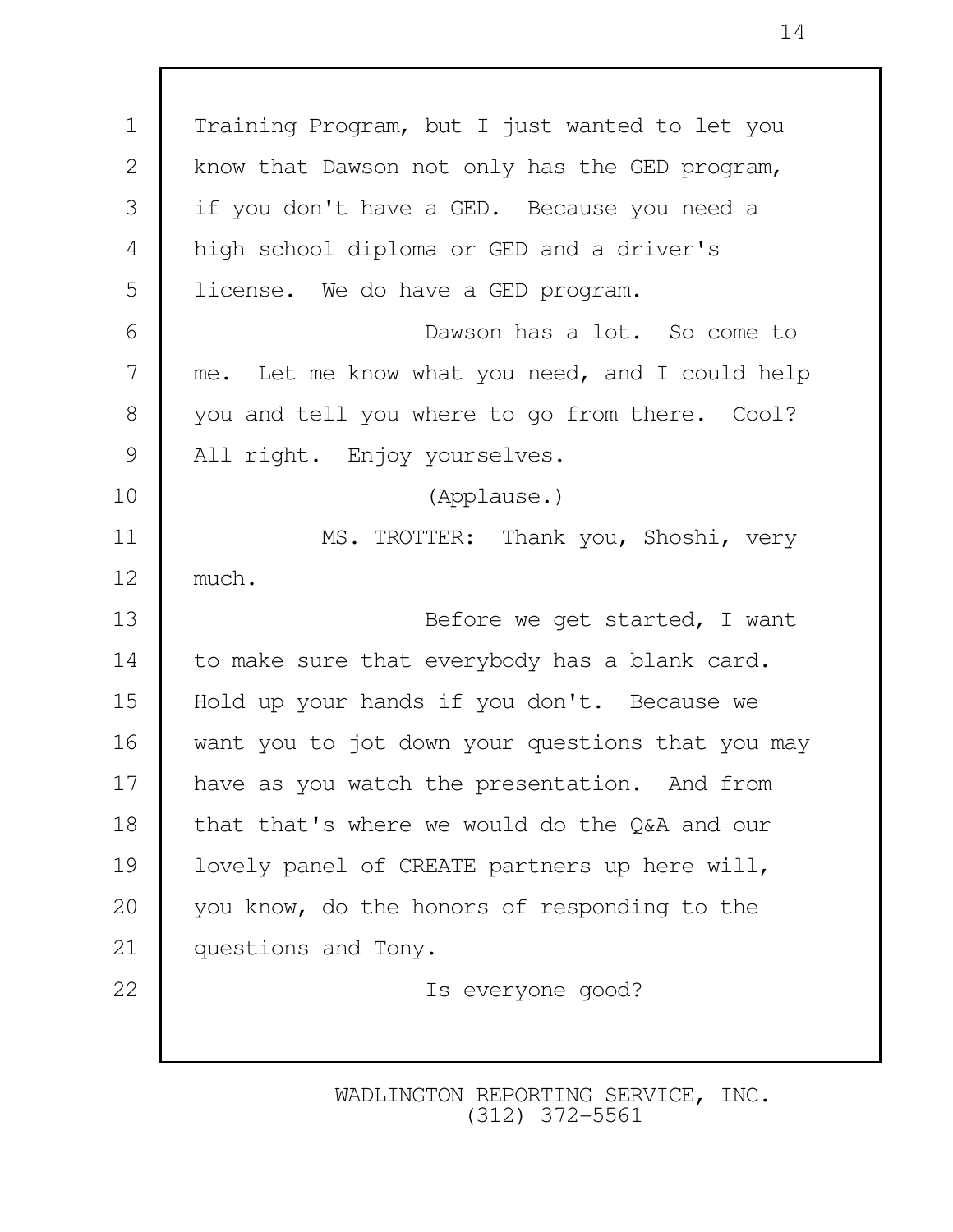Training Program, but I just wanted to let you know that Dawson not only has the GED program, if you don't have a GED. Because you need a high school diploma or GED and a driver's license. We do have a GED program.

Dawson has a lot. So come to me. Let me know what you need, and I could help you and tell you where to go from there. Cool? All right. Enjoy yourselves.

(Applause.)

MS. TROTTER: Thank you, Shoshi, very much.

Before we get started, I want to make sure that everybody has a blank card. Hold up your hands if you don't. Because we want you to jot down your questions that you may have as you watch the presentation. And from that that's where we would do the Q&A and our lovely panel of CREATE partners up here will, you know, do the honors of responding to the questions and Tony.

Is everyone good?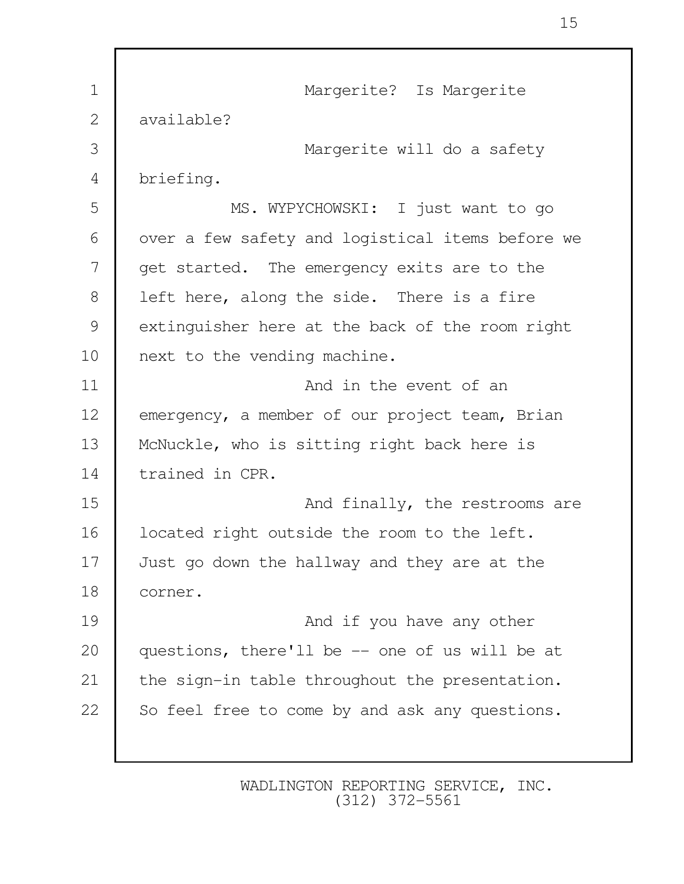Margerite? Is Margerite available?

Margerite will do a safety briefing.

MS. WYPYCHOWSKI: I just want to go over a few safety and logistical items before we get started. The emergency exits are to the left here, along the side. There is a fire extinguisher here at the back of the room right next to the vending machine.

And in the event of an emergency, a member of our project team, Brian McNuckle, who is sitting right back here is trained in CPR.

And finally, the restrooms are located right outside the room to the left. Just go down the hallway and they are at the corner.

And if you have any other questions, there'll be -- one of us will be at the sign-in table throughout the presentation. So feel free to come by and ask any questions.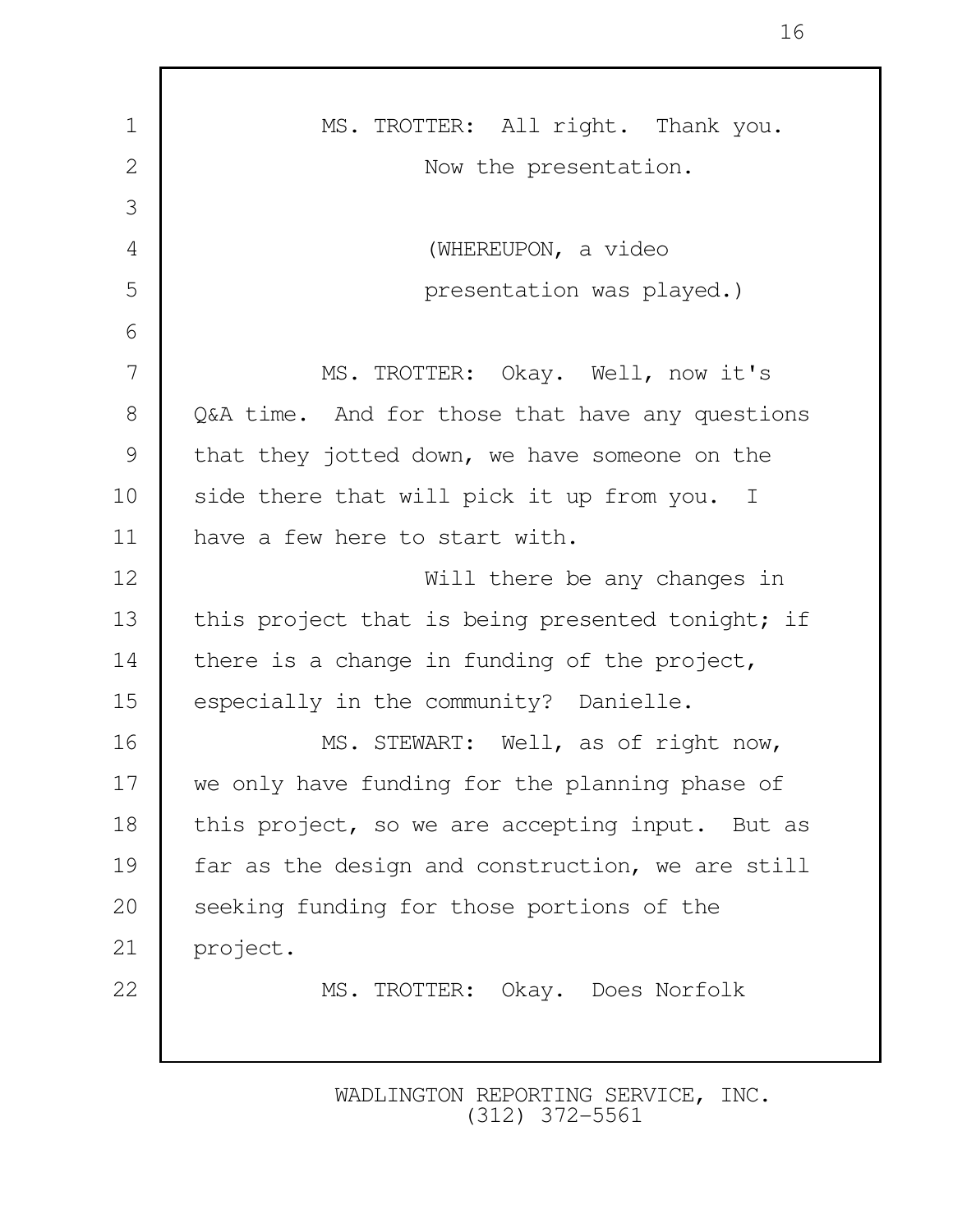MS. TROTTER: All right. Thank you. Now the presentation.

(WHEREUPON, a video presentation was played.)

MS. TROTTER: Okay. Well, now it's Q&A time. And for those that have any questions that they jotted down, we have someone on the side there that will pick it up from you. I have a few here to start with.

Will there be any changes in this project that is being presented tonight; if there is a change in funding of the project, especially in the community? Danielle.

MS. STEWART: Well, as of right now, we only have funding for the planning phase of this project, so we are accepting input. But as far as the design and construction, we are still seeking funding for those portions of the project.

MS. TROTTER: Okay. Does Norfolk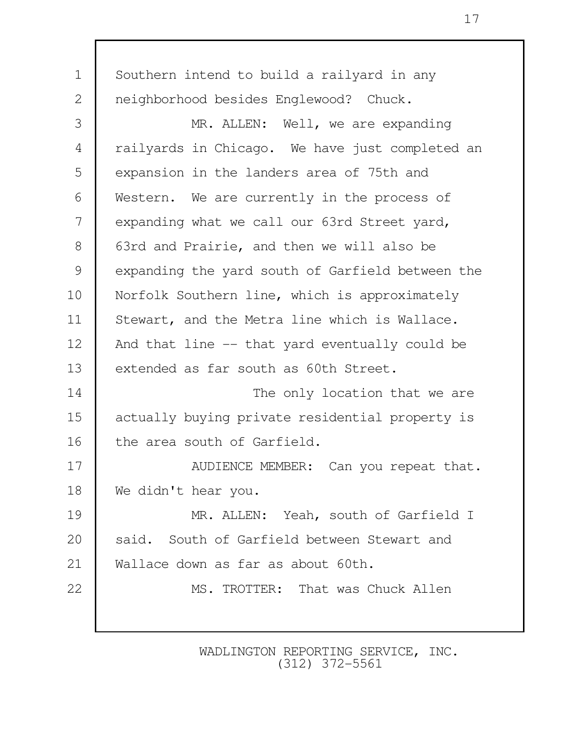Southern intend to build a railyard in any neighborhood besides Englewood? Chuck.

MR. ALLEN: Well, we are expanding railyards in Chicago. We have just completed an expansion in the landers area of 75th and Western. We are currently in the process of expanding what we call our 63rd Street yard, 63rd and Prairie, and then we will also be expanding the yard south of Garfield between the Norfolk Southern line, which is approximately Stewart, and the Metra line which is Wallace. And that line -- that yard eventually could be extended as far south as 60th Street.

The only location that we are actually buying private residential property is the area south of Garfield.

AUDIENCE MEMBER: Can you repeat that. We didn't hear you.

MR. ALLEN: Yeah, south of Garfield I said. South of Garfield between Stewart and Wallace down as far as about 60th.

MS. TROTTER: That was Chuck Allen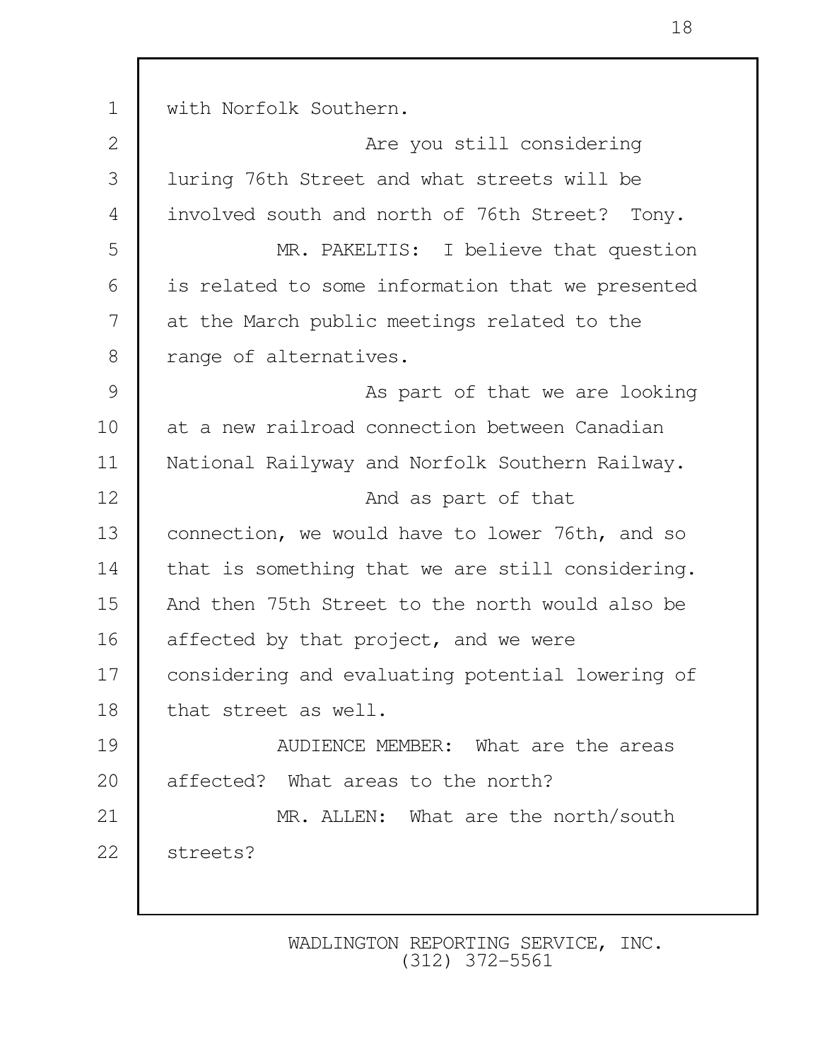with Norfolk Southern.

Are you still considering luring 76th Street and what streets will be involved south and north of 76th Street? Tony.

MR. PAKELTIS: I believe that question is related to some information that we presented at the March public meetings related to the range of alternatives.

As part of that we are looking at a new railroad connection between Canadian National Railyway and Norfolk Southern Railway.

And as part of that connection, we would have to lower 76th, and so that is something that we are still considering. And then 75th Street to the north would also be affected by that project, and we were considering and evaluating potential lowering of that street as well.

AUDIENCE MEMBER: What are the areas affected? What areas to the north?

MR. ALLEN: What are the north/south streets?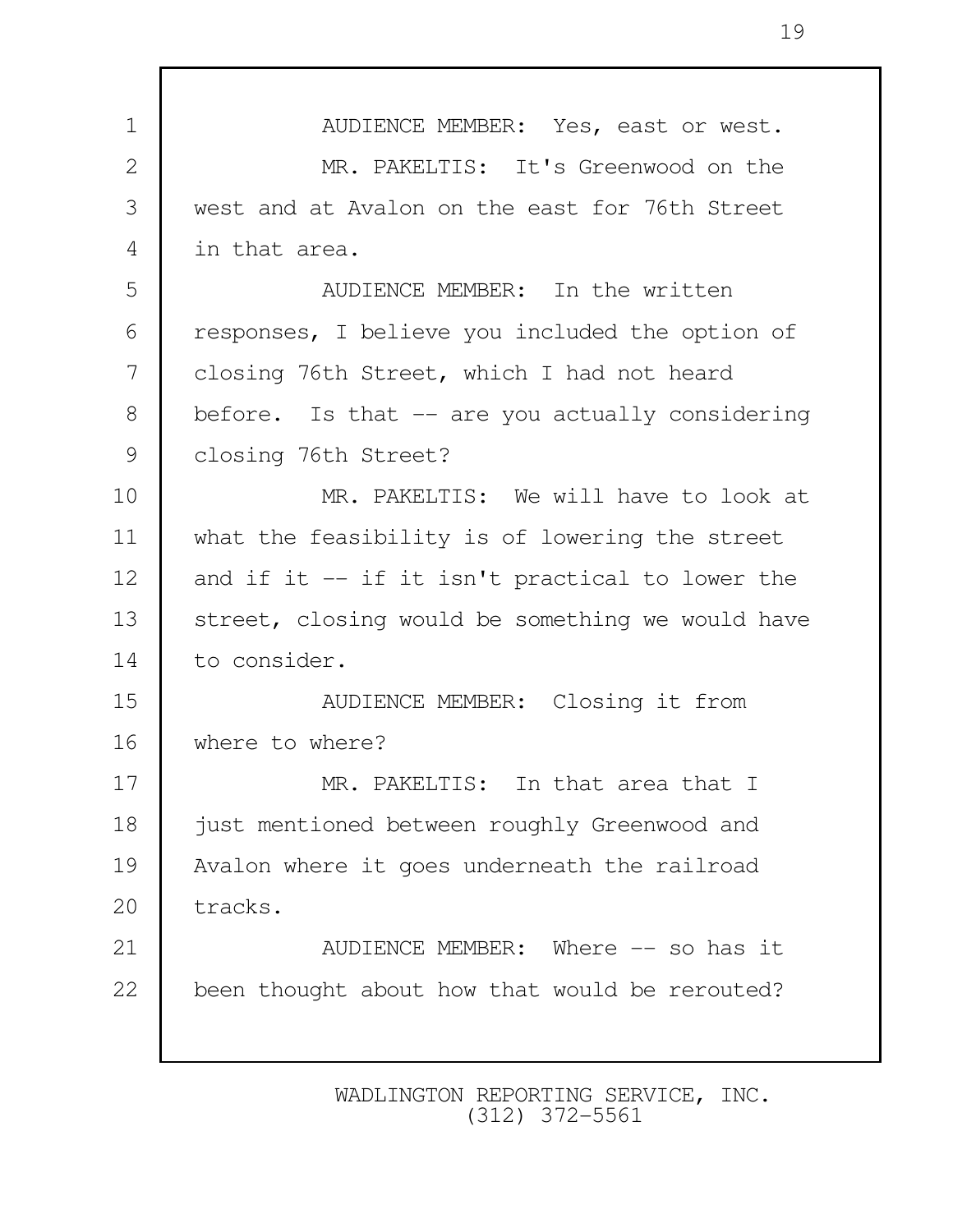AUDIENCE MEMBER: Yes, east or west.

MR. PAKELTIS: It's Greenwood on the west and at Avalon on the east for 76th Street in that area.

AUDIENCE MEMBER: In the written responses, I believe you included the option of closing 76th Street, which I had not heard before. Is that -- are you actually considering closing 76th Street?

MR. PAKELTIS: We will have to look at what the feasibility is of lowering the street and if it -- if it isn't practical to lower the street, closing would be something we would have to consider.

AUDIENCE MEMBER: Closing it from where to where?

MR. PAKELTIS: In that area that I just mentioned between roughly Greenwood and Avalon where it goes underneath the railroad tracks.

AUDIENCE MEMBER: Where -- so has it been thought about how that would be rerouted?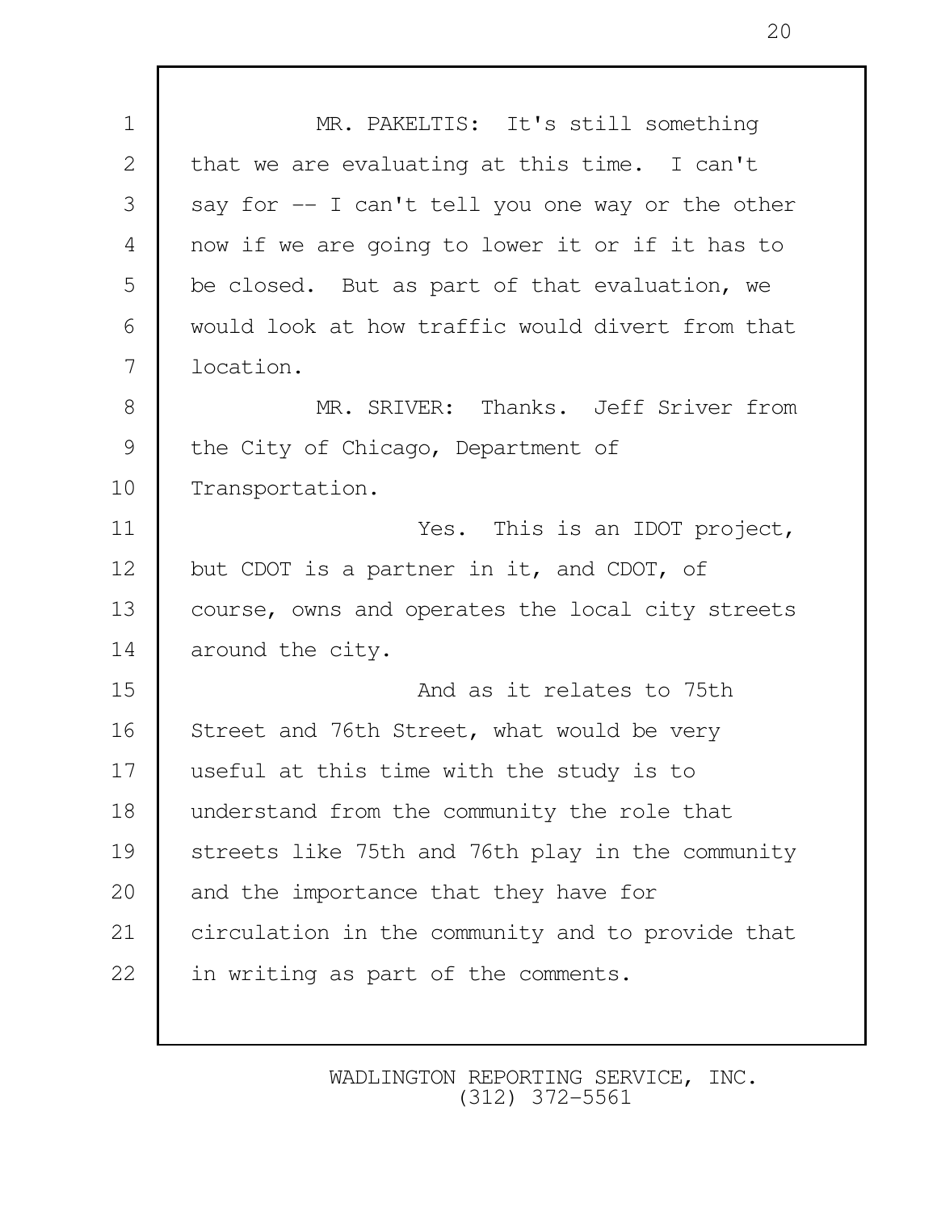MR. PAKELTIS: It's still something that we are evaluating at this time. I can't say for -- I can't tell you one way or the other now if we are going to lower it or if it has to be closed. But as part of that evaluation, we would look at how traffic would divert from that location.

MR. SRIVER: Thanks. Jeff Sriver from the City of Chicago, Department of Transportation.

Yes. This is an IDOT project, but CDOT is a partner in it, and CDOT, of course, owns and operates the local city streets around the city.

And as it relates to 75th Street and 76th Street, what would be very useful at this time with the study is to understand from the community the role that streets like 75th and 76th play in the community and the importance that they have for circulation in the community and to provide that in writing as part of the comments.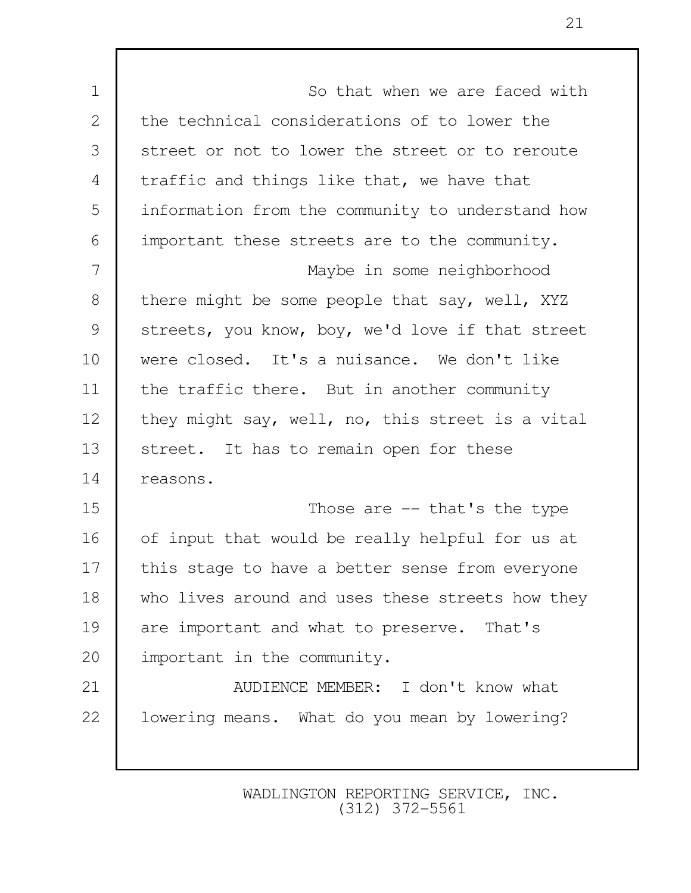So that when we are faced with the technical considerations of to lower the street or not to lower the street or to reroute traffic and things like that, we have that information from the community to understand how important these streets are to the community.

Maybe in some neighborhood there might be some people that say, well, XYZ streets, you know, boy, we'd love if that street were closed. It's a nuisance. We don't like the traffic there. But in another community they might say, well, no, this street is a vital street. It has to remain open for these reasons.

Those are -- that's the type of input that would be really helpful for us at this stage to have a better sense from everyone who lives around and uses these streets how they are important and what to preserve. That's important in the community.

AUDIENCE MEMBER: I don't know what lowering means. What do you mean by lowering?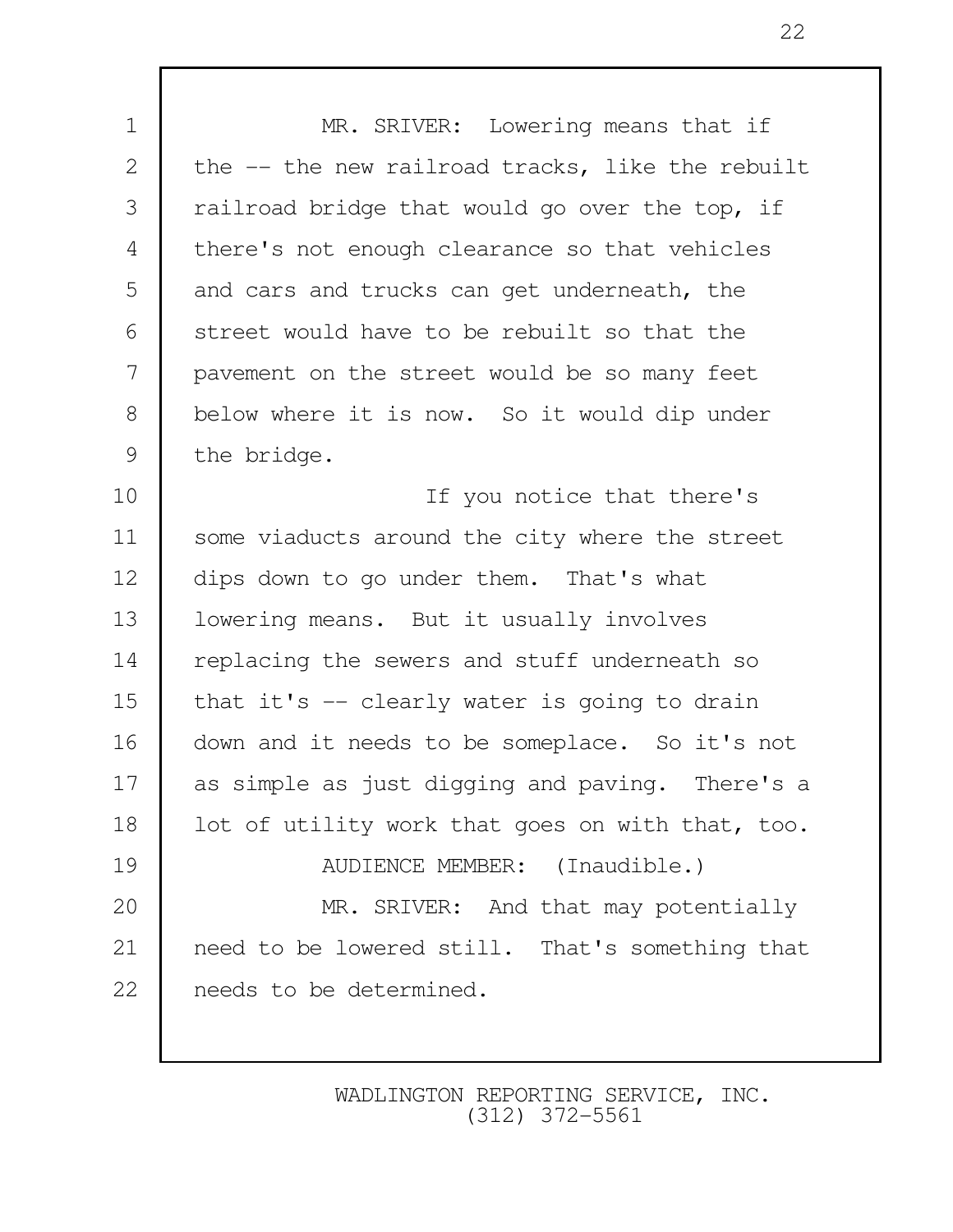MR. SRIVER: Lowering means that if the -- the new railroad tracks, like the rebuilt railroad bridge that would go over the top, if there's not enough clearance so that vehicles and cars and trucks can get underneath, the street would have to be rebuilt so that the pavement on the street would be so many feet below where it is now. So it would dip under the bridge.

If you notice that there's some viaducts around the city where the street dips down to go under them. That's what lowering means. But it usually involves replacing the sewers and stuff underneath so that it's -- clearly water is going to drain down and it needs to be someplace. So it's not as simple as just digging and paving. There's a lot of utility work that goes on with that, too.

AUDIENCE MEMBER: (Inaudible.)

MR. SRIVER: And that may potentially need to be lowered still. That's something that needs to be determined.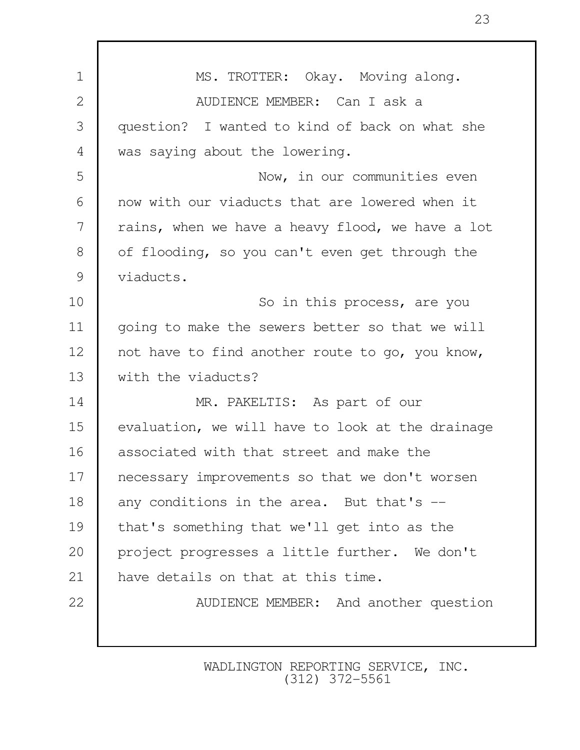MS. TROTTER: Okay. Moving along.

AUDIENCE MEMBER: Can I ask a question? I wanted to kind of back on what she was saying about the lowering.

Now, in our communities even now with our viaducts that are lowered when it rains, when we have a heavy flood, we have a lot of flooding, so you can't even get through the viaducts.

So in this process, are you going to make the sewers better so that we will not have to find another route to go, you know, with the viaducts?

MR. PAKELTIS: As part of our evaluation, we will have to look at the drainage associated with that street and make the necessary improvements so that we don't worsen any conditions in the area. But that's -- that's something that we'll get into as the project progresses a little further. We don't have details on that at this time.

AUDIENCE MEMBER: And another question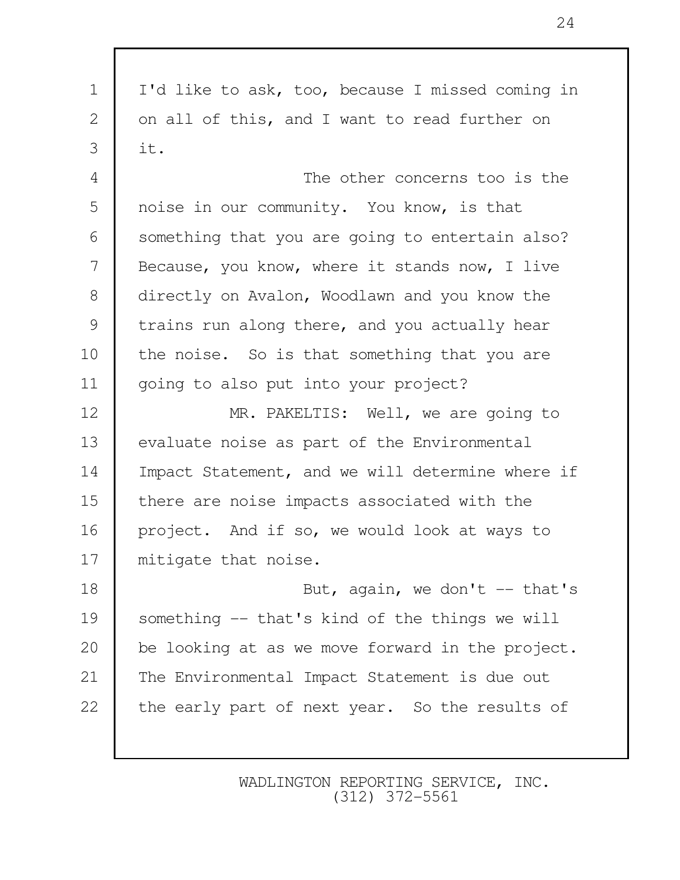I'd like to ask, too, because I missed coming in on all of this, and I want to read further on it.

The other concerns too is the noise in our community. You know, is that something that you are going to entertain also? Because, you know, where it stands now, I live directly on Avalon, Woodlawn and you know the trains run along there, and you actually hear the noise. So is that something that you are going to also put into your project?

MR. PAKELTIS: Well, we are going to evaluate noise as part of the Environmental Impact Statement, and we will determine where if there are noise impacts associated with the project. And if so, we would look at ways to mitigate that noise.

But, again, we don't -- that's something -- that's kind of the things we will be looking at as we move forward in the project. The Environmental Impact Statement is due out the early part of next year. So the results of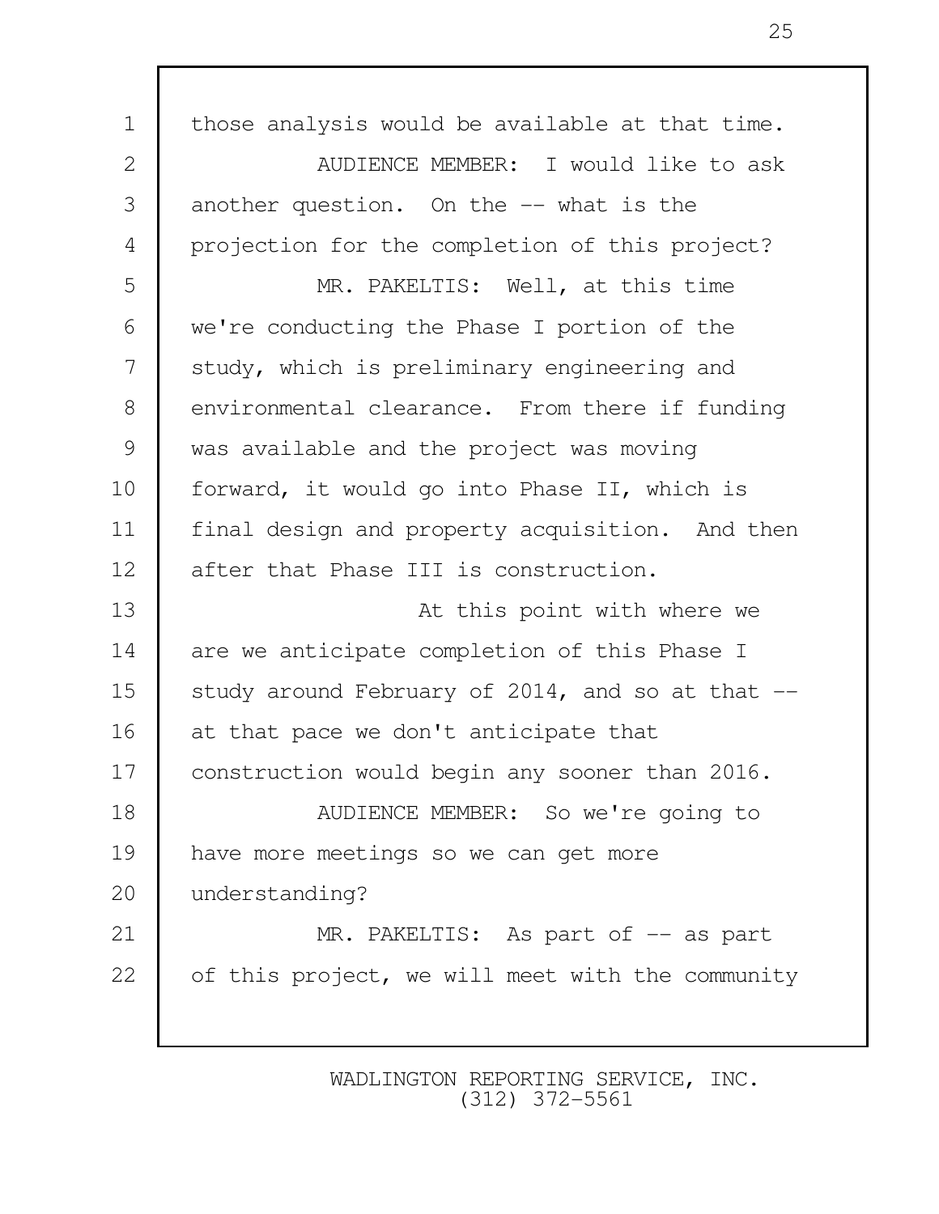those analysis would be available at that time.

AUDIENCE MEMBER: I would like to ask another question. On the -- what is the projection for the completion of this project?

MR. PAKELTIS: Well, at this time we're conducting the Phase I portion of the study, which is preliminary engineering and environmental clearance. From there if funding was available and the project was moving forward, it would go into Phase II, which is final design and property acquisition. And then after that Phase III is construction.

At this point with where we are we anticipate completion of this Phase I study around February of 2014, and so at that -- at that pace we don't anticipate that construction would begin any sooner than 2016.

AUDIENCE MEMBER: So we're going to have more meetings so we can get more understanding?

MR. PAKELTIS: As part of -- as part of this project, we will meet with the community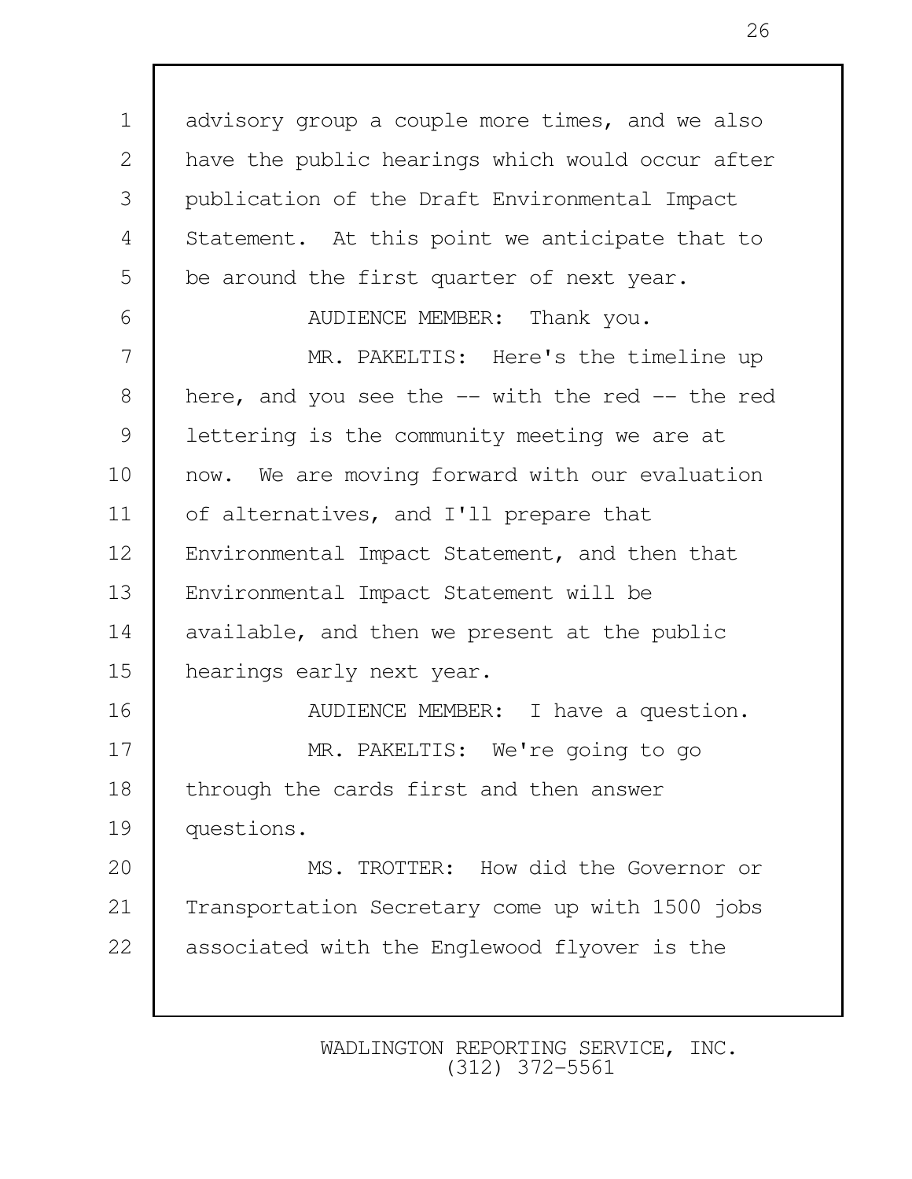advisory group a couple more times, and we also have the public hearings which would occur after publication of the Draft Environmental Impact Statement. At this point we anticipate that to be around the first quarter of next year.

AUDIENCE MEMBER: Thank you.

MR. PAKELTIS: Here's the timeline up here, and you see the -- with the red -- the red lettering is the community meeting we are at now. We are moving forward with our evaluation of alternatives, and I'll prepare that Environmental Impact Statement, and then that Environmental Impact Statement will be available, and then we present at the public hearings early next year.

AUDIENCE MEMBER: I have a question.

MR. PAKELTIS: We're going to go through the cards first and then answer questions.

MS. TROTTER: How did the Governor or Transportation Secretary come up with 1500 jobs associated with the Englewood flyover is the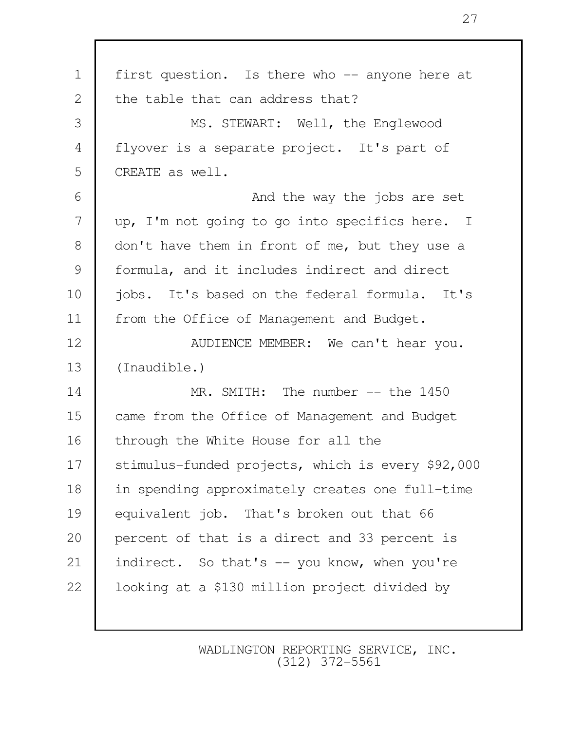first question. Is there who -- anyone here at the table that can address that?

MS. STEWART: Well, the Englewood flyover is a separate project. It's part of CREATE as well.

And the way the jobs are set up, I'm not going to go into specifics here. I don't have them in front of me, but they use a formula, and it includes indirect and direct jobs. It's based on the federal formula. It's from the Office of Management and Budget.

AUDIENCE MEMBER: We can't hear you. (Inaudible.)

MR. SMITH: The number -- the 1450 came from the Office of Management and Budget through the White House for all the stimulus-funded projects, which is every $92,000 in spending approximately creates one full-time equivalent job. That's broken out that 66 percent of that is a direct and 33 percent is indirect. So that's -- you know, when you're looking at a $130 million project divided by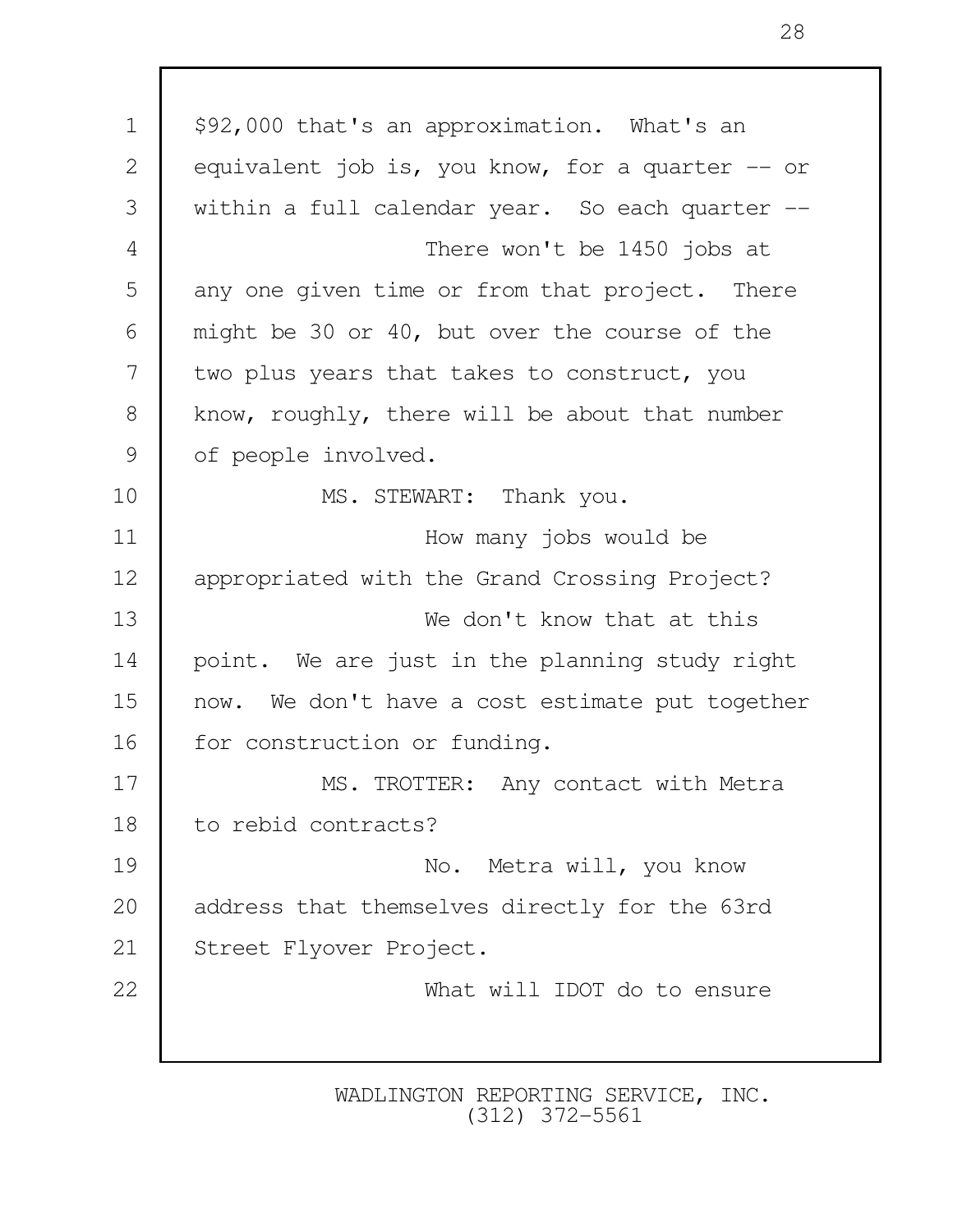$92,000 that's an approximation. What's an equivalent job is, you know, for a quarter -- or within a full calendar year. So each quarter --

There won't be 1450 jobs at any one given time or from that project. There might be 30 or 40, but over the course of the two plus years that takes to construct, you know, roughly, there will be about that number of people involved.

MS. STEWART: Thank you.

How many jobs would be appropriated with the Grand Crossing Project?

We don't know that at this point. We are just in the planning study right now. We don't have a cost estimate put together for construction or funding.

MS. TROTTER: Any contact with Metra to rebid contracts?

No. Metra will, you know address that themselves directly for the 63rd Street Flyover Project.

What will IDOT do to ensure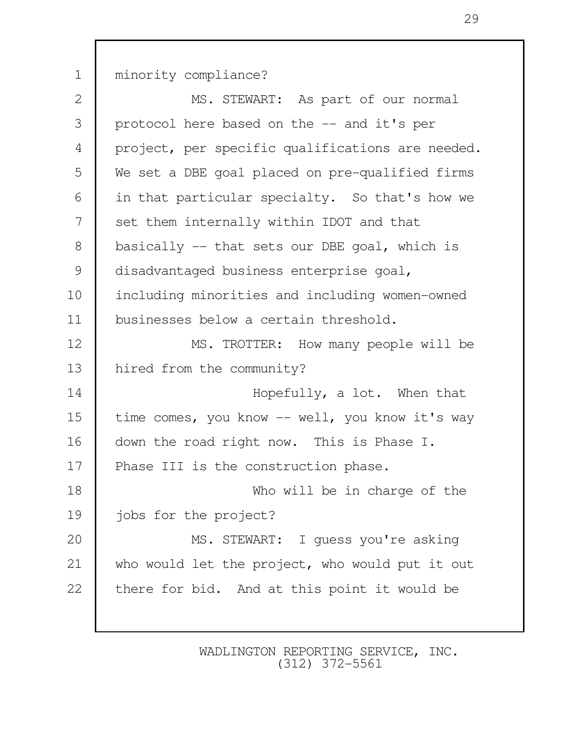minority compliance?

MS. STEWART: As part of our normal protocol here based on the -- and it's per project, per specific qualifications are needed. We set a DBE goal placed on pre-qualified firms in that particular specialty. So that's how we set them internally within IDOT and that basically -- that sets our DBE goal, which is disadvantaged business enterprise goal, including minorities and including women-owned businesses below a certain threshold.

MS. TROTTER: How many people will be hired from the community?

Hopefully, a lot. When that time comes, you know -- well, you know it's way down the road right now. This is Phase I. Phase III is the construction phase.

Who will be in charge of the jobs for the project?

MS. STEWART: I guess you're asking who would let the project, who would put it out there for bid. And at this point it would be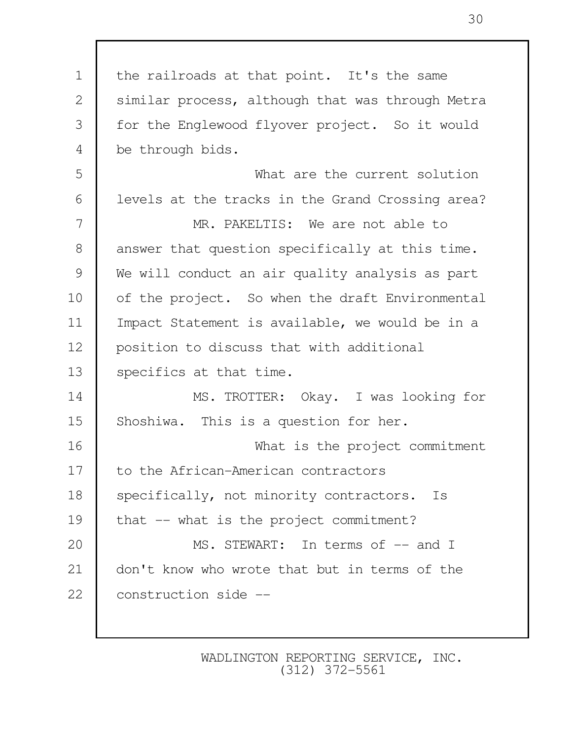the railroads at that point. It's the same similar process, although that was through Metra for the Englewood flyover project. So it would be through bids.

What are the current solution levels at the tracks in the Grand Crossing area?

MR. PAKELTIS: We are not able to answer that question specifically at this time. We will conduct an air quality analysis as part of the project. So when the draft Environmental Impact Statement is available, we would be in a position to discuss that with additional specifics at that time.

MS. TROTTER: Okay. I was looking for Shoshiwa. This is a question for her.

What is the project commitment to the African-American contractors specifically, not minority contractors. Is that -- what is the project commitment?

MS. STEWART: In terms of -- and I don't know who wrote that but in terms of the construction side --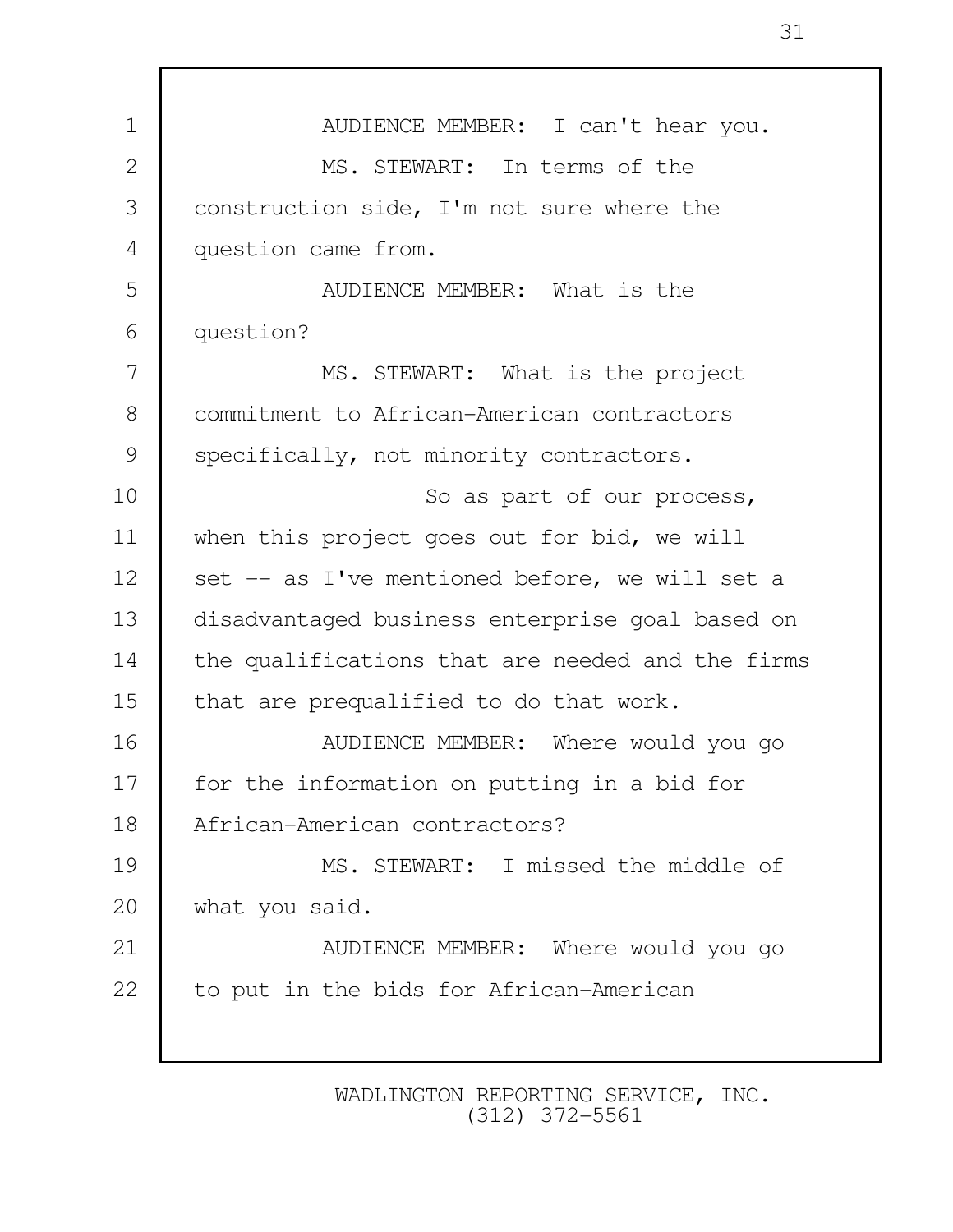AUDIENCE MEMBER: I can't hear you.

MS. STEWART: In terms of the construction side, I'm not sure where the question came from.

AUDIENCE MEMBER: What is the question?

MS. STEWART: What is the project commitment to African-American contractors specifically, not minority contractors.

So as part of our process, when this project goes out for bid, we will set -- as I've mentioned before, we will set a disadvantaged business enterprise goal based on the qualifications that are needed and the firms that are prequalified to do that work.

AUDIENCE MEMBER: Where would you go for the information on putting in a bid for African-American contractors?

MS. STEWART: I missed the middle of what you said.

AUDIENCE MEMBER: Where would you go to put in the bids for African-American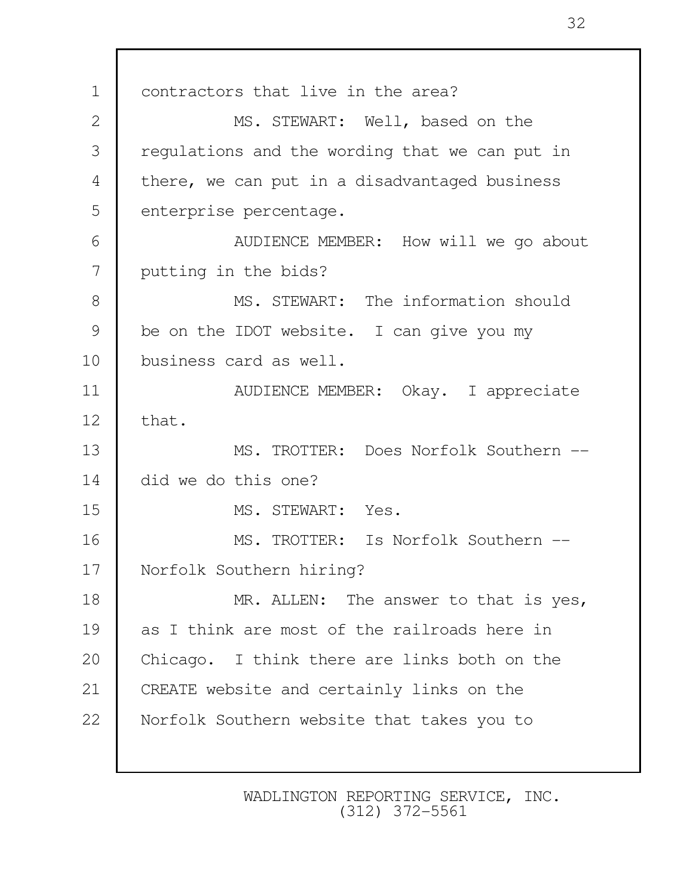contractors that live in the area?

MS. STEWART: Well, based on the regulations and the wording that we can put in there, we can put in a disadvantaged business enterprise percentage.

AUDIENCE MEMBER: How will we go about putting in the bids?

MS. STEWART: The information should be on the IDOT website. I can give you my business card as well.

AUDIENCE MEMBER: Okay. I appreciate that.

MS. TROTTER: Does Norfolk Southern -- did we do this one?

MS. STEWART: Yes.

MS. TROTTER: Is Norfolk Southern -- Norfolk Southern hiring?

MR. ALLEN: The answer to that is yes, as I think are most of the railroads here in Chicago. I think there are links both on the CREATE website and certainly links on the Norfolk Southern website that takes you to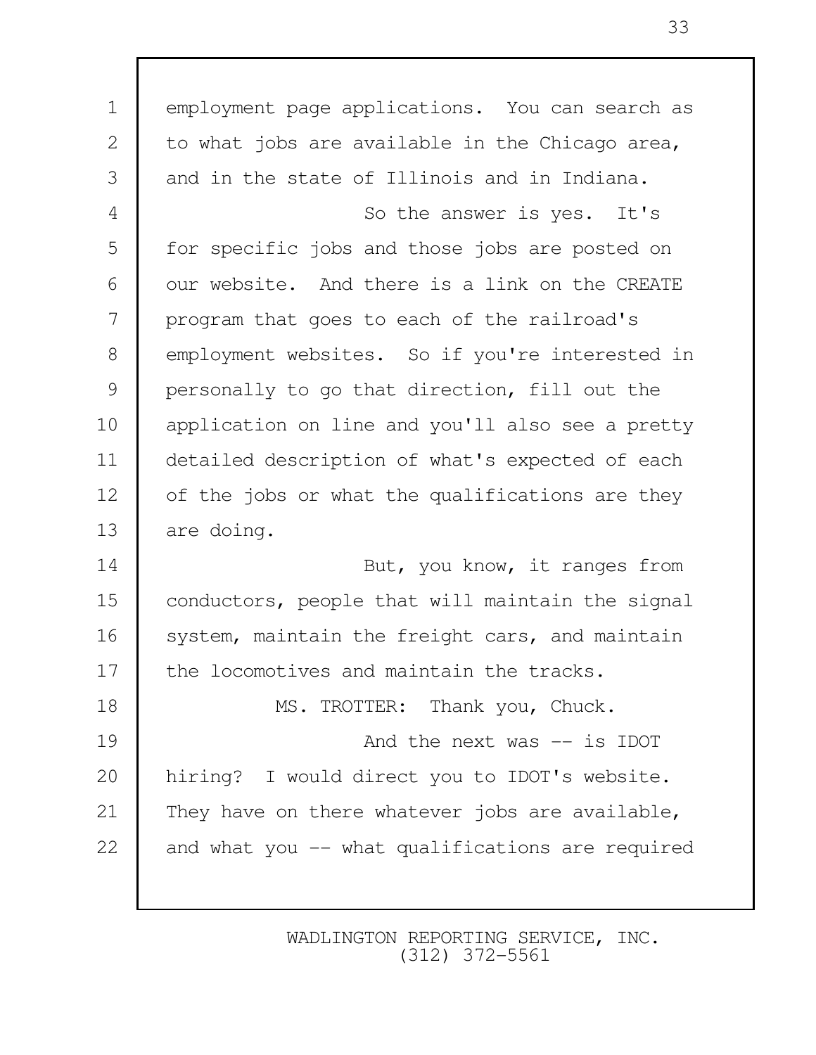employment page applications. You can search as to what jobs are available in the Chicago area, and in the state of Illinois and in Indiana.

So the answer is yes. It's for specific jobs and those jobs are posted on our website. And there is a link on the CREATE program that goes to each of the railroad's employment websites. So if you're interested in personally to go that direction, fill out the application on line and you'll also see a pretty detailed description of what's expected of each of the jobs or what the qualifications are they are doing.

But, you know, it ranges from conductors, people that will maintain the signal system, maintain the freight cars, and maintain the locomotives and maintain the tracks.

MS. TROTTER: Thank you, Chuck.

And the next was -- is IDOT hiring? I would direct you to IDOT's website. They have on there whatever jobs are available, and what you -- what qualifications are required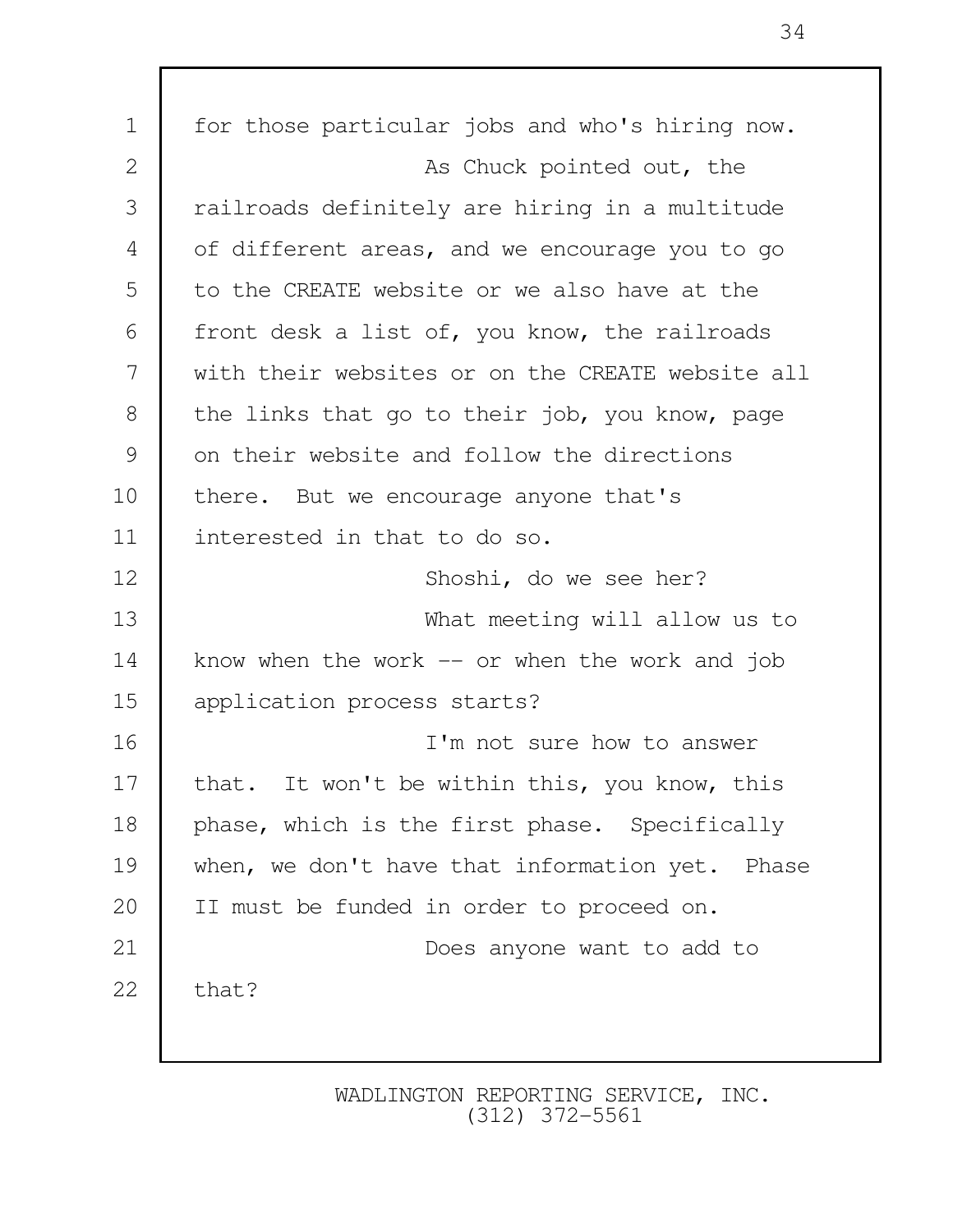for those particular jobs and who's hiring now.

As Chuck pointed out, the railroads definitely are hiring in a multitude of different areas, and we encourage you to go to the CREATE website or we also have at the front desk a list of, you know, the railroads with their websites or on the CREATE website all the links that go to their job, you know, page on their website and follow the directions there. But we encourage anyone that's interested in that to do so.

Shoshi, do we see her?

What meeting will allow us to know when the work -- or when the work and job application process starts?

I'm not sure how to answer that. It won't be within this, you know, this phase, which is the first phase. Specifically when, we don't have that information yet. Phase II must be funded in order to proceed on.

Does anyone want to add to that?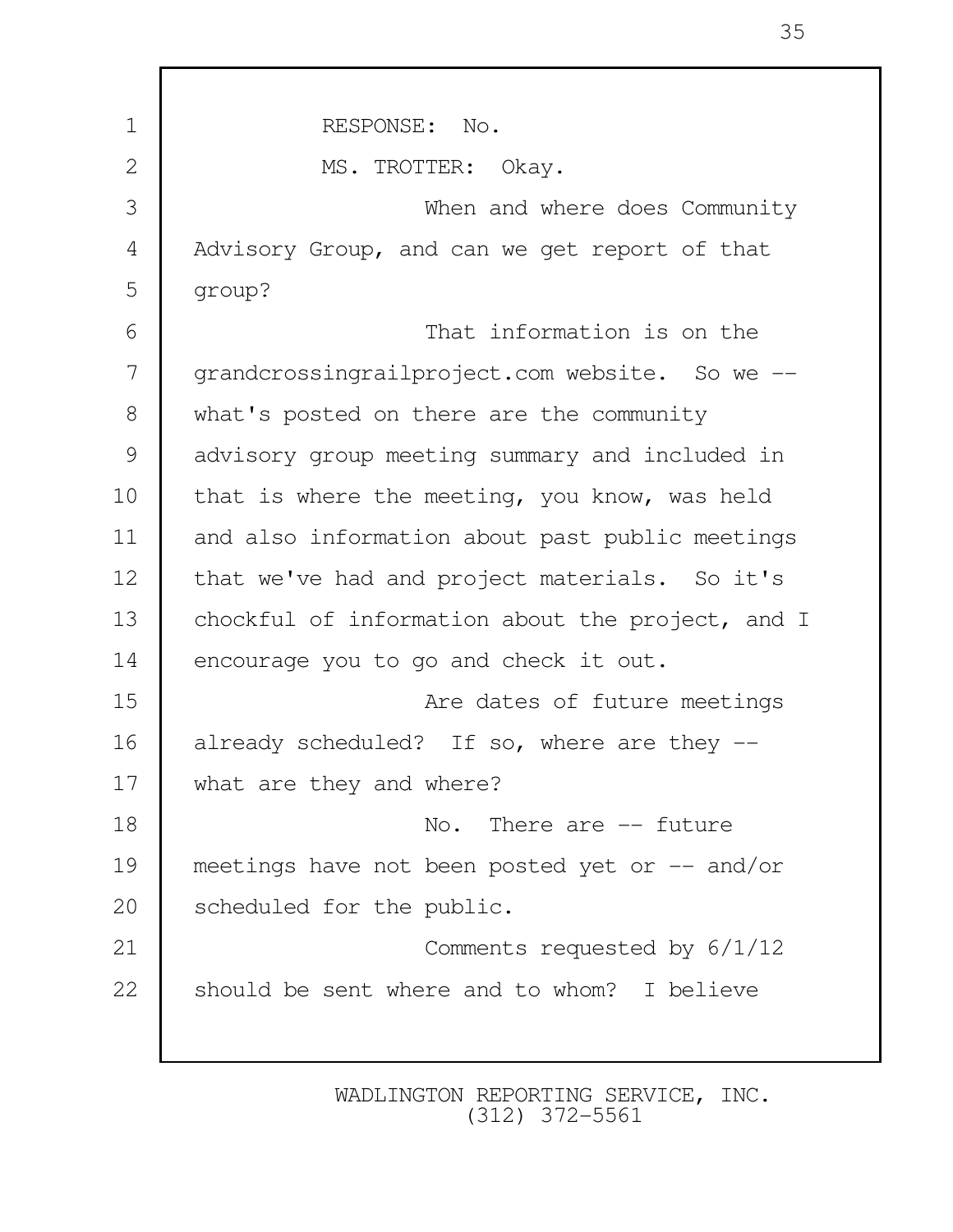RESPONSE: No.

MS. TROTTER: Okay.

When and where does Community Advisory Group, and can we get report of that group?

That information is on the grandcrossingrailproject.com website. So we -- what's posted on there are the community advisory group meeting summary and included in that is where the meeting, you know, was held and also information about past public meetings that we've had and project materials. So it's chockful of information about the project, and I encourage you to go and check it out.

Are dates of future meetings already scheduled? If so, where are they -- what are they and where?

No. There are -- future meetings have not been posted yet or -- and/or scheduled for the public.

Comments requested by 6/1/12 should be sent where and to whom? I believe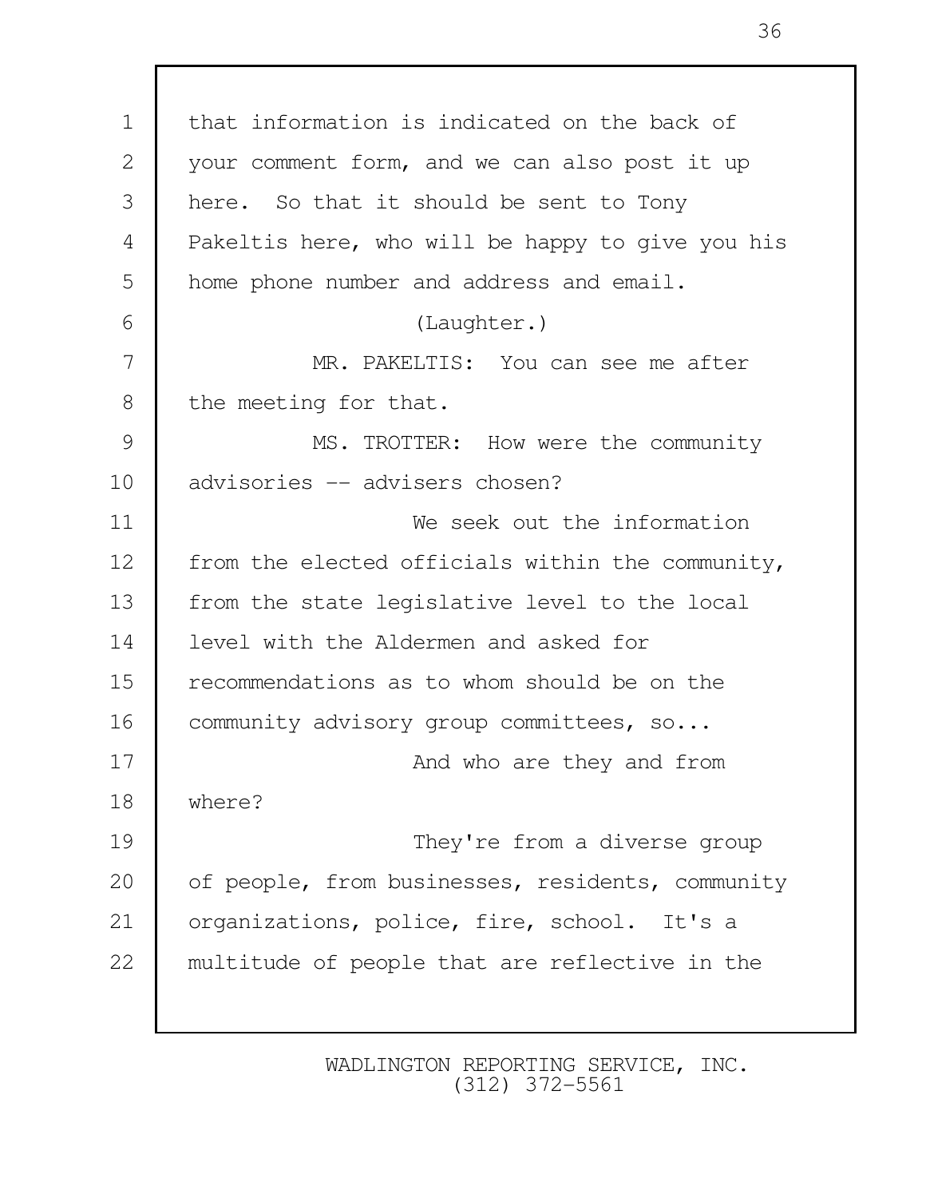that information is indicated on the back of your comment form, and we can also post it up here. So that it should be sent to Tony Pakeltis here, who will be happy to give you his home phone number and address and email.

(Laughter.)

MR. PAKELTIS: You can see me after the meeting for that.

MS. TROTTER: How were the community advisories -- advisers chosen?

We seek out the information from the elected officials within the community, from the state legislative level to the local level with the Aldermen and asked for recommendations as to whom should be on the community advisory group committees, so...

And who are they and from where?

They're from a diverse group of people, from businesses, residents, community organizations, police, fire, school. It's a multitude of people that are reflective in the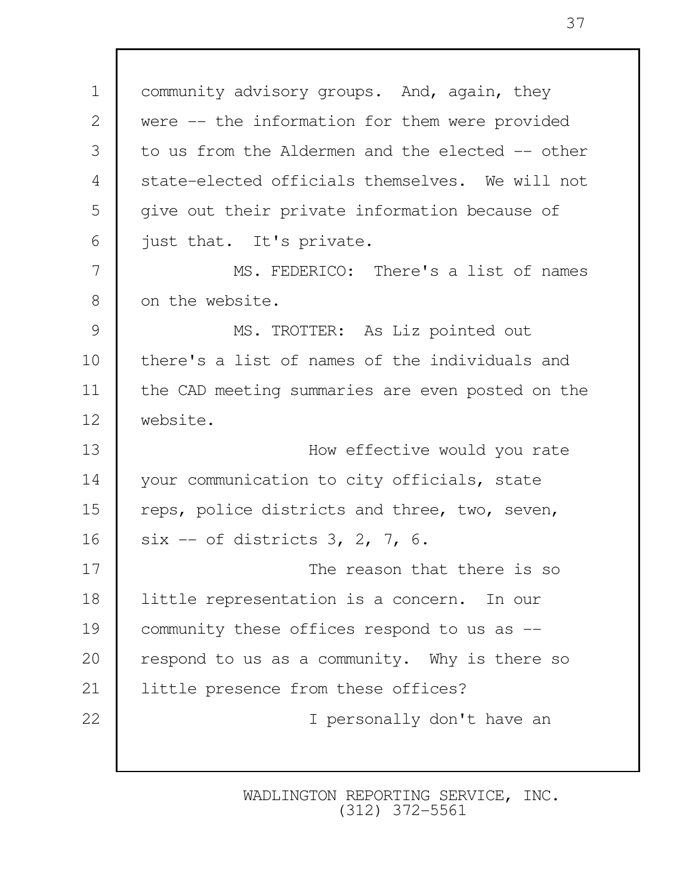community advisory groups. And, again, they were -- the information for them were provided to us from the Aldermen and the elected -- other state-elected officials themselves. We will not give out their private information because of just that. It's private.

MS. FEDERICO: There's a list of names on the website.

MS. TROTTER: As Liz pointed out there's a list of names of the individuals and the CAD meeting summaries are even posted on the website.

How effective would you rate your communication to city officials, state reps, police districts and three, two, seven, six -- of districts 3, 2, 7, 6.

The reason that there is so little representation is a concern. In our community these offices respond to us as -- respond to us as a community. Why is there so little presence from these offices?

I personally don't have an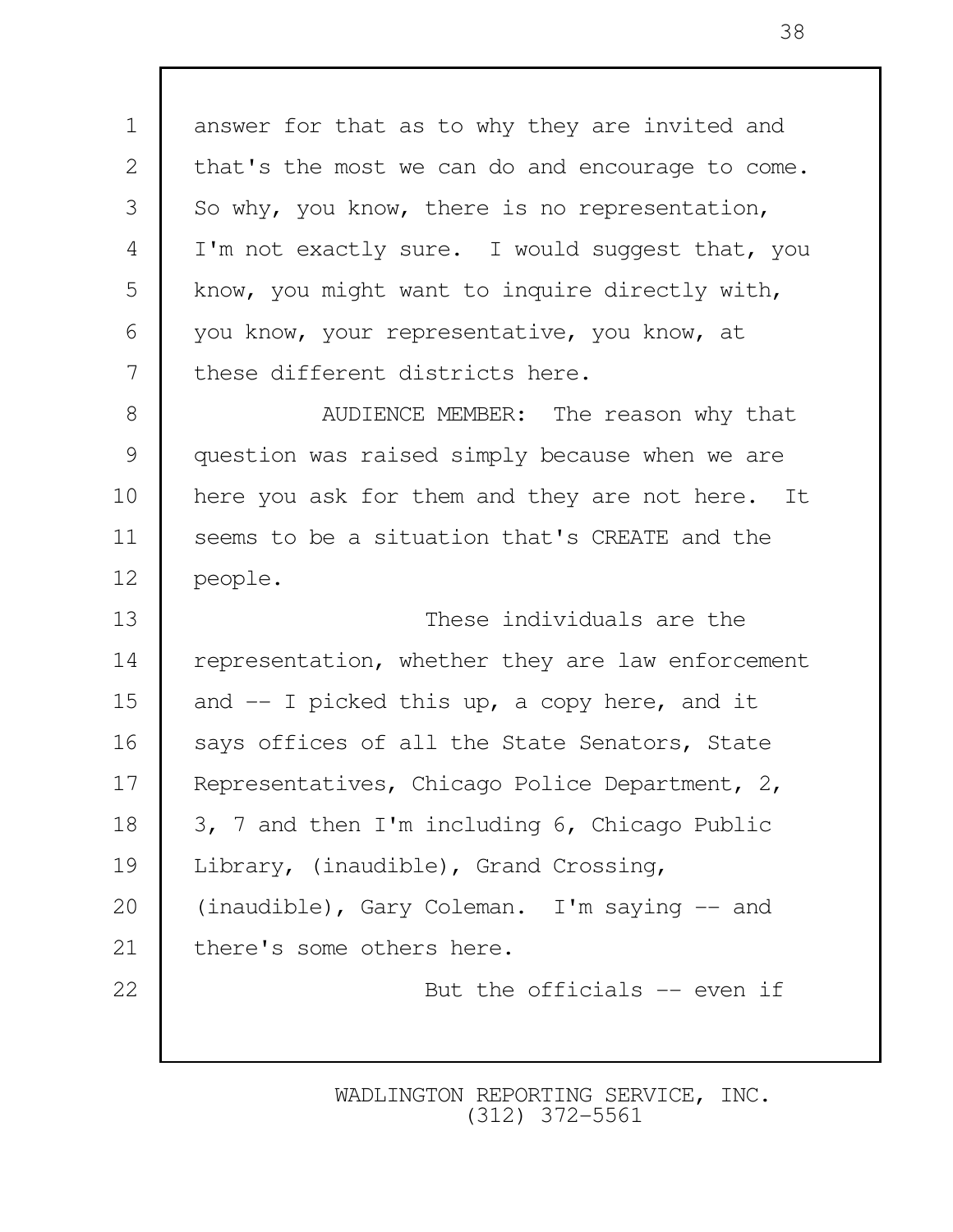answer for that as to why they are invited and that's the most we can do and encourage to come. So why, you know, there is no representation, I'm not exactly sure. I would suggest that, you know, you might want to inquire directly with, you know, your representative, you know, at these different districts here.

AUDIENCE MEMBER: The reason why that question was raised simply because when we are here you ask for them and they are not here. It seems to be a situation that's CREATE and the people.

These individuals are the representation, whether they are law enforcement and -- I picked this up, a copy here, and it says offices of all the State Senators, State Representatives, Chicago Police Department, 2, 3, 7 and then I'm including 6, Chicago Public Library, (inaudible), Grand Crossing, (inaudible), Gary Coleman. I'm saying -- and there's some others here.

But the officials -- even if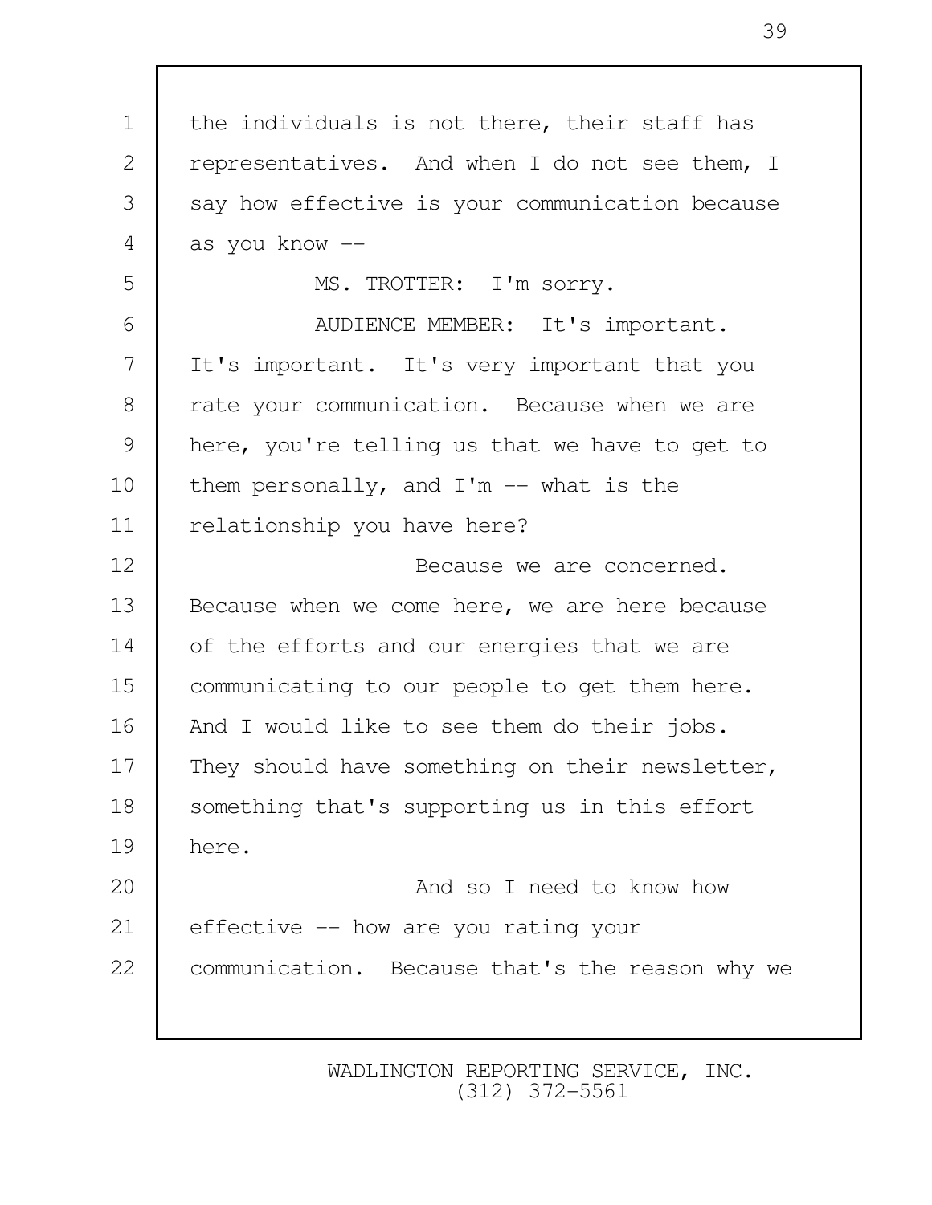the individuals is not there, their staff has representatives. And when I do not see them, I say how effective is your communication because as you know --

MS. TROTTER: I'm sorry.

AUDIENCE MEMBER: It's important. It's important. It's very important that you rate your communication. Because when we are here, you're telling us that we have to get to them personally, and I'm -- what is the relationship you have here?

Because we are concerned. Because when we come here, we are here because of the efforts and our energies that we are communicating to our people to get them here. And I would like to see them do their jobs. They should have something on their newsletter, something that's supporting us in this effort here.

And so I need to know how effective -- how are you rating your communication. Because that's the reason why we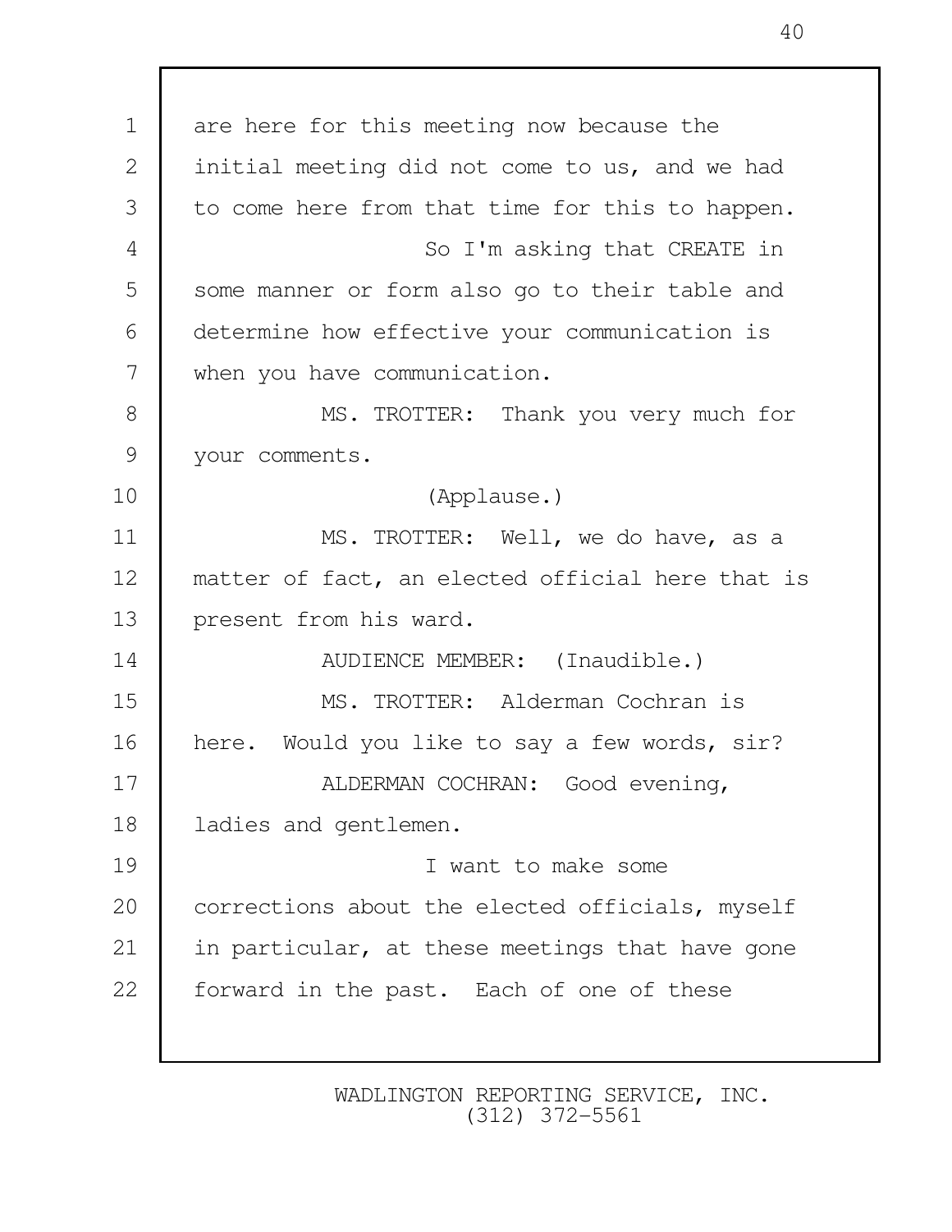are here for this meeting now because the initial meeting did not come to us, and we had to come here from that time for this to happen.

So I'm asking that CREATE in some manner or form also go to their table and determine how effective your communication is when you have communication.

MS. TROTTER: Thank you very much for your comments.

(Applause.)

MS. TROTTER: Well, we do have, as a matter of fact, an elected official here that is present from his ward.

AUDIENCE MEMBER: (Inaudible.)

MS. TROTTER: Alderman Cochran is here. Would you like to say a few words, sir?

ALDERMAN COCHRAN: Good evening, ladies and gentlemen.

I want to make some corrections about the elected officials, myself in particular, at these meetings that have gone forward in the past. Each of one of these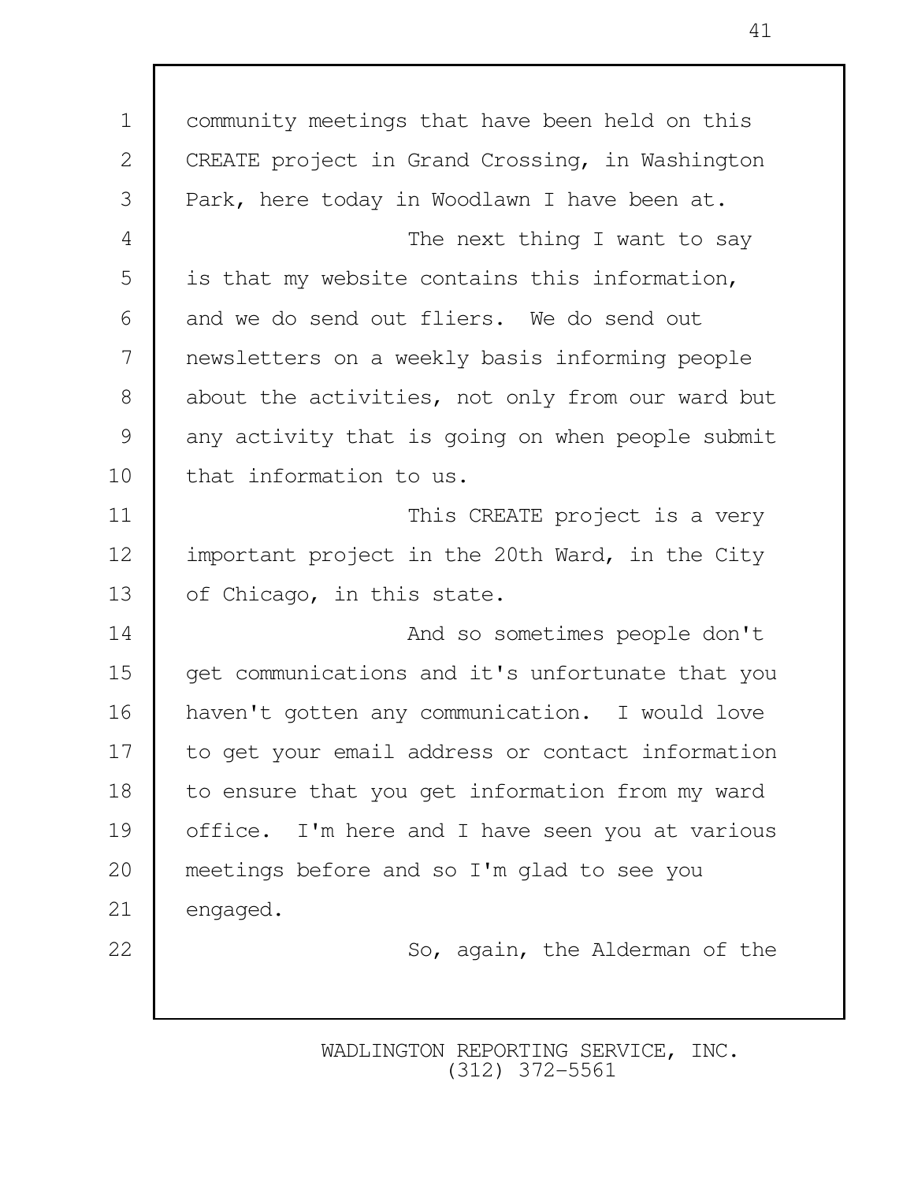community meetings that have been held on this CREATE project in Grand Crossing, in Washington Park, here today in Woodlawn I have been at.

The next thing I want to say is that my website contains this information, and we do send out fliers. We do send out newsletters on a weekly basis informing people about the activities, not only from our ward but any activity that is going on when people submit that information to us.

This CREATE project is a very important project in the 20th Ward, in the City of Chicago, in this state.

And so sometimes people don't get communications and it's unfortunate that you haven't gotten any communication. I would love to get your email address or contact information to ensure that you get information from my ward office. I'm here and I have seen you at various meetings before and so I'm glad to see you engaged.

So, again, the Alderman of the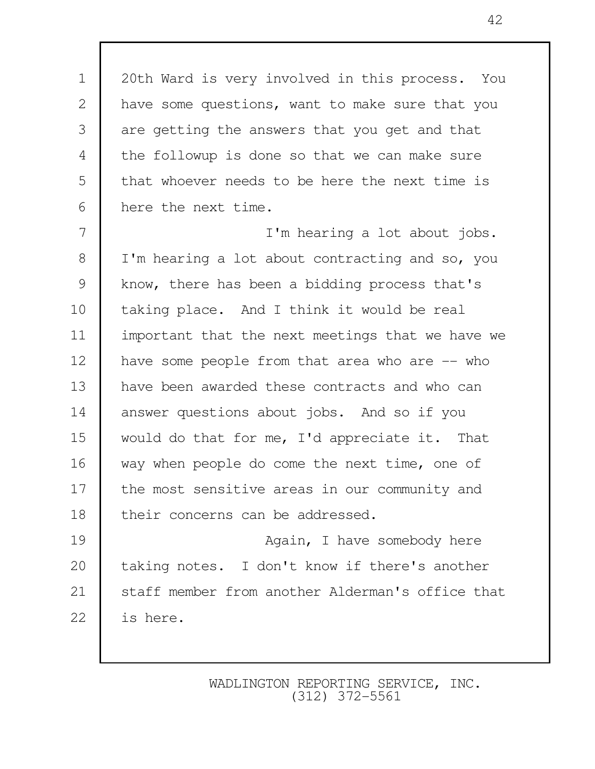20th Ward is very involved in this process. You have some questions, want to make sure that you are getting the answers that you get and that the followup is done so that we can make sure that whoever needs to be here the next time is here the next time.

I'm hearing a lot about jobs. I'm hearing a lot about contracting and so, you know, there has been a bidding process that's taking place. And I think it would be real important that the next meetings that we have we have some people from that area who are -- who have been awarded these contracts and who can answer questions about jobs. And so if you would do that for me, I'd appreciate it. That way when people do come the next time, one of the most sensitive areas in our community and their concerns can be addressed.

Again, I have somebody here taking notes. I don't know if there's another staff member from another Alderman's office that is here.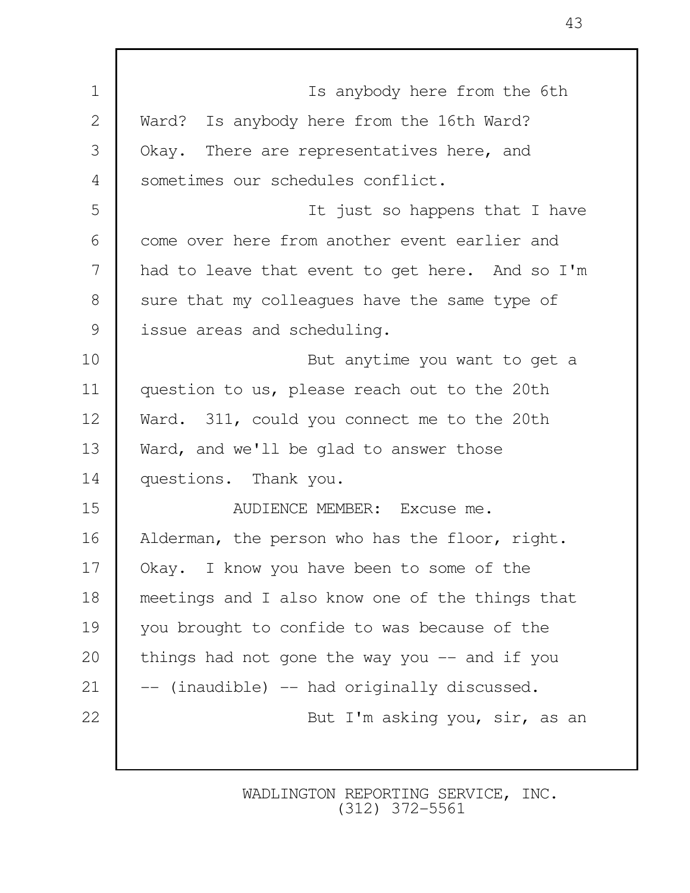Is anybody here from the 6th Ward? Is anybody here from the 16th Ward? Okay. There are representatives here, and sometimes our schedules conflict.

It just so happens that I have come over here from another event earlier and had to leave that event to get here. And so I'm sure that my colleagues have the same type of issue areas and scheduling.

But anytime you want to get a question to us, please reach out to the 20th Ward. 311, could you connect me to the 20th Ward, and we'll be glad to answer those questions. Thank you.

AUDIENCE MEMBER: Excuse me. Alderman, the person who has the floor, right. Okay. I know you have been to some of the meetings and I also know one of the things that you brought to confide to was because of the things had not gone the way you -- and if you -- (inaudible) -- had originally discussed.

But I'm asking you, sir, as an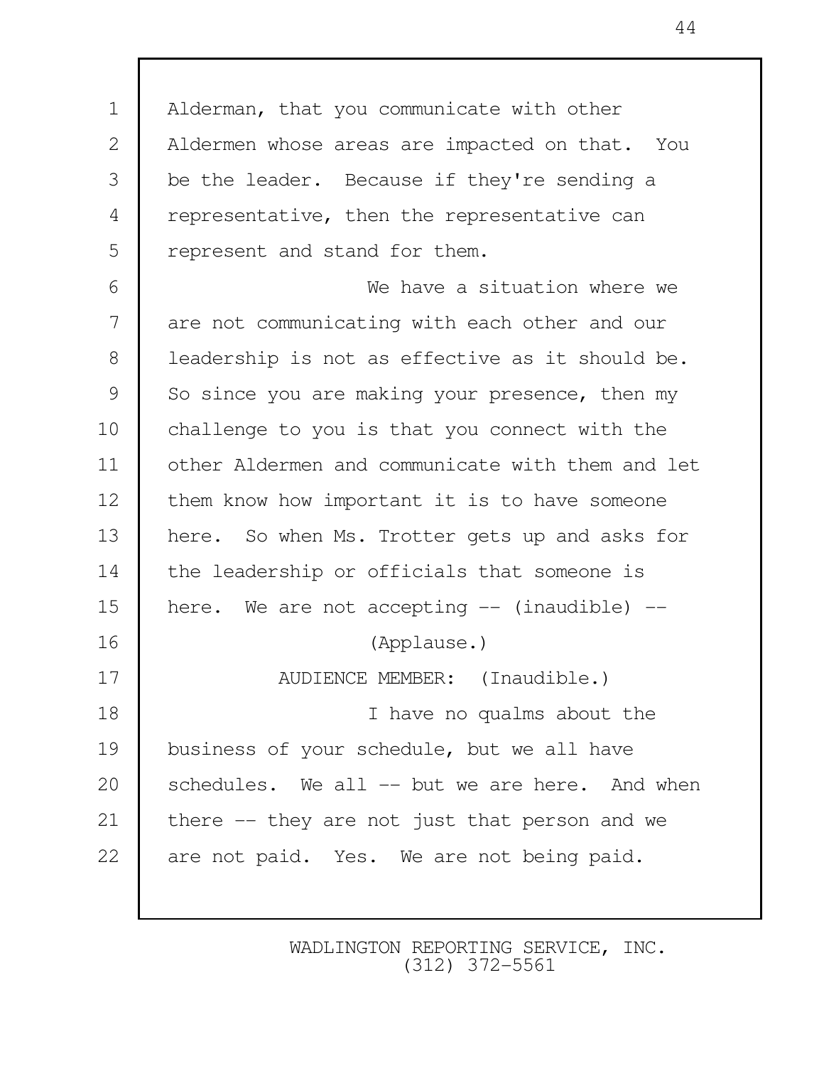Alderman, that you communicate with other Aldermen whose areas are impacted on that. You be the leader. Because if they're sending a representative, then the representative can represent and stand for them.

We have a situation where we are not communicating with each other and our leadership is not as effective as it should be. So since you are making your presence, then my challenge to you is that you connect with the other Aldermen and communicate with them and let them know how important it is to have someone here. So when Ms. Trotter gets up and asks for the leadership or officials that someone is here. We are not accepting -- (inaudible) --

(Applause.)

AUDIENCE MEMBER: (Inaudible.)

I have no qualms about the business of your schedule, but we all have schedules. We all -- but we are here. And when there -- they are not just that person and we are not paid. Yes. We are not being paid.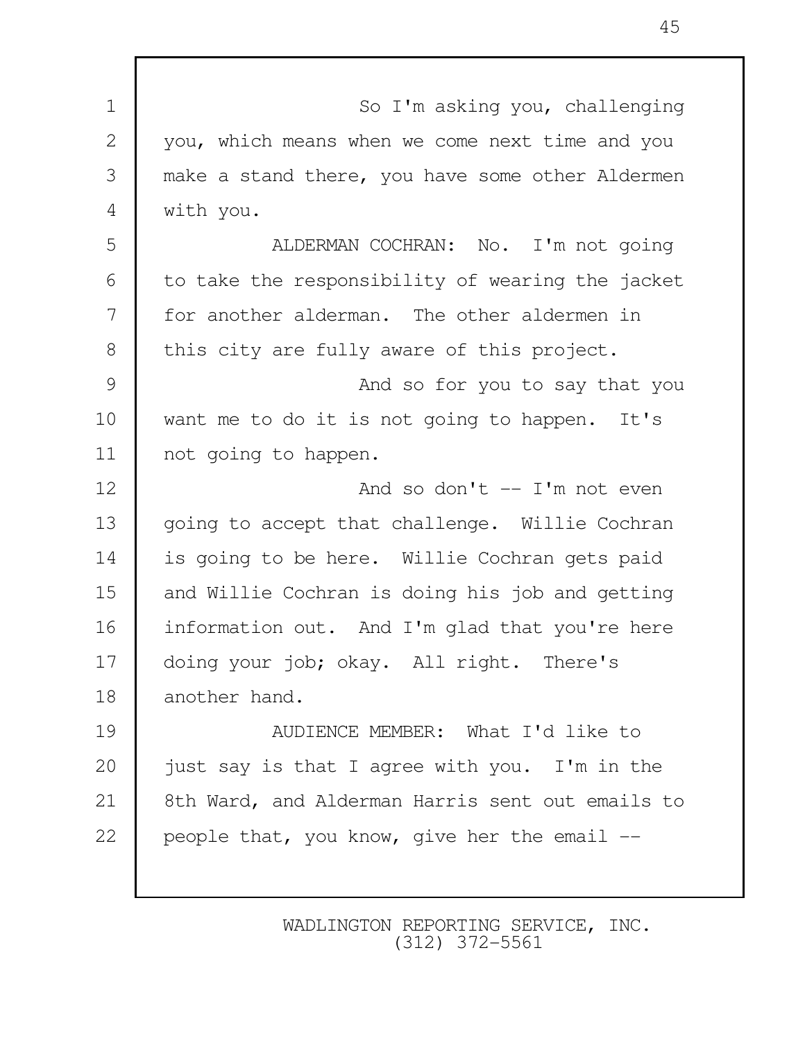So I'm asking you, challenging you, which means when we come next time and you make a stand there, you have some other Aldermen with you.

ALDERMAN COCHRAN: No. I'm not going to take the responsibility of wearing the jacket for another alderman. The other aldermen in this city are fully aware of this project.

And so for you to say that you want me to do it is not going to happen. It's not going to happen.

And so don't -- I'm not even going to accept that challenge. Willie Cochran is going to be here. Willie Cochran gets paid and Willie Cochran is doing his job and getting information out. And I'm glad that you're here doing your job; okay. All right. There's another hand.

AUDIENCE MEMBER: What I'd like to just say is that I agree with you. I'm in the 8th Ward, and Alderman Harris sent out emails to people that, you know, give her the email --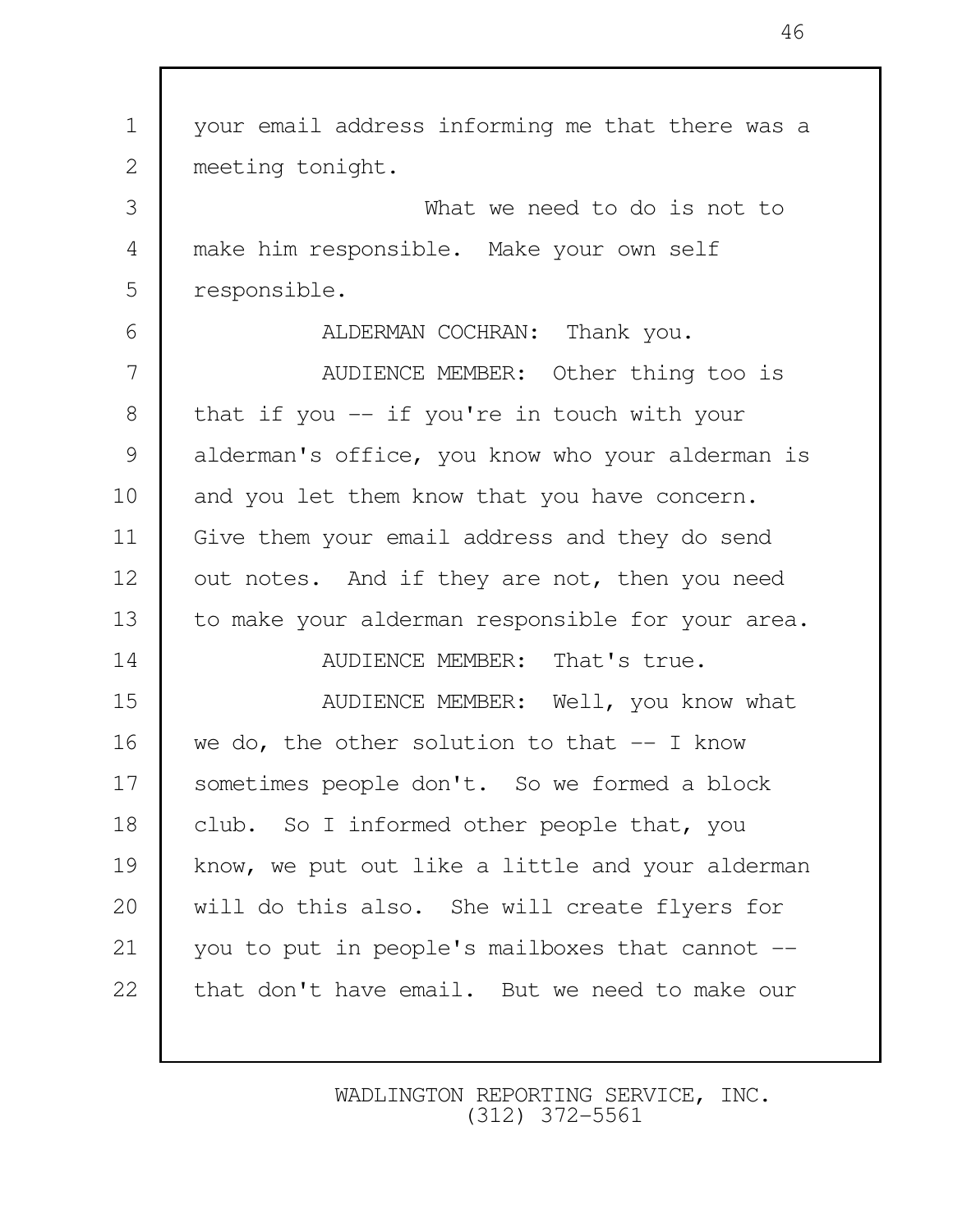your email address informing me that there was a meeting tonight.

What we need to do is not to make him responsible. Make your own self responsible.

ALDERMAN COCHRAN: Thank you.

AUDIENCE MEMBER: Other thing too is that if you -- if you're in touch with your alderman's office, you know who your alderman is and you let them know that you have concern. Give them your email address and they do send out notes. And if they are not, then you need to make your alderman responsible for your area.

AUDIENCE MEMBER: That's true.

AUDIENCE MEMBER: Well, you know what we do, the other solution to that -- I know sometimes people don't. So we formed a block club. So I informed other people that, you know, we put out like a little and your alderman will do this also. She will create flyers for you to put in people's mailboxes that cannot -- that don't have email. But we need to make our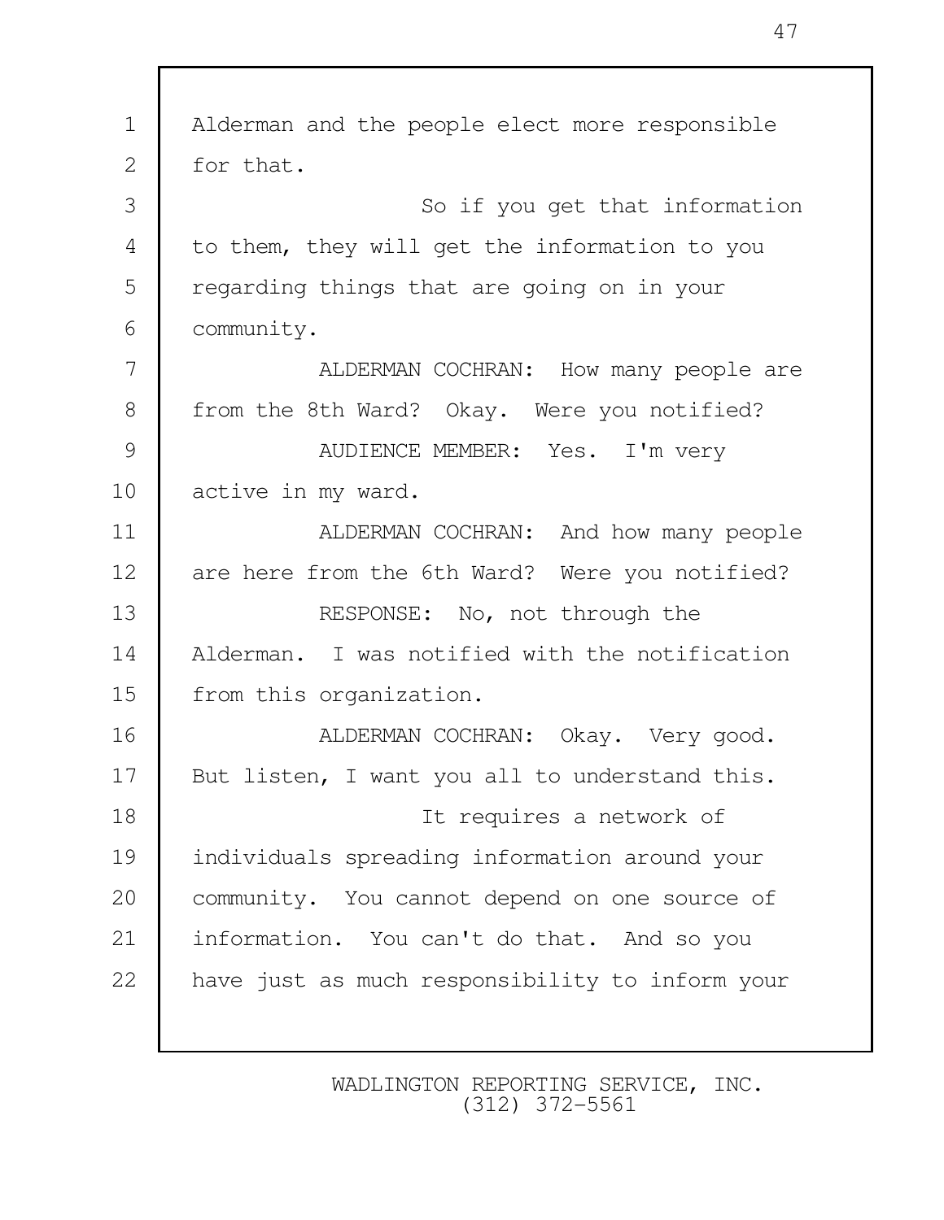Alderman and the people elect more responsible for that.

So if you get that information to them, they will get the information to you regarding things that are going on in your community.

ALDERMAN COCHRAN: How many people are from the 8th Ward? Okay. Were you notified?

AUDIENCE MEMBER: Yes. I'm very active in my ward.

ALDERMAN COCHRAN: And how many people are here from the 6th Ward? Were you notified?

RESPONSE: No, not through the Alderman. I was notified with the notification from this organization.

ALDERMAN COCHRAN: Okay. Very good. But listen, I want you all to understand this.

It requires a network of individuals spreading information around your community. You cannot depend on one source of information. You can't do that. And so you have just as much responsibility to inform your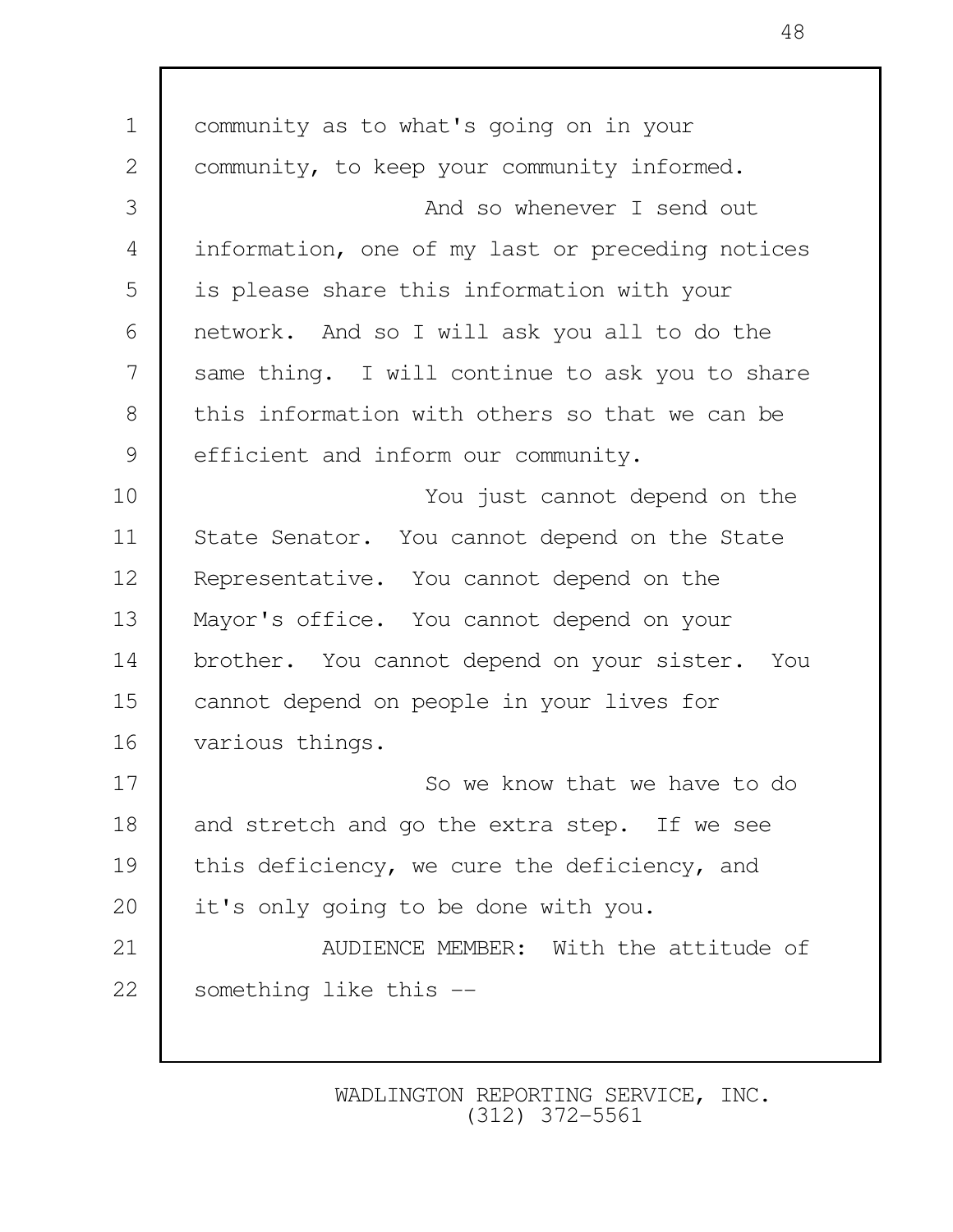community as to what's going on in your community, to keep your community informed.

And so whenever I send out information, one of my last or preceding notices is please share this information with your network. And so I will ask you all to do the same thing. I will continue to ask you to share this information with others so that we can be efficient and inform our community.

You just cannot depend on the State Senator. You cannot depend on the State Representative. You cannot depend on the Mayor's office. You cannot depend on your brother. You cannot depend on your sister. You cannot depend on people in your lives for various things.

So we know that we have to do and stretch and go the extra step. If we see this deficiency, we cure the deficiency, and it's only going to be done with you.

AUDIENCE MEMBER: With the attitude of something like this --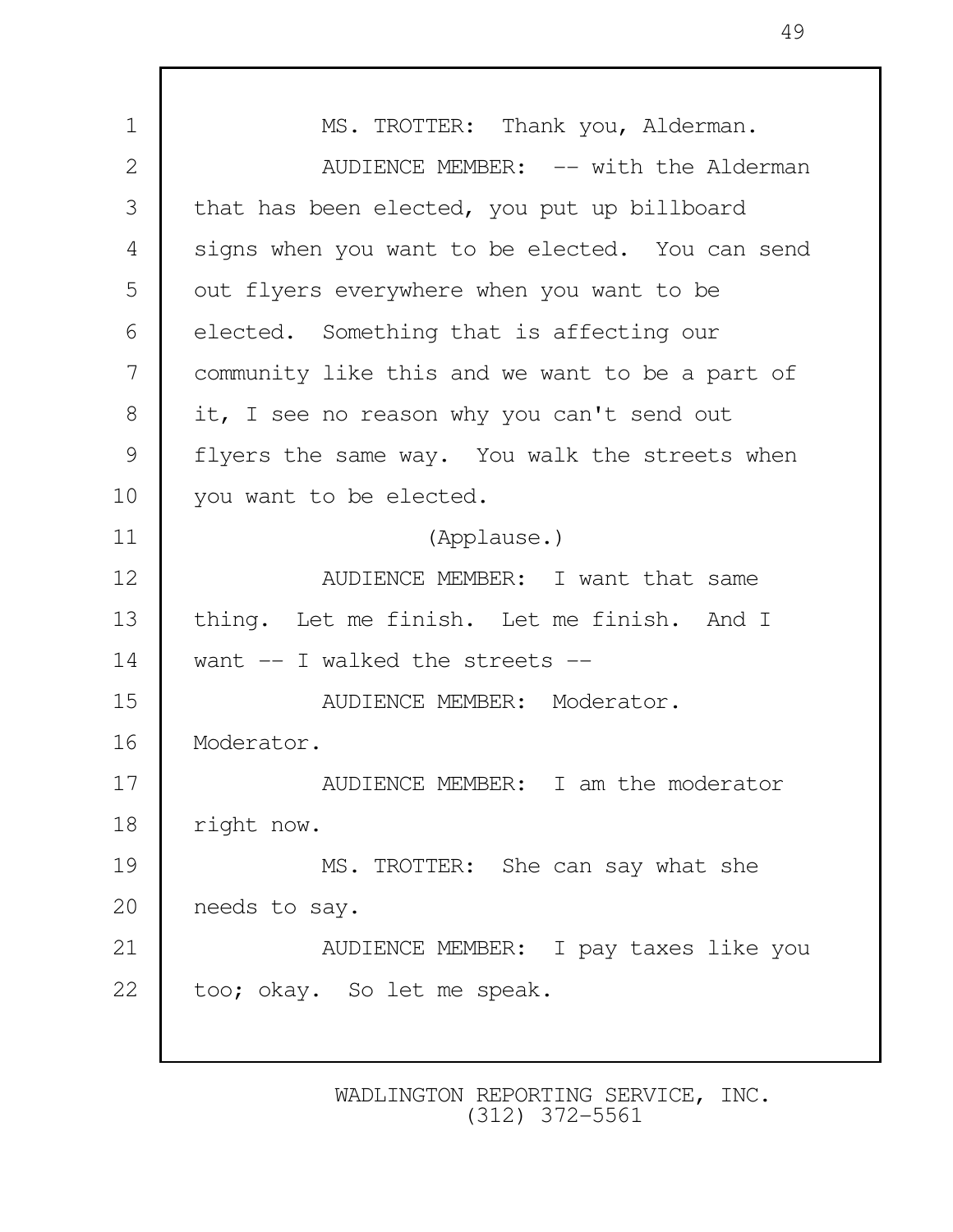MS. TROTTER: Thank you, Alderman.

AUDIENCE MEMBER: -- with the Alderman that has been elected, you put up billboard signs when you want to be elected. You can send out flyers everywhere when you want to be elected. Something that is affecting our community like this and we want to be a part of it, I see no reason why you can't send out flyers the same way. You walk the streets when you want to be elected.

(Applause.)

AUDIENCE MEMBER: I want that same thing. Let me finish. Let me finish. And I want -- I walked the streets --

AUDIENCE MEMBER: Moderator. Moderator.

AUDIENCE MEMBER: I am the moderator right now.

MS. TROTTER: She can say what she needs to say.

AUDIENCE MEMBER: I pay taxes like you too; okay. So let me speak.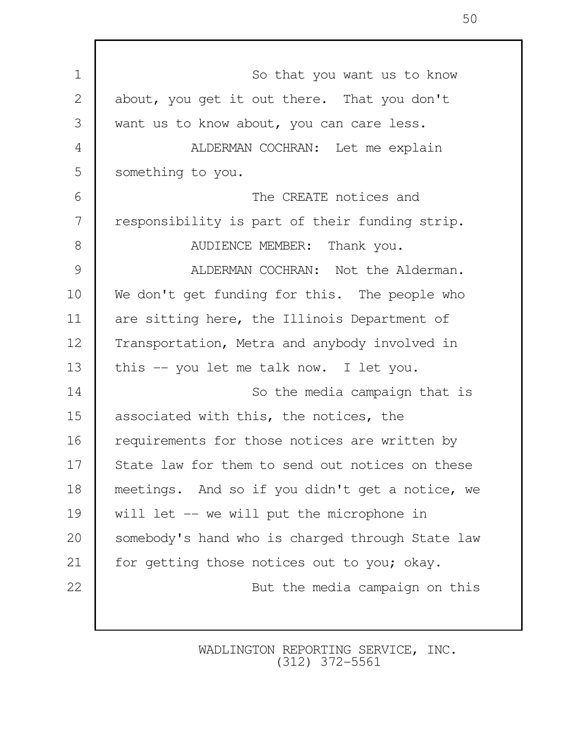So that you want us to know about, you get it out there. That you don't want us to know about, you can care less.

ALDERMAN COCHRAN: Let me explain something to you.

The CREATE notices and responsibility is part of their funding strip.

AUDIENCE MEMBER: Thank you.

ALDERMAN COCHRAN: Not the Alderman. We don't get funding for this. The people who are sitting here, the Illinois Department of Transportation, Metra and anybody involved in this -- you let me talk now. I let you.

So the media campaign that is associated with this, the notices, the requirements for those notices are written by State law for them to send out notices on these meetings. And so if you didn't get a notice, we will let -- we will put the microphone in somebody's hand who is charged through State law for getting those notices out to you; okay.

But the media campaign on this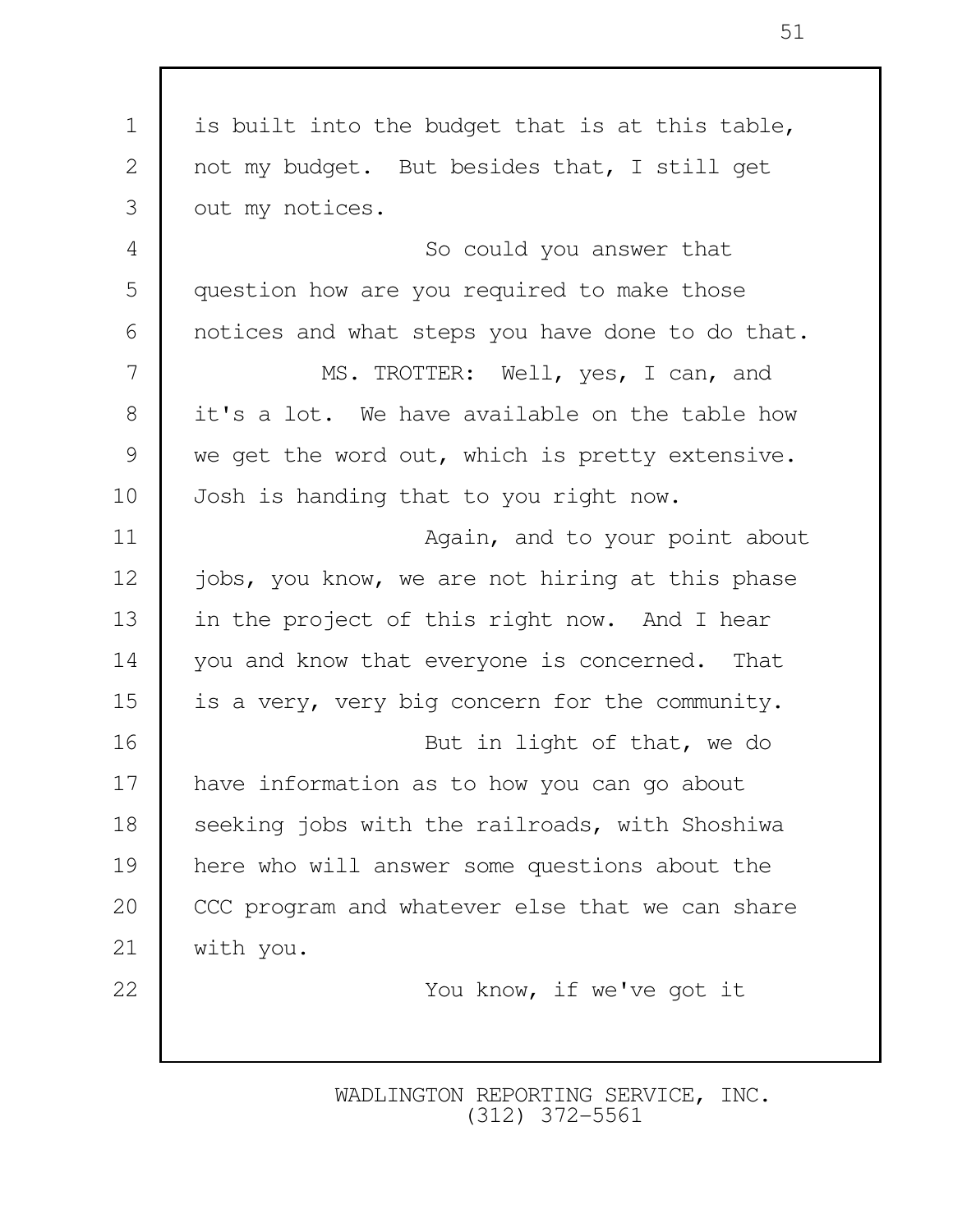is built into the budget that is at this table, not my budget. But besides that, I still get out my notices.

So could you answer that question how are you required to make those notices and what steps you have done to do that.

MS. TROTTER: Well, yes, I can, and it's a lot. We have available on the table how we get the word out, which is pretty extensive. Josh is handing that to you right now.

Again, and to your point about jobs, you know, we are not hiring at this phase in the project of this right now. And I hear you and know that everyone is concerned. That is a very, very big concern for the community.

But in light of that, we do have information as to how you can go about seeking jobs with the railroads, with Shoshiwa here who will answer some questions about the CCC program and whatever else that we can share with you.

You know, if we've got it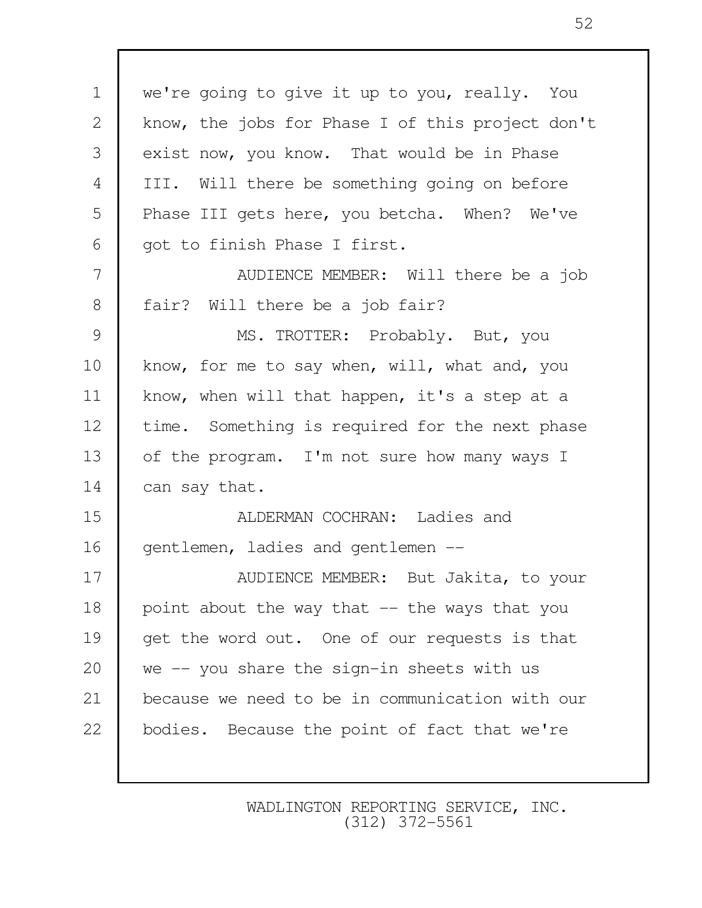we're going to give it up to you, really. You know, the jobs for Phase I of this project don't exist now, you know. That would be in Phase III. Will there be something going on before Phase III gets here, you betcha. When? We've got to finish Phase I first.

AUDIENCE MEMBER: Will there be a job fair? Will there be a job fair?

MS. TROTTER: Probably. But, you know, for me to say when, will, what and, you know, when will that happen, it's a step at a time. Something is required for the next phase of the program. I'm not sure how many ways I can say that.

ALDERMAN COCHRAN: Ladies and gentlemen, ladies and gentlemen --

AUDIENCE MEMBER: But Jakita, to your point about the way that -- the ways that you get the word out. One of our requests is that we -- you share the sign-in sheets with us because we need to be in communication with our bodies. Because the point of fact that we're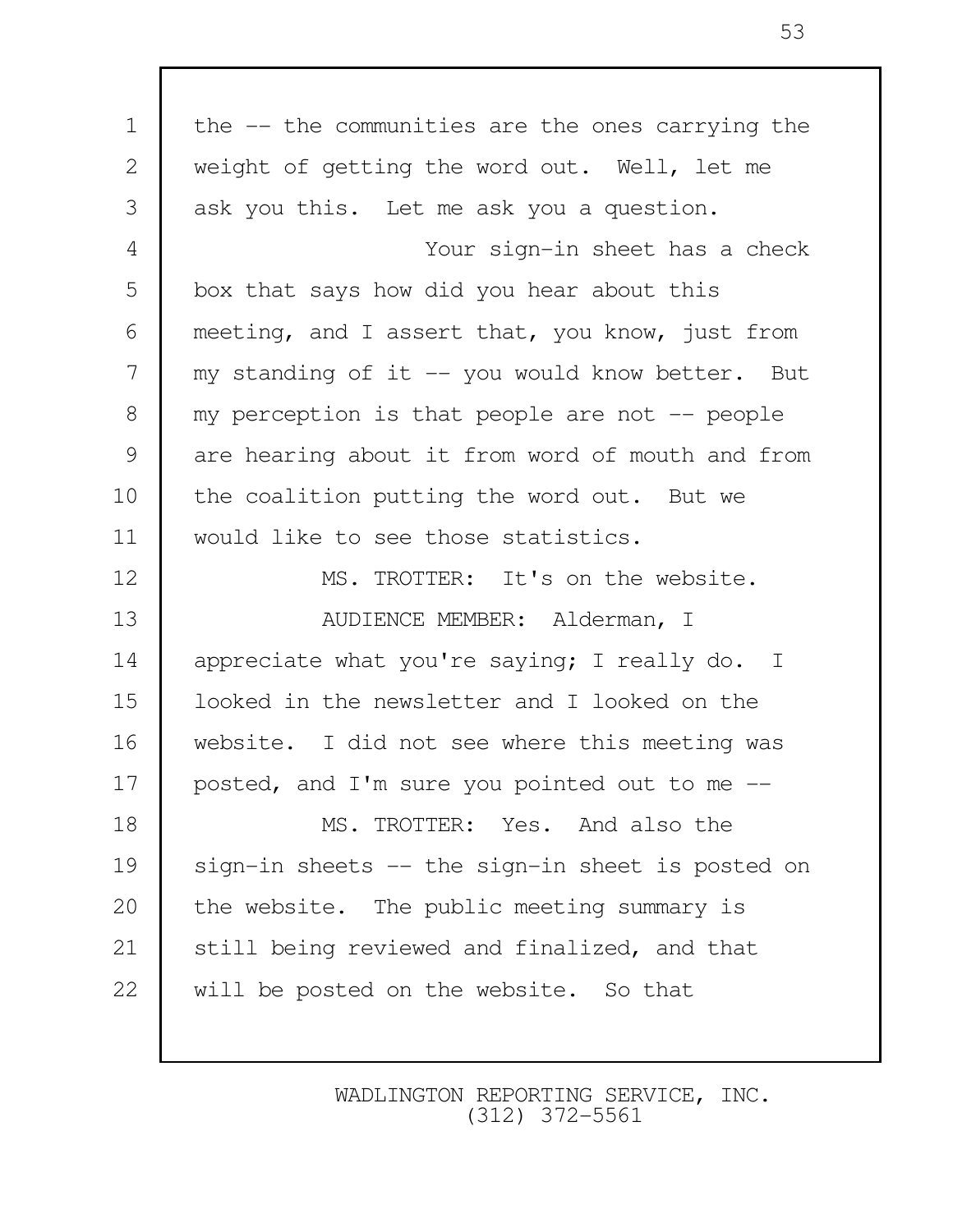the -- the communities are the ones carrying the weight of getting the word out. Well, let me ask you this. Let me ask you a question.

Your sign-in sheet has a check box that says how did you hear about this meeting, and I assert that, you know, just from my standing of it -- you would know better. But my perception is that people are not -- people are hearing about it from word of mouth and from the coalition putting the word out. But we would like to see those statistics.

MS. TROTTER: It's on the website.

AUDIENCE MEMBER: Alderman, I appreciate what you're saying; I really do. I looked in the newsletter and I looked on the website. I did not see where this meeting was posted, and I'm sure you pointed out to me --

MS. TROTTER: Yes. And also the sign-in sheets -- the sign-in sheet is posted on the website. The public meeting summary is still being reviewed and finalized, and that will be posted on the website. So that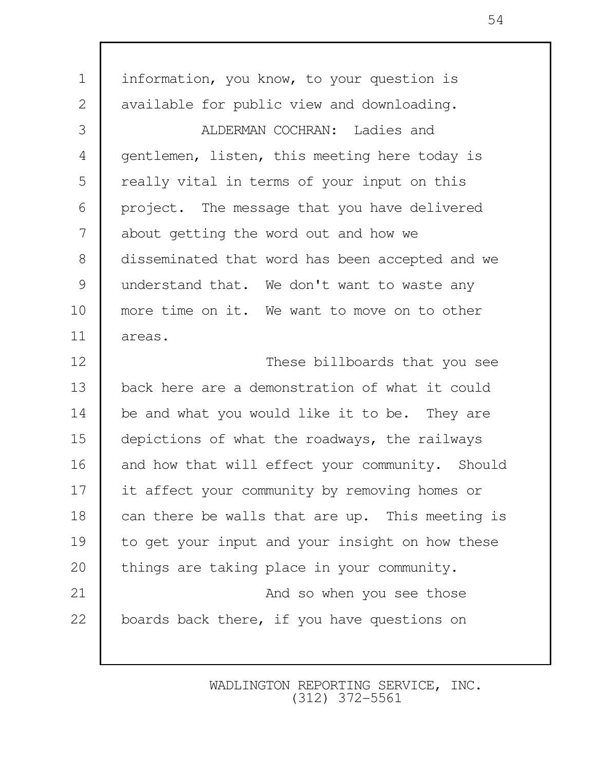information, you know, to your question is available for public view and downloading.

ALDERMAN COCHRAN: Ladies and gentlemen, listen, this meeting here today is really vital in terms of your input on this project. The message that you have delivered about getting the word out and how we disseminated that word has been accepted and we understand that. We don't want to waste any more time on it. We want to move on to other areas.

These billboards that you see back here are a demonstration of what it could be and what you would like it to be. They are depictions of what the roadways, the railways and how that will effect your community. Should it affect your community by removing homes or can there be walls that are up. This meeting is to get your input and your insight on how these things are taking place in your community.

And so when you see those boards back there, if you have questions on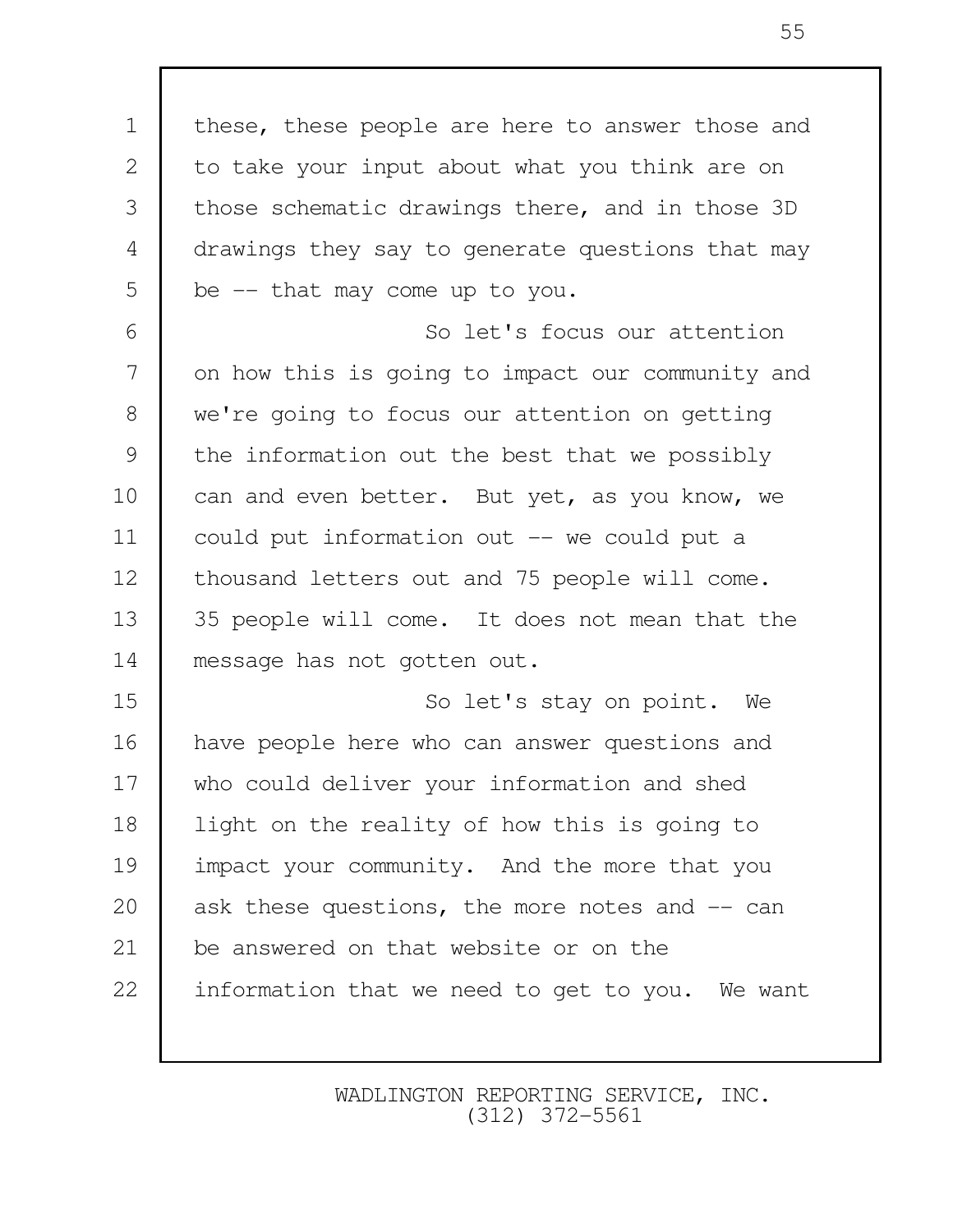these, these people are here to answer those and to take your input about what you think are on those schematic drawings there, and in those 3D drawings they say to generate questions that may be -- that may come up to you.

So let's focus our attention on how this is going to impact our community and we're going to focus our attention on getting the information out the best that we possibly can and even better. But yet, as you know, we could put information out -- we could put a thousand letters out and 75 people will come. 35 people will come. It does not mean that the message has not gotten out.

So let's stay on point. We have people here who can answer questions and who could deliver your information and shed light on the reality of how this is going to impact your community. And the more that you ask these questions, the more notes and -- can be answered on that website or on the information that we need to get to you. We want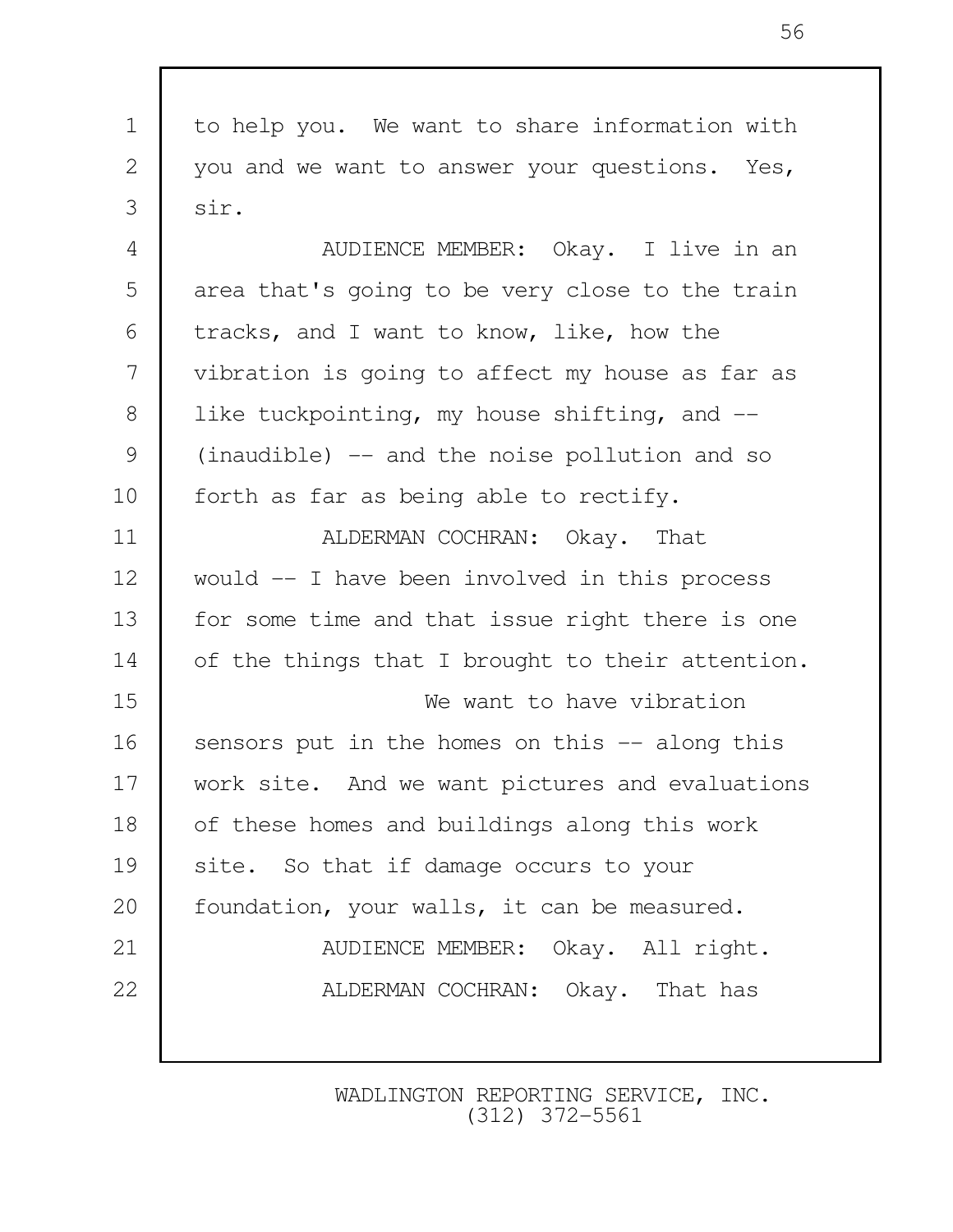to help you. We want to share information with you and we want to answer your questions. Yes, sir.

AUDIENCE MEMBER: Okay. I live in an area that's going to be very close to the train tracks, and I want to know, like, how the vibration is going to affect my house as far as like tuckpointing, my house shifting, and -- (inaudible) -- and the noise pollution and so forth as far as being able to rectify.

ALDERMAN COCHRAN: Okay. That would -- I have been involved in this process for some time and that issue right there is one of the things that I brought to their attention.

We want to have vibration sensors put in the homes on this -- along this work site. And we want pictures and evaluations of these homes and buildings along this work site. So that if damage occurs to your foundation, your walls, it can be measured.

AUDIENCE MEMBER: Okay. All right.

ALDERMAN COCHRAN: Okay. That has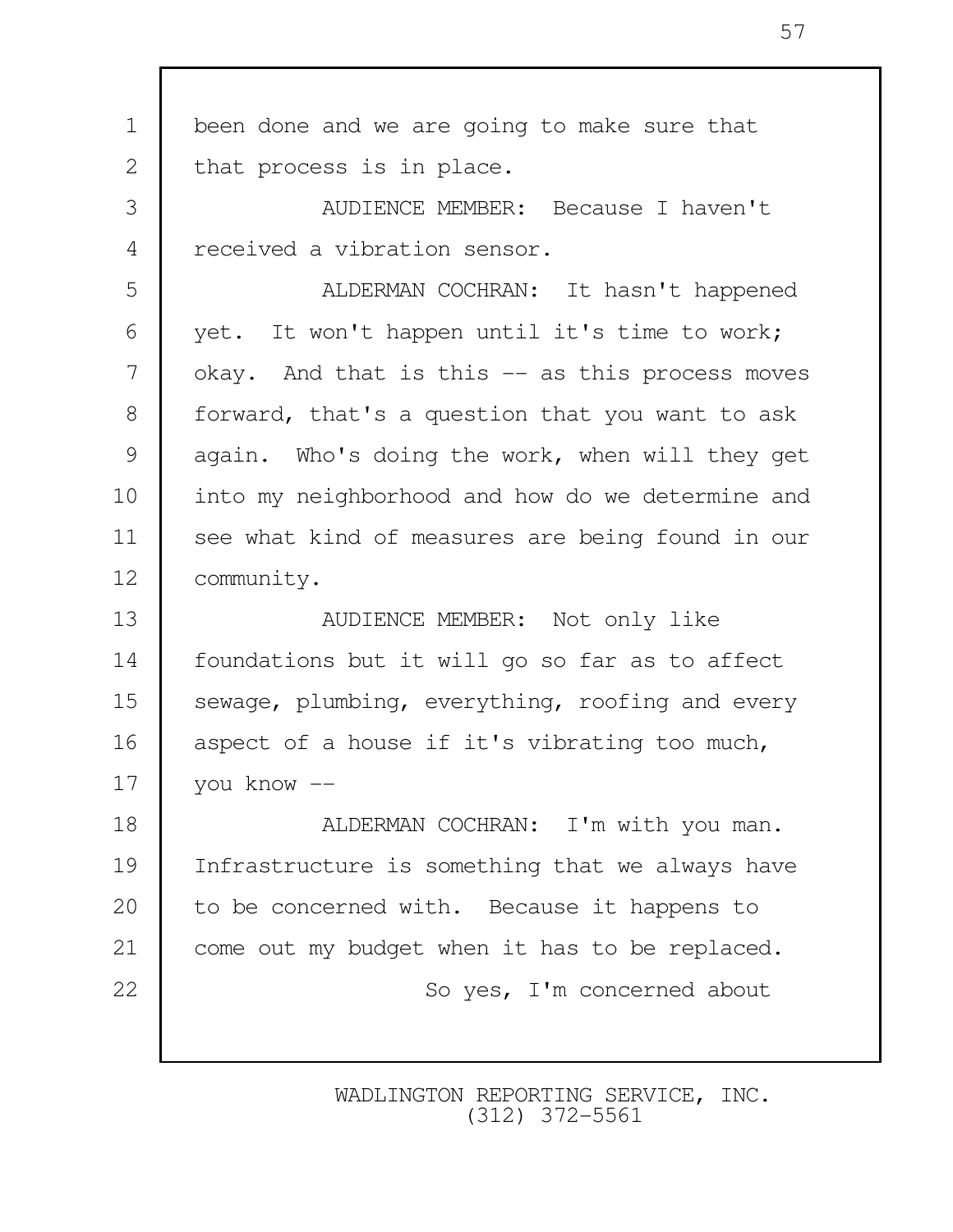been done and we are going to make sure that that process is in place.

AUDIENCE MEMBER: Because I haven't received a vibration sensor.

ALDERMAN COCHRAN: It hasn't happened yet. It won't happen until it's time to work; okay. And that is this -- as this process moves forward, that's a question that you want to ask again. Who's doing the work, when will they get into my neighborhood and how do we determine and see what kind of measures are being found in our community.

AUDIENCE MEMBER: Not only like foundations but it will go so far as to affect sewage, plumbing, everything, roofing and every aspect of a house if it's vibrating too much, you know --

ALDERMAN COCHRAN: I'm with you man. Infrastructure is something that we always have to be concerned with. Because it happens to come out my budget when it has to be replaced.

So yes, I'm concerned about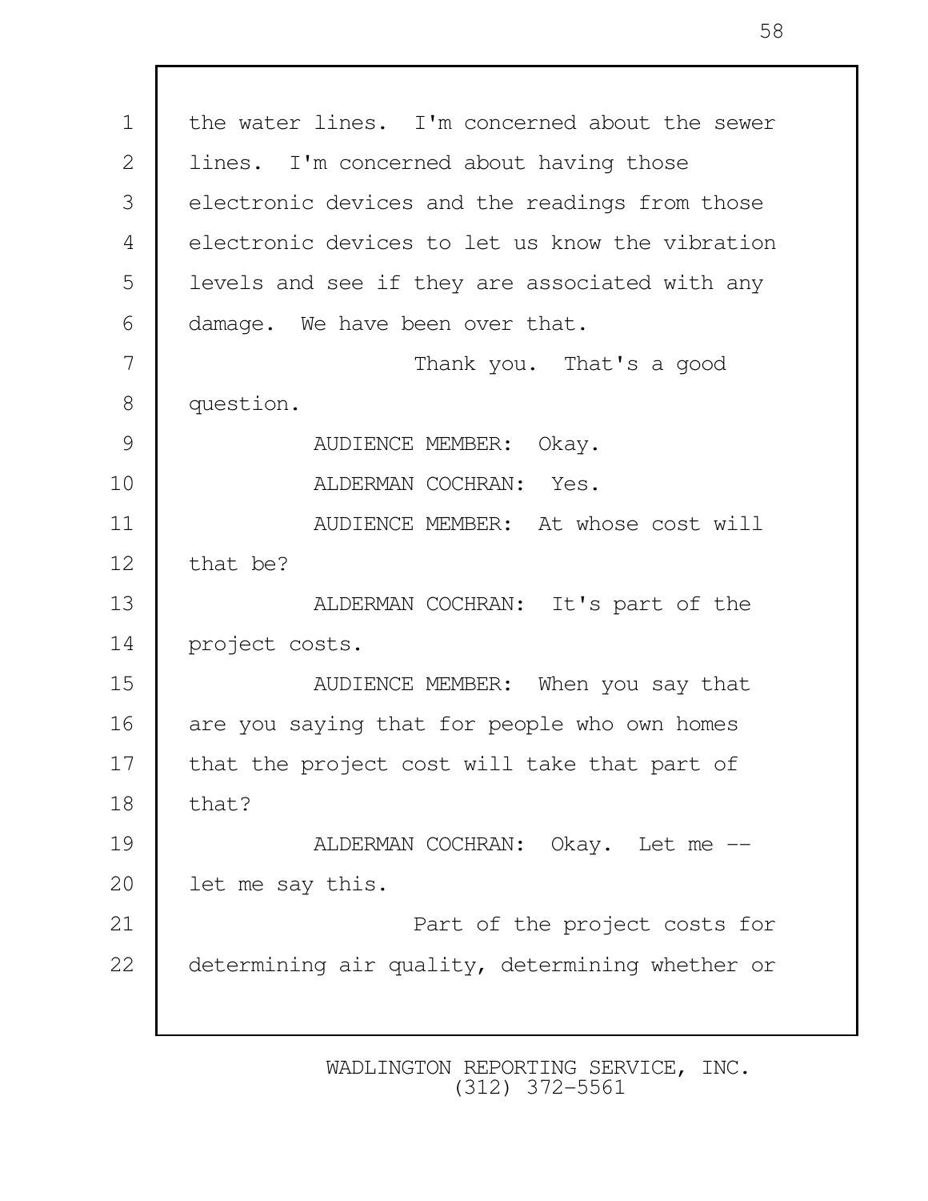the water lines. I'm concerned about the sewer lines. I'm concerned about having those electronic devices and the readings from those electronic devices to let us know the vibration levels and see if they are associated with any damage. We have been over that.

Thank you. That's a good question.

AUDIENCE MEMBER: Okay.

ALDERMAN COCHRAN: Yes.

AUDIENCE MEMBER: At whose cost will that be?

ALDERMAN COCHRAN: It's part of the project costs.

AUDIENCE MEMBER: When you say that are you saying that for people who own homes that the project cost will take that part of that?

ALDERMAN COCHRAN: Okay. Let me -- let me say this.

Part of the project costs for determining air quality, determining whether or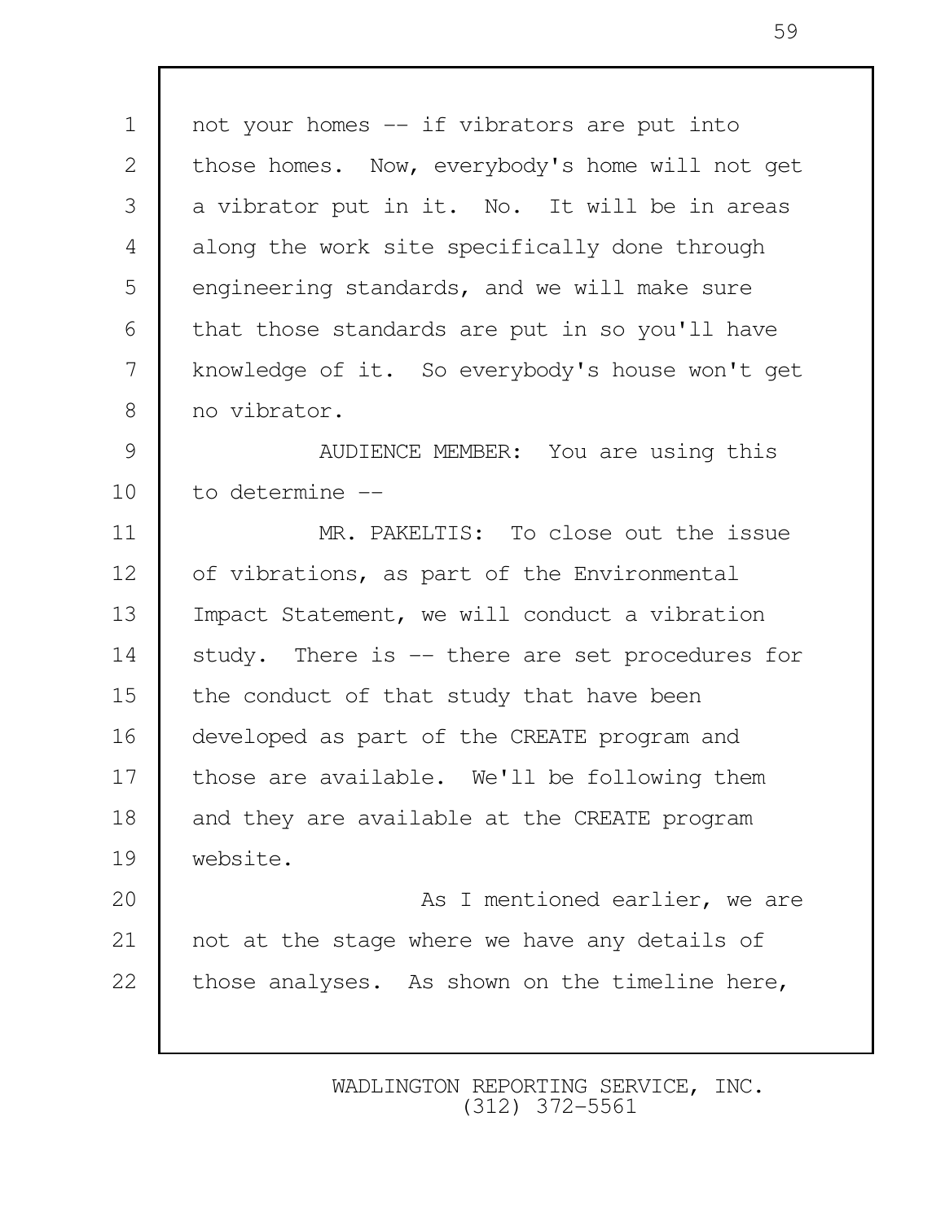not your homes -- if vibrators are put into those homes. Now, everybody's home will not get a vibrator put in it. No. It will be in areas along the work site specifically done through engineering standards, and we will make sure that those standards are put in so you'll have knowledge of it. So everybody's house won't get no vibrator.

AUDIENCE MEMBER: You are using this to determine --

MR. PAKELTIS: To close out the issue of vibrations, as part of the Environmental Impact Statement, we will conduct a vibration study. There is -- there are set procedures for the conduct of that study that have been developed as part of the CREATE program and those are available. We'll be following them and they are available at the CREATE program website.

As I mentioned earlier, we are not at the stage where we have any details of those analyses. As shown on the timeline here,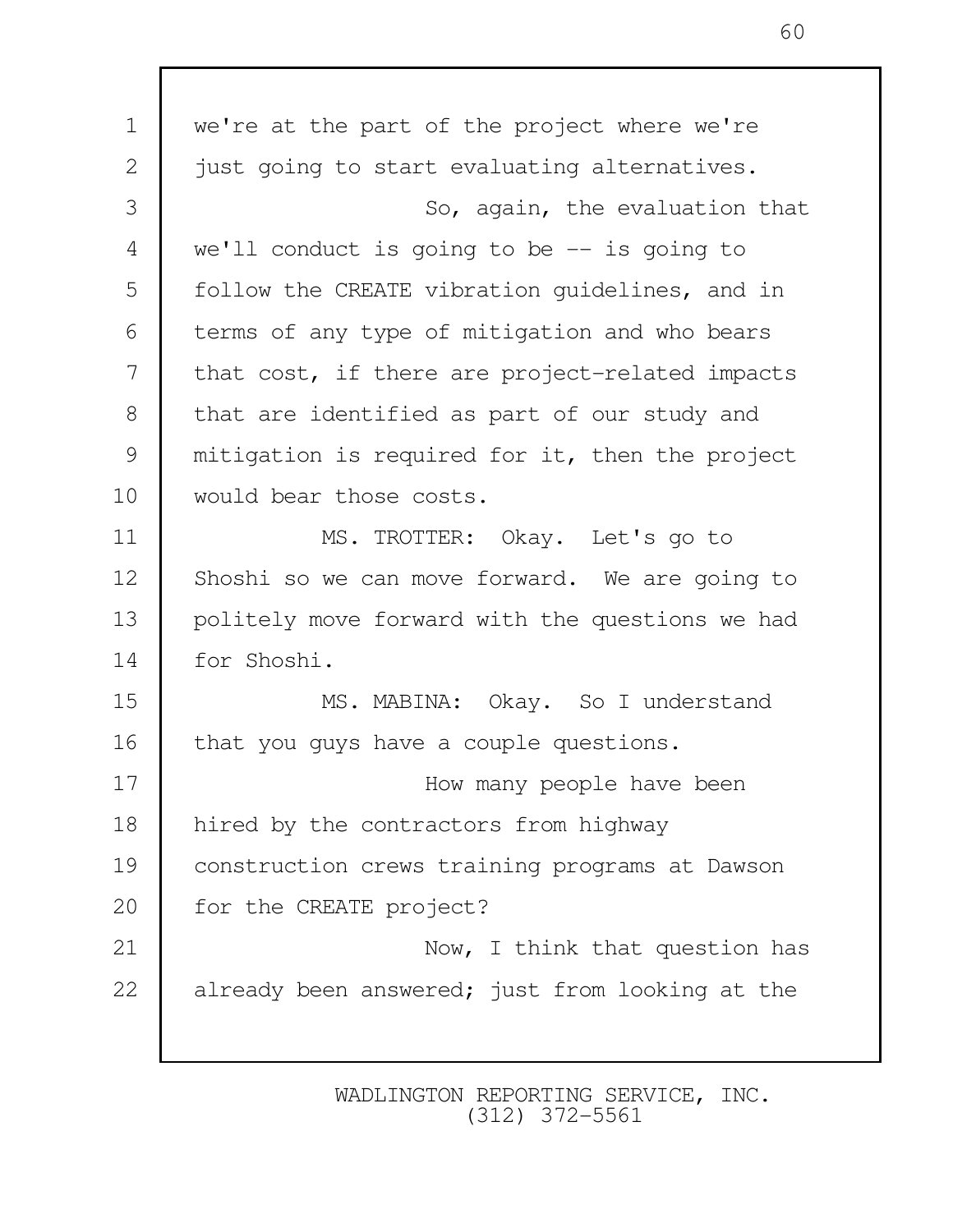we're at the part of the project where we're just going to start evaluating alternatives.

So, again, the evaluation that we'll conduct is going to be -- is going to follow the CREATE vibration guidelines, and in terms of any type of mitigation and who bears that cost, if there are project-related impacts that are identified as part of our study and mitigation is required for it, then the project would bear those costs.

MS. TROTTER: Okay. Let's go to Shoshi so we can move forward. We are going to politely move forward with the questions we had for Shoshi.

MS. MABINA: Okay. So I understand that you guys have a couple questions.

How many people have been hired by the contractors from highway construction crews training programs at Dawson for the CREATE project?

Now, I think that question has already been answered; just from looking at the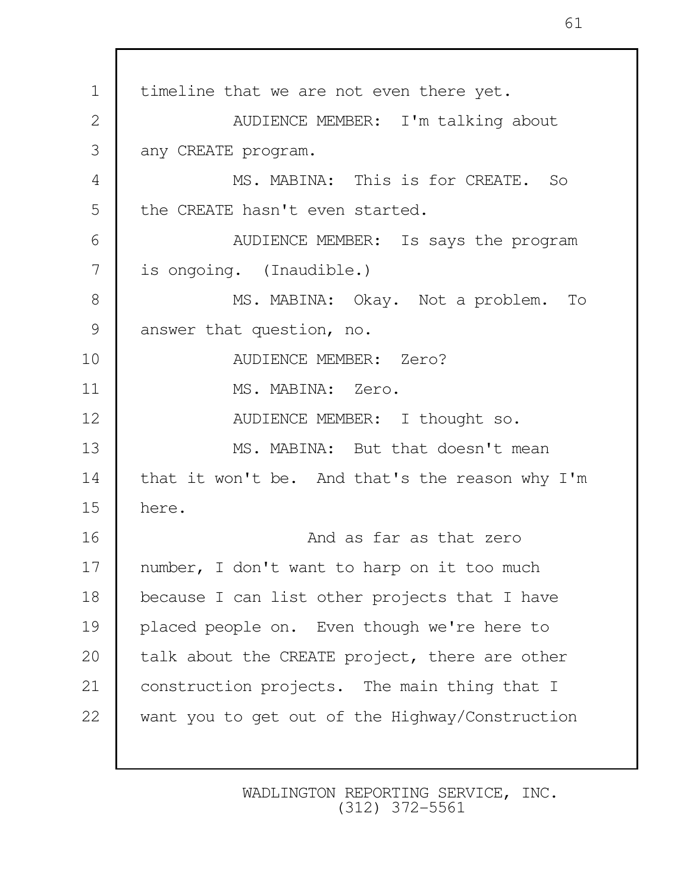timeline that we are not even there yet.

AUDIENCE MEMBER: I'm talking about any CREATE program.

MS. MABINA: This is for CREATE. So the CREATE hasn't even started.

AUDIENCE MEMBER: Is says the program is ongoing. (Inaudible.)

MS. MABINA: Okay. Not a problem. To answer that question, no.

AUDIENCE MEMBER: Zero?

MS. MABINA: Zero.

AUDIENCE MEMBER: I thought so.

MS. MABINA: But that doesn't mean that it won't be. And that's the reason why I'm here.

And as far as that zero number, I don't want to harp on it too much because I can list other projects that I have placed people on. Even though we're here to talk about the CREATE project, there are other construction projects. The main thing that I want you to get out of the Highway/Construction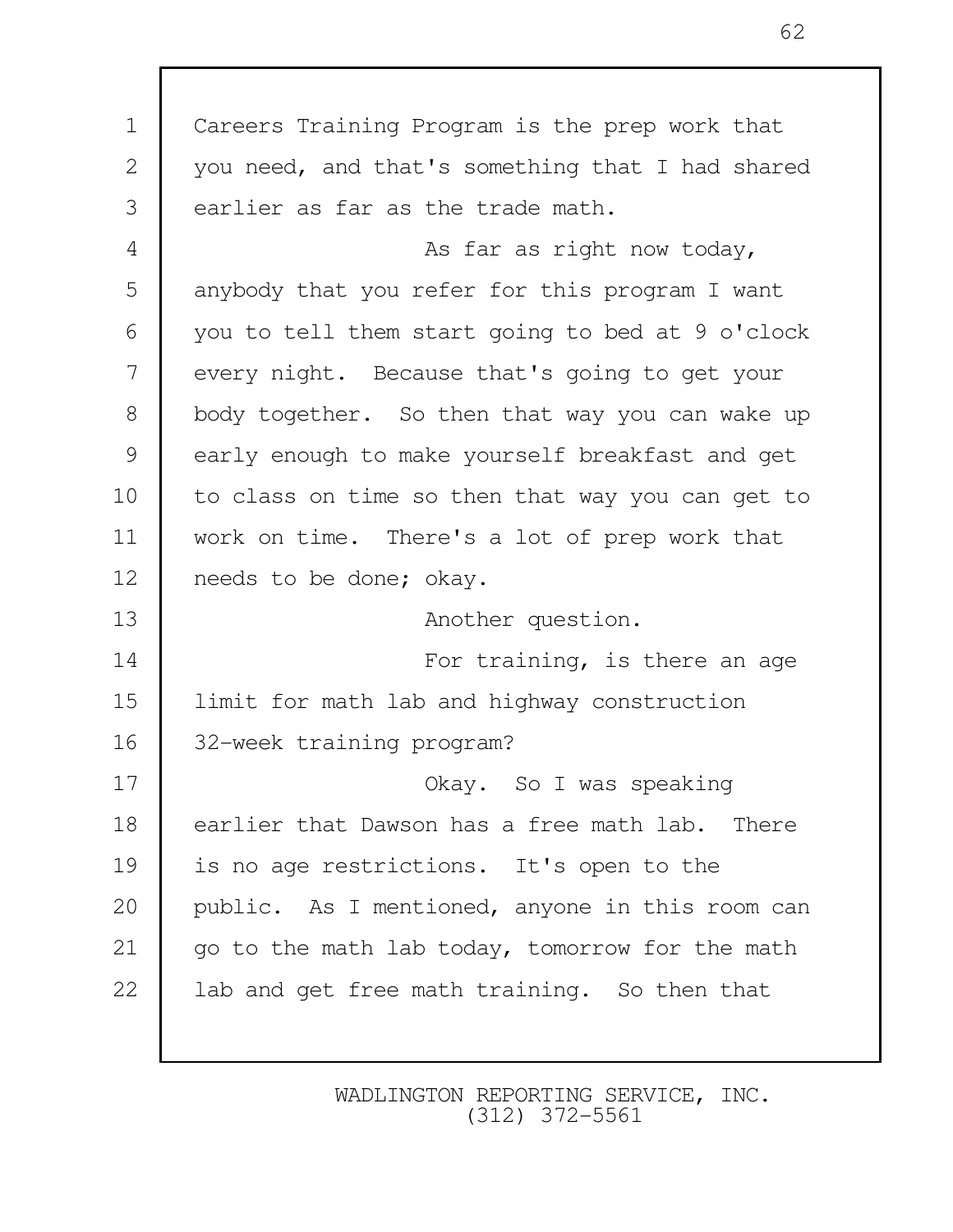Careers Training Program is the prep work that you need, and that's something that I had shared earlier as far as the trade math.

As far as right now today, anybody that you refer for this program I want you to tell them start going to bed at 9 o'clock every night. Because that's going to get your body together. So then that way you can wake up early enough to make yourself breakfast and get to class on time so then that way you can get to work on time. There's a lot of prep work that needs to be done; okay.

Another question.

For training, is there an age limit for math lab and highway construction 32-week training program?

Okay. So I was speaking earlier that Dawson has a free math lab. There is no age restrictions. It's open to the public. As I mentioned, anyone in this room can go to the math lab today, tomorrow for the math lab and get free math training. So then that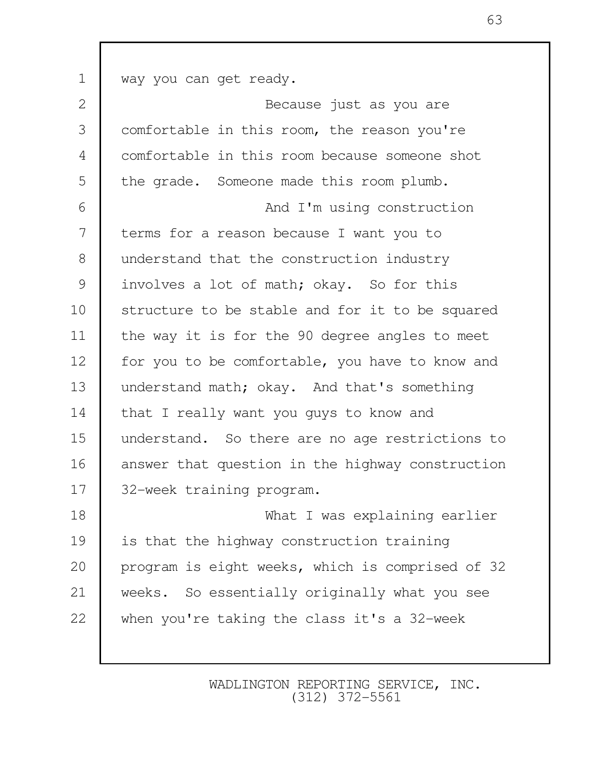way you can get ready.

Because just as you are comfortable in this room, the reason you're comfortable in this room because someone shot the grade. Someone made this room plumb.

And I'm using construction terms for a reason because I want you to understand that the construction industry involves a lot of math; okay. So for this structure to be stable and for it to be squared the way it is for the 90 degree angles to meet for you to be comfortable, you have to know and understand math; okay. And that's something that I really want you guys to know and understand. So there are no age restrictions to answer that question in the highway construction 32-week training program.

What I was explaining earlier is that the highway construction training program is eight weeks, which is comprised of 32 weeks. So essentially originally what you see when you're taking the class it's a 32-week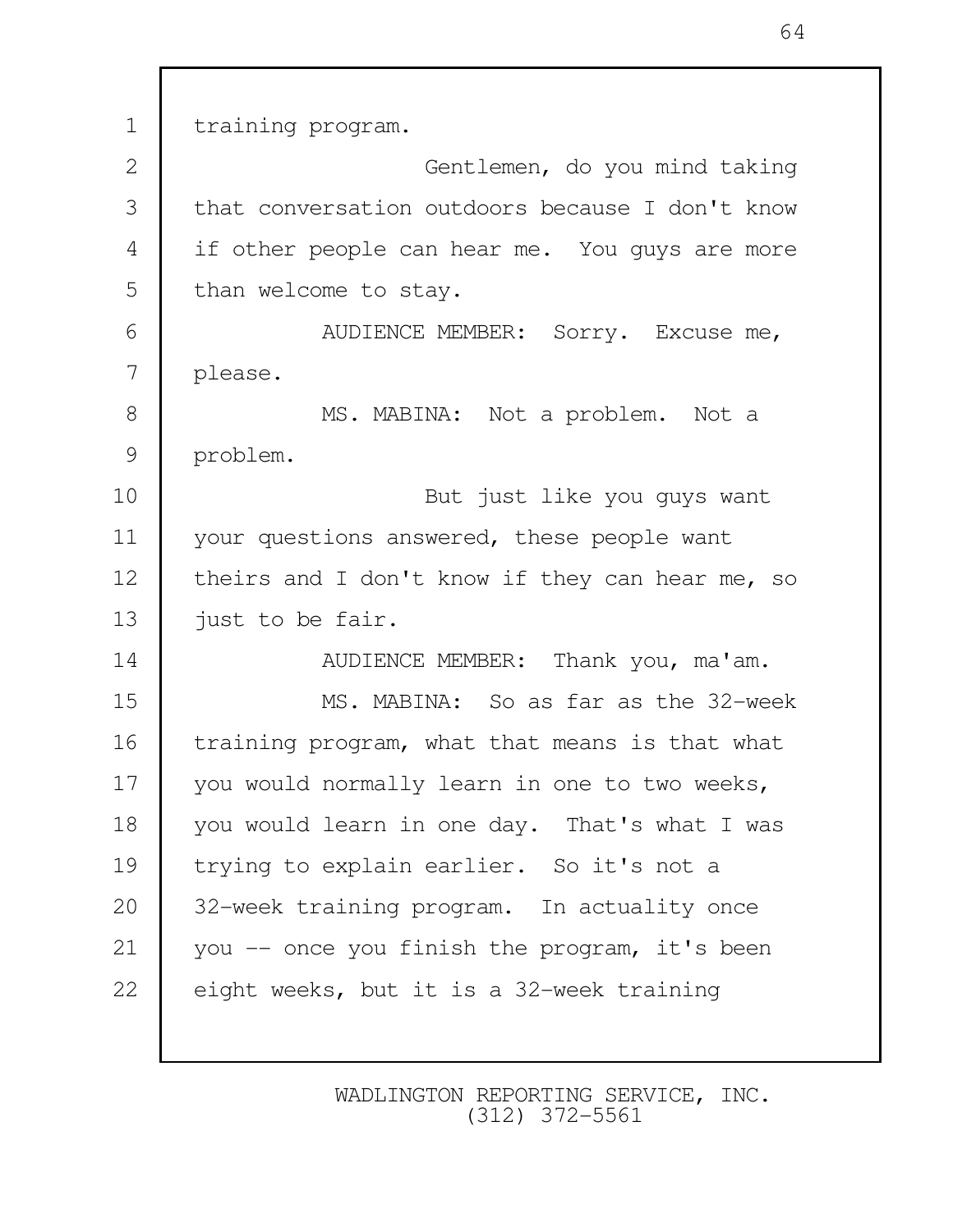training program.

Gentlemen, do you mind taking that conversation outdoors because I don't know if other people can hear me. You guys are more than welcome to stay.

AUDIENCE MEMBER: Sorry. Excuse me, please.

MS. MABINA: Not a problem. Not a problem.

But just like you guys want your questions answered, these people want theirs and I don't know if they can hear me, so just to be fair.

AUDIENCE MEMBER: Thank you, ma'am.

MS. MABINA: So as far as the 32-week training program, what that means is that what you would normally learn in one to two weeks, you would learn in one day. That's what I was trying to explain earlier. So it's not a 32-week training program. In actuality once you -- once you finish the program, it's been eight weeks, but it is a 32-week training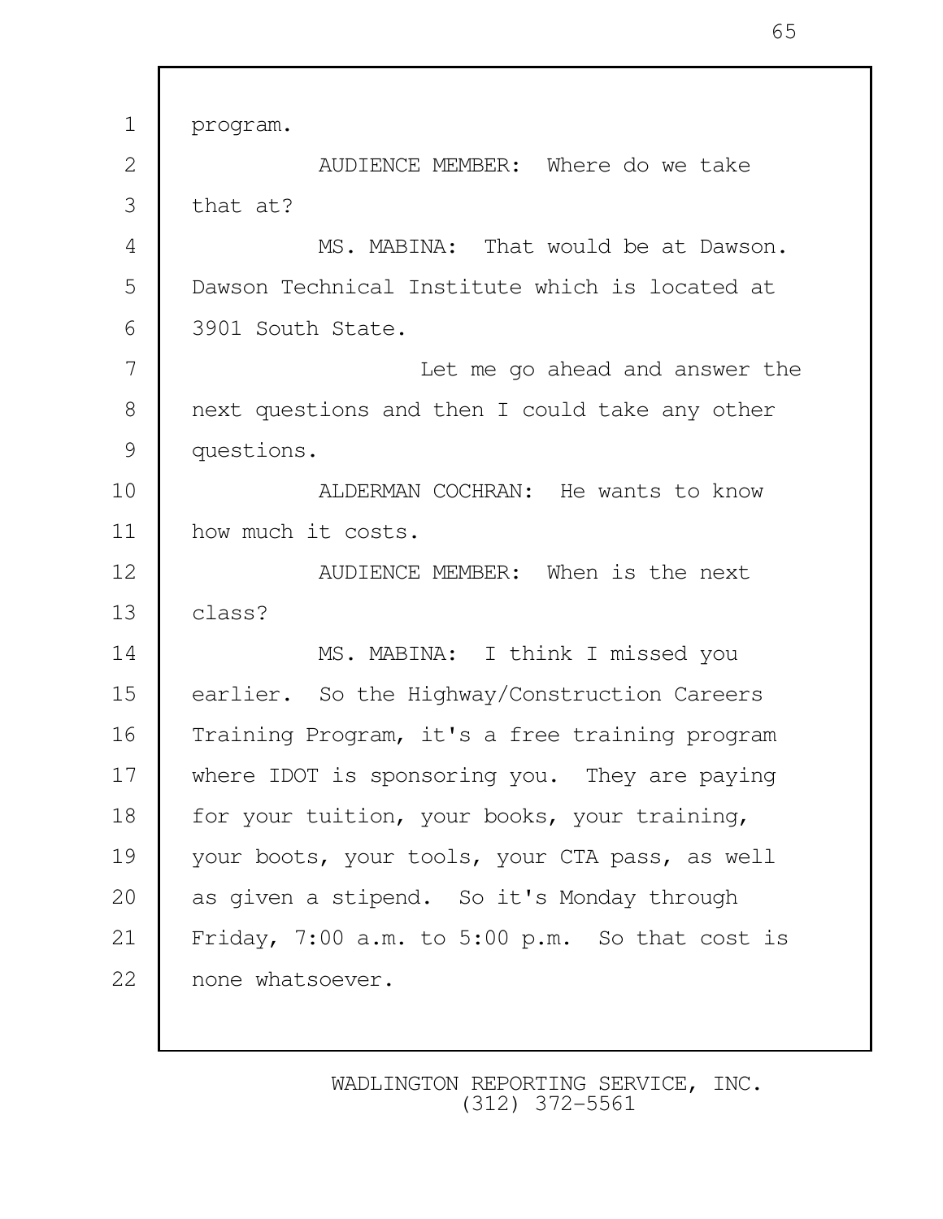program.

AUDIENCE MEMBER: Where do we take that at?

MS. MABINA: That would be at Dawson. Dawson Technical Institute which is located at 3901 South State.

Let me go ahead and answer the next questions and then I could take any other questions.

ALDERMAN COCHRAN: He wants to know how much it costs.

AUDIENCE MEMBER: When is the next class?

MS. MABINA: I think I missed you earlier. So the Highway/Construction Careers Training Program, it's a free training program where IDOT is sponsoring you. They are paying for your tuition, your books, your training, your boots, your tools, your CTA pass, as well as given a stipend. So it's Monday through Friday, 7:00 a.m. to 5:00 p.m. So that cost is none whatsoever.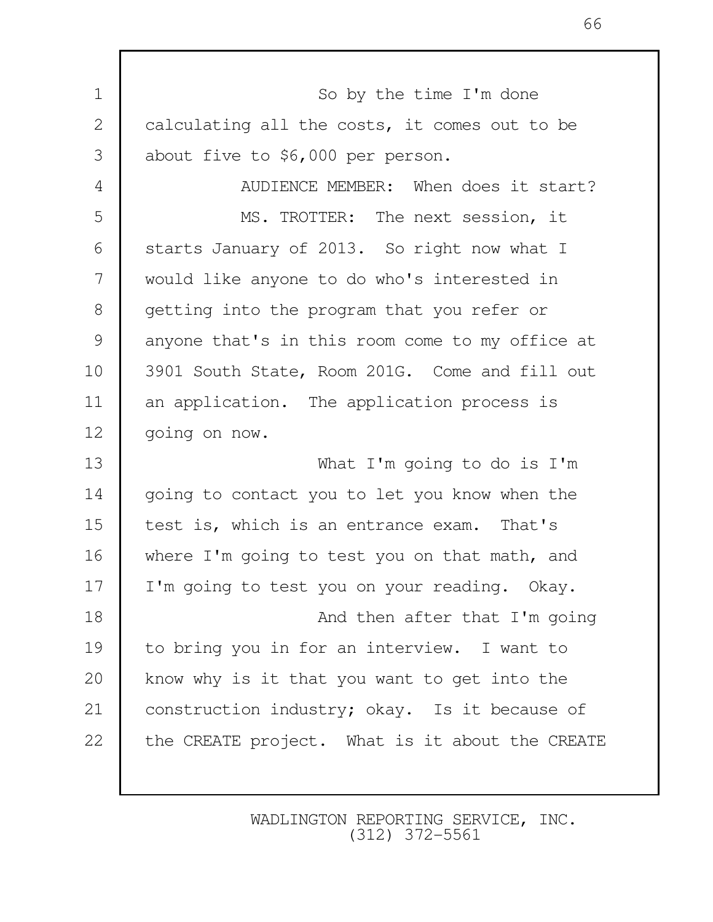So by the time I'm done calculating all the costs, it comes out to be about five to $6,000 per person.

AUDIENCE MEMBER: When does it start?

MS. TROTTER: The next session, it starts January of 2013. So right now what I would like anyone to do who's interested in getting into the program that you refer or anyone that's in this room come to my office at 3901 South State, Room 201G. Come and fill out an application. The application process is going on now.

What I'm going to do is I'm going to contact you to let you know when the test is, which is an entrance exam. That's where I'm going to test you on that math, and I'm going to test you on your reading. Okay.

And then after that I'm going to bring you in for an interview. I want to know why is it that you want to get into the construction industry; okay. Is it because of the CREATE project. What is it about the CREATE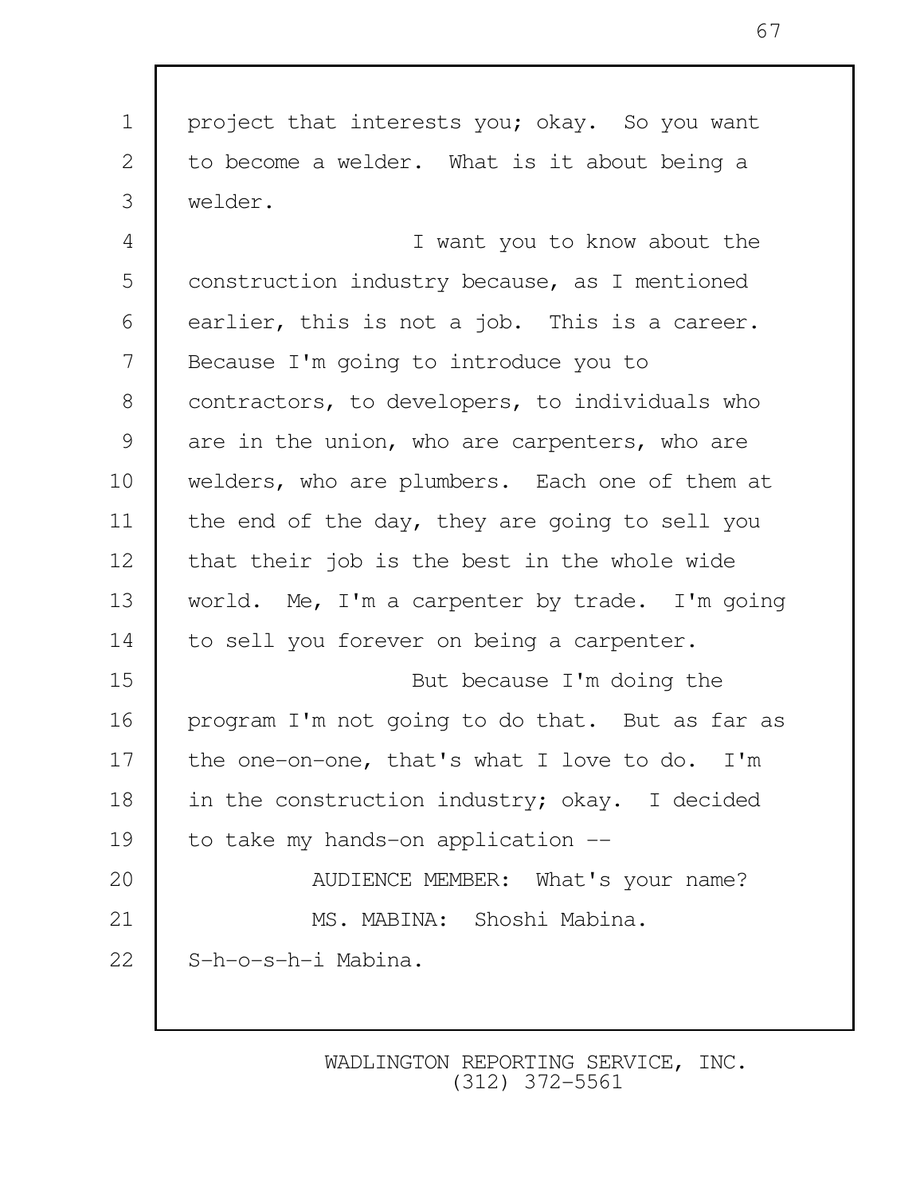project that interests you; okay. So you want to become a welder. What is it about being a welder.

I want you to know about the construction industry because, as I mentioned earlier, this is not a job. This is a career. Because I'm going to introduce you to contractors, to developers, to individuals who are in the union, who are carpenters, who are welders, who are plumbers. Each one of them at the end of the day, they are going to sell you that their job is the best in the whole wide world. Me, I'm a carpenter by trade. I'm going to sell you forever on being a carpenter.

But because I'm doing the program I'm not going to do that. But as far as the one-on-one, that's what I love to do. I'm in the construction industry; okay. I decided to take my hands-on application --

AUDIENCE MEMBER: What's your name?

MS. MABINA: Shoshi Mabina. S-h-o-s-h-i Mabina.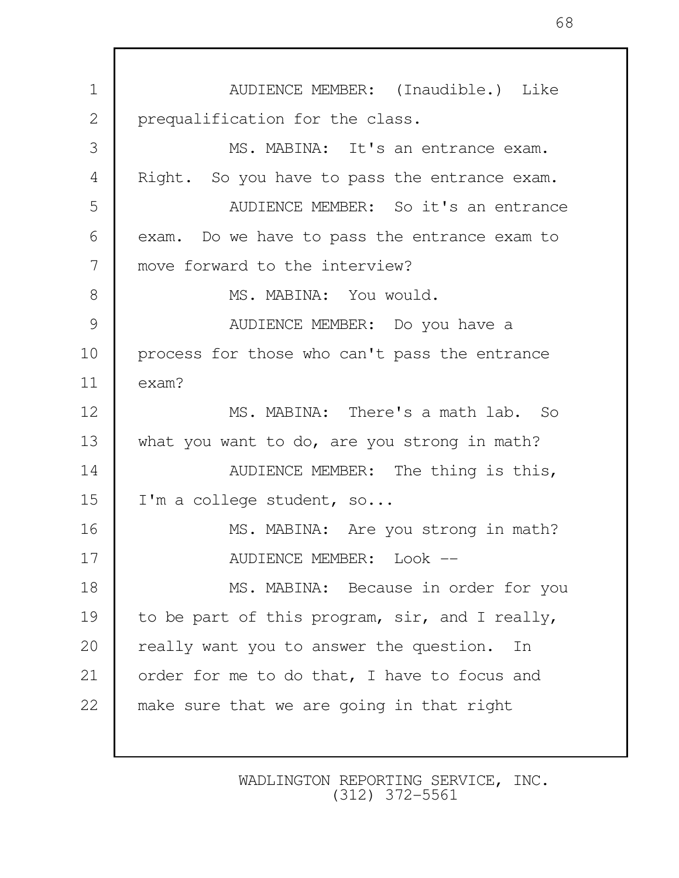AUDIENCE MEMBER: (Inaudible.) Like prequalification for the class.

MS. MABINA: It's an entrance exam. Right. So you have to pass the entrance exam.

AUDIENCE MEMBER: So it's an entrance exam. Do we have to pass the entrance exam to move forward to the interview?

MS. MABINA: You would.

AUDIENCE MEMBER: Do you have a process for those who can't pass the entrance exam?

MS. MABINA: There's a math lab. So what you want to do, are you strong in math?

AUDIENCE MEMBER: The thing is this, I'm a college student, so...

MS. MABINA: Are you strong in math?

AUDIENCE MEMBER: Look --

MS. MABINA: Because in order for you to be part of this program, sir, and I really, really want you to answer the question. In order for me to do that, I have to focus and make sure that we are going in that right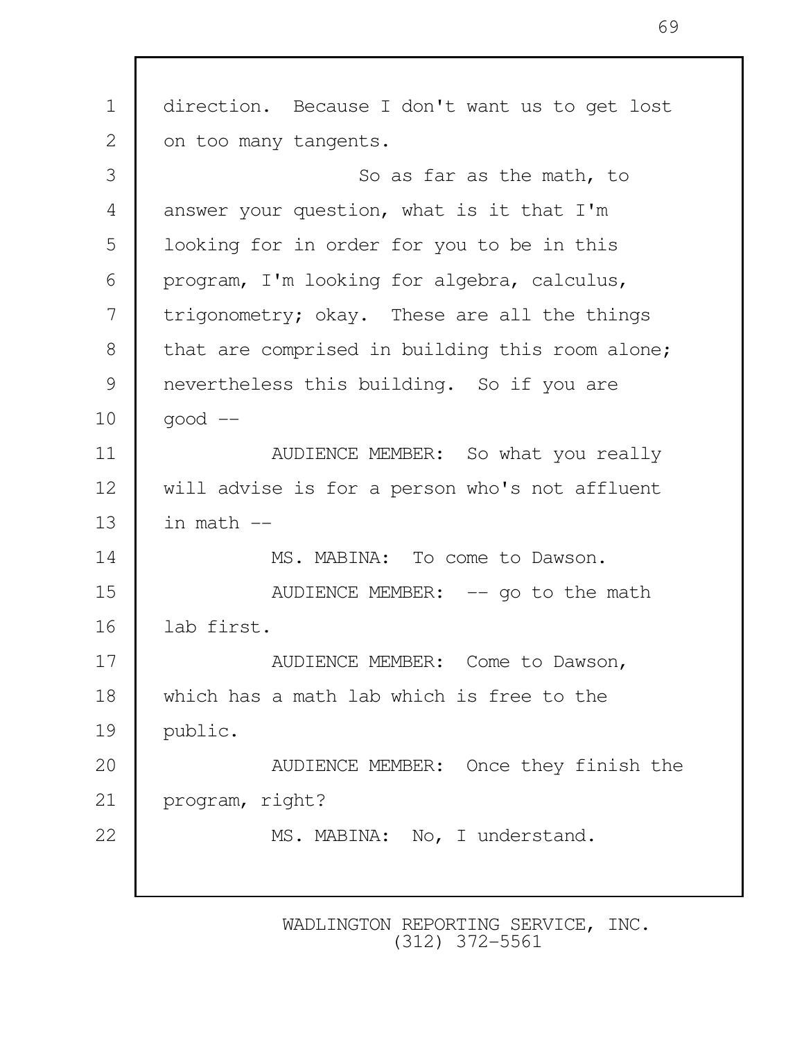direction. Because I don't want us to get lost on too many tangents.

So as far as the math, to answer your question, what is it that I'm looking for in order for you to be in this program, I'm looking for algebra, calculus, trigonometry; okay. These are all the things that are comprised in building this room alone; nevertheless this building. So if you are good --

AUDIENCE MEMBER: So what you really will advise is for a person who's not affluent in math --

MS. MABINA: To come to Dawson.

AUDIENCE MEMBER: -- go to the math lab first.

AUDIENCE MEMBER: Come to Dawson, which has a math lab which is free to the public.

AUDIENCE MEMBER: Once they finish the program, right?

MS. MABINA: No, I understand.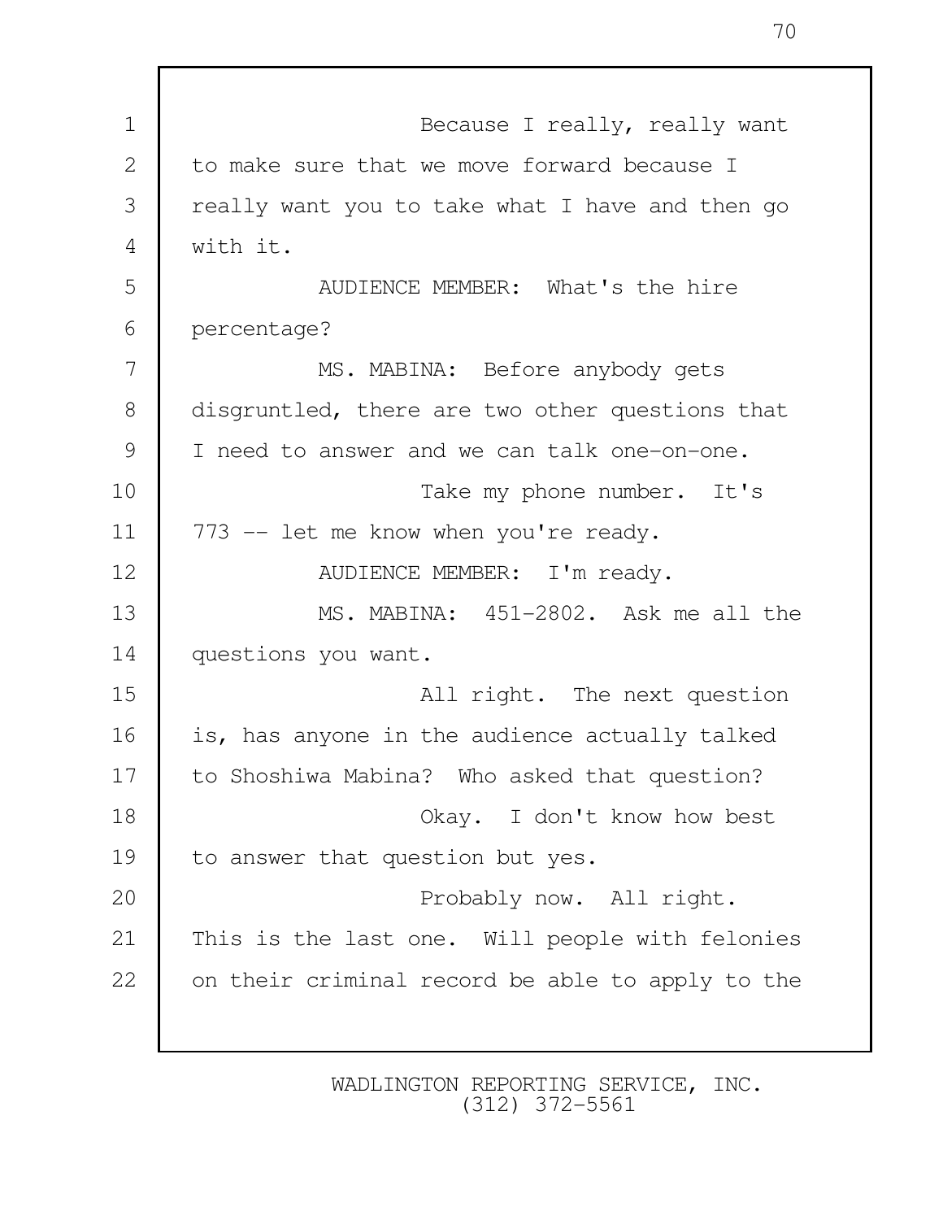Because I really, really want to make sure that we move forward because I really want you to take what I have and then go with it.

AUDIENCE MEMBER: What's the hire percentage?

MS. MABINA: Before anybody gets disgruntled, there are two other questions that I need to answer and we can talk one-on-one.

Take my phone number. It's 773 -- let me know when you're ready.

AUDIENCE MEMBER: I'm ready.

MS. MABINA: 451-2802. Ask me all the questions you want.

All right. The next question is, has anyone in the audience actually talked to Shoshiwa Mabina? Who asked that question?

Okay. I don't know how best to answer that question but yes.

Probably now. All right. This is the last one. Will people with felonies on their criminal record be able to apply to the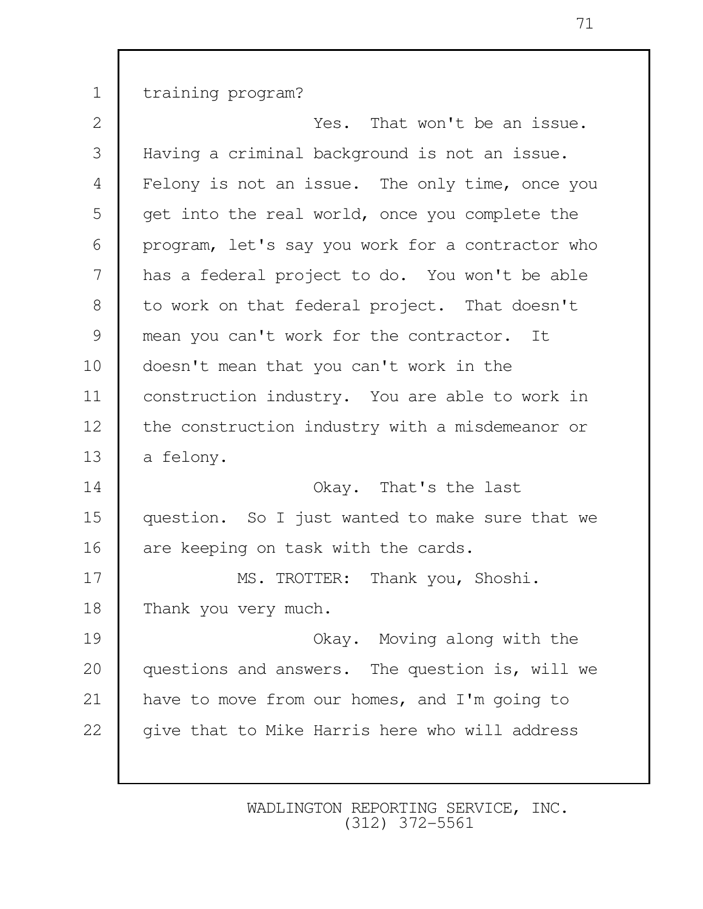training program?

Yes. That won't be an issue. Having a criminal background is not an issue. Felony is not an issue. The only time, once you get into the real world, once you complete the program, let's say you work for a contractor who has a federal project to do. You won't be able to work on that federal project. That doesn't mean you can't work for the contractor. It doesn't mean that you can't work in the construction industry. You are able to work in the construction industry with a misdemeanor or a felony.

Okay. That's the last question. So I just wanted to make sure that we are keeping on task with the cards.

MS. TROTTER: Thank you, Shoshi. Thank you very much.

Okay. Moving along with the questions and answers. The question is, will we have to move from our homes, and I'm going to give that to Mike Harris here who will address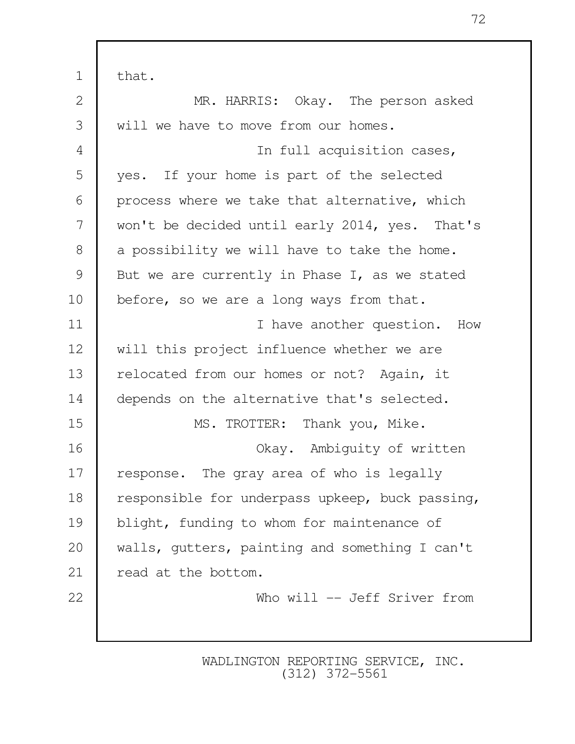that.

MR. HARRIS: Okay. The person asked will we have to move from our homes.

In full acquisition cases, yes. If your home is part of the selected process where we take that alternative, which won't be decided until early 2014, yes. That's a possibility we will have to take the home. But we are currently in Phase I, as we stated before, so we are a long ways from that.

I have another question. How will this project influence whether we are relocated from our homes or not? Again, it depends on the alternative that's selected.

MS. TROTTER: Thank you, Mike.

Okay. Ambiguity of written response. The gray area of who is legally responsible for underpass upkeep, buck passing, blight, funding to whom for maintenance of walls, gutters, painting and something I can't read at the bottom.

Who will -- Jeff Sriver from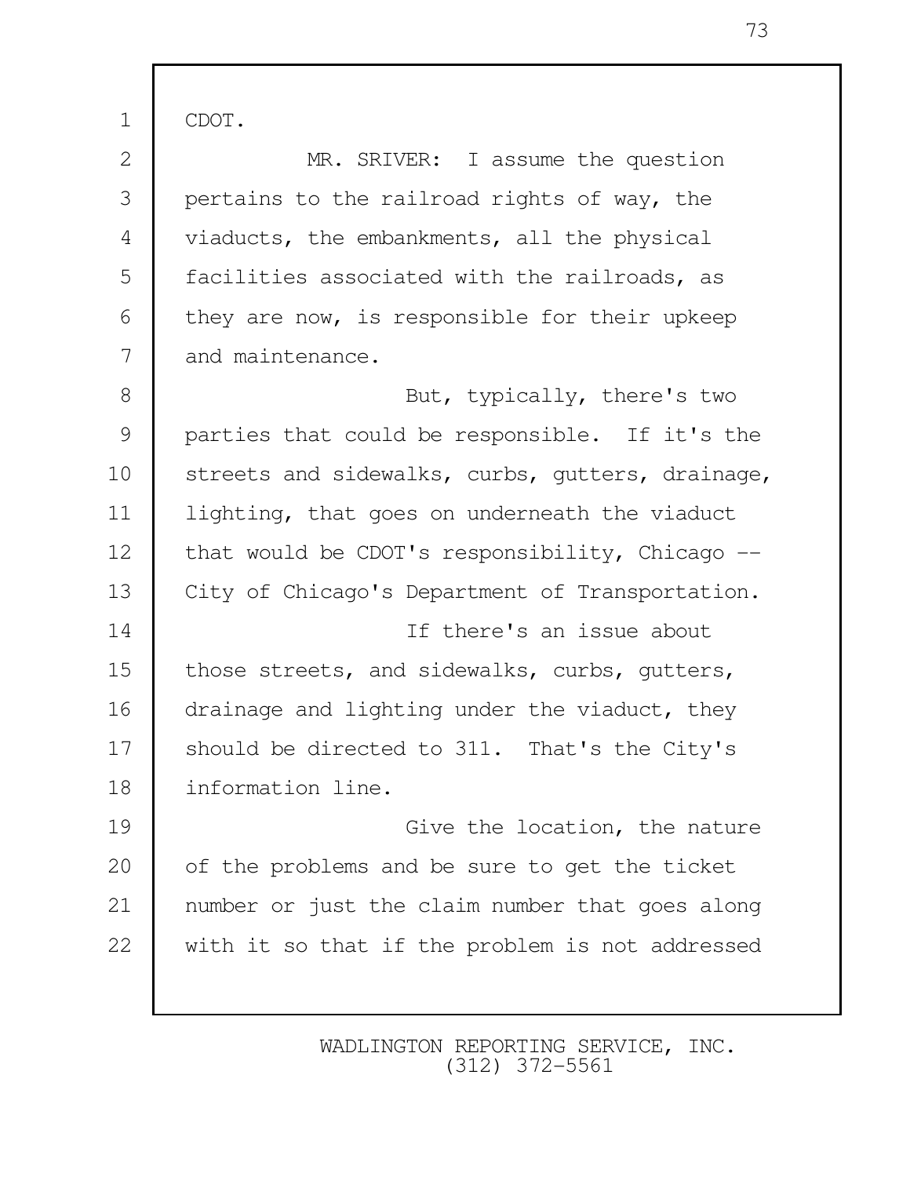CDOT.

MR. SRIVER: I assume the question pertains to the railroad rights of way, the viaducts, the embankments, all the physical facilities associated with the railroads, as they are now, is responsible for their upkeep and maintenance.

But, typically, there's two parties that could be responsible. If it's the streets and sidewalks, curbs, gutters, drainage, lighting, that goes on underneath the viaduct that would be CDOT's responsibility, Chicago -- City of Chicago's Department of Transportation.

If there's an issue about those streets, and sidewalks, curbs, gutters, drainage and lighting under the viaduct, they should be directed to 311. That's the City's information line.

Give the location, the nature of the problems and be sure to get the ticket number or just the claim number that goes along with it so that if the problem is not addressed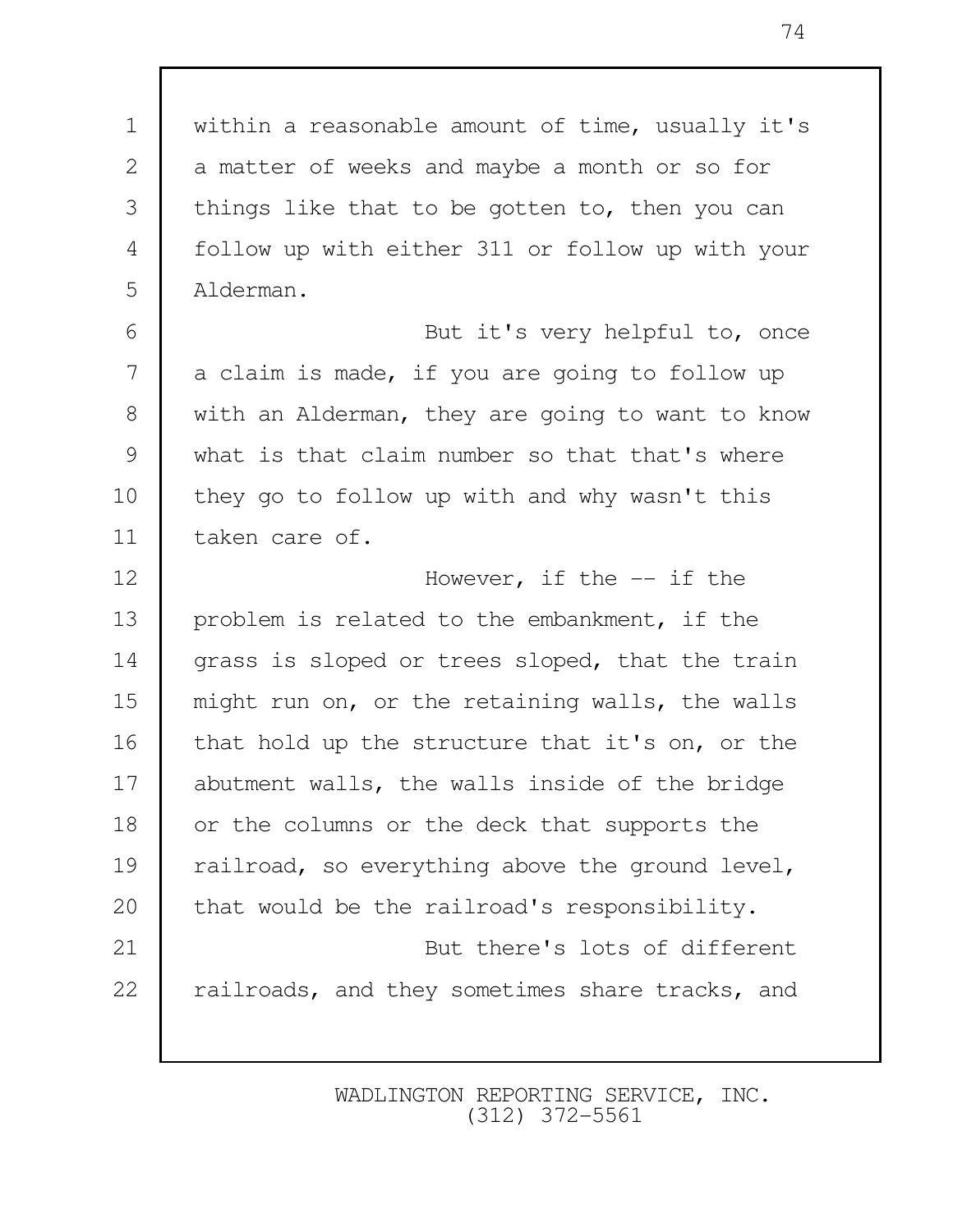within a reasonable amount of time, usually it's a matter of weeks and maybe a month or so for things like that to be gotten to, then you can follow up with either 311 or follow up with your Alderman.

But it's very helpful to, once a claim is made, if you are going to follow up with an Alderman, they are going to want to know what is that claim number so that that's where they go to follow up with and why wasn't this taken care of.

However, if the -- if the problem is related to the embankment, if the grass is sloped or trees sloped, that the train might run on, or the retaining walls, the walls that hold up the structure that it's on, or the abutment walls, the walls inside of the bridge or the columns or the deck that supports the railroad, so everything above the ground level, that would be the railroad's responsibility.

But there's lots of different railroads, and they sometimes share tracks, and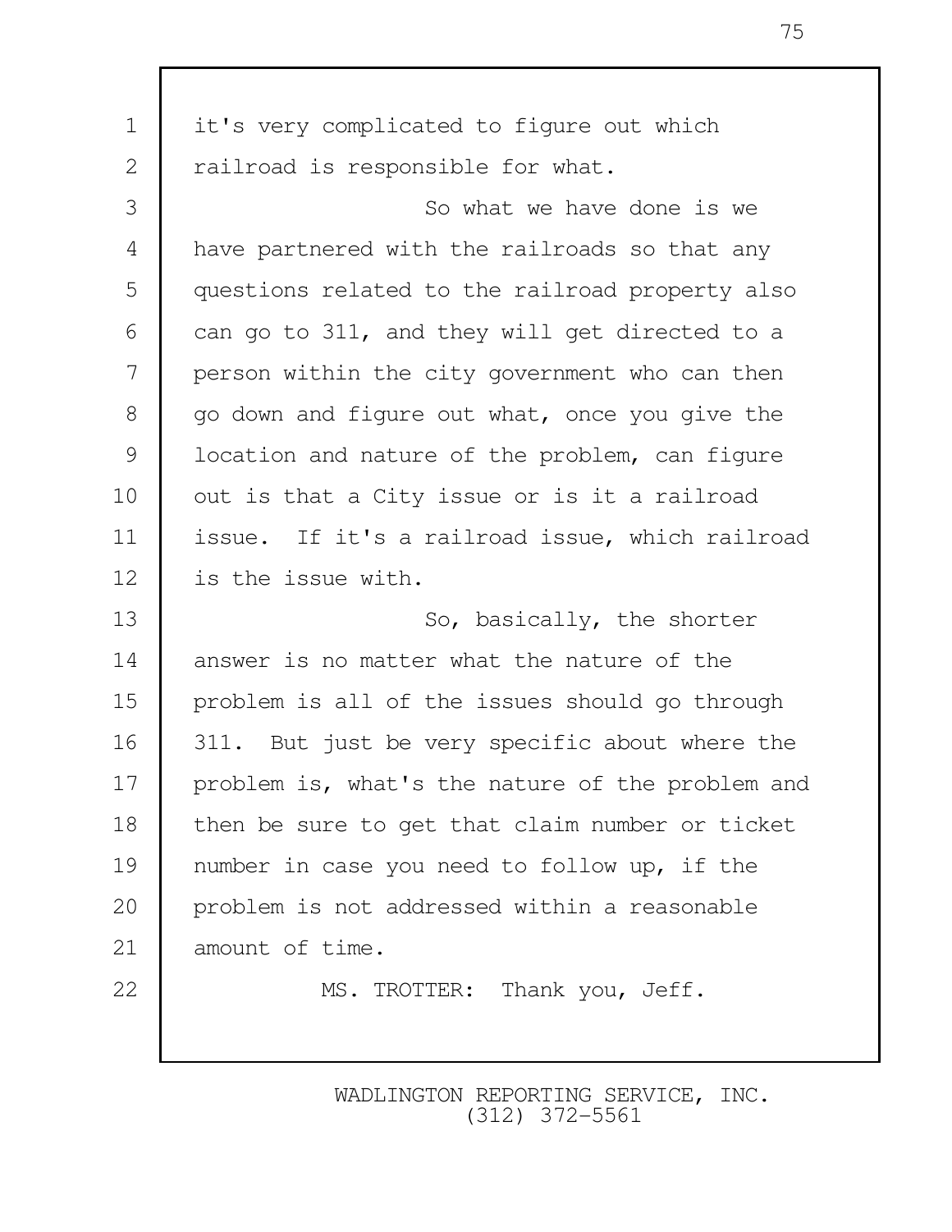it's very complicated to figure out which railroad is responsible for what.

So what we have done is we have partnered with the railroads so that any questions related to the railroad property also can go to 311, and they will get directed to a person within the city government who can then go down and figure out what, once you give the location and nature of the problem, can figure out is that a City issue or is it a railroad issue. If it's a railroad issue, which railroad is the issue with.

So, basically, the shorter answer is no matter what the nature of the problem is all of the issues should go through 311. But just be very specific about where the problem is, what's the nature of the problem and then be sure to get that claim number or ticket number in case you need to follow up, if the problem is not addressed within a reasonable amount of time.

MS. TROTTER: Thank you, Jeff.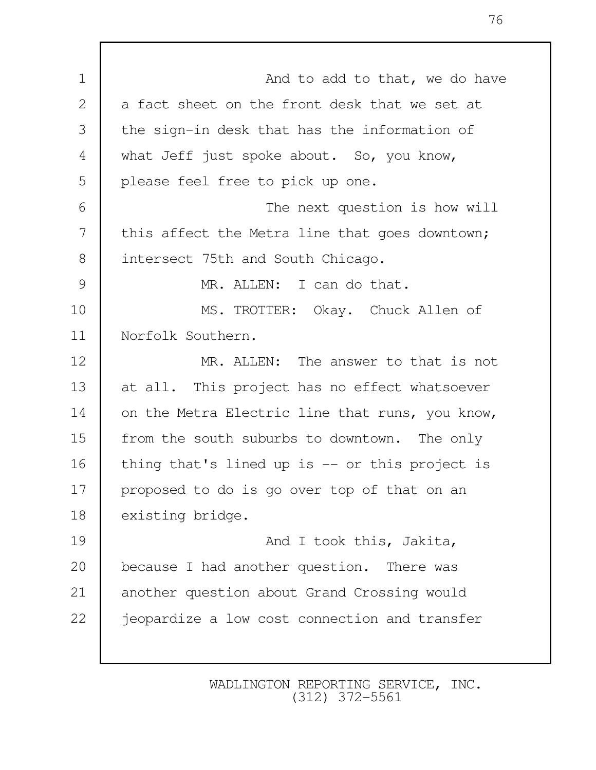And to add to that, we do have a fact sheet on the front desk that we set at the sign-in desk that has the information of what Jeff just spoke about. So, you know, please feel free to pick up one.

The next question is how will this affect the Metra line that goes downtown; intersect 75th and South Chicago.

MR. ALLEN: I can do that.

MS. TROTTER: Okay. Chuck Allen of Norfolk Southern.

MR. ALLEN: The answer to that is not at all. This project has no effect whatsoever on the Metra Electric line that runs, you know, from the south suburbs to downtown. The only thing that's lined up is -- or this project is proposed to do is go over top of that on an existing bridge.

And I took this, Jakita, because I had another question. There was another question about Grand Crossing would jeopardize a low cost connection and transfer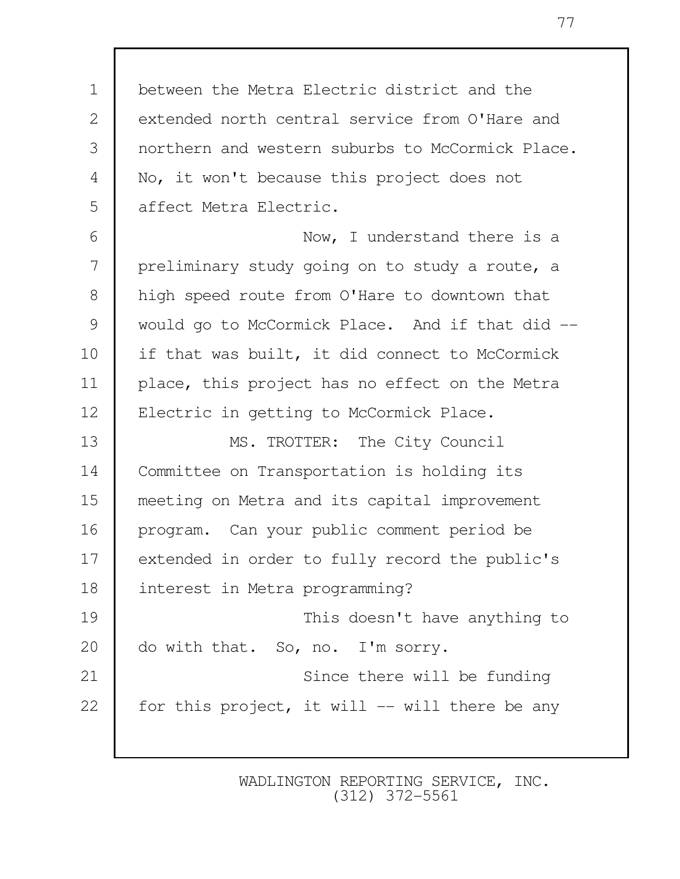between the Metra Electric district and the extended north central service from O'Hare and northern and western suburbs to McCormick Place. No, it won't because this project does not affect Metra Electric.

Now, I understand there is a preliminary study going on to study a route, a high speed route from O'Hare to downtown that would go to McCormick Place. And if that did -- if that was built, it did connect to McCormick place, this project has no effect on the Metra Electric in getting to McCormick Place.

MS. TROTTER: The City Council Committee on Transportation is holding its meeting on Metra and its capital improvement program. Can your public comment period be extended in order to fully record the public's interest in Metra programming?

This doesn't have anything to do with that. So, no. I'm sorry.

Since there will be funding for this project, it will -- will there be any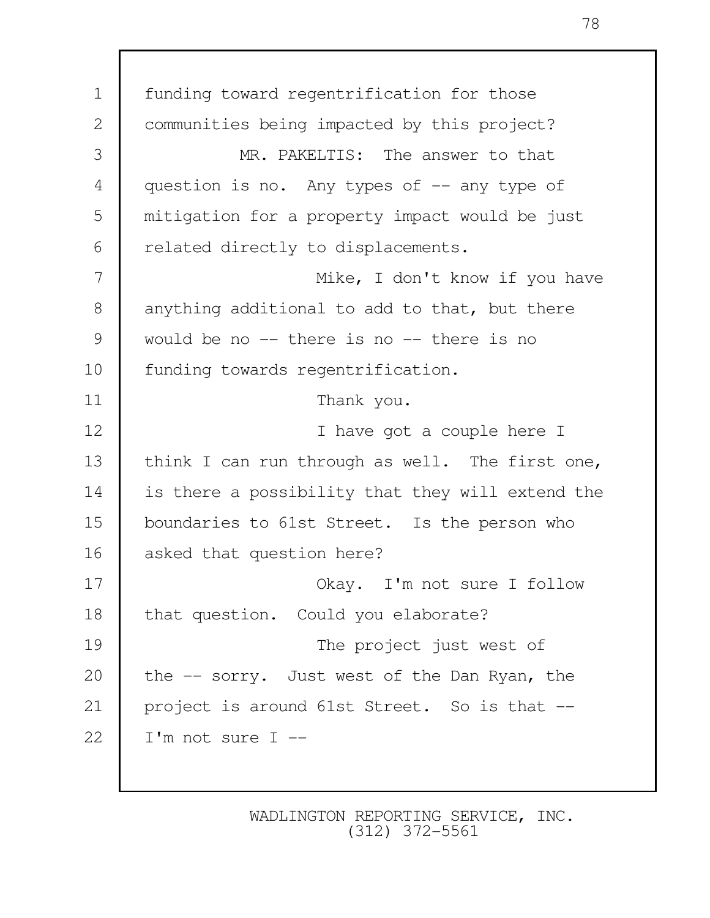funding toward regentrification for those communities being impacted by this project?

MR. PAKELTIS: The answer to that question is no. Any types of -- any type of mitigation for a property impact would be just related directly to displacements.

Mike, I don't know if you have anything additional to add to that, but there would be no -- there is no -- there is no funding towards regentrification.

Thank you.

I have got a couple here I think I can run through as well. The first one, is there a possibility that they will extend the boundaries to 61st Street. Is the person who asked that question here?

Okay. I'm not sure I follow that question. Could you elaborate?

The project just west of the -- sorry. Just west of the Dan Ryan, the project is around 61st Street. So is that -- I'm not sure I --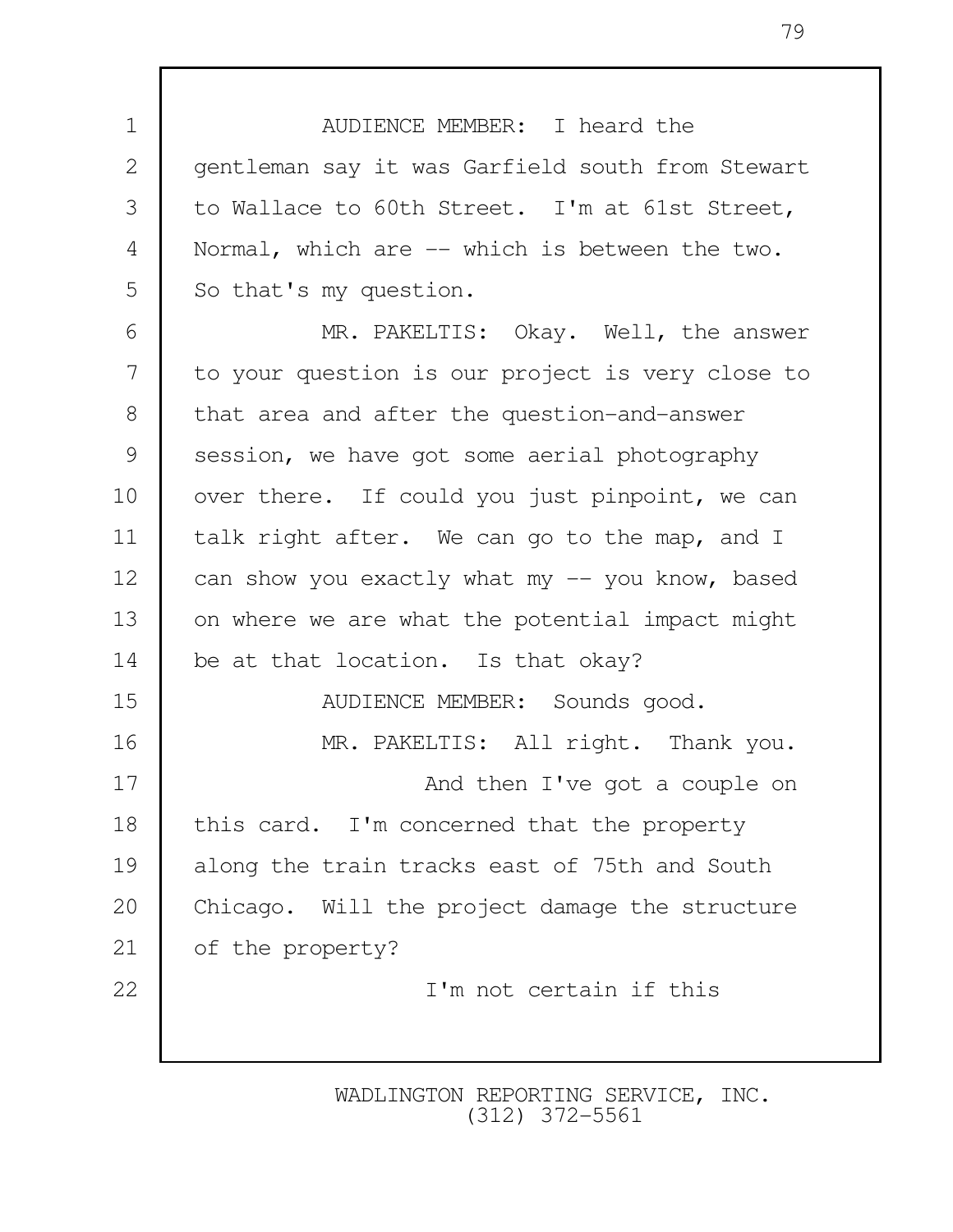AUDIENCE MEMBER: I heard the gentleman say it was Garfield south from Stewart to Wallace to 60th Street. I'm at 61st Street, Normal, which are -- which is between the two. So that's my question.

MR. PAKELTIS: Okay. Well, the answer to your question is our project is very close to that area and after the question-and-answer session, we have got some aerial photography over there. If could you just pinpoint, we can talk right after. We can go to the map, and I can show you exactly what my -- you know, based on where we are what the potential impact might be at that location. Is that okay?

AUDIENCE MEMBER: Sounds good.

MR. PAKELTIS: All right. Thank you.

And then I've got a couple on this card. I'm concerned that the property along the train tracks east of 75th and South Chicago. Will the project damage the structure of the property?

I'm not certain if this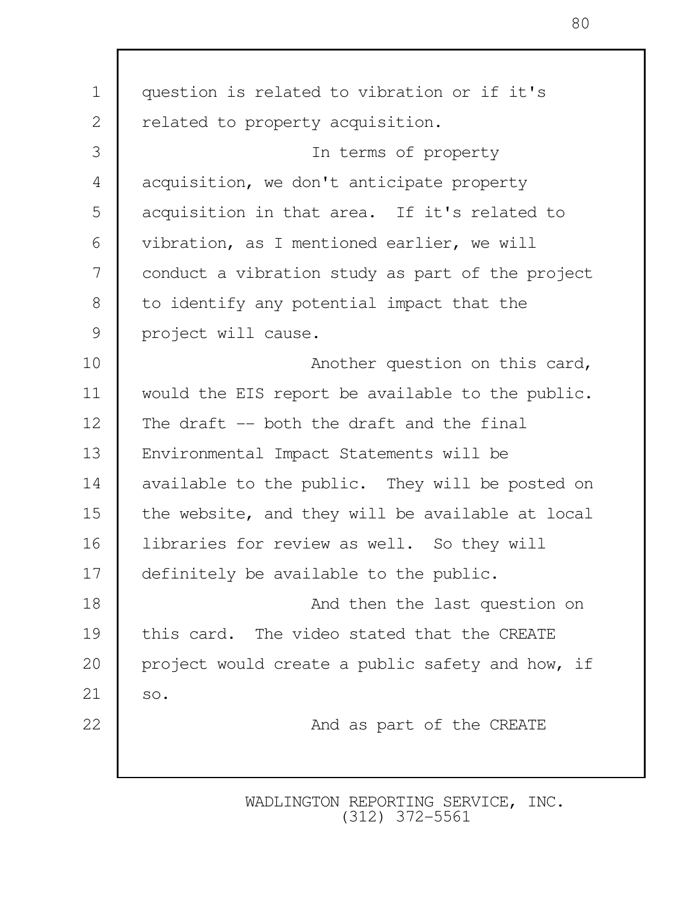question is related to vibration or if it's related to property acquisition.

In terms of property acquisition, we don't anticipate property acquisition in that area. If it's related to vibration, as I mentioned earlier, we will conduct a vibration study as part of the project to identify any potential impact that the project will cause.

Another question on this card, would the EIS report be available to the public. The draft -- both the draft and the final Environmental Impact Statements will be available to the public. They will be posted on the website, and they will be available at local libraries for review as well. So they will definitely be available to the public.

And then the last question on this card. The video stated that the CREATE project would create a public safety and how, if so.

And as part of the CREATE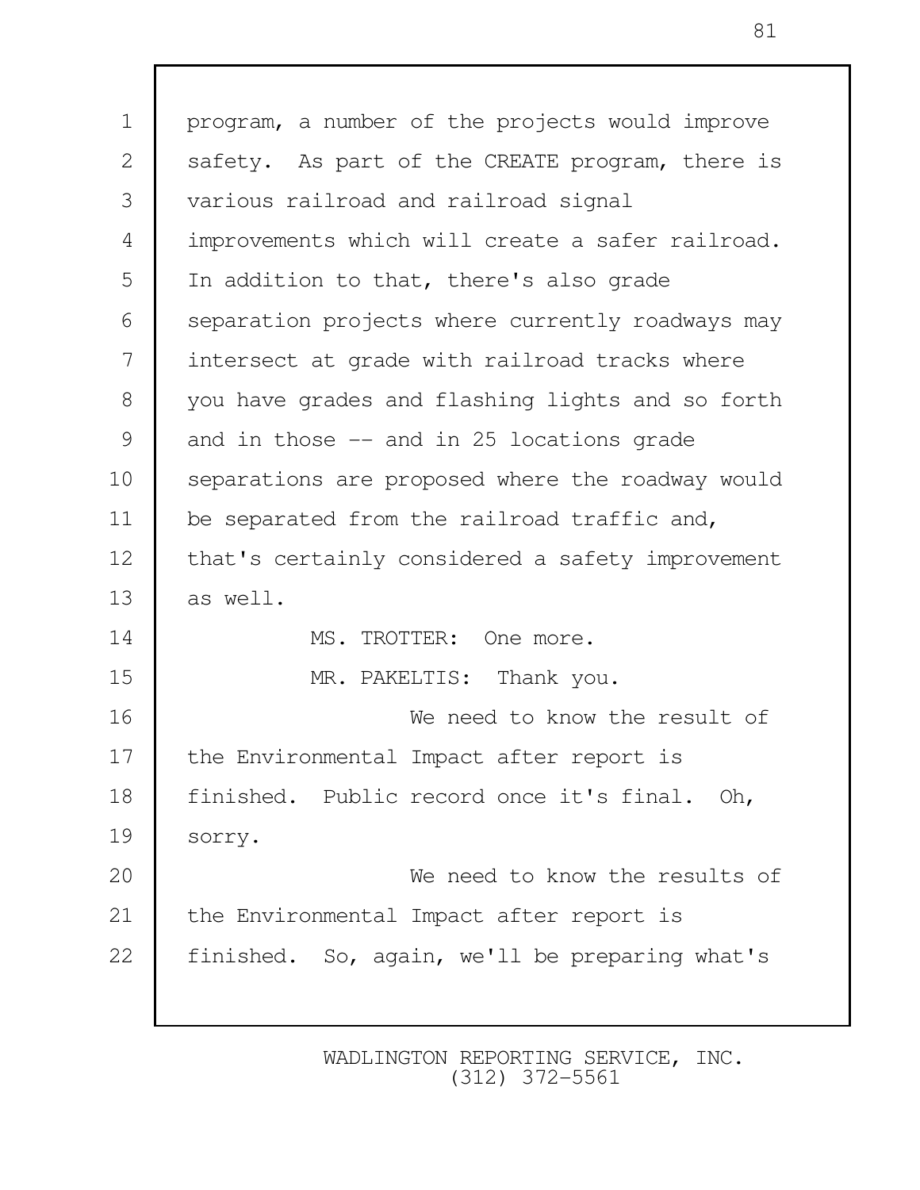program, a number of the projects would improve safety. As part of the CREATE program, there is various railroad and railroad signal improvements which will create a safer railroad. In addition to that, there's also grade separation projects where currently roadways may intersect at grade with railroad tracks where you have grades and flashing lights and so forth and in those -- and in 25 locations grade separations are proposed where the roadway would be separated from the railroad traffic and, that's certainly considered a safety improvement as well.

MS. TROTTER: One more.

MR. PAKELTIS: Thank you.

We need to know the result of the Environmental Impact after report is finished. Public record once it's final. Oh, sorry.

We need to know the results of the Environmental Impact after report is finished. So, again, we'll be preparing what's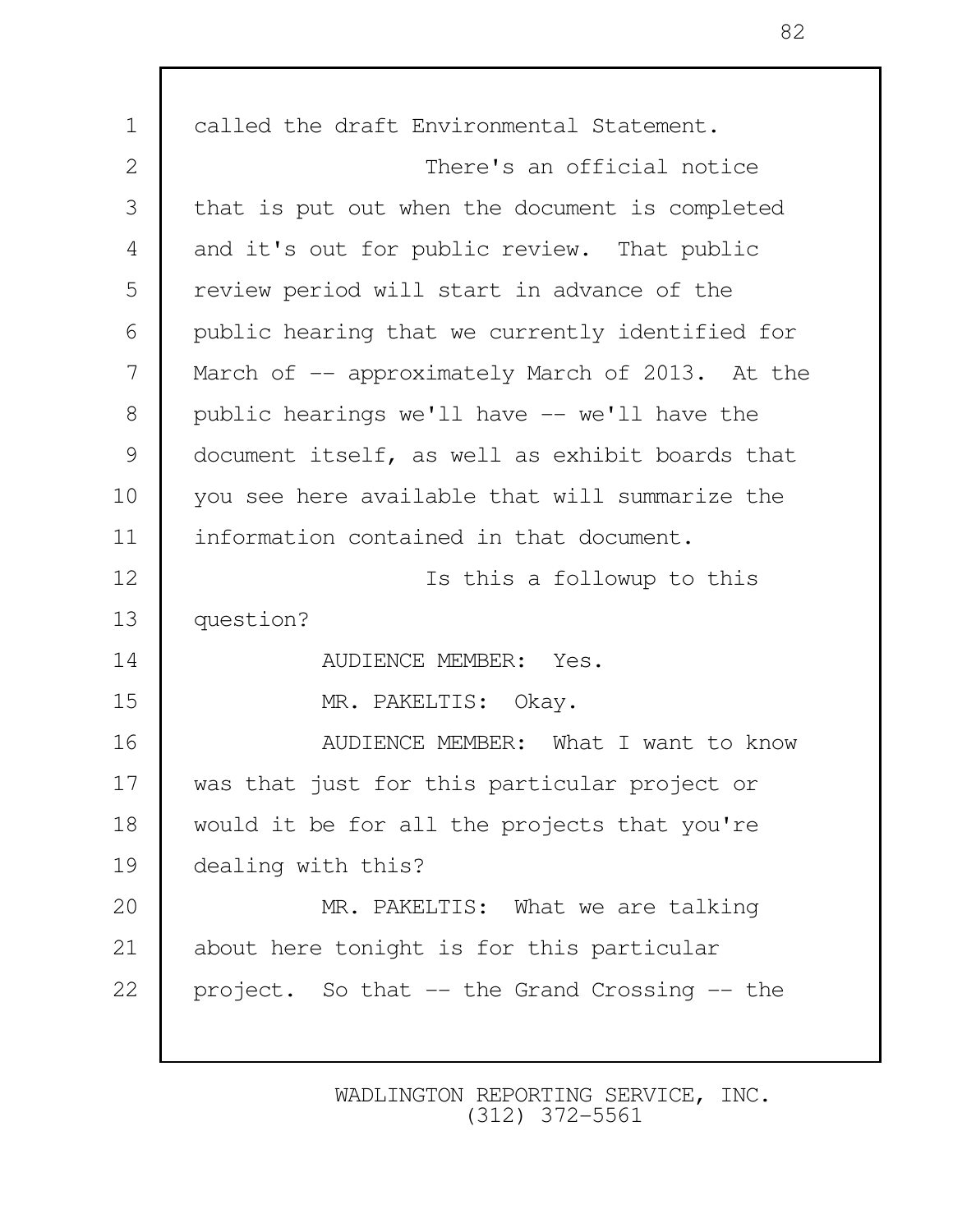called the draft Environmental Statement.

There's an official notice that is put out when the document is completed and it's out for public review. That public review period will start in advance of the public hearing that we currently identified for March of -- approximately March of 2013. At the public hearings we'll have -- we'll have the document itself, as well as exhibit boards that you see here available that will summarize the information contained in that document.

Is this a followup to this question?

AUDIENCE MEMBER: Yes.

MR. PAKELTIS: Okay.

AUDIENCE MEMBER: What I want to know was that just for this particular project or would it be for all the projects that you're dealing with this?

MR. PAKELTIS: What we are talking about here tonight is for this particular project. So that -- the Grand Crossing -- the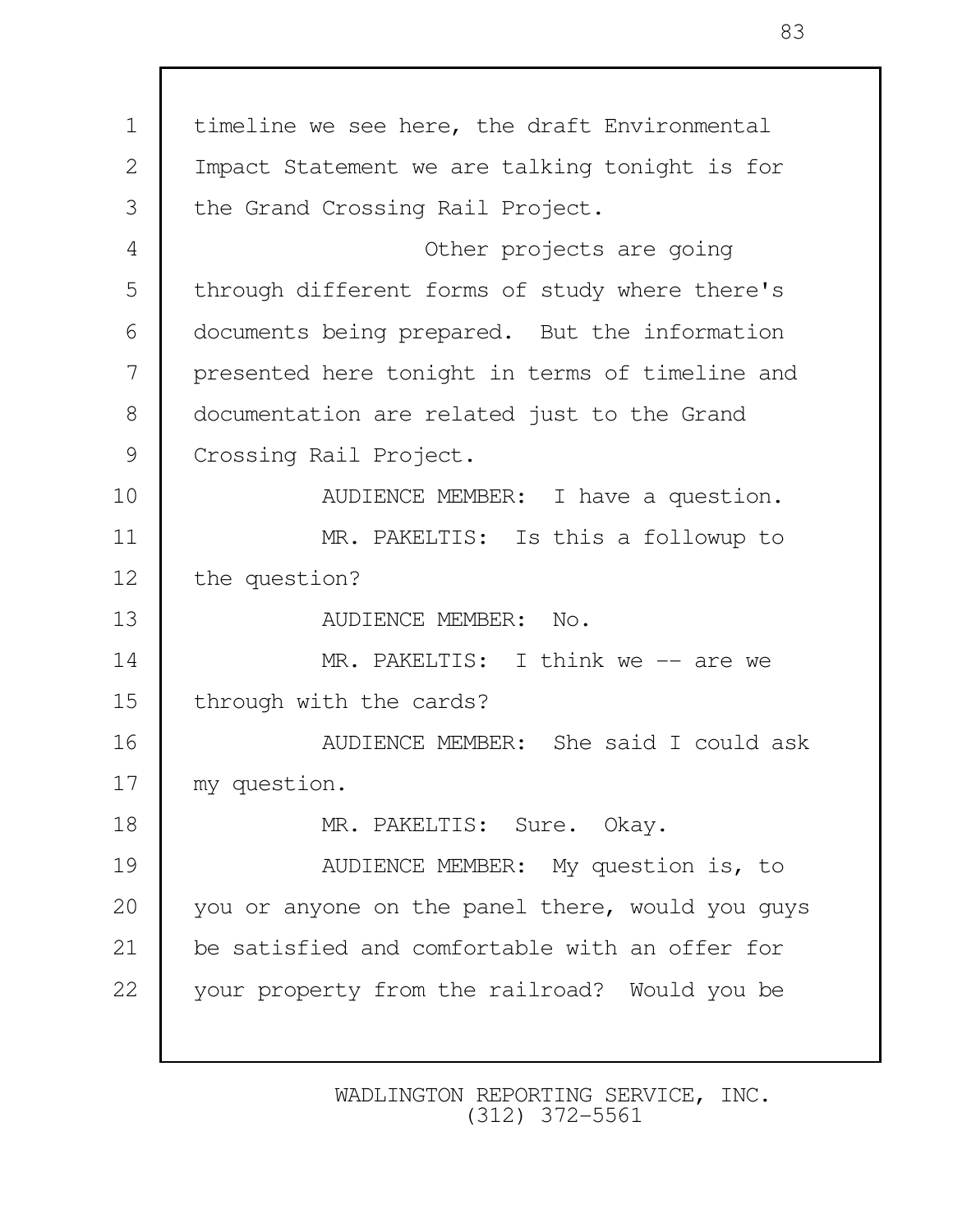timeline we see here, the draft Environmental Impact Statement we are talking tonight is for the Grand Crossing Rail Project.

Other projects are going through different forms of study where there's documents being prepared. But the information presented here tonight in terms of timeline and documentation are related just to the Grand Crossing Rail Project.

AUDIENCE MEMBER: I have a question.

MR. PAKELTIS: Is this a followup to the question?

AUDIENCE MEMBER: No.

MR. PAKELTIS: I think we -- are we through with the cards?

AUDIENCE MEMBER: She said I could ask my question.

MR. PAKELTIS: Sure. Okay.

AUDIENCE MEMBER: My question is, to you or anyone on the panel there, would you guys be satisfied and comfortable with an offer for your property from the railroad? Would you be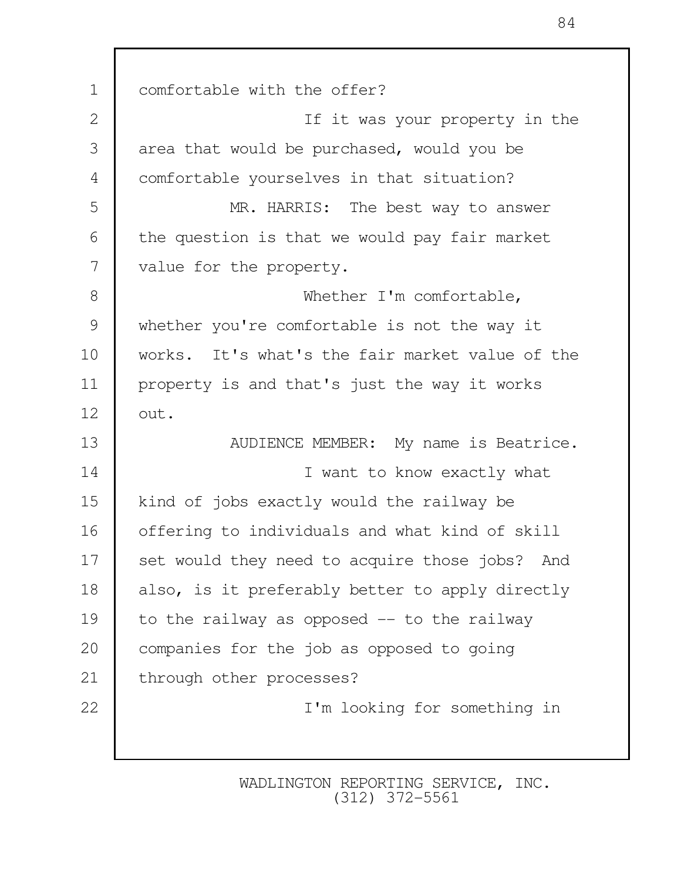comfortable with the offer?

If it was your property in the area that would be purchased, would you be comfortable yourselves in that situation?

MR. HARRIS: The best way to answer the question is that we would pay fair market value for the property.

Whether I'm comfortable, whether you're comfortable is not the way it works. It's what's the fair market value of the property is and that's just the way it works out.

AUDIENCE MEMBER: My name is Beatrice.

I want to know exactly what kind of jobs exactly would the railway be offering to individuals and what kind of skill set would they need to acquire those jobs? And also, is it preferably better to apply directly to the railway as opposed -- to the railway companies for the job as opposed to going through other processes?

I'm looking for something in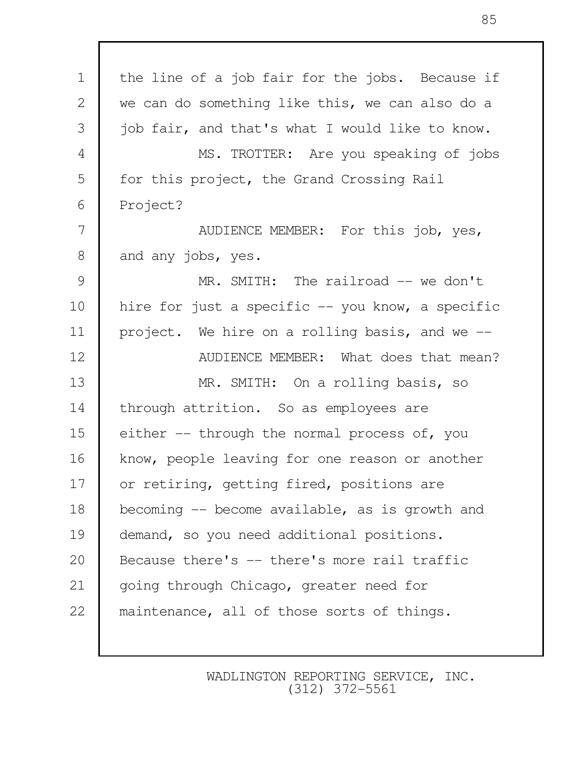the line of a job fair for the jobs. Because if we can do something like this, we can also do a job fair, and that's what I would like to know.

MS. TROTTER: Are you speaking of jobs for this project, the Grand Crossing Rail Project?

AUDIENCE MEMBER: For this job, yes, and any jobs, yes.

MR. SMITH: The railroad -- we don't hire for just a specific -- you know, a specific project. We hire on a rolling basis, and we --

AUDIENCE MEMBER: What does that mean?

MR. SMITH: On a rolling basis, so through attrition. So as employees are either -- through the normal process of, you know, people leaving for one reason or another or retiring, getting fired, positions are becoming -- become available, as is growth and demand, so you need additional positions. Because there's -- there's more rail traffic going through Chicago, greater need for maintenance, all of those sorts of things.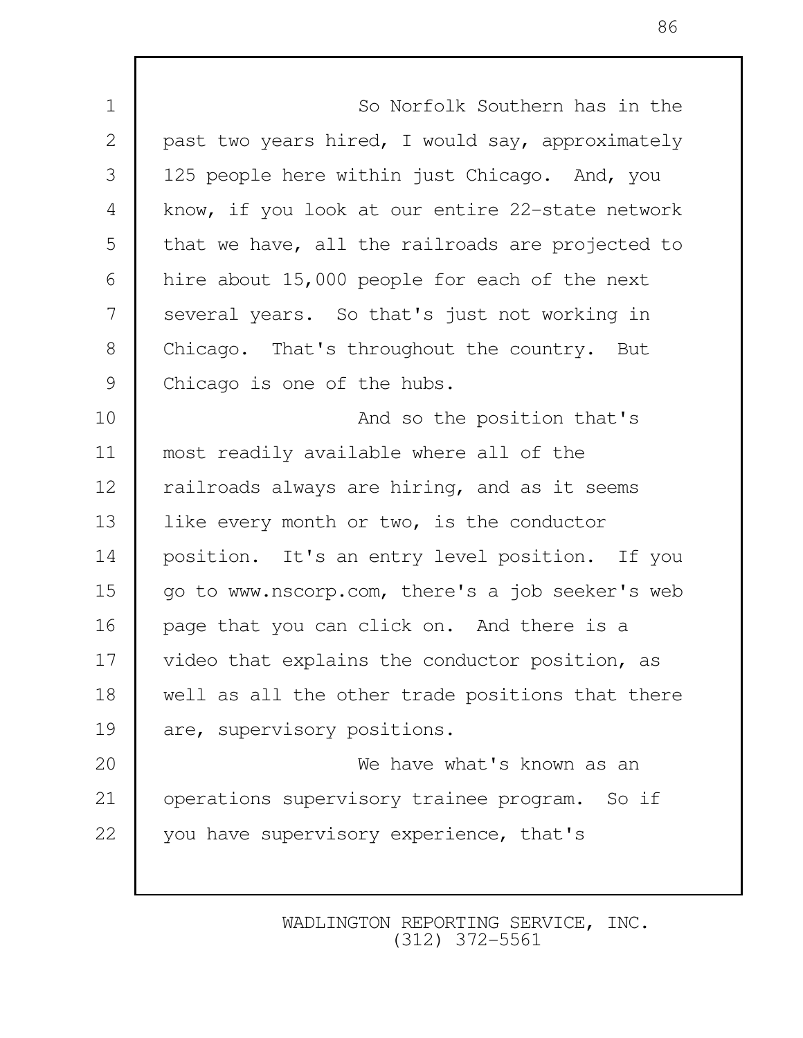So Norfolk Southern has in the past two years hired, I would say, approximately 125 people here within just Chicago. And, you know, if you look at our entire 22-state network that we have, all the railroads are projected to hire about 15,000 people for each of the next several years. So that's just not working in Chicago. That's throughout the country. But Chicago is one of the hubs.

And so the position that's most readily available where all of the railroads always are hiring, and as it seems like every month or two, is the conductor position. It's an entry level position. If you go to www.nscorp.com, there's a job seeker's web page that you can click on. And there is a video that explains the conductor position, as well as all the other trade positions that there are, supervisory positions.

We have what's known as an operations supervisory trainee program. So if you have supervisory experience, that's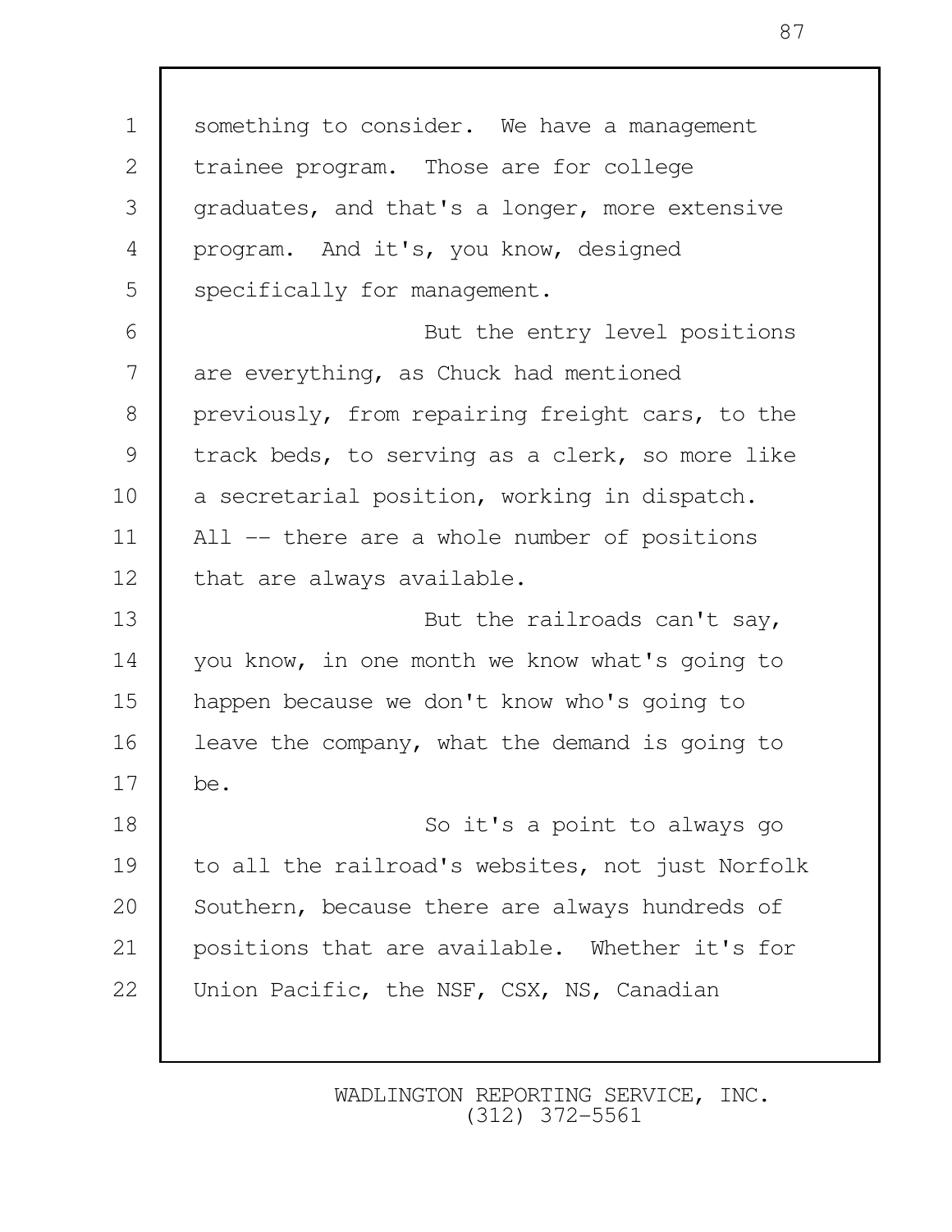something to consider. We have a management trainee program. Those are for college graduates, and that's a longer, more extensive program. And it's, you know, designed specifically for management.

But the entry level positions are everything, as Chuck had mentioned previously, from repairing freight cars, to the track beds, to serving as a clerk, so more like a secretarial position, working in dispatch. All -- there are a whole number of positions that are always available.

But the railroads can't say, you know, in one month we know what's going to happen because we don't know who's going to leave the company, what the demand is going to be.

So it's a point to always go to all the railroad's websites, not just Norfolk Southern, because there are always hundreds of positions that are available. Whether it's for Union Pacific, the NSF, CSX, NS, Canadian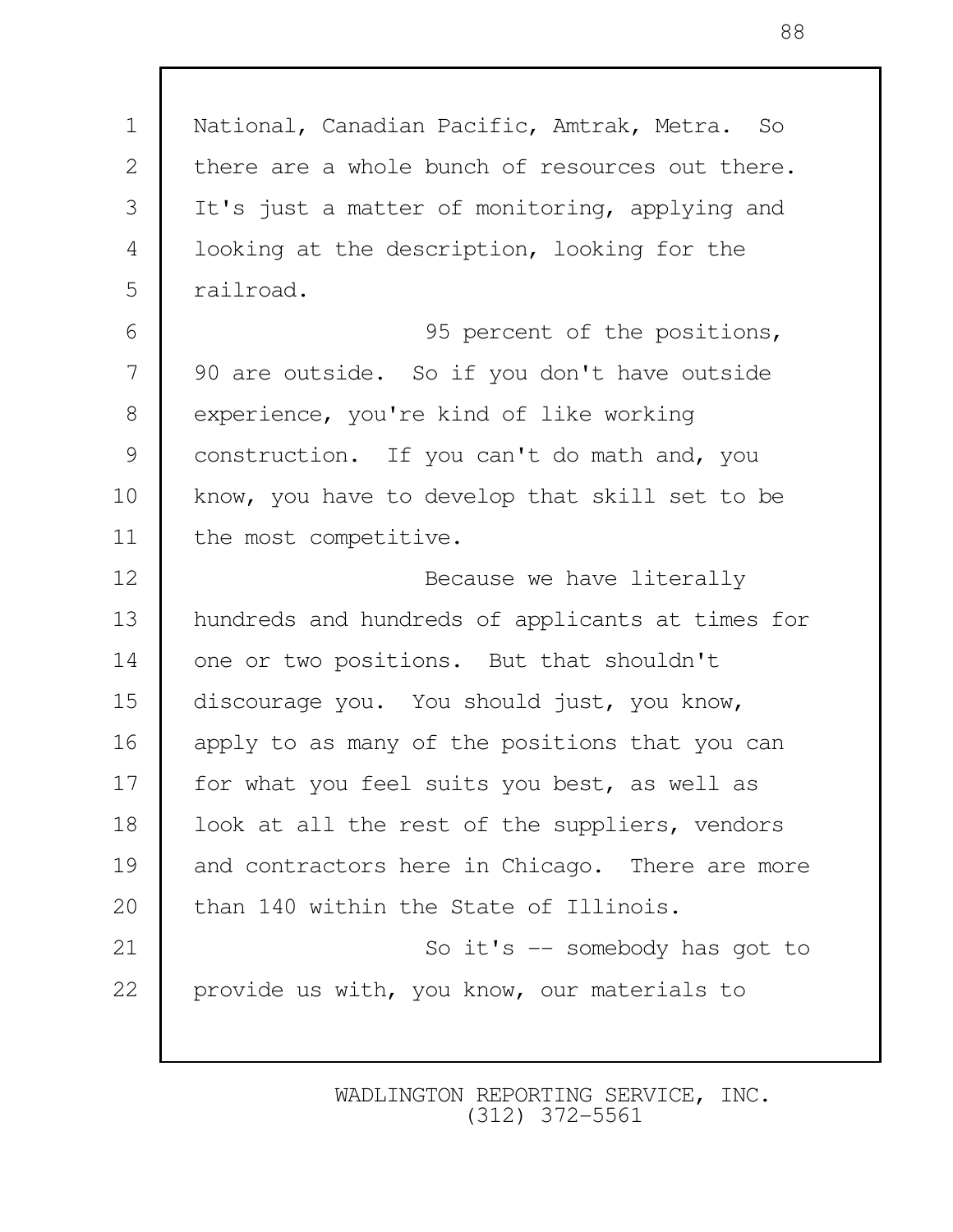National, Canadian Pacific, Amtrak, Metra. So there are a whole bunch of resources out there. It's just a matter of monitoring, applying and looking at the description, looking for the railroad.

95 percent of the positions, 90 are outside. So if you don't have outside experience, you're kind of like working construction. If you can't do math and, you know, you have to develop that skill set to be the most competitive.

Because we have literally hundreds and hundreds of applicants at times for one or two positions. But that shouldn't discourage you. You should just, you know, apply to as many of the positions that you can for what you feel suits you best, as well as look at all the rest of the suppliers, vendors and contractors here in Chicago. There are more than 140 within the State of Illinois.

So it's -- somebody has got to provide us with, you know, our materials to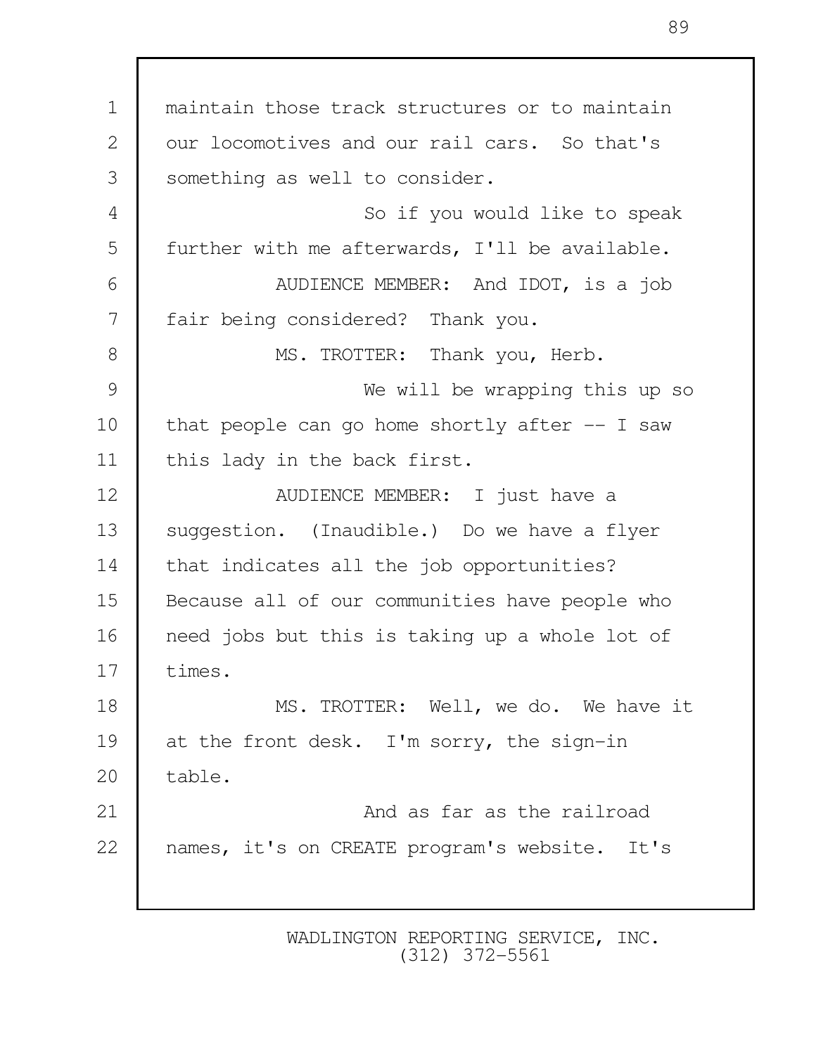maintain those track structures or to maintain our locomotives and our rail cars. So that's something as well to consider.

So if you would like to speak further with me afterwards, I'll be available.

AUDIENCE MEMBER: And IDOT, is a job fair being considered? Thank you.

MS. TROTTER: Thank you, Herb.

We will be wrapping this up so that people can go home shortly after -- I saw this lady in the back first.

AUDIENCE MEMBER: I just have a suggestion. (Inaudible.) Do we have a flyer that indicates all the job opportunities? Because all of our communities have people who need jobs but this is taking up a whole lot of times.

MS. TROTTER: Well, we do. We have it at the front desk. I'm sorry, the sign-in table.

And as far as the railroad names, it's on CREATE program's website. It's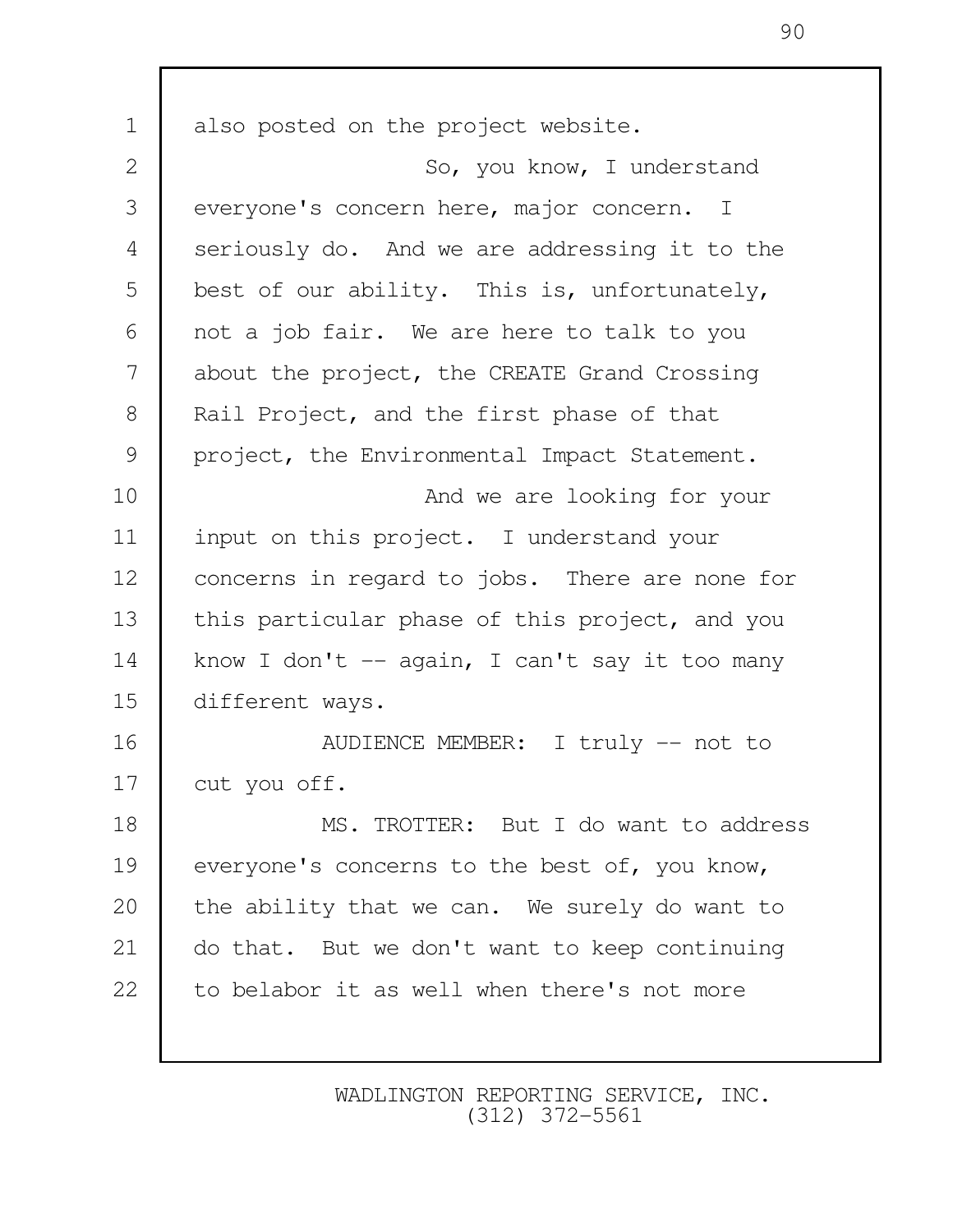also posted on the project website.

So, you know, I understand everyone's concern here, major concern. I seriously do. And we are addressing it to the best of our ability. This is, unfortunately, not a job fair. We are here to talk to you about the project, the CREATE Grand Crossing Rail Project, and the first phase of that project, the Environmental Impact Statement.

And we are looking for your input on this project. I understand your concerns in regard to jobs. There are none for this particular phase of this project, and you know I don't -- again, I can't say it too many different ways.

AUDIENCE MEMBER: I truly -- not to cut you off.

MS. TROTTER: But I do want to address everyone's concerns to the best of, you know, the ability that we can. We surely do want to do that. But we don't want to keep continuing to belabor it as well when there's not more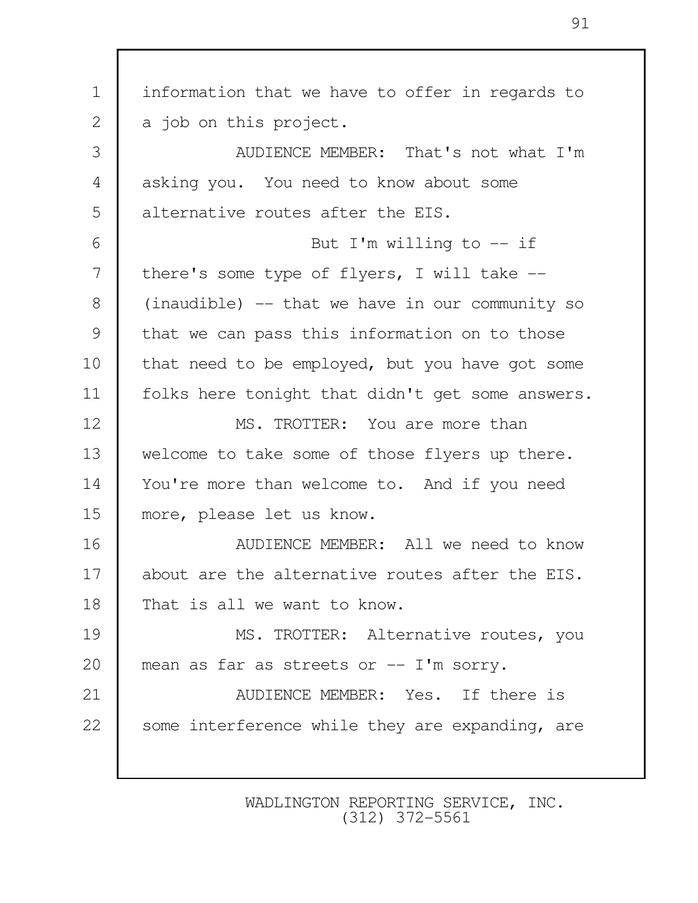information that we have to offer in regards to a job on this project.

AUDIENCE MEMBER: That's not what I'm asking you. You need to know about some alternative routes after the EIS.

But I'm willing to -- if there's some type of flyers, I will take -- (inaudible) -- that we have in our community so that we can pass this information on to those that need to be employed, but you have got some folks here tonight that didn't get some answers.

MS. TROTTER: You are more than welcome to take some of those flyers up there. You're more than welcome to. And if you need more, please let us know.

AUDIENCE MEMBER: All we need to know about are the alternative routes after the EIS. That is all we want to know.

MS. TROTTER: Alternative routes, you mean as far as streets or -- I'm sorry.

AUDIENCE MEMBER: Yes. If there is some interference while they are expanding, are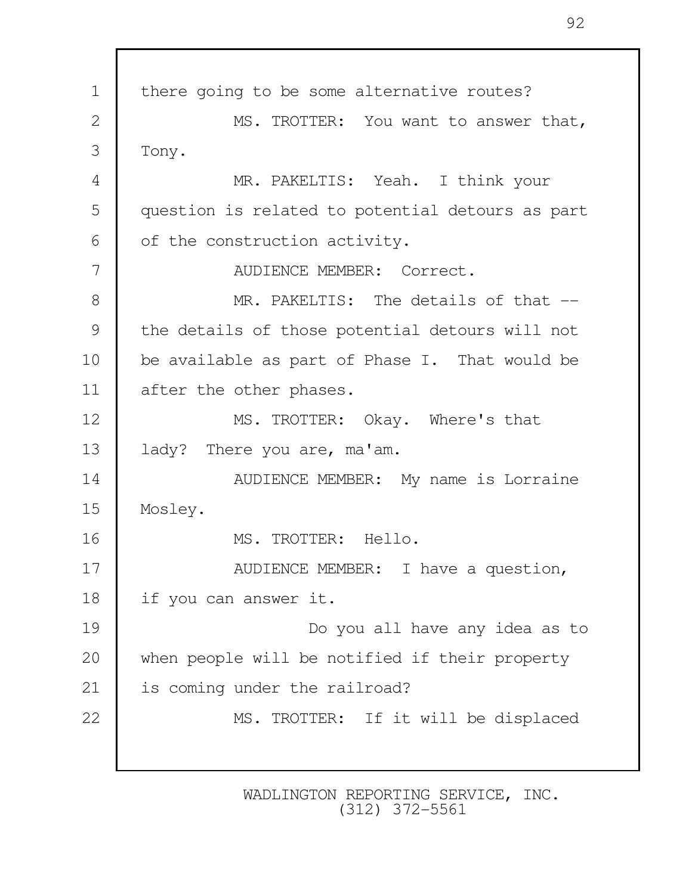there going to be some alternative routes?

MS. TROTTER: You want to answer that, Tony.

MR. PAKELTIS: Yeah. I think your question is related to potential detours as part of the construction activity.

AUDIENCE MEMBER: Correct.

MR. PAKELTIS: The details of that -- the details of those potential detours will not be available as part of Phase I. That would be after the other phases.

MS. TROTTER: Okay. Where's that lady? There you are, ma'am.

AUDIENCE MEMBER: My name is Lorraine Mosley.

MS. TROTTER: Hello.

AUDIENCE MEMBER: I have a question, if you can answer it.

Do you all have any idea as to when people will be notified if their property is coming under the railroad?

MS. TROTTER: If it will be displaced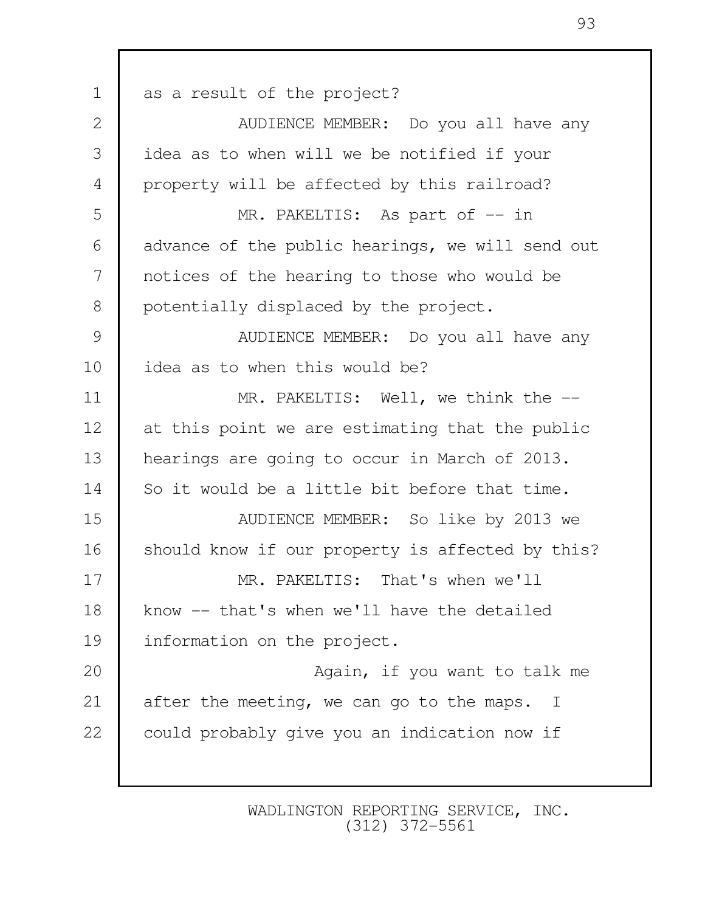as a result of the project?

AUDIENCE MEMBER: Do you all have any idea as to when will we be notified if your property will be affected by this railroad?

MR. PAKELTIS: As part of -- in advance of the public hearings, we will send out notices of the hearing to those who would be potentially displaced by the project.

AUDIENCE MEMBER: Do you all have any idea as to when this would be?

MR. PAKELTIS: Well, we think the -- at this point we are estimating that the public hearings are going to occur in March of 2013. So it would be a little bit before that time.

AUDIENCE MEMBER: So like by 2013 we should know if our property is affected by this?

MR. PAKELTIS: That's when we'll know -- that's when we'll have the detailed information on the project.

Again, if you want to talk me after the meeting, we can go to the maps. I could probably give you an indication now if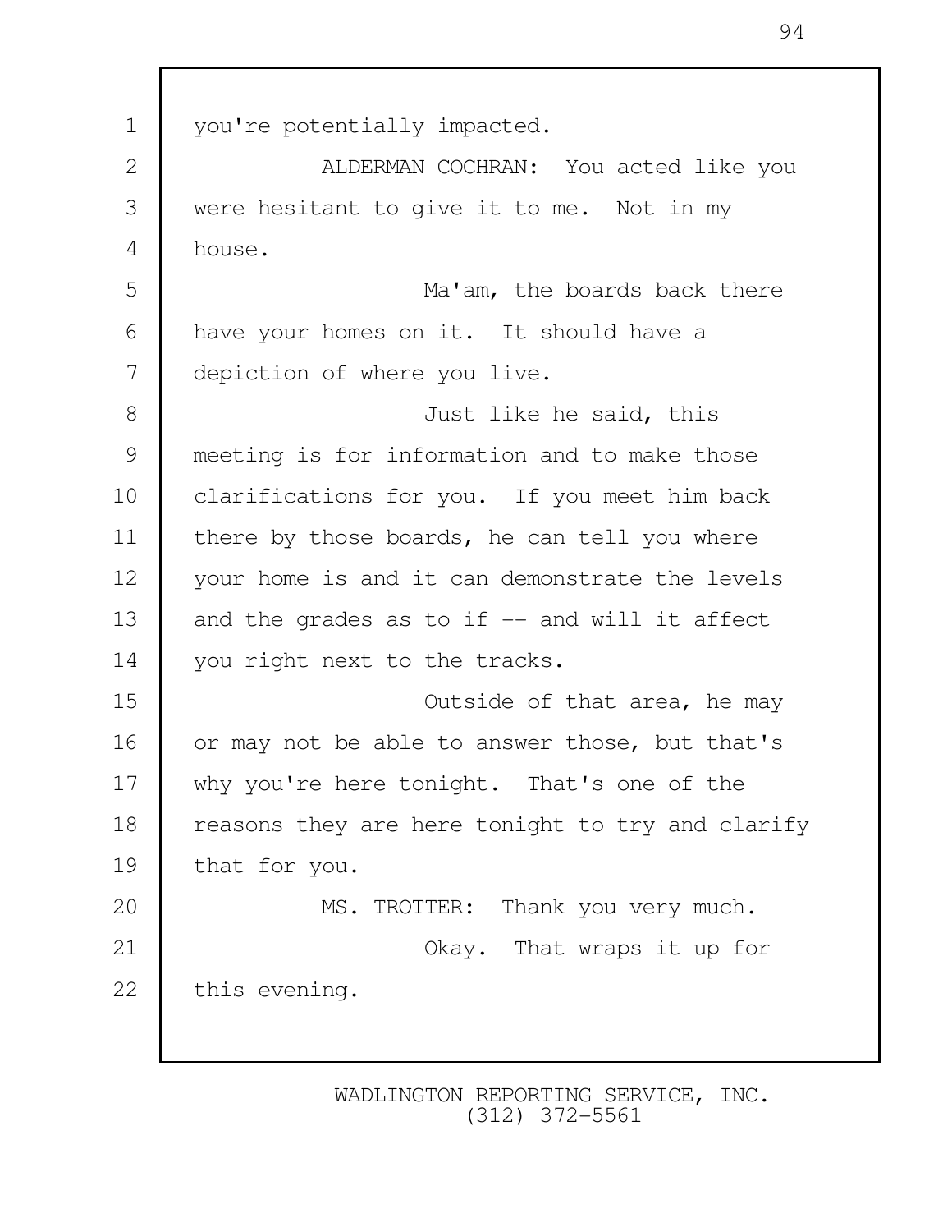you're potentially impacted.

ALDERMAN COCHRAN: You acted like you were hesitant to give it to me. Not in my house.

Ma'am, the boards back there have your homes on it. It should have a depiction of where you live.

Just like he said, this meeting is for information and to make those clarifications for you. If you meet him back there by those boards, he can tell you where your home is and it can demonstrate the levels and the grades as to if -- and will it affect you right next to the tracks.

Outside of that area, he may or may not be able to answer those, but that's why you're here tonight. That's one of the reasons they are here tonight to try and clarify that for you.

MS. TROTTER: Thank you very much.

Okay. That wraps it up for this evening.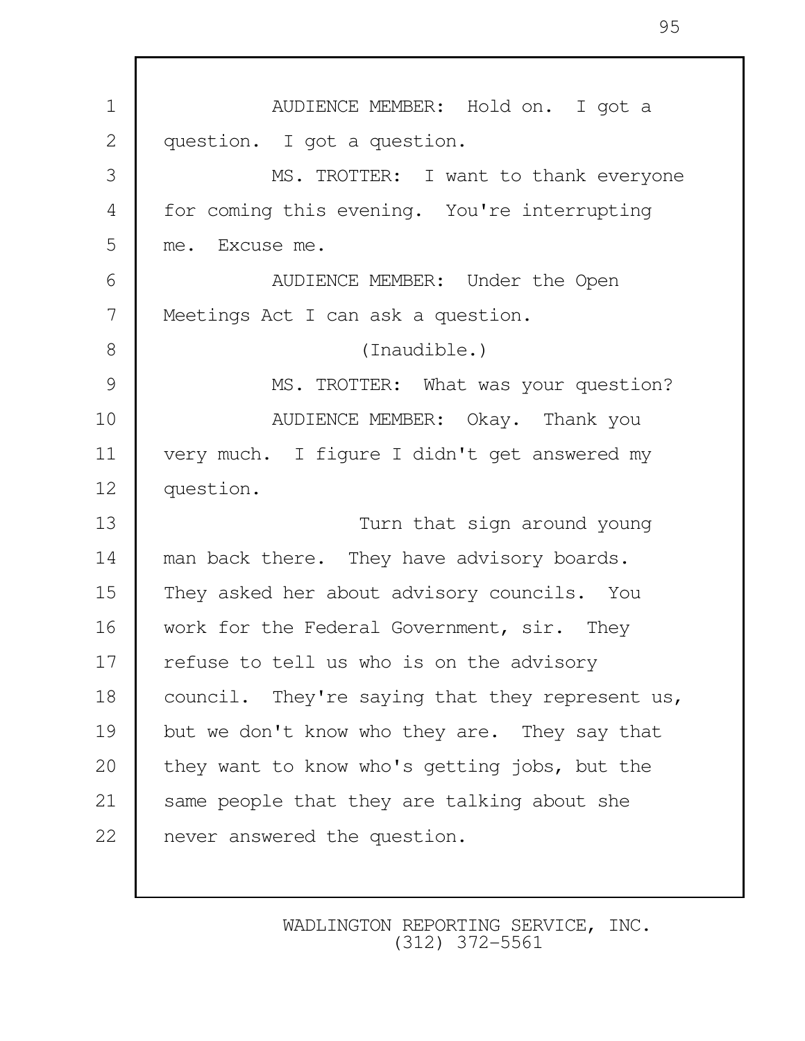AUDIENCE MEMBER: Hold on. I got a question. I got a question.

MS. TROTTER: I want to thank everyone for coming this evening. You're interrupting me. Excuse me.

AUDIENCE MEMBER: Under the Open Meetings Act I can ask a question.

(Inaudible.)

MS. TROTTER: What was your question?

AUDIENCE MEMBER: Okay. Thank you very much. I figure I didn't get answered my question.

Turn that sign around young man back there. They have advisory boards. They asked her about advisory councils. You work for the Federal Government, sir. They refuse to tell us who is on the advisory council. They're saying that they represent us, but we don't know who they are. They say that they want to know who's getting jobs, but the same people that they are talking about she never answered the question.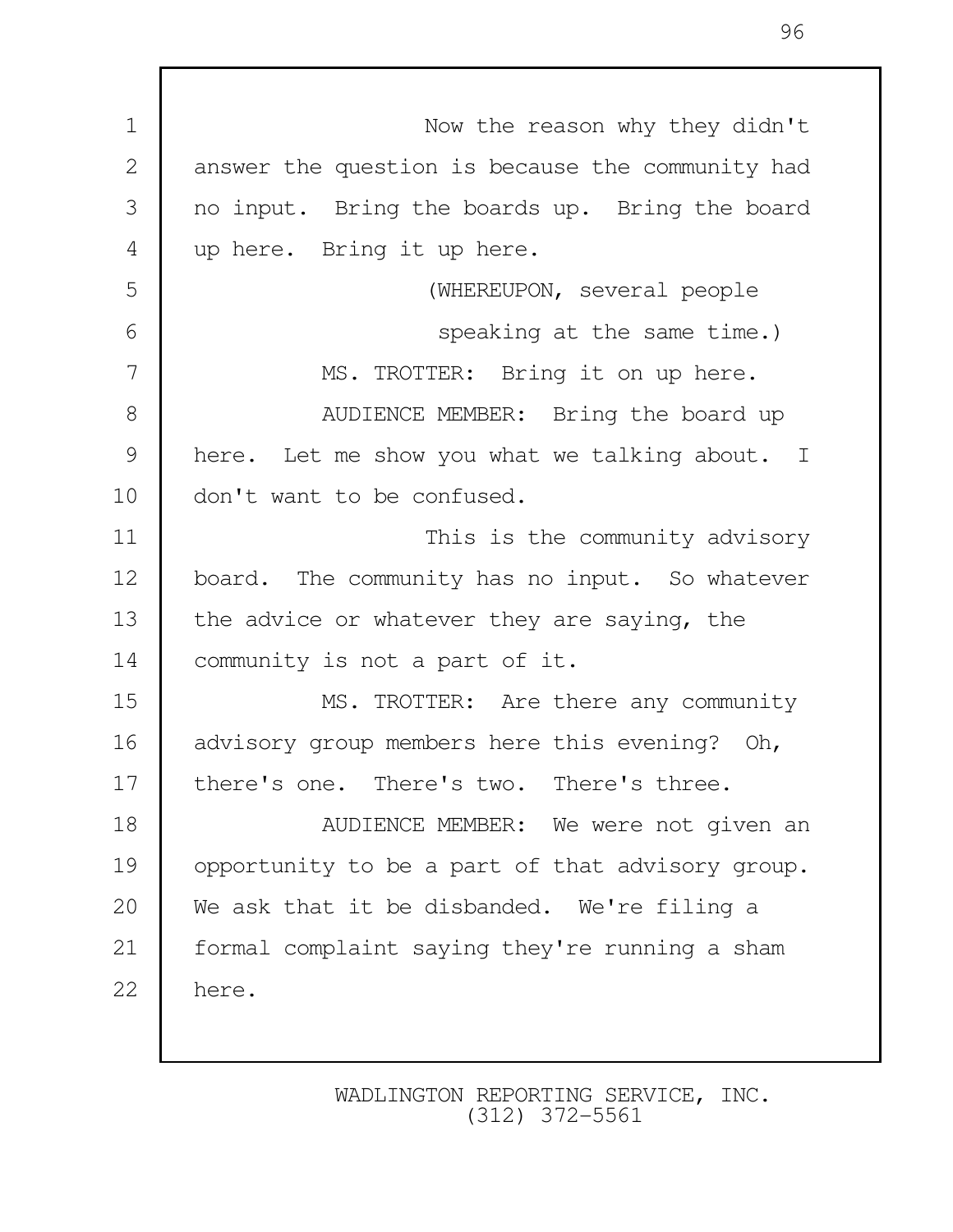Now the reason why they didn't answer the question is because the community had no input. Bring the boards up. Bring the board up here. Bring it up here.

(WHEREUPON, several people speaking at the same time.)

MS. TROTTER: Bring it on up here.

AUDIENCE MEMBER: Bring the board up here. Let me show you what we talking about. I don't want to be confused.

This is the community advisory board. The community has no input. So whatever the advice or whatever they are saying, the community is not a part of it.

MS. TROTTER: Are there any community advisory group members here this evening? Oh, there's one. There's two. There's three.

AUDIENCE MEMBER: We were not given an opportunity to be a part of that advisory group. We ask that it be disbanded. We're filing a formal complaint saying they're running a sham here.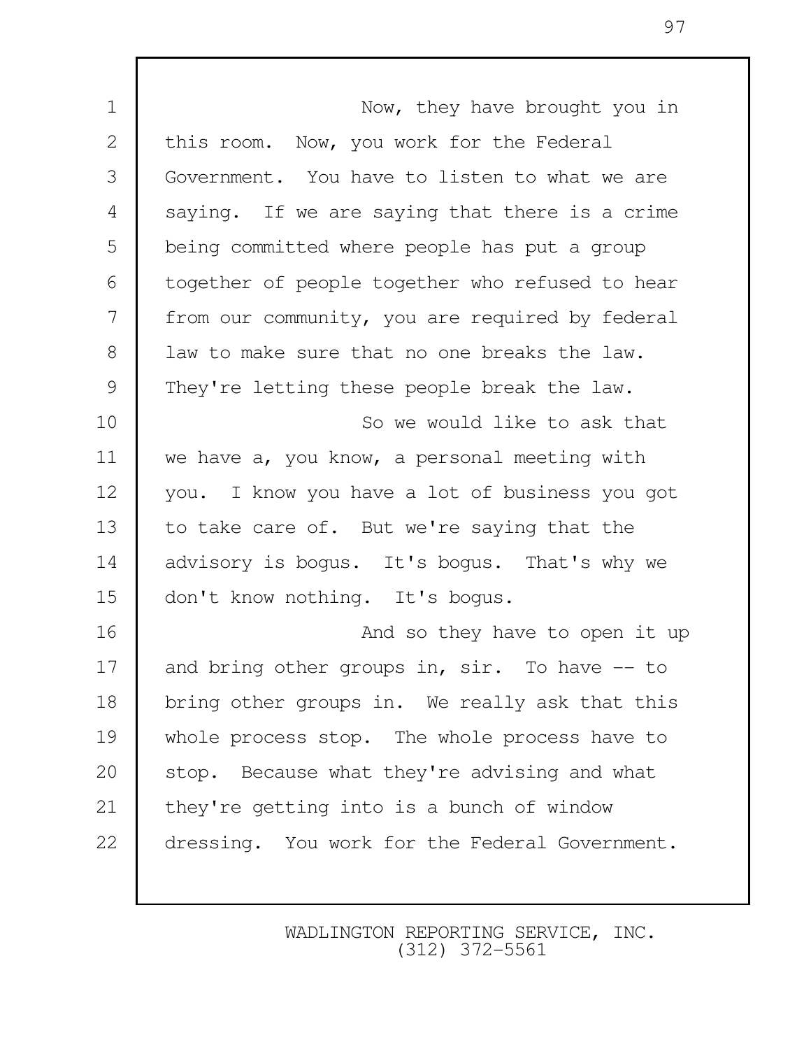Now, they have brought you in this room. Now, you work for the Federal Government. You have to listen to what we are saying. If we are saying that there is a crime being committed where people has put a group together of people together who refused to hear from our community, you are required by federal law to make sure that no one breaks the law. They're letting these people break the law.

So we would like to ask that we have a, you know, a personal meeting with you. I know you have a lot of business you got to take care of. But we're saying that the advisory is bogus. It's bogus. That's why we don't know nothing. It's bogus.

And so they have to open it up and bring other groups in, sir. To have -- to bring other groups in. We really ask that this whole process stop. The whole process have to stop. Because what they're advising and what they're getting into is a bunch of window dressing. You work for the Federal Government.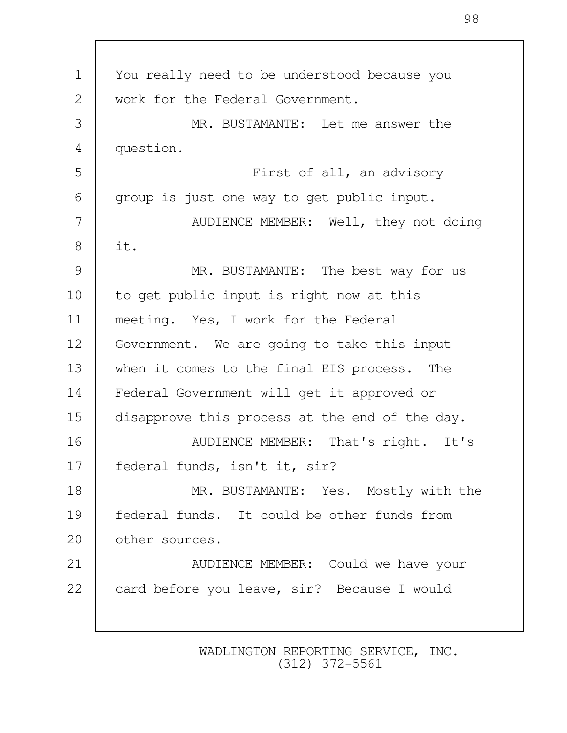You really need to be understood because you work for the Federal Government.

MR. BUSTAMANTE: Let me answer the question.

First of all, an advisory group is just one way to get public input.

AUDIENCE MEMBER: Well, they not doing it.

MR. BUSTAMANTE: The best way for us to get public input is right now at this meeting. Yes, I work for the Federal Government. We are going to take this input when it comes to the final EIS process. The Federal Government will get it approved or disapprove this process at the end of the day.

AUDIENCE MEMBER: That's right. It's federal funds, isn't it, sir?

MR. BUSTAMANTE: Yes. Mostly with the federal funds. It could be other funds from other sources.

AUDIENCE MEMBER: Could we have your card before you leave, sir? Because I would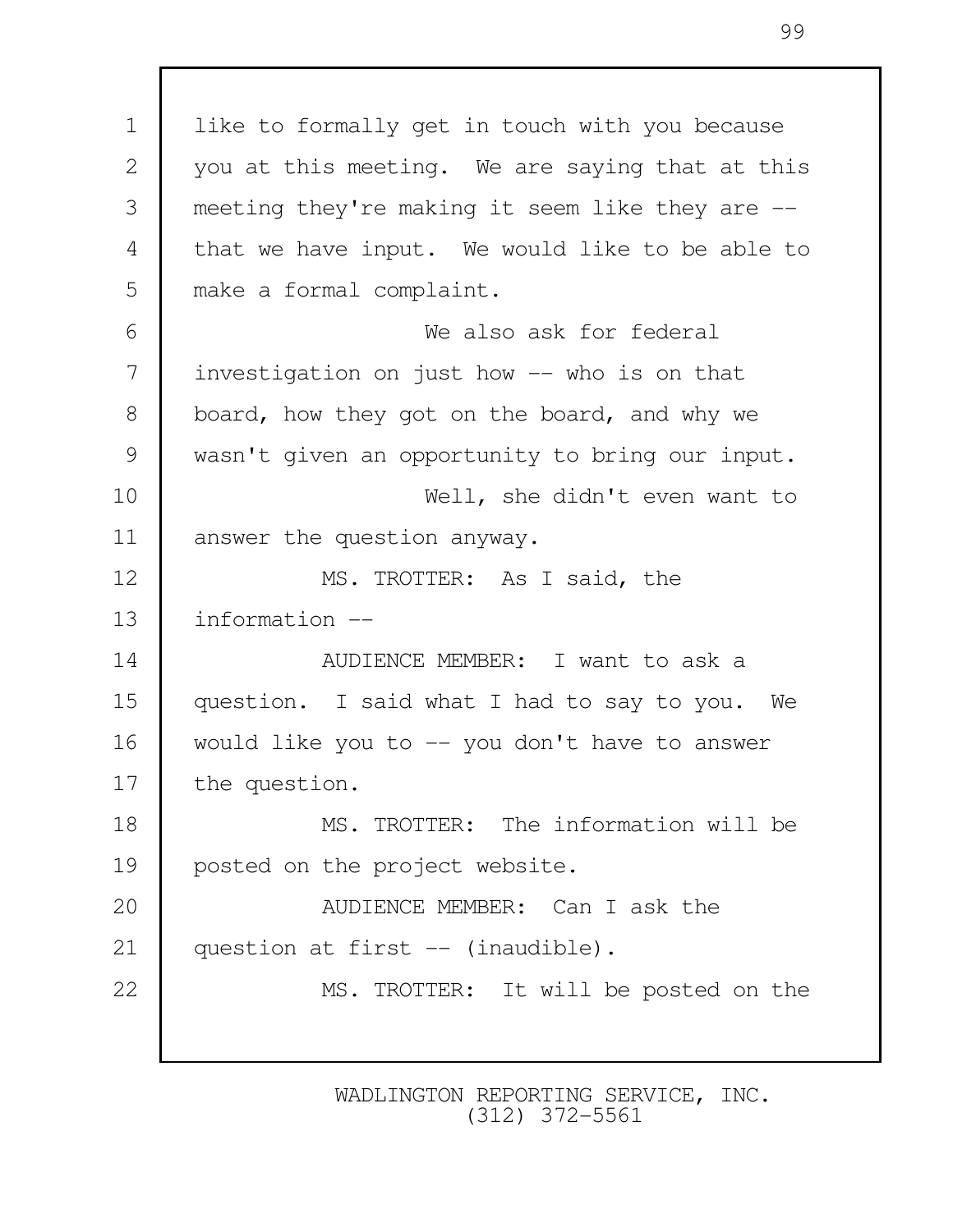like to formally get in touch with you because you at this meeting. We are saying that at this meeting they're making it seem like they are -- that we have input. We would like to be able to make a formal complaint.

We also ask for federal investigation on just how -- who is on that board, how they got on the board, and why we wasn't given an opportunity to bring our input.

Well, she didn't even want to answer the question anyway.

MS. TROTTER: As I said, the information --

AUDIENCE MEMBER: I want to ask a question. I said what I had to say to you. We would like you to -- you don't have to answer the question.

MS. TROTTER: The information will be posted on the project website.

AUDIENCE MEMBER: Can I ask the question at first -- (inaudible).

MS. TROTTER: It will be posted on the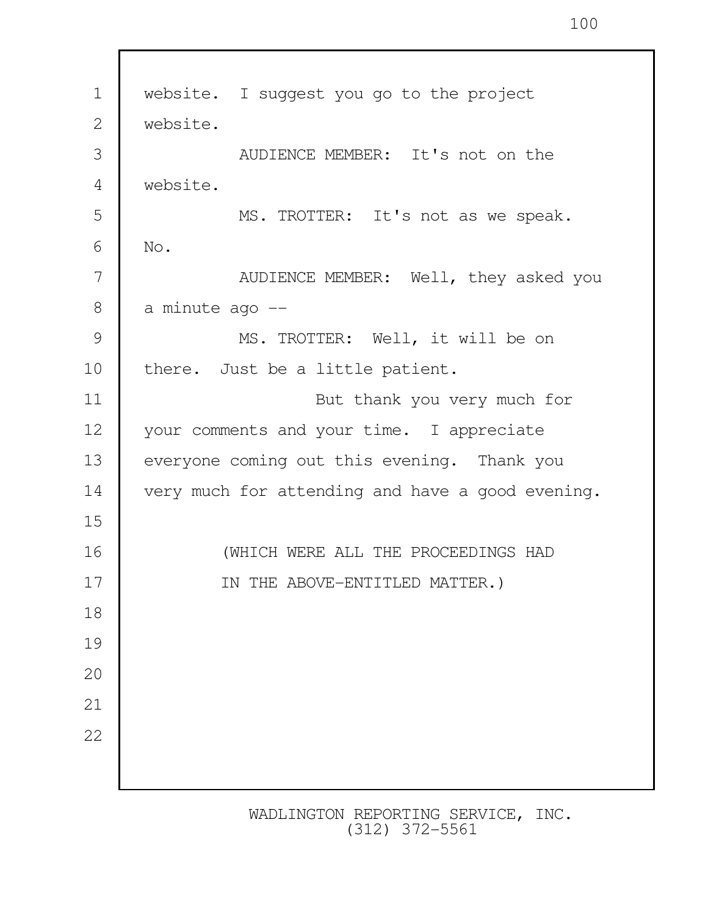website. I suggest you go to the project website.

AUDIENCE MEMBER: It's not on the website.

MS. TROTTER: It's not as we speak. No.

AUDIENCE MEMBER: Well, they asked you a minute ago --

MS. TROTTER: Well, it will be on there. Just be a little patient.

But thank you very much for your comments and your time. I appreciate everyone coming out this evening. Thank you very much for attending and have a good evening.

(WHICH WERE ALL THE PROCEEDINGS HAD IN THE ABOVE-ENTITLED MATTER.)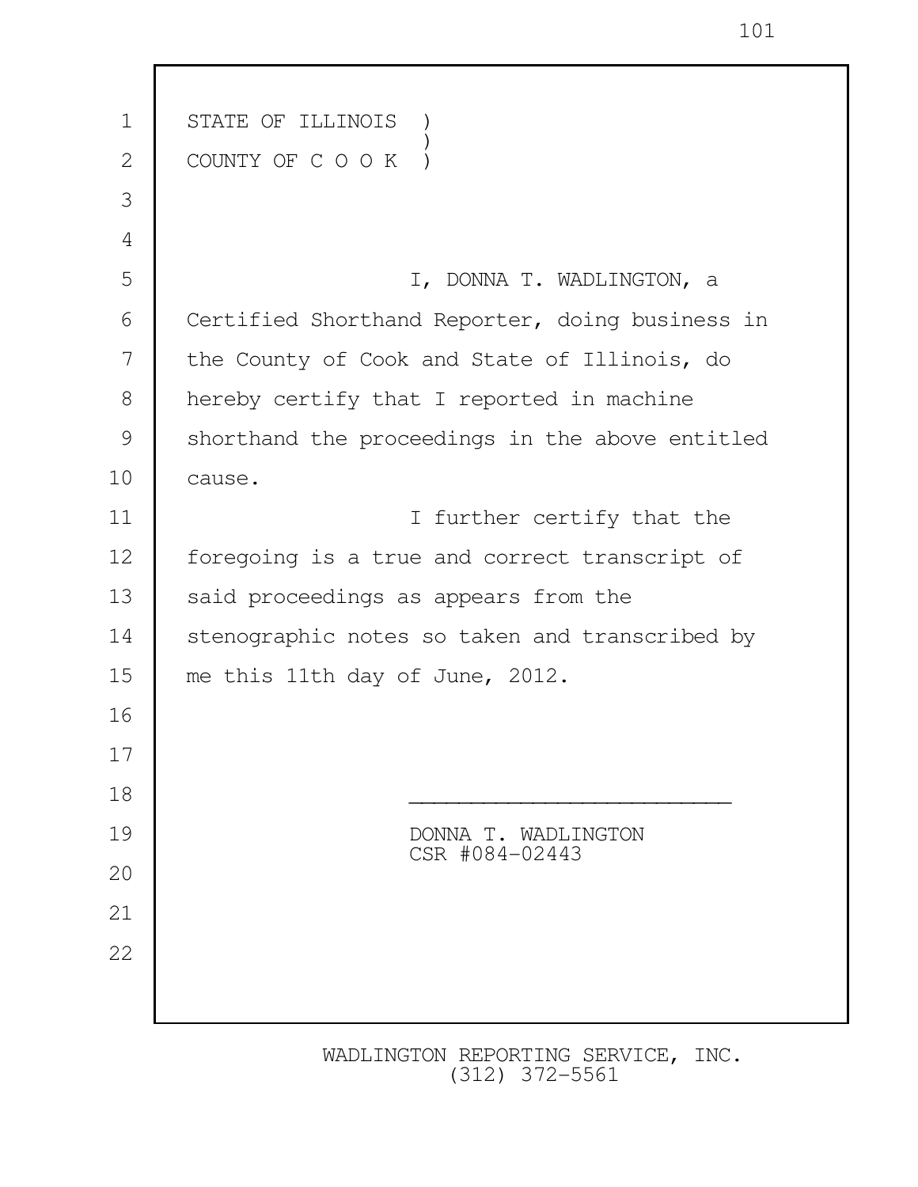STATE OF ILLINOIS )
)
COUNTY OF C O O K )

I, DONNA T. WADLINGTON, a Certified Shorthand Reporter, doing business in the County of Cook and State of Illinois, do hereby certify that I reported in machine shorthand the proceedings in the above entitled cause.

I further certify that the foregoing is a true and correct transcript of said proceedings as appears from the stenographic notes so taken and transcribed by me this 11th day of June, 2012.

\_\_\_\_\_\_\_\_\_\_\_\_\_\_\_\_\_\_\_\_\_\_\_\_\_\_

DONNA T. WADLINGTON
CSR #084-02443

WADLINGTON REPORTING SERVICE, INC.
(312) 372-5561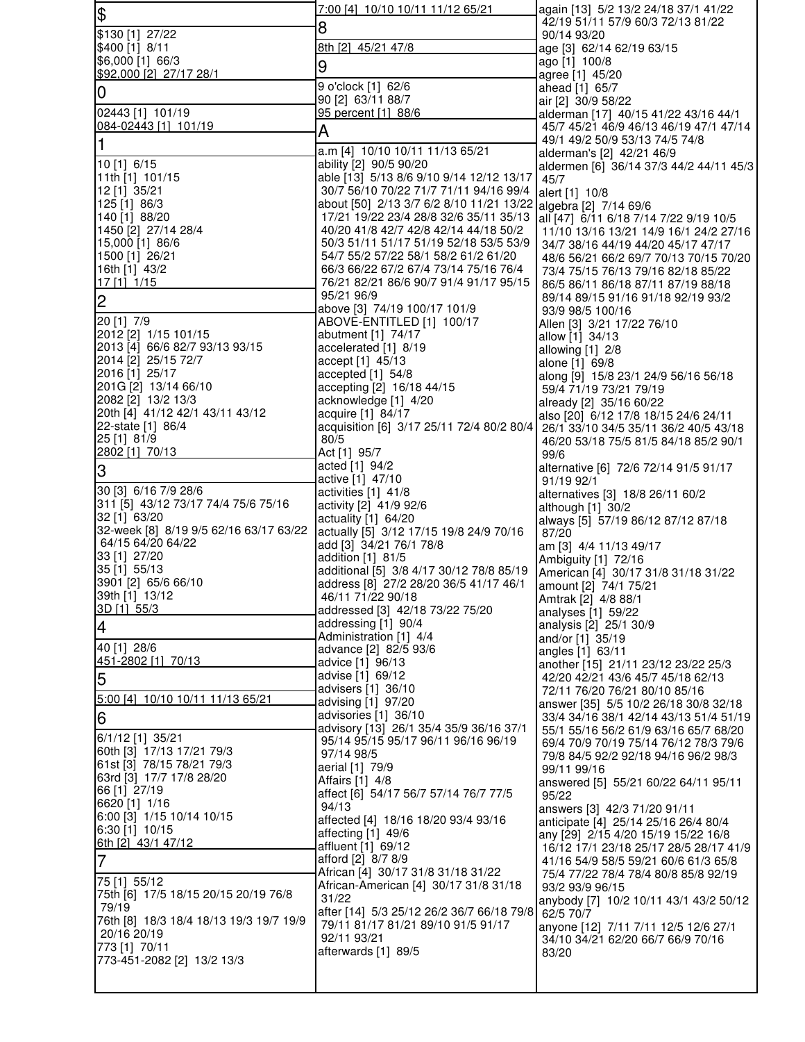## $

$130 [1] 27/22
$400 [1] 8/11
$6,000 [1] 66/3
$92,000 [2] 27/17 28/1

## 0

02443 [1] 101/19
084-02443 [1] 101/19

## 1

10 [1] 6/15
11th [1] 101/15
12 [1] 35/21
125 [1] 86/3
140 [1] 88/20
1450 [2] 27/14 28/4
15,000 [1] 86/6
1500 [1] 26/21
16th [1] 43/2
17 [1] 1/15

## 2

20 [1] 7/9
2012 [2] 1/15 101/15
2013 [4] 66/6 82/7 93/13 93/15
2014 [2] 25/15 72/7
2016 [1] 25/17
201G [2] 13/14 66/10
2082 [2] 13/2 13/3
20th [4] 41/12 42/1 43/11 43/12
22-state [1] 86/4
25 [1] 81/9
2802 [1] 70/13

## 3

30 [3] 6/16 7/9 28/6
311 [5] 43/12 73/17 74/4 75/6 75/16
32 [1] 63/20
32-week [8] 8/19 9/5 62/16 63/17 63/22 64/15 64/20 64/22
33 [1] 27/20
35 [1] 55/13
3901 [2] 65/6 66/10
39th [1] 13/12
3D [1] 55/3

## 4

40 [1] 28/6
451-2802 [1] 70/13

## 5

5:00 [4] 10/10 10/11 11/13 65/21

## 6

6/1/12 [1] 35/21
60th [3] 17/13 17/21 79/3
61st [3] 78/15 78/21 79/3
63rd [3] 17/7 17/8 28/20
66 [1] 27/19
6620 [1] 1/16
6:00 [3] 1/15 10/14 10/15
6:30 [1] 10/15
6th [2] 43/1 47/12

## 7

75 [1] 55/12
75th [6] 17/5 18/15 20/15 20/19 76/8 79/19
76th [8] 18/3 18/4 18/13 19/3 19/7 19/9 20/16 20/19
773 [1] 70/11
773-451-2082 [2] 13/2 13/3
7:00 [4] 10/10 10/11 11/12 65/21

## 8

8th [2] 45/21 47/8

## 9

9 o'clock [1] 62/6
90 [2] 63/11 88/7
95 percent [1] 88/6

## A

a.m [4] 10/10 10/11 11/13 65/21
ability [2] 90/5 90/20
able [13] 5/13 8/6 9/10 9/14 12/12 13/17 30/7 56/10 70/22 71/7 71/11 94/16 99/4
about [50] 2/13 3/7 6/2 8/10 11/21 13/22 17/21 19/22 23/4 28/8 32/6 35/11 35/13 40/20 41/8 42/7 42/8 42/14 44/18 50/2 50/3 51/11 51/17 51/19 52/18 53/5 53/9 54/7 55/2 57/22 58/1 58/2 61/2 61/20 66/3 66/22 67/2 67/4 73/14 75/16 76/4 76/21 82/21 86/6 90/7 91/4 91/17 95/15 95/21 96/9
above [3] 74/19 100/17 101/9
ABOVE-ENTITLED [1] 100/17
abutment [1] 74/17
accelerated [1] 8/19
accept [1] 45/13
accepted [1] 54/8
accepting [2] 16/18 44/15
acknowledge [1] 4/20
acquire [1] 84/17
acquisition [6] 3/17 25/11 72/4 80/2 80/4 80/5
Act [1] 95/7
acted [1] 94/2
active [1] 47/10
activities [1] 41/8
activity [2] 41/9 92/6
actuality [1] 64/20
actually [5] 3/12 17/15 19/8 24/9 70/16
add [3] 34/21 76/1 78/8
addition [1] 81/5
additional [5] 3/8 4/17 30/12 78/8 85/19
address [8] 27/2 28/20 36/5 41/17 46/1 46/11 71/22 90/18
addressed [3] 42/18 73/22 75/20
addressing [1] 90/4
Administration [1] 4/4
advance [2] 82/5 93/6
advice [1] 96/13
advise [1] 69/12
advisers [1] 36/10
advising [1] 97/20
advisories [1] 36/10
advisory [13] 26/1 35/4 35/9 36/16 37/1 95/14 95/15 95/17 96/11 96/16 96/19 97/14 98/5
aerial [1] 79/9
Affairs [1] 4/8
affect [6] 54/17 56/7 57/14 76/7 77/5 94/13
affected [4] 18/16 18/20 93/4 93/16
affecting [1] 49/6
affluent [1] 69/12
afford [2] 8/7 8/9
African [4] 30/17 31/8 31/18 31/22
African-American [4] 30/17 31/8 31/18 31/22
after [14] 5/3 25/12 26/2 36/7 66/18 79/8 79/11 81/17 81/21 89/10 91/5 91/17 92/11 93/21
afterwards [1] 89/5
again [13] 5/2 13/2 24/18 37/1 41/22 42/19 51/11 57/9 60/3 72/13 81/22 90/14 93/20
age [3] 62/14 62/19 63/15
ago [1] 100/8
agree [1] 45/20
ahead [1] 65/7
air [2] 30/9 58/22
alderman [17] 40/15 41/22 43/16 44/1 45/7 45/21 46/9 46/13 46/19 47/1 47/14 49/1 49/2 50/9 53/13 74/5 74/8
alderman's [2] 42/21 46/9
aldermen [6] 36/14 37/3 44/2 44/11 45/3 45/7
alert [1] 10/8
algebra [2] 7/14 69/6
all [47] 6/11 6/18 7/14 7/22 9/19 10/5 11/10 13/16 13/21 14/9 16/1 24/2 27/16 34/7 38/16 44/19 44/20 45/17 47/17 48/6 56/21 66/2 69/7 70/13 70/15 70/20 73/4 75/15 76/13 79/16 82/18 85/22 86/5 86/11 86/18 87/11 87/19 88/18 89/14 89/15 91/16 91/18 92/19 93/2 93/9 98/5 100/16
Allen [3] 3/21 17/22 76/10
allow [1] 34/13
allowing [1] 2/8
alone [1] 69/8
along [9] 15/8 23/1 24/9 56/16 56/18 59/4 71/19 73/21 79/19
already [2] 35/16 60/22
also [20] 6/12 17/8 18/15 24/6 24/11 26/1 33/10 34/5 35/11 36/2 40/5 43/18 46/20 53/18 75/5 81/5 84/18 85/2 90/1 99/6
alternative [6] 72/6 72/14 91/5 91/17 91/19 92/1
alternatives [3] 18/8 26/11 60/2
although [1] 30/2
always [5] 57/19 86/12 87/12 87/18 87/20
am [3] 4/4 11/13 49/17
Ambiguity [1] 72/16
American [4] 30/17 31/8 31/18 31/22
amount [2] 74/1 75/21
Amtrak [2] 4/8 88/1
analyses [1] 59/22
analysis [2] 25/1 30/9
and/or [1] 35/19
angles [1] 63/11
another [15] 21/11 23/12 23/22 25/3 42/20 42/21 43/6 45/7 45/18 62/13 72/11 76/20 76/21 80/10 85/16
answer [35] 5/5 10/2 26/18 30/8 32/18 33/4 34/16 38/1 42/14 43/13 51/4 51/19 55/1 55/16 56/2 61/9 63/16 65/7 68/20 69/4 70/9 70/19 75/14 76/12 78/3 79/6 79/8 84/5 92/2 92/18 94/16 96/2 98/3 99/11 99/16
answered [5] 55/21 60/22 64/11 95/11 95/22
answers [3] 42/3 71/20 91/11
anticipate [4] 25/14 25/16 26/4 80/4
any [29] 2/15 4/20 15/19 15/22 16/8 16/12 17/1 23/18 25/17 28/5 28/17 41/9 41/16 54/9 58/5 59/21 60/6 61/3 65/8 75/4 77/22 78/4 78/4 80/8 85/8 92/19 93/2 93/9 96/15
anybody [7] 10/2 10/11 43/1 43/2 50/12 62/5 70/7
anyone [12] 7/11 7/11 12/5 12/6 27/1 34/10 34/21 62/20 66/7 66/9 70/16 83/20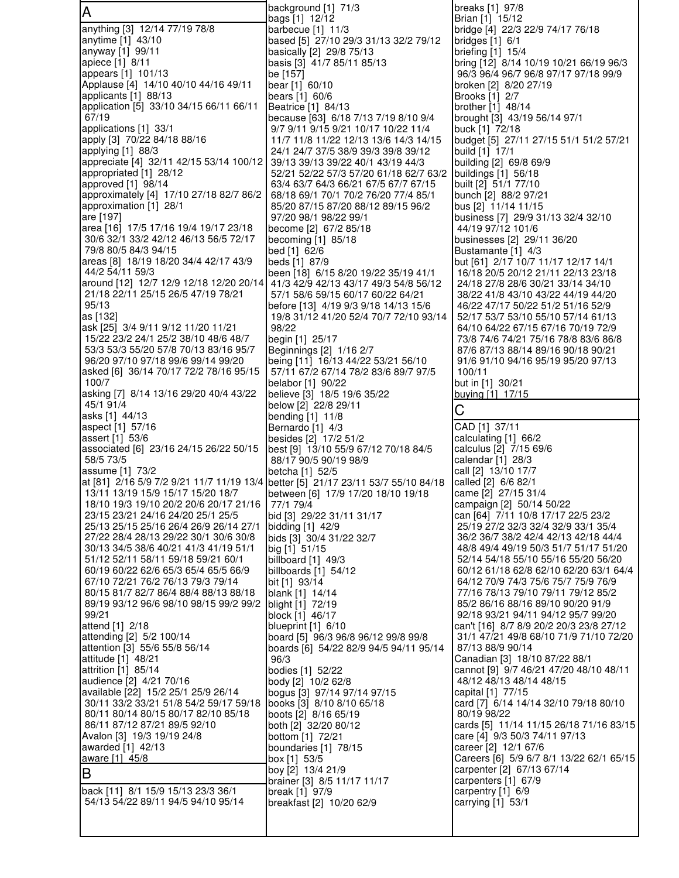## A

anything [3] 12/14 77/19 78/8
anytime [1] 43/10
anyway [1] 99/11
apiece [1] 8/11
appears [1] 101/13
Applause [4] 14/10 40/10 44/16 49/11
applicants [1] 88/13
application [5] 33/10 34/15 66/11 66/11 67/19
applications [1] 33/1
apply [3] 70/22 84/18 88/16
applying [1] 88/3
appreciate [4] 32/11 42/15 53/14 100/12
appropriated [1] 28/12
approved [1] 98/14
approximately [4] 17/10 27/18 82/7 86/2
approximation [1] 28/1
are [197]
area [16] 17/5 17/16 19/4 19/17 23/18 30/6 32/1 33/2 42/12 46/13 56/5 72/17 79/8 80/5 84/3 94/15
areas [8] 18/19 18/20 34/4 42/17 43/9 44/2 54/11 59/3
around [12] 12/7 12/9 12/18 12/20 20/14 21/18 22/11 25/15 26/5 47/19 78/21 95/13
as [132]
ask [25] 3/4 9/11 9/12 11/20 11/21 15/22 23/2 24/1 25/2 38/10 48/6 48/7 53/3 53/3 55/20 57/8 70/13 83/16 95/7 96/20 97/10 97/18 99/6 99/14 99/20
asked [6] 36/14 70/17 72/2 78/16 95/15 100/7
asking [7] 8/14 13/16 29/20 40/4 43/22 45/1 91/4
asks [1] 44/13
aspect [1] 57/16
assert [1] 53/6
associated [6] 23/16 24/15 26/22 50/15 58/5 73/5
assume [1] 73/2
at [81] 2/16 5/9 7/2 9/21 11/7 11/19 13/4 13/11 13/19 15/9 15/17 15/20 18/7 18/10 19/3 19/10 20/2 20/6 20/17 21/16 23/15 23/21 24/16 24/20 25/1 25/5 25/13 25/15 25/16 26/4 26/9 26/14 27/1 27/22 28/4 28/13 29/22 30/1 30/6 30/8 30/13 34/5 38/6 40/21 41/3 41/19 51/1 51/12 52/11 58/11 59/18 59/21 60/1 60/19 60/22 62/6 65/3 65/4 65/5 66/9 67/10 72/21 76/2 76/13 79/3 79/14 80/15 81/7 82/7 86/4 88/4 88/13 88/18 89/19 93/12 96/6 98/10 98/15 99/2 99/2 99/21
attend [1] 2/18
attending [2] 5/2 100/14
attention [3] 55/6 55/8 56/14
attitude [1] 48/21
attrition [1] 85/14
audience [2] 4/21 70/16
available [22] 15/2 25/1 25/9 26/14 30/11 33/2 33/21 51/8 54/2 59/17 59/18 80/11 80/14 80/15 80/17 82/10 85/18 86/11 87/12 87/21 89/5 92/10
Avalon [3] 19/3 19/19 24/8
awarded [1] 42/13
aware [1] 45/8

## B

back [11] 8/1 15/9 15/13 23/3 36/1 54/13 54/22 89/11 94/5 94/10 95/14
background [1] 71/3
bags [1] 12/12
barbecue [1] 11/3
based [5] 27/10 29/3 31/13 32/2 79/12
basically [2] 29/8 75/13
basis [3] 41/7 85/11 85/13
be [157]
bear [1] 60/10
bears [1] 60/6
Beatrice [1] 84/13
because [63] 6/18 7/13 7/19 8/10 9/4 9/7 9/11 9/15 9/21 10/17 10/22 11/4 11/7 11/8 11/22 12/13 13/6 14/3 14/15 24/1 24/7 37/5 38/9 39/3 39/8 39/12 39/13 39/13 39/22 40/1 43/19 44/3 52/21 52/22 57/3 57/20 61/18 62/7 63/2 63/4 63/7 64/3 66/21 67/5 67/7 67/15 68/18 69/1 70/1 70/2 76/20 77/4 85/1 85/20 87/15 87/20 88/12 89/15 96/2 97/20 98/1 98/22 99/1
become [2] 67/2 85/18
becoming [1] 85/18
bed [1] 62/6
beds [1] 87/9
been [18] 6/15 8/20 19/22 35/19 41/1 41/3 42/9 42/13 43/17 49/3 54/8 56/12 57/1 58/6 59/15 60/17 60/22 64/21
before [13] 4/19 9/3 9/18 14/13 15/6 19/8 31/12 41/20 52/4 70/7 72/10 93/14 98/22
begin [1] 25/17
Beginnings [2] 1/16 2/7
being [11] 16/13 44/22 53/21 56/10 57/11 67/2 67/14 78/2 83/6 89/7 97/5
belabor [1] 90/22
believe [3] 18/5 19/6 35/22
below [2] 22/8 29/11
bending [1] 11/8
Bernardo [1] 4/3
besides [2] 17/2 51/2
best [9] 13/10 55/9 67/12 70/18 84/5 88/17 90/5 90/19 98/9
betcha [1] 52/5
better [5] 21/17 23/11 53/7 55/10 84/18
between [6] 17/9 17/20 18/10 19/18 77/1 79/4
bid [3] 29/22 31/11 31/17
bidding [1] 42/9
bids [3] 30/4 31/22 32/7
big [1] 51/15
billboard [1] 49/3
billboards [1] 54/12
bit [1] 93/14
blank [1] 14/14
blight [1] 72/19
block [1] 46/17
blueprint [1] 6/10
board [5] 96/3 96/8 96/12 99/8 99/8
boards [6] 54/22 82/9 94/5 94/11 95/14 96/3
bodies [1] 52/22
body [2] 10/2 62/8
bogus [3] 97/14 97/14 97/15
books [3] 8/10 8/10 65/18
boots [2] 8/16 65/19
both [2] 32/20 80/12
bottom [1] 72/21
boundaries [1] 78/15
box [1] 53/5
boy [2] 13/4 21/9
brainer [3] 8/5 11/17 11/17
break [1] 97/9
breakfast [2] 10/20 62/9
breaks [1] 97/8
Brian [1] 15/12
bridge [4] 22/3 22/9 74/17 76/18
bridges [1] 6/1
briefing [1] 15/4
bring [12] 8/14 10/19 10/21 66/19 96/3 96/3 96/4 96/7 96/8 97/17 97/18 99/9
broken [2] 8/20 27/19
Brooks [1] 2/7
brother [1] 48/14
brought [3] 43/19 56/14 97/1
buck [1] 72/18
budget [5] 27/11 27/15 51/1 51/2 57/21
build [1] 17/1
building [2] 69/8 69/9
buildings [1] 56/18
built [2] 51/1 77/10
bunch [2] 88/2 97/21
bus [2] 11/14 11/15
business [7] 29/9 31/13 32/4 32/10 44/19 97/12 101/6
businesses [2] 29/11 36/20
Bustamante [1] 4/3
but [61] 2/17 10/7 11/17 12/17 14/1 16/18 20/5 20/12 21/11 22/13 23/18 24/18 27/8 28/6 30/21 33/14 34/10 38/22 41/8 43/10 43/22 44/19 44/20 46/22 47/17 50/22 51/2 51/16 52/9 52/17 53/7 53/10 55/10 57/14 61/13 64/10 64/22 67/15 67/16 70/19 72/9 73/8 74/6 74/21 75/16 78/8 83/6 86/8 87/6 87/13 88/14 89/16 90/18 90/21 91/6 91/10 94/16 95/19 95/20 97/13 100/11
but in [1] 30/21
buying [1] 17/15

## C

CAD [1] 37/11
calculating [1] 66/2
calculus [2] 7/15 69/6
calendar [1] 28/3
call [2] 13/10 17/7
called [2] 6/6 82/1
came [2] 27/15 31/4
campaign [2] 50/14 50/22
can [64] 7/11 10/8 17/17 22/5 23/2 25/19 27/2 32/3 32/4 32/9 33/1 35/4 36/2 36/7 38/2 42/4 42/13 42/18 44/4 48/8 49/4 49/19 50/3 51/7 51/17 51/20 52/14 54/18 55/10 55/16 55/20 56/20 60/12 61/18 62/8 62/10 62/20 63/1 64/4 64/12 70/9 74/3 75/6 75/7 75/9 76/9 77/16 78/13 79/10 79/11 79/12 85/2 85/2 86/16 88/16 89/10 90/20 91/9 92/18 93/21 94/11 94/12 95/7 99/20
can't [16] 8/7 8/9 20/2 20/3 23/8 27/12 31/1 47/21 49/8 68/10 71/9 71/10 72/20 87/13 88/9 90/14
Canadian [3] 18/10 87/22 88/1
cannot [9] 9/7 46/21 47/20 48/10 48/11 48/12 48/13 48/14 48/15
capital [1] 77/15
card [7] 6/14 14/14 32/10 79/18 80/10 80/19 98/22
cards [5] 11/14 11/15 26/18 71/16 83/15
care [4] 9/3 50/3 74/11 97/13
career [2] 12/1 67/6
Careers [6] 5/9 6/7 8/1 13/22 62/1 65/15
carpenter [2] 67/13 67/14
carpenters [1] 67/9
carpentry [1] 6/9
carrying [1] 53/1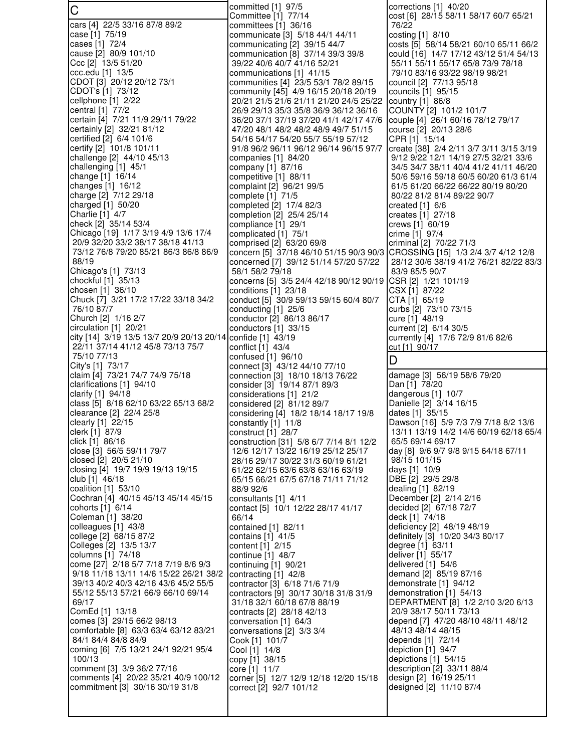## C

cars [4] 22/5 33/16 87/8 89/2
case [1] 75/19
cases [1] 72/4
cause [2] 80/9 101/10
Ccc [2] 13/5 51/20
ccc.edu [1] 13/5
CDOT [3] 20/12 20/12 73/1
CDOT's [1] 73/12
cellphone [1] 2/22
central [1] 77/2
certain [4] 7/21 11/9 29/11 79/22
certainly [2] 32/21 81/12
certified [2] 6/4 101/6
certify [2] 101/8 101/11
challenge [2] 44/10 45/13
challenging [1] 45/1
change [1] 16/14
changes [1] 16/12
charge [2] 7/12 29/18
charged [1] 50/20
Charlie [1] 4/7
check [2] 35/14 53/4
Chicago [19] 1/17 3/19 4/9 13/6 17/4 20/9 32/20 33/2 38/17 38/18 41/13 73/12 76/8 79/20 85/21 86/3 86/8 86/9 88/19
Chicago's [1] 73/13
chockful [1] 35/13
chosen [1] 36/10
Chuck [7] 3/21 17/2 17/22 33/18 34/2 76/10 87/7
Church [2] 1/16 2/7
circulation [1] 20/21
city [14] 3/19 13/5 13/7 20/9 20/13 20/14 22/11 37/14 41/12 45/8 73/13 75/7 75/10 77/13
City's [1] 73/17
claim [4] 73/21 74/7 74/9 75/18
clarifications [1] 94/10
clarify [1] 94/18
class [5] 8/18 62/10 63/22 65/13 68/2
clearance [2] 22/4 25/8
clearly [1] 22/15
clerk [1] 87/9
click [1] 86/16
close [3] 56/5 59/11 79/7
closed [2] 20/5 21/10
closing [4] 19/7 19/9 19/13 19/15
club [1] 46/18
coalition [1] 53/10
Cochran [4] 40/15 45/13 45/14 45/15
cohorts [1] 6/14
Coleman [1] 38/20
colleagues [1] 43/8
college [2] 68/15 87/2
Colleges [2] 13/5 13/7
columns [1] 74/18
come [27] 2/18 5/7 7/18 7/19 8/6 9/3 9/18 11/18 13/11 14/6 15/22 26/21 38/2 39/13 40/2 40/3 42/16 43/6 45/2 55/5 55/12 55/13 57/21 66/9 66/10 69/14 69/17
ComEd [1] 13/18
comes [3] 29/15 66/2 98/13
comfortable [8] 63/3 63/4 63/12 83/21 84/1 84/4 84/8 84/9
coming [6] 7/5 13/21 24/1 92/21 95/4 100/13
comment [3] 3/9 36/2 77/16
comments [4] 20/22 35/21 40/9 100/12
commitment [3] 30/16 30/19 31/8
committed [1] 97/5
Committee [1] 77/14
committees [1] 36/16
communicate [3] 5/18 44/1 44/11
communicating [2] 39/15 44/7
communication [8] 37/14 39/3 39/8 39/22 40/6 40/7 41/16 52/21
communications [1] 41/15
communities [4] 23/5 53/1 78/2 89/15
community [45] 4/9 16/15 20/18 20/19 20/21 21/5 21/6 21/11 21/20 24/5 25/22 26/9 29/13 35/3 35/8 36/9 36/12 36/16 36/20 37/1 37/19 37/20 41/1 42/17 47/6 47/20 48/1 48/2 48/2 48/9 49/7 51/15 54/16 54/17 54/20 55/7 55/19 57/12 91/8 96/2 96/11 96/12 96/14 96/15 97/7
companies [1] 84/20
company [1] 87/16
competitive [1] 88/11
complaint [2] 96/21 99/5
complete [1] 71/5
completed [2] 17/4 82/3
completion [2] 25/4 25/14
compliance [1] 29/1
complicated [1] 75/1
comprised [2] 63/20 69/8
concern [5] 37/18 46/10 51/15 90/3 90/3
concerned [7] 39/12 51/14 57/20 57/22 58/1 58/2 79/18
concerns [5] 3/5 24/4 42/18 90/12 90/19
conditions [1] 23/18
conduct [5] 30/9 59/13 59/15 60/4 80/7
conducting [1] 25/6
conductor [2] 86/13 86/17
conductors [1] 33/15
confide [1] 43/19
conflict [1] 43/4
confused [1] 96/10
connect [3] 43/12 44/10 77/10
connection [3] 18/10 18/13 76/22
consider [3] 19/14 87/1 89/3
considerations [1] 21/2
considered [2] 81/12 89/7
considering [4] 18/2 18/14 18/17 19/8
constantly [1] 11/8
construct [1] 28/7
construction [31] 5/8 6/7 7/14 8/1 12/2 12/6 12/17 13/22 16/19 25/12 25/17 28/16 29/17 30/22 31/3 60/19 61/21 61/22 62/15 63/6 63/8 63/16 63/19 65/15 66/21 67/5 67/18 71/11 71/12 88/9 92/6
consultants [1] 4/11
contact [5] 10/1 12/22 28/17 41/17 66/14
contained [1] 82/11
contains [1] 41/5
content [1] 2/15
continue [1] 48/7
continuing [1] 90/21
contracting [1] 42/8
contractor [3] 6/18 71/6 71/9
contractors [9] 30/17 30/18 31/8 31/9 31/18 32/1 60/18 67/8 88/19
contracts [2] 28/18 42/13
conversation [1] 64/3
conversations [2] 3/3 3/4
Cook [1] 101/7
Cool [1] 14/8
copy [1] 38/15
core [1] 11/7
corner [5] 12/7 12/9 12/18 12/20 15/18
correct [2] 92/7 101/12
corrections [1] 40/20
cost [6] 28/15 58/11 58/17 60/7 65/21 76/22
costing [1] 8/10
costs [5] 58/14 58/21 60/10 65/11 66/2
could [16] 14/7 17/12 43/12 51/4 54/13 55/11 55/11 55/17 65/8 73/9 78/18 79/10 83/16 93/22 98/19 98/21
council [2] 77/13 95/18
councils [1] 95/15
country [1] 86/8
COUNTY [2] 101/2 101/7
couple [4] 26/1 60/16 78/12 79/17
course [2] 20/13 28/6
CPR [1] 15/14
create [38] 2/4 2/11 3/7 3/11 3/15 3/19 9/12 9/22 12/1 14/19 27/5 32/21 33/6 34/5 34/7 38/11 40/4 41/2 41/11 46/20 50/6 59/16 59/18 60/5 60/20 61/3 61/4 61/5 61/20 66/22 66/22 80/19 80/20 80/22 81/2 81/4 89/22 90/7
created [1] 6/6
creates [1] 27/18
crews [1] 60/19
crime [1] 97/4
criminal [2] 70/22 71/3
CROSSING [15] 1/3 2/4 3/7 4/12 12/8 28/12 30/6 38/19 41/2 76/21 82/22 83/3 83/9 85/5 90/7
CSR [2] 1/21 101/19
CSX [1] 87/22
CTA [1] 65/19
curbs [2] 73/10 73/15
cure [1] 48/19
current [2] 6/14 30/5
currently [4] 17/6 72/9 81/6 82/6
cut [1] 90/17

## D

damage [3] 56/19 58/6 79/20
Dan [1] 78/20
dangerous [1] 10/7
Danielle [2] 3/14 16/15
dates [1] 35/15
Dawson [16] 5/9 7/3 7/9 7/18 8/2 13/6 13/11 13/19 14/2 14/6 60/19 62/18 65/4 65/5 69/14 69/17
day [8] 9/6 9/7 9/8 9/15 64/18 67/11 98/15 101/15
days [1] 10/9
DBE [2] 29/5 29/8
dealing [1] 82/19
December [2] 2/14 2/16
decided [2] 67/18 72/7
deck [1] 74/18
deficiency [2] 48/19 48/19
definitely [3] 10/20 34/3 80/17
degree [1] 63/11
deliver [1] 55/17
delivered [1] 54/6
demand [2] 85/19 87/16
demonstrate [1] 94/12
demonstration [1] 54/13
DEPARTMENT [8] 1/2 2/10 3/20 6/13 20/9 38/17 50/11 73/13
depend [7] 47/20 48/10 48/11 48/12 48/13 48/14 48/15
depends [1] 72/14
depiction [1] 94/7
depictions [1] 54/15
description [2] 33/11 88/4
design [2] 16/19 25/11
designed [2] 11/10 87/4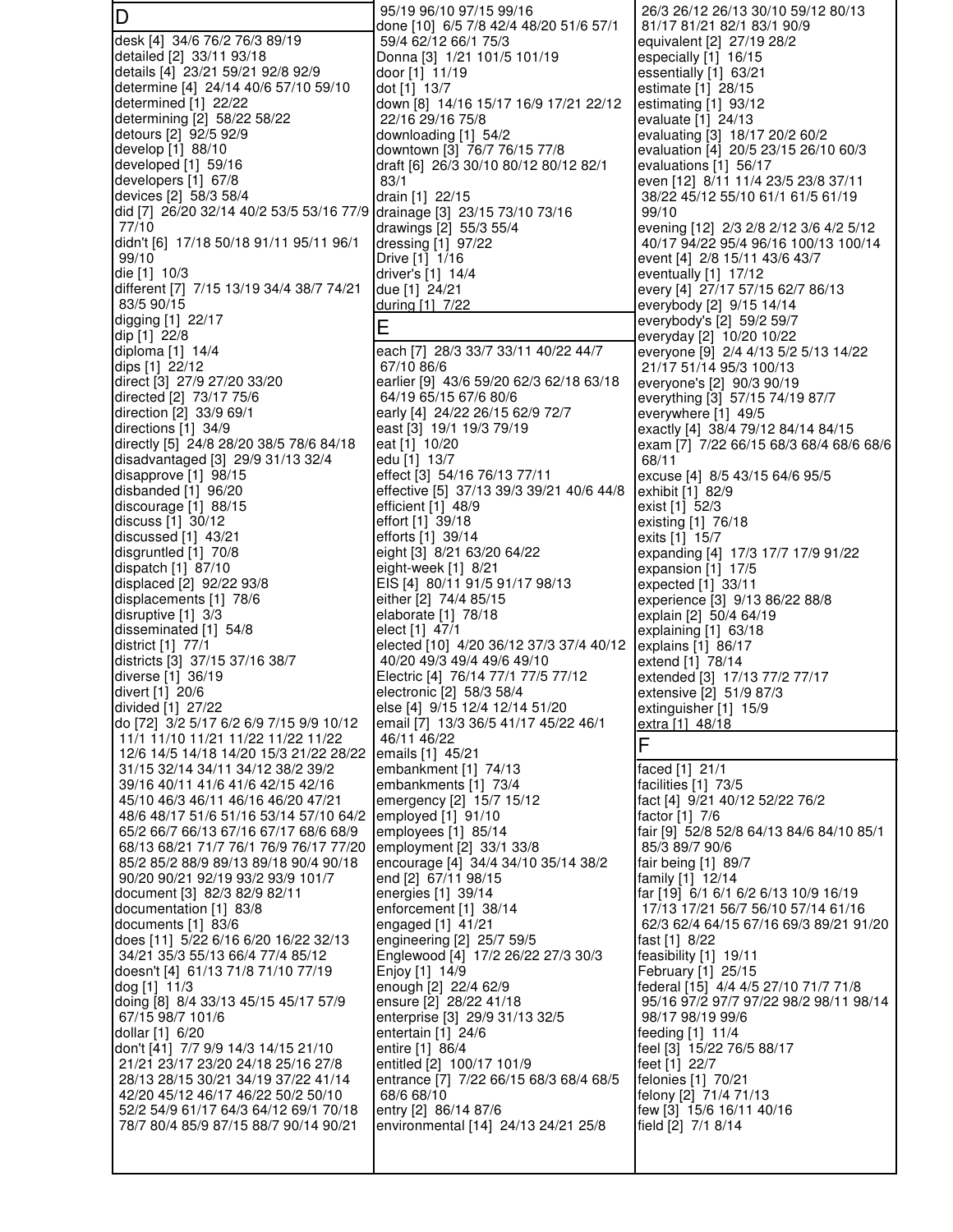## D

desk [4] 34/6 76/2 76/3 89/19
detailed [2] 33/11 93/18
details [4] 23/21 59/21 92/8 92/9
determine [4] 24/14 40/6 57/10 59/10
determined [1] 22/22
determining [2] 58/22 58/22
detours [2] 92/5 92/9
develop [1] 88/10
developed [1] 59/16
developers [1] 67/8
devices [2] 58/3 58/4
did [7] 26/20 32/14 40/2 53/5 53/16 77/9 77/10
didn't [6] 17/18 50/18 91/11 95/11 96/1 99/10
die [1] 10/3
different [7] 7/15 13/19 34/4 38/7 74/21 83/5 90/15
digging [1] 22/17
dip [1] 22/8
diploma [1] 14/4
dips [1] 22/12
direct [3] 27/9 27/20 33/20
directed [2] 73/17 75/6
direction [2] 33/9 69/1
directions [1] 34/9
directly [5] 24/8 28/20 38/5 78/6 84/18
disadvantaged [3] 29/9 31/13 32/4
disapprove [1] 98/15
disbanded [1] 96/20
discourage [1] 88/15
discuss [1] 30/12
discussed [1] 43/21
disgruntled [1] 70/8
dispatch [1] 87/10
displaced [2] 92/22 93/8
displacements [1] 78/6
disruptive [1] 3/3
disseminated [1] 54/8
district [1] 77/1
districts [3] 37/15 37/16 38/7
diverse [1] 36/19
divert [1] 20/6
divided [1] 27/22
do [72] 3/2 5/17 6/2 6/9 7/15 9/9 10/12 11/1 11/10 11/21 11/22 11/22 11/22 12/6 14/5 14/18 14/20 15/3 21/22 28/22 31/15 32/14 34/11 34/12 38/2 39/2 39/16 40/11 41/6 41/6 42/15 42/16 45/10 46/3 46/11 46/16 46/20 47/21 48/6 48/17 51/6 51/16 53/14 57/10 64/2 65/2 66/7 66/13 67/16 67/17 68/6 68/9 68/13 68/21 71/7 76/1 76/9 76/17 77/20 85/2 85/2 88/9 89/13 89/18 90/4 90/18 90/20 90/21 92/19 93/2 93/9 101/7
document [3] 82/3 82/9 82/11
documentation [1] 83/8
documents [1] 83/6
does [11] 5/22 6/16 6/20 16/22 32/13 34/21 35/3 55/13 66/4 77/4 85/12
doesn't [4] 61/13 71/8 71/10 77/19
dog [1] 11/3
doing [8] 8/4 33/13 45/15 45/17 57/9 67/15 98/7 101/6
dollar [1] 6/20
don't [41] 7/7 9/9 14/3 14/15 21/10 21/21 23/17 23/20 24/18 25/16 27/8 28/13 28/15 30/21 34/19 37/22 41/14 42/20 45/12 46/17 46/22 50/2 50/10 52/2 54/9 61/17 64/3 64/12 69/1 70/18 78/7 80/4 85/9 87/15 88/7 90/14 90/21 95/19 96/10 97/15 99/16
done [10] 6/5 7/8 42/4 48/20 51/6 57/1 59/4 62/12 66/1 75/3
Donna [3] 1/21 101/5 101/19
door [1] 11/19
dot [1] 13/7
down [8] 14/16 15/17 16/9 17/21 22/12 22/16 29/16 75/8
downloading [1] 54/2
downtown [3] 76/7 76/15 77/8
draft [6] 26/3 30/10 80/12 80/12 82/1 83/1
drain [1] 22/15
drainage [3] 23/15 73/10 73/16
drawings [2] 55/3 55/4
dressing [1] 97/22
Drive [1] 1/16
driver's [1] 14/4
due [1] 24/21
during [1] 7/22

## E

each [7] 28/3 33/7 33/11 40/22 44/7 67/10 86/6
earlier [9] 43/6 59/20 62/3 62/18 63/18 64/19 65/15 67/6 80/6
early [4] 24/22 26/15 62/9 72/7
east [3] 19/1 19/3 79/19
eat [1] 10/20
edu [1] 13/7
effect [3] 54/16 76/13 77/11
effective [5] 37/13 39/3 39/21 40/6 44/8
efficient [1] 48/9
effort [1] 39/18
efforts [1] 39/14
eight [3] 8/21 63/20 64/22
eight-week [1] 8/21
EIS [4] 80/11 91/5 91/17 98/13
either [2] 74/4 85/15
elaborate [1] 78/18
elect [1] 47/1
elected [10] 4/20 36/12 37/3 37/4 40/12 40/20 49/3 49/4 49/6 49/10
Electric [4] 76/14 77/1 77/5 77/12
electronic [2] 58/3 58/4
else [4] 9/15 12/4 12/14 51/20
email [7] 13/3 36/5 41/17 45/22 46/1 46/11 46/22
emails [1] 45/21
embankment [1] 74/13
embankments [1] 73/4
emergency [2] 15/7 15/12
employed [1] 91/10
employees [1] 85/14
employment [2] 33/1 33/8
encourage [4] 34/4 34/10 35/14 38/2
end [2] 67/11 98/15
energies [1] 39/14
enforcement [1] 38/14
engaged [1] 41/21
engineering [2] 25/7 59/5
Englewood [4] 17/2 26/22 27/3 30/3
Enjoy [1] 14/9
enough [2] 22/4 62/9
ensure [2] 28/22 41/18
enterprise [3] 29/9 31/13 32/5
entertain [1] 24/6
entire [1] 86/4
entitled [2] 100/17 101/9
entrance [7] 7/22 66/15 68/3 68/4 68/5 68/6 68/10
entry [2] 86/14 87/6
environmental [14] 24/13 24/21 25/8 26/3 26/12 26/13 30/10 59/12 80/13 81/17 81/21 82/1 83/1 90/9
equivalent [2] 27/19 28/2
especially [1] 16/15
essentially [1] 63/21
estimate [1] 28/15
estimating [1] 93/12
evaluate [1] 24/13
evaluating [3] 18/17 20/2 60/2
evaluation [4] 20/5 23/15 26/10 60/3
evaluations [1] 56/17
even [12] 8/11 11/4 23/5 23/8 37/11 38/22 45/12 55/10 61/1 61/5 61/19 99/10
evening [12] 2/3 2/8 2/12 3/6 4/2 5/12 40/17 94/22 95/4 96/16 100/13 100/14
event [4] 2/8 15/11 43/6 43/7
eventually [1] 17/12
every [4] 27/17 57/15 62/7 86/13
everybody [2] 9/15 14/14
everybody's [2] 59/2 59/7
everyday [2] 10/20 10/22
everyone [9] 2/4 4/13 5/2 5/13 14/22 21/17 51/14 95/3 100/13
everyone's [2] 90/3 90/19
everything [3] 57/15 74/19 87/7
everywhere [1] 49/5
exactly [4] 38/4 79/12 84/14 84/15
exam [7] 7/22 66/15 68/3 68/4 68/6 68/6 68/11
excuse [4] 8/5 43/15 64/6 95/5
exhibit [1] 82/9
exist [1] 52/3
existing [1] 76/18
exits [1] 15/7
expanding [4] 17/3 17/7 17/9 91/22
expansion [1] 17/5
expected [1] 33/11
experience [3] 9/13 86/22 88/8
explain [2] 50/4 64/19
explaining [1] 63/18
explains [1] 86/17
extend [1] 78/14
extended [3] 17/13 77/2 77/17
extensive [2] 51/9 87/3
extinguisher [1] 15/9
extra [1] 48/18

## F

faced [1] 21/1
facilities [1] 73/5
fact [4] 9/21 40/12 52/22 76/2
factor [1] 7/6
fair [9] 52/8 52/8 64/13 84/6 84/10 85/1 85/3 89/7 90/6
fair being [1] 89/7
family [1] 12/14
far [19] 6/1 6/1 6/2 6/13 10/9 16/19 17/13 17/21 56/7 56/10 57/14 61/16 62/3 62/4 64/15 67/16 69/3 89/21 91/20
fast [1] 8/22
feasibility [1] 19/11
February [1] 25/15
federal [15] 4/4 4/5 27/10 71/7 71/8 95/16 97/2 97/7 97/22 98/2 98/11 98/14 98/17 98/19 99/6
feeding [1] 11/4
feel [3] 15/22 76/5 88/17
feet [1] 22/7
felonies [1] 70/21
felony [2] 71/4 71/13
few [3] 15/6 16/11 40/16
field [2] 7/1 8/14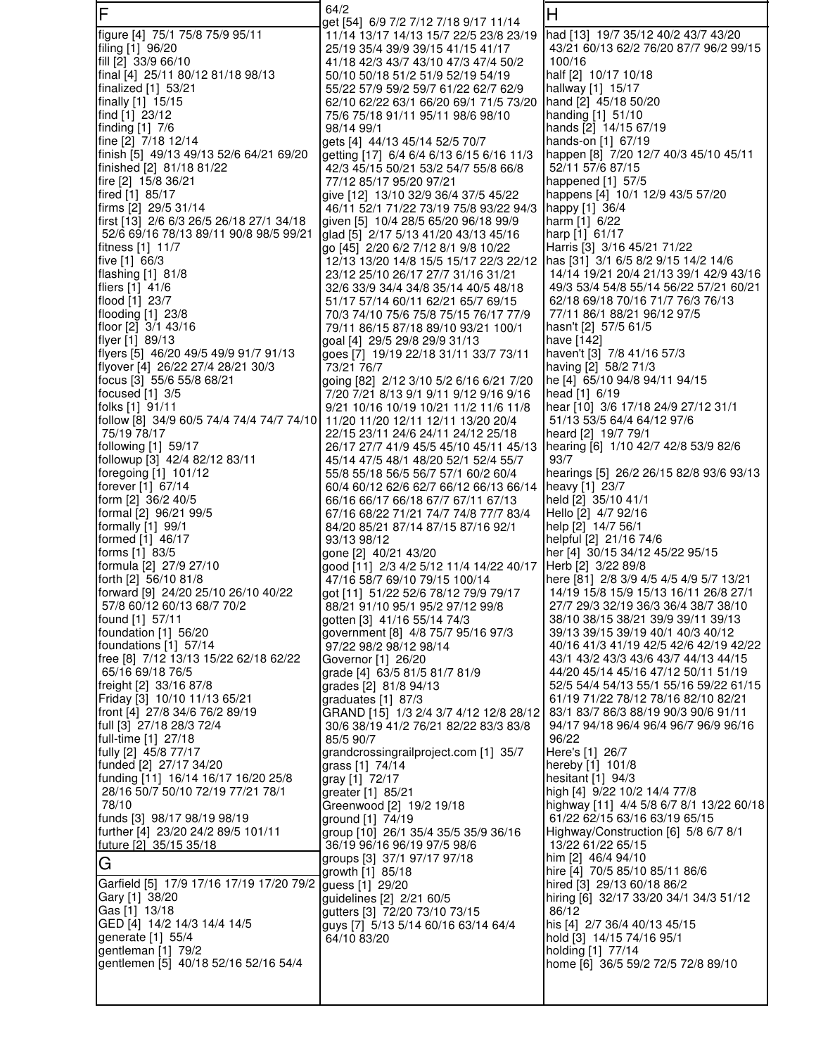## F

figure [4] 75/1 75/8 75/9 95/11
filing [1] 96/20
fill [2] 33/9 66/10
final [4] 25/11 80/12 81/18 98/13
finalized [1] 53/21
finally [1] 15/15
find [1] 23/12
finding [1] 7/6
fine [2] 7/18 12/14
finish [5] 49/13 49/13 52/6 64/21 69/20
finished [2] 81/18 81/22
fire [2] 15/8 36/21
fired [1] 85/17
firms [2] 29/5 31/14
first [13] 2/6 6/3 26/5 26/18 27/1 34/18 52/6 69/16 78/13 89/11 90/8 98/5 99/21
fitness [1] 11/7
five [1] 66/3
flashing [1] 81/8
fliers [1] 41/6
flood [1] 23/7
flooding [1] 23/8
floor [2] 3/1 43/16
flyer [1] 89/13
flyers [5] 46/20 49/5 49/9 91/7 91/13
flyover [4] 26/22 27/4 28/21 30/3
focus [3] 55/6 55/8 68/21
focused [1] 3/5
folks [1] 91/11
follow [8] 34/9 60/5 74/4 74/4 74/7 74/10 75/19 78/17
following [1] 59/17
followup [3] 42/4 82/12 83/11
foregoing [1] 101/12
forever [1] 67/14
form [2] 36/2 40/5
formal [2] 96/21 99/5
formally [1] 99/1
formed [1] 46/17
forms [1] 83/5
formula [2] 27/9 27/10
forth [2] 56/10 81/8
forward [9] 24/20 25/10 26/10 40/22 57/8 60/12 60/13 68/7 70/2
found [1] 57/11
foundation [1] 56/20
foundations [1] 57/14
free [8] 7/12 13/13 15/22 62/18 62/22 65/16 69/18 76/5
freight [2] 33/16 87/8
Friday [3] 10/10 11/13 65/21
front [4] 27/8 34/6 76/2 89/19
full [3] 27/18 28/3 72/4
full-time [1] 27/18
fully [2] 45/8 77/17
funded [2] 27/17 34/20
funding [11] 16/14 16/17 16/20 25/8 28/16 50/7 50/10 72/19 77/21 78/1 78/10
funds [3] 98/17 98/19 98/19
further [4] 23/20 24/2 89/5 101/11
future [2] 35/15 35/18

## G

Garfield [5] 17/9 17/16 17/19 17/20 79/2
Gary [1] 38/20
Gas [1] 13/18
GED [4] 14/2 14/3 14/4 14/5
generate [1] 55/4
gentleman [1] 79/2
gentlemen [5] 40/18 52/16 52/16 54/4 64/2
get [54] 6/9 7/2 7/12 7/18 9/17 11/14 11/14 13/17 14/13 15/7 22/5 23/8 23/19 25/19 35/4 39/9 39/15 41/15 41/17 41/18 42/3 43/7 43/10 47/3 47/4 50/2 50/10 50/18 51/2 51/9 52/19 54/19 55/22 57/9 59/2 59/7 61/22 62/7 62/9 62/10 62/22 63/1 66/20 69/1 71/5 73/20 75/6 75/18 91/11 95/11 98/6 98/10 98/14 99/1
gets [4] 44/13 45/14 52/5 70/7
getting [17] 6/4 6/4 6/13 6/15 6/16 11/3 42/3 45/15 50/21 53/2 54/7 55/8 66/8 77/12 85/17 95/20 97/21
give [12] 13/10 32/9 36/4 37/5 45/22 46/11 52/1 71/22 73/19 75/8 93/22 94/3
given [5] 10/4 28/5 65/20 96/18 99/9
glad [5] 2/17 5/13 41/20 43/13 45/16
go [45] 2/20 6/2 7/12 8/1 9/8 10/22 12/13 13/20 14/8 15/5 15/17 22/3 22/12 23/12 25/10 26/17 27/7 31/16 31/21 32/6 33/9 34/4 34/8 35/14 40/5 48/18 51/17 57/14 60/11 62/21 65/7 69/15 70/3 74/10 75/6 75/8 75/15 76/17 77/9 79/11 86/15 87/18 89/10 93/21 100/1
goal [4] 29/5 29/8 29/9 31/13
goes [7] 19/19 22/18 31/11 33/7 73/11 73/21 76/7
going [82] 2/12 3/10 5/2 6/16 6/21 7/20 7/20 7/21 8/13 9/1 9/11 9/12 9/16 9/16 9/21 10/16 10/19 10/21 11/2 11/6 11/8 11/20 11/20 12/11 12/11 13/20 20/4 22/15 23/11 24/6 24/11 24/12 25/18 26/17 27/7 41/9 45/5 45/10 45/11 45/13 45/14 47/5 48/1 48/20 52/1 52/4 55/7 55/8 55/18 56/5 56/7 57/1 60/2 60/4 60/4 60/12 62/6 62/7 66/12 66/13 66/14 66/16 66/17 66/18 67/7 67/11 67/13 67/16 68/22 71/21 74/7 74/8 77/7 83/4 84/20 85/21 87/14 87/15 87/16 92/1 93/13 98/12
gone [2] 40/21 43/20
good [11] 2/3 4/2 5/12 11/4 14/22 40/17 47/16 58/7 69/10 79/15 100/14
got [11] 51/22 52/6 78/12 79/9 79/17 88/21 91/10 95/1 95/2 97/12 99/8
gotten [3] 41/16 55/14 74/3
government [8] 4/8 75/7 95/16 97/3 97/22 98/2 98/12 98/14
Governor [1] 26/20
grade [4] 63/5 81/5 81/7 81/9
grades [2] 81/8 94/13
graduates [1] 87/3
GRAND [15] 1/3 2/4 3/7 4/12 12/8 28/12 30/6 38/19 41/2 76/21 82/22 83/3 83/8 85/5 90/7
grandcrossingrailproject.com [1] 35/7
grass [1] 74/14
gray [1] 72/17
greater [1] 85/21
Greenwood [2] 19/2 19/18
ground [1] 74/19
group [10] 26/1 35/4 35/5 35/9 36/16 36/19 96/16 96/19 97/5 98/6
groups [3] 37/1 97/17 97/18
growth [1] 85/18
guess [1] 29/20
guidelines [2] 2/21 60/5
gutters [3] 72/20 73/10 73/15
guys [7] 5/13 5/14 60/16 63/14 64/4 64/10 83/20

## H

had [13] 19/7 35/12 40/2 43/7 43/20 43/21 60/13 62/2 76/20 87/7 96/2 99/15 100/16
half [2] 10/17 10/18
hallway [1] 15/17
hand [2] 45/18 50/20
handing [1] 51/10
hands [2] 14/15 67/19
hands-on [1] 67/19
happen [8] 7/20 12/7 40/3 45/10 45/11 52/11 57/6 87/15
happened [1] 57/5
happens [4] 10/1 12/9 43/5 57/20
happy [1] 36/4
harm [1] 6/22
harp [1] 61/17
Harris [3] 3/16 45/21 71/22
has [31] 3/1 6/5 8/2 9/15 14/2 14/6 14/14 19/21 20/4 21/13 39/1 42/9 43/16 49/3 53/4 54/8 55/14 56/22 57/21 60/21 62/18 69/18 70/16 71/7 76/3 76/13 77/11 86/1 88/21 96/12 97/5
hasn't [2] 57/5 61/5
have [142]
haven't [3] 7/8 41/16 57/3
having [2] 58/2 71/3
he [4] 65/10 94/8 94/11 94/15
head [1] 6/19
hear [10] 3/6 17/18 24/9 27/12 31/1 51/13 53/5 64/4 64/12 97/6
heard [2] 19/7 79/1
hearing [6] 1/10 42/7 42/8 53/9 82/6 93/7
hearings [5] 26/2 26/15 82/8 93/6 93/13
heavy [1] 23/7
held [2] 35/10 41/1
Hello [2] 4/7 92/16
help [2] 14/7 56/1
helpful [2] 21/16 74/6
her [4] 30/15 34/12 45/22 95/15
Herb [2] 3/22 89/8
here [81] 2/8 3/9 4/5 4/5 4/9 5/7 13/21 14/19 15/8 15/9 15/13 16/11 26/8 27/1 27/7 29/3 32/19 36/3 36/4 38/7 38/10 38/10 38/15 38/21 39/9 39/11 39/13 39/13 39/15 39/19 40/1 40/3 40/12 40/16 41/3 41/19 42/5 42/6 42/19 42/22 43/1 43/2 43/3 43/6 43/7 44/13 44/15 44/20 45/14 45/16 47/12 50/11 51/19 52/5 54/4 54/13 55/1 55/16 59/22 61/15 61/19 71/22 78/12 78/16 82/10 82/21 83/1 83/7 86/3 88/19 90/3 90/6 91/11 94/17 94/18 96/4 96/4 96/7 96/9 96/16 96/22
Here's [1] 26/7
hereby [1] 101/8
hesitant [1] 94/3
high [4] 9/22 10/2 14/4 77/8
highway [11] 4/4 5/8 6/7 8/1 13/22 60/18 61/22 62/15 63/16 63/19 65/15
Highway/Construction [6] 5/8 6/7 8/1 13/22 61/22 65/15
him [2] 46/4 94/10
hire [4] 70/5 85/10 85/11 86/6
hired [3] 29/13 60/18 86/2
hiring [6] 32/17 33/20 34/1 34/3 51/12 86/12
his [4] 2/7 36/4 40/13 45/15
hold [3] 14/15 74/16 95/1
holding [1] 77/14
home [6] 36/5 59/2 72/5 72/8 89/10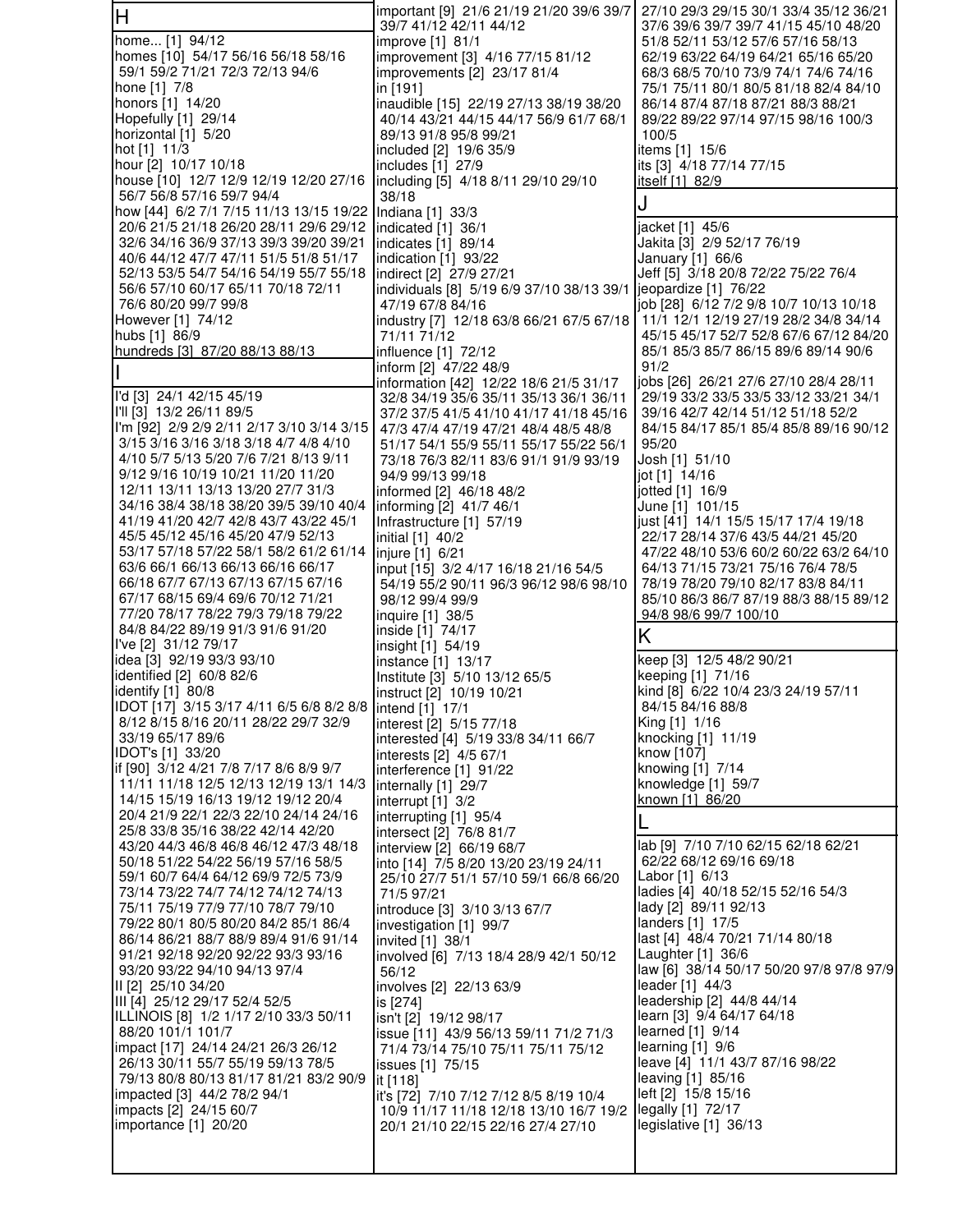## H

home... [1] 94/12
homes [10] 54/17 56/16 56/18 58/16 59/1 59/2 71/21 72/3 72/13 94/6
hone [1] 7/8
honors [1] 14/20
Hopefully [1] 29/14
horizontal [1] 5/20
hot [1] 11/3
hour [2] 10/17 10/18
house [10] 12/7 12/9 12/19 12/20 27/16 56/7 56/8 57/16 59/7 94/4
how [44] 6/2 7/1 7/15 11/13 13/15 19/22 20/6 21/5 21/18 26/20 28/11 29/6 29/12 32/6 34/16 36/9 37/13 39/3 39/20 39/21 40/6 44/12 47/7 47/11 51/5 51/8 51/17 52/13 53/5 54/7 54/16 54/19 55/7 55/18 56/6 57/10 60/17 65/11 70/18 72/11 76/6 80/20 99/7 99/8
However [1] 74/12
hubs [1] 86/9
hundreds [3] 87/20 88/13 88/13

## I

I'd [3] 24/1 42/15 45/19
I'll [3] 13/2 26/11 89/5
I'm [92] 2/9 2/9 2/11 2/17 3/10 3/14 3/15 3/15 3/16 3/16 3/18 3/18 4/7 4/8 4/10 4/10 5/7 5/13 5/20 7/6 7/21 8/13 9/11 9/12 9/16 10/19 10/21 11/20 11/20 12/11 13/11 13/13 13/20 27/7 31/3 34/16 38/4 38/18 38/20 39/5 39/10 40/4 41/19 41/20 42/7 42/8 43/7 43/22 45/1 45/5 45/12 45/16 45/20 47/9 52/13 53/17 57/18 57/22 58/1 58/2 61/2 61/14 63/6 66/1 66/13 66/13 66/16 66/17 66/18 67/7 67/13 67/13 67/15 67/16 67/17 68/15 69/4 69/6 70/12 71/21 77/20 78/17 78/22 79/3 79/18 79/22 84/8 84/22 89/19 91/3 91/6 91/20
I've [2] 31/12 79/17
idea [3] 92/19 93/3 93/10
identified [2] 60/8 82/6
identify [1] 80/8
IDOT [17] 3/15 3/17 4/11 6/5 6/8 8/2 8/8 8/12 8/15 8/16 20/11 28/22 29/7 32/9 33/19 65/17 89/6
IDOT's [1] 33/20
if [90] 3/12 4/21 7/8 7/17 8/6 8/9 9/7 11/11 11/18 12/5 12/13 12/19 13/1 14/3 14/15 15/19 16/13 19/12 19/12 20/4 20/4 21/9 22/1 22/3 22/10 24/14 24/16 25/8 33/8 35/16 38/22 42/14 42/20 43/20 44/3 46/8 46/8 46/12 47/3 48/18 50/18 51/22 54/22 56/19 57/16 58/5 59/1 60/7 64/4 64/12 69/9 72/5 73/9 73/14 73/22 74/7 74/12 74/12 74/13 75/11 75/19 77/9 77/10 78/7 79/10 79/22 80/1 80/5 80/20 84/2 85/1 86/4 86/14 86/21 88/7 88/9 89/4 91/6 91/14 91/21 92/18 92/20 92/22 93/3 93/16 93/20 93/22 94/10 94/13 97/4
II [2] 25/10 34/20
III [4] 25/12 29/17 52/4 52/5
ILLINOIS [8] 1/2 1/17 2/10 33/3 50/11 88/20 101/1 101/7
impact [17] 24/14 24/21 26/3 26/12 26/13 30/11 55/7 55/19 59/13 78/5 79/13 80/8 80/13 81/17 81/21 83/2 90/9
impacted [3] 44/2 78/2 94/1
impacts [2] 24/15 60/7
importance [1] 20/20
important [9] 21/6 21/19 21/20 39/6 39/7 39/7 41/12 42/11 44/12
improve [1] 81/1
improvement [3] 4/16 77/15 81/12
improvements [2] 23/17 81/4
in [191]
inaudible [15] 22/19 27/13 38/19 38/20 40/14 43/21 44/15 44/17 56/9 61/7 68/1 89/13 91/8 95/8 99/21
included [2] 19/6 35/9
includes [1] 27/9
including [5] 4/18 8/11 29/10 29/10 38/18
Indiana [1] 33/3
indicated [1] 36/1
indicates [1] 89/14
indication [1] 93/22
indirect [2] 27/9 27/21
individuals [8] 5/19 6/9 37/10 38/13 39/1 47/19 67/8 84/16
industry [7] 12/18 63/8 66/21 67/5 67/18 71/11 71/12
influence [1] 72/12
inform [2] 47/22 48/9
information [42] 12/22 18/6 21/5 31/17 32/8 34/19 35/6 35/11 35/13 36/1 36/11 37/2 37/5 41/5 41/10 41/17 41/18 45/16 47/3 47/4 47/19 47/21 48/4 48/5 48/8 51/17 54/1 55/9 55/11 55/17 55/22 56/1 73/18 76/3 82/11 83/6 91/1 91/9 93/19 94/9 99/13 99/18
informed [2] 46/18 48/2
informing [2] 41/7 46/1
Infrastructure [1] 57/19
initial [1] 40/2
injure [1] 6/21
input [15] 3/2 4/17 16/18 21/16 54/5 54/19 55/2 90/11 96/3 96/12 98/6 98/10 98/12 99/4 99/9
inquire [1] 38/5
inside [1] 74/17
insight [1] 54/19
instance [1] 13/17
Institute [3] 5/10 13/12 65/5
instruct [2] 10/19 10/21
intend [1] 17/1
interest [2] 5/15 77/18
interested [4] 5/19 33/8 34/11 66/7
interests [2] 4/5 67/1
interference [1] 91/22
internally [1] 29/7
interrupt [1] 3/2
interrupting [1] 95/4
intersect [2] 76/8 81/7
interview [2] 66/19 68/7
into [14] 7/5 8/20 13/20 23/19 24/11 25/10 27/7 51/1 57/10 59/1 66/8 66/20 71/5 97/21
introduce [3] 3/10 3/13 67/7
investigation [1] 99/7
invited [1] 38/1
involved [6] 7/13 18/4 28/9 42/1 50/12 56/12
involves [2] 22/13 63/9
is [274]
isn't [2] 19/12 98/17
issue [11] 43/9 56/13 59/11 71/2 71/3 71/4 73/14 75/10 75/11 75/11 75/12
issues [1] 75/15
it [118]
it's [72] 7/10 7/12 7/12 8/5 8/19 10/4 10/9 11/17 11/18 12/18 13/10 16/7 19/2 20/1 21/10 22/15 22/16 27/4 27/10 27/10 29/3 29/15 30/1 33/4 35/12 36/21 37/6 39/6 39/7 39/7 41/15 45/10 48/20 51/8 52/11 53/12 57/6 57/16 58/13 62/19 63/22 64/19 64/21 65/16 65/20 68/3 68/5 70/10 73/9 74/1 74/6 74/16 75/1 75/11 80/1 80/5 81/18 82/4 84/10 86/14 87/4 87/18 87/21 88/3 88/21 89/22 89/22 97/14 97/15 98/16 100/3 100/5
items [1] 15/6
its [3] 4/18 77/14 77/15
itself [1] 82/9

## J

jacket [1] 45/6
Jakita [3] 2/9 52/17 76/19
January [1] 66/6
Jeff [5] 3/18 20/8 72/22 75/22 76/4
jeopardize [1] 76/22
job [28] 6/12 7/2 9/8 10/7 10/13 10/18 11/1 12/1 12/19 27/19 28/2 34/8 34/14 45/15 45/17 52/7 52/8 67/6 67/12 84/20 85/1 85/3 85/7 86/15 89/6 89/14 90/6 91/2
jobs [26] 26/21 27/6 27/10 28/4 28/11 29/19 33/2 33/5 33/12 33/21 34/1 39/16 42/7 42/14 51/12 51/18 52/2 84/15 84/17 85/1 85/4 85/8 89/16 90/12 95/20
Josh [1] 51/10
jot [1] 14/16
jotted [1] 16/9
June [1] 101/15
just [41] 14/1 15/5 15/17 17/4 19/18 22/17 28/14 37/6 43/5 44/21 45/20 47/22 48/10 53/6 60/2 60/22 63/2 64/10 64/13 71/15 73/21 75/16 76/4 78/5 78/19 78/20 79/10 82/17 83/8 84/11 85/10 86/3 86/7 87/19 88/3 88/15 89/12 94/8 98/6 99/7 100/10

## K

keep [3] 12/5 48/2 90/21
keeping [1] 71/16
kind [8] 6/22 10/4 23/3 24/19 57/11 84/15 84/16 88/8
King [1] 1/16
knocking [1] 11/19
know [107]
knowing [1] 7/14
knowledge [1] 59/7
known [1] 86/20

## L

lab [9] 7/10 7/10 62/15 62/18 62/21 62/22 68/12 69/16 69/18
Labor [1] 6/13
ladies [4] 40/18 52/15 52/16 54/3
lady [2] 89/11 92/13
landers [1] 17/5
last [4] 48/4 70/21 71/14 80/18
Laughter [1] 36/6
law [6] 38/14 50/17 50/20 97/8 97/8 97/9
leader [1] 44/3
leadership [2] 44/8 44/14
learn [3] 9/4 64/17 64/18
learned [1] 9/14
learning [1] 9/6
leave [4] 11/1 43/7 87/16 98/22
leaving [1] 85/16
left [2] 15/8 15/16
legally [1] 72/17
legislative [1] 36/13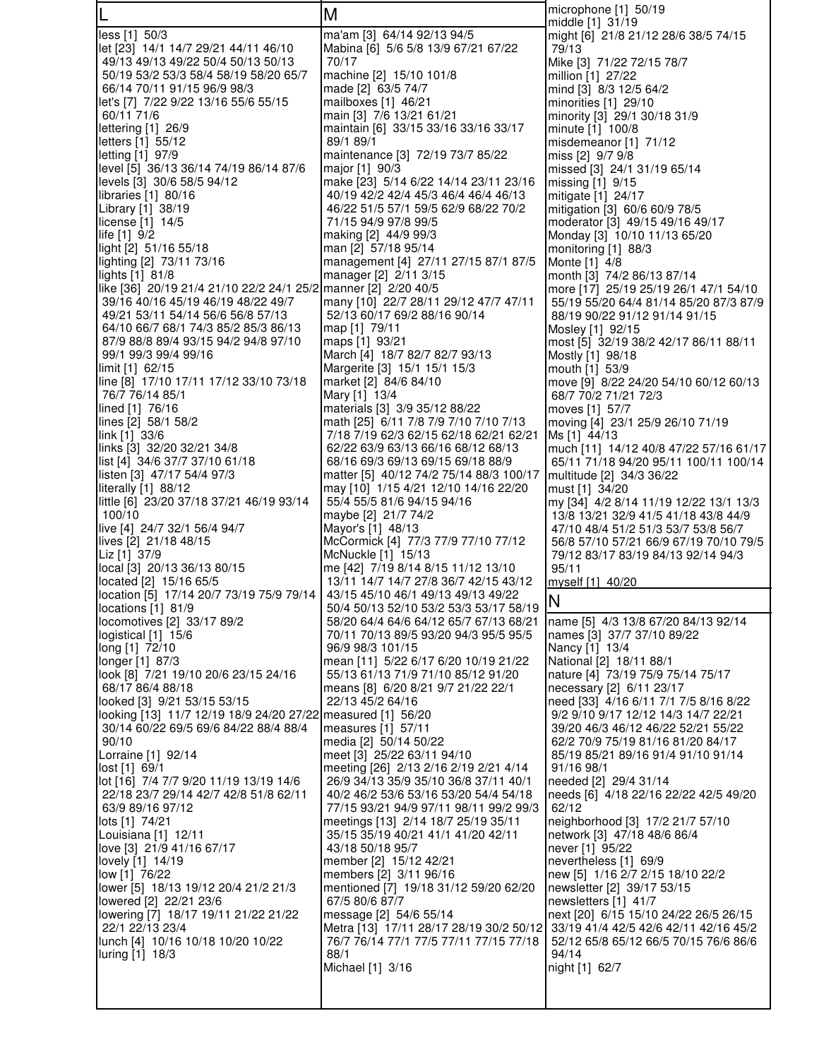## L

less [1] 50/3
let [23] 14/1 14/7 29/21 44/11 46/10 49/13 49/13 49/22 50/4 50/13 50/13 50/19 53/2 53/3 58/4 58/19 58/20 65/7 66/14 70/11 91/15 96/9 98/3
let's [7] 7/22 9/22 13/16 55/6 55/15 60/11 71/6
lettering [1] 26/9
letters [1] 55/12
letting [1] 97/9
level [5] 36/13 36/14 74/19 86/14 87/6
levels [3] 30/6 58/5 94/12
libraries [1] 80/16
Library [1] 38/19
license [1] 14/5
life [1] 9/2
light [2] 51/16 55/18
lighting [2] 73/11 73/16
lights [1] 81/8
like [36] 20/19 21/4 21/10 22/2 24/1 25/2 39/16 40/16 45/19 46/19 48/22 49/7 49/21 53/11 54/14 56/6 56/8 57/13 64/10 66/7 68/1 74/3 85/2 85/3 86/13 87/9 88/8 89/4 93/15 94/2 94/8 97/10 99/1 99/3 99/4 99/16
limit [1] 62/15
line [8] 17/10 17/11 17/12 33/10 73/18 76/7 76/14 85/1
lined [1] 76/16
lines [2] 58/1 58/2
link [1] 33/6
links [3] 32/20 32/21 34/8
list [4] 34/6 37/7 37/10 61/18
listen [3] 47/17 54/4 97/3
literally [1] 88/12
little [6] 23/20 37/18 37/21 46/19 93/14 100/10
live [4] 24/7 32/1 56/4 94/7
lives [2] 21/18 48/15
Liz [1] 37/9
local [3] 20/13 36/13 80/15
located [2] 15/16 65/5
location [5] 17/14 20/7 73/19 75/9 79/14
locations [1] 81/9
locomotives [2] 33/17 89/2
logistical [1] 15/6
long [1] 72/10
longer [1] 87/3
look [8] 7/21 19/10 20/6 23/15 24/16 68/17 86/4 88/18
looked [3] 9/21 53/15 53/15
looking [13] 11/7 12/19 18/9 24/20 27/22 30/14 60/22 69/5 69/6 84/22 88/4 88/4 90/10
Lorraine [1] 92/14
lost [1] 69/1
lot [16] 7/4 7/7 9/20 11/19 13/19 14/6 22/18 23/7 29/14 42/7 42/8 51/8 62/11 63/9 89/16 97/12
lots [1] 74/21
Louisiana [1] 12/11
love [3] 21/9 41/16 67/17
lovely [1] 14/19
low [1] 76/22
lower [5] 18/13 19/12 20/4 21/2 21/3
lowered [2] 22/21 23/6
lowering [7] 18/17 19/11 21/22 21/22 22/1 22/13 23/4
lunch [4] 10/16 10/18 10/20 10/22
luring [1] 18/3

## M

ma'am [3] 64/14 92/13 94/5
Mabina [6] 5/6 5/8 13/9 67/21 67/22 70/17
machine [2] 15/10 101/8
made [2] 63/5 74/7
mailboxes [1] 46/21
main [3] 7/6 13/21 61/21
maintain [6] 33/15 33/16 33/16 33/17 89/1 89/1
maintenance [3] 72/19 73/7 85/22
major [1] 90/3
make [23] 5/14 6/22 14/14 23/11 23/16 40/19 42/2 42/4 45/3 46/4 46/4 46/13 46/22 51/5 57/1 59/5 62/9 68/22 70/2 71/15 94/9 97/8 99/5
making [2] 44/9 99/3
man [2] 57/18 95/14
management [4] 27/11 27/15 87/1 87/5
manager [2] 2/11 3/15
manner [2] 2/20 40/5
many [10] 22/7 28/11 29/12 47/7 47/11 52/13 60/17 69/2 88/16 90/14
map [1] 79/11
maps [1] 93/21
March [4] 18/7 82/7 82/7 93/13
Margerite [3] 15/1 15/1 15/3
market [2] 84/6 84/10
Mary [1] 13/4
materials [3] 3/9 35/12 88/22
math [25] 6/11 7/8 7/9 7/10 7/10 7/13 7/18 7/19 62/3 62/15 62/18 62/21 62/21 62/22 63/9 63/13 66/16 68/12 68/13 68/16 69/3 69/13 69/15 69/18 88/9
matter [5] 40/12 74/2 75/14 88/3 100/17
may [10] 1/15 4/21 12/10 14/16 22/20 55/4 55/5 81/6 94/15 94/16
maybe [2] 21/7 74/2
Mayor's [1] 48/13
McCormick [4] 77/3 77/9 77/10 77/12
McNuckle [1] 15/13
me [42] 7/19 8/14 8/15 11/12 13/10 13/11 14/7 14/7 27/8 36/7 42/15 43/12 43/15 45/10 46/1 49/13 49/13 49/22 50/4 50/13 52/10 53/2 53/3 53/17 58/19 58/20 64/4 64/6 64/12 65/7 67/13 68/21 70/11 70/13 89/5 93/20 94/3 95/5 95/5 96/9 98/3 101/15
mean [11] 5/22 6/17 6/20 10/19 21/22 55/13 61/13 71/9 71/10 85/12 91/20
means [8] 6/20 8/21 9/7 21/22 22/1 22/13 45/2 64/16
measured [1] 56/20
measures [1] 57/11
media [2] 50/14 50/22
meet [3] 25/22 63/11 94/10
meeting [26] 2/13 2/16 2/19 2/21 4/14 26/9 34/13 35/9 35/10 36/8 37/11 40/1 40/2 46/2 53/6 53/16 53/20 54/4 54/18 77/15 93/21 94/9 97/11 98/11 99/2 99/3
meetings [13] 2/14 18/7 25/19 35/11 35/15 35/19 40/21 41/1 41/20 42/11 43/18 50/18 95/7
member [2] 15/12 42/21
members [2] 3/11 96/16
mentioned [7] 19/18 31/12 59/20 62/20 67/5 80/6 87/7
message [2] 54/6 55/14
Metra [13] 17/11 28/17 28/19 30/2 50/12 76/7 76/14 77/1 77/5 77/11 77/15 77/18 88/1
Michael [1] 3/16
microphone [1] 50/19
middle [1] 31/19
might [6] 21/8 21/12 28/6 38/5 74/15 79/13
Mike [3] 71/22 72/15 78/7
million [1] 27/22
mind [3] 8/3 12/5 64/2
minorities [1] 29/10
minority [3] 29/1 30/18 31/9
minute [1] 100/8
misdemeanor [1] 71/12
miss [2] 9/7 9/8
missed [3] 24/1 31/19 65/14
missing [1] 9/15
mitigate [1] 24/17
mitigation [3] 60/6 60/9 78/5
moderator [3] 49/15 49/16 49/17
Monday [3] 10/10 11/13 65/20
monitoring [1] 88/3
Monte [1] 4/8
month [3] 74/2 86/13 87/14
more [17] 25/19 25/19 26/1 47/1 54/10 55/19 55/20 64/4 81/14 85/20 87/3 87/9 88/19 90/22 91/12 91/14 91/15
Mosley [1] 92/15
most [5] 32/19 38/2 42/17 86/11 88/11
Mostly [1] 98/18
mouth [1] 53/9
move [9] 8/22 24/20 54/10 60/12 60/13 68/7 70/2 71/21 72/3
moves [1] 57/7
moving [4] 23/1 25/9 26/10 71/19
Ms [1] 44/13
much [11] 14/12 40/8 47/22 57/16 61/17 65/11 71/18 94/20 95/11 100/11 100/14
multitude [2] 34/3 36/22
must [1] 34/20
my [34] 4/2 8/14 11/19 12/22 13/1 13/3 13/8 13/21 32/9 41/5 41/18 43/8 44/9 47/10 48/4 51/2 51/3 53/7 53/8 56/7 56/8 57/10 57/21 66/9 67/19 70/10 79/5 79/12 83/17 83/19 84/13 92/14 94/3 95/11
myself [1] 40/20

## N

name [5] 4/3 13/8 67/20 84/13 92/14
names [3] 37/7 37/10 89/22
Nancy [1] 13/4
National [2] 18/11 88/1
nature [4] 73/19 75/9 75/14 75/17
necessary [2] 6/11 23/17
need [33] 4/16 6/11 7/1 7/5 8/16 8/22 9/2 9/10 9/17 12/12 14/3 14/7 22/21 39/20 46/3 46/12 46/22 52/21 55/22 62/2 70/9 75/19 81/16 81/20 84/17 85/19 85/21 89/16 91/4 91/10 91/14 91/16 98/1
needed [2] 29/4 31/14
needs [6] 4/18 22/16 22/22 42/5 49/20 62/12
neighborhood [3] 17/2 21/7 57/10
network [3] 47/18 48/6 86/4
never [1] 95/22
nevertheless [1] 69/9
new [5] 1/16 2/7 2/15 18/10 22/2
newsletter [2] 39/17 53/15
newsletters [1] 41/7
next [20] 6/15 15/10 24/22 26/5 26/15 33/19 41/4 42/5 42/6 42/11 42/16 45/2 52/12 65/8 65/12 66/5 70/15 76/6 86/6 94/14
night [1] 62/7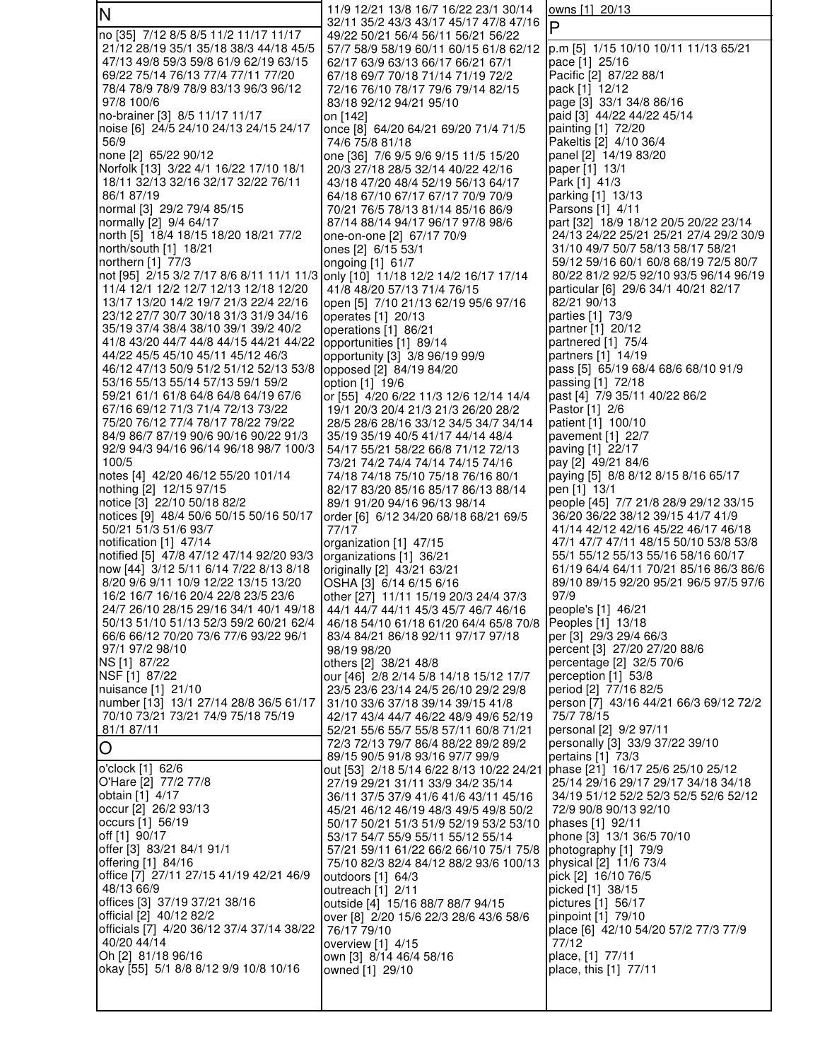## N

no [35] 7/12 8/5 8/5 11/2 11/17 11/17 21/12 28/19 35/1 35/18 38/3 44/18 45/5 47/13 49/8 59/3 59/8 61/9 62/19 63/15 69/22 75/14 76/13 77/4 77/11 77/20 78/4 78/9 78/9 78/9 83/13 96/3 96/12 97/8 100/6
no-brainer [3] 8/5 11/17 11/17
noise [6] 24/5 24/10 24/13 24/15 24/17 56/9
none [2] 65/22 90/12
Norfolk [13] 3/22 4/1 16/22 17/10 18/1 18/11 32/13 32/16 32/17 32/22 76/11 86/1 87/19
normal [3] 29/2 79/4 85/15
normally [2] 9/4 64/17
north [5] 18/4 18/15 18/20 18/21 77/2
north/south [1] 18/21
northern [1] 77/3
not [95] 2/15 3/2 7/17 8/6 8/11 11/1 11/3 11/4 12/1 12/2 12/7 12/13 12/18 12/20 13/17 13/20 14/2 19/7 21/3 22/4 22/16 23/12 27/7 30/7 30/18 31/3 31/9 34/16 35/19 37/4 38/4 38/10 39/1 39/2 40/2 41/8 43/20 44/7 44/8 44/15 44/21 44/22 44/22 45/5 45/10 45/11 45/12 46/3 46/12 47/13 50/9 51/2 51/12 52/13 53/8 53/16 55/13 55/14 57/13 59/1 59/2 59/21 61/1 61/8 64/8 64/8 64/19 67/6 67/16 69/12 71/3 71/4 72/13 73/22 75/20 76/12 77/4 78/17 78/22 79/22 84/9 86/7 87/19 90/6 90/16 90/22 91/3 92/9 94/3 94/16 96/14 96/18 98/7 100/3 100/5
notes [4] 42/20 46/12 55/20 101/14
nothing [2] 12/15 97/15
notice [3] 22/10 50/18 82/2
notices [9] 48/4 50/6 50/15 50/16 50/17 50/21 51/3 51/6 93/7
notification [1] 47/14
notified [5] 47/8 47/12 47/14 92/20 93/3
now [44] 3/12 5/11 6/14 7/22 8/13 8/18 8/20 9/6 9/11 10/9 12/22 13/15 13/20 16/2 16/7 16/16 20/4 22/8 23/5 23/6 24/7 26/10 28/15 29/16 34/1 40/1 49/18 50/13 51/10 51/13 52/3 59/2 60/21 62/4 66/6 66/12 70/20 73/6 77/6 93/22 96/1 97/1 97/2 98/10
NS [1] 87/22
NSF [1] 87/22
nuisance [1] 21/10
number [13] 13/1 27/14 28/8 36/5 61/17 70/10 73/21 73/21 74/9 75/18 75/19 81/1 87/11

## O

o'clock [1] 62/6
O'Hare [2] 77/2 77/8
obtain [1] 4/17
occur [2] 26/2 93/13
occurs [1] 56/19
off [1] 90/17
offer [3] 83/21 84/1 91/1
offering [1] 84/16
office [7] 27/11 27/15 41/19 42/21 46/9 48/13 66/9
offices [3] 37/19 37/21 38/16
official [2] 40/12 82/2
officials [7] 4/20 36/12 37/4 37/14 38/22 40/20 44/14
Oh [2] 81/18 96/16
okay [55] 5/1 8/8 8/12 9/9 10/8 10/16 11/9 12/21 13/8 16/7 16/22 23/1 30/14 32/11 35/2 43/3 43/17 45/17 47/8 47/16 49/22 50/21 56/4 56/11 56/21 56/22 57/7 58/9 58/19 60/11 60/15 61/8 62/12 62/17 63/9 63/13 66/17 66/21 67/1 67/18 69/7 70/18 71/14 71/19 72/2 72/16 76/10 78/17 79/6 79/14 82/15 83/18 92/12 94/21 95/10
on [142]
once [8] 64/20 64/21 69/20 71/4 71/5 74/6 75/8 81/18
one [36] 7/6 9/5 9/6 9/15 11/5 15/20 20/3 27/18 28/5 32/14 40/22 42/16 43/18 47/20 48/4 52/19 56/13 64/17 64/18 67/10 67/17 67/17 70/9 70/9 70/21 76/5 78/13 81/14 85/16 86/9 87/14 88/14 94/17 96/17 97/8 98/6
one-on-one [2] 67/17 70/9
ones [2] 6/15 53/1
ongoing [1] 61/7
only [10] 11/18 12/2 14/2 16/17 17/14 41/8 48/20 57/13 71/4 76/15
open [5] 7/10 21/13 62/19 95/6 97/16
operates [1] 20/13
operations [1] 86/21
opportunities [1] 89/14
opportunity [3] 3/8 96/19 99/9
opposed [2] 84/19 84/20
option [1] 19/6
or [55] 4/20 6/22 11/3 12/6 12/14 14/4 19/1 20/3 20/4 21/3 21/3 26/20 28/2 28/5 28/6 28/16 33/12 34/5 34/7 34/14 35/19 35/19 40/5 41/17 44/14 48/4 54/17 55/21 58/22 66/8 71/12 72/13 73/21 74/2 74/4 74/14 74/15 74/16 74/18 74/18 75/10 75/18 76/16 80/1 82/17 83/20 85/16 85/17 86/13 88/14 89/1 91/20 94/16 96/13 98/14
order [6] 6/12 34/20 68/18 68/21 69/5 77/17
organization [1] 47/15
organizations [1] 36/21
originally [2] 43/21 63/21
OSHA [3] 6/14 6/15 6/16
other [27] 11/11 15/19 20/3 24/4 37/3 44/1 44/7 44/11 45/3 45/7 46/7 46/16 46/18 54/10 61/18 61/20 64/4 65/8 70/8 83/4 84/21 86/18 92/11 97/17 97/18 98/19 98/20
others [2] 38/21 48/8
our [46] 2/8 2/14 5/8 14/18 15/12 17/7 23/5 23/6 23/14 24/5 26/10 29/2 29/8 31/10 33/6 37/18 39/14 39/15 41/8 42/17 43/4 44/7 46/22 48/9 49/6 52/19 52/21 55/6 55/7 55/8 57/11 60/8 71/21 72/3 72/13 79/7 86/4 88/22 89/2 89/2 89/15 90/5 91/8 93/16 97/7 99/9
out [53] 2/18 5/14 6/22 8/13 10/22 24/21 27/19 29/21 31/11 33/9 34/2 35/14 36/11 37/5 37/9 41/6 41/6 43/11 45/16 45/21 46/12 46/19 48/3 49/5 49/8 50/2 50/17 50/21 51/3 51/9 52/19 53/2 53/10 53/17 54/7 55/9 55/11 55/12 55/14 57/21 59/11 61/22 66/2 66/10 75/1 75/8 75/10 82/3 82/4 84/12 88/2 93/6 100/13
outdoors [1] 64/3
outreach [1] 2/11
outside [4] 15/16 88/7 88/7 94/15
over [8] 2/20 15/6 22/3 28/6 43/6 58/6 76/17 79/10
overview [1] 4/15
own [3] 8/14 46/4 58/16
owned [1] 29/10
owns [1] 20/13

## P

p.m [5] 1/15 10/10 10/11 11/13 65/21
pace [1] 25/16
Pacific [2] 87/22 88/1
pack [1] 12/12
page [3] 33/1 34/8 86/16
paid [3] 44/22 44/22 45/14
painting [1] 72/20
Pakeltis [2] 4/10 36/4
panel [2] 14/19 83/20
paper [1] 13/1
Park [1] 41/3
parking [1] 13/13
Parsons [1] 4/11
part [32] 18/9 18/12 20/5 20/22 23/14 24/13 24/22 25/21 25/21 27/4 29/2 30/9 31/10 49/7 50/7 58/13 58/17 58/21 59/12 59/16 60/1 60/8 68/19 72/5 80/7 80/22 81/2 92/5 92/10 93/5 96/14 96/19
particular [6] 29/6 34/1 40/21 82/17 82/21 90/13
parties [1] 73/9
partner [1] 20/12
partnered [1] 75/4
partners [1] 14/19
pass [5] 65/19 68/4 68/6 68/10 91/9
passing [1] 72/18
past [4] 7/9 35/11 40/22 86/2
Pastor [1] 2/6
patient [1] 100/10
pavement [1] 22/7
paving [1] 22/17
pay [2] 49/21 84/6
paying [5] 8/8 8/12 8/15 8/16 65/17
pen [1] 13/1
people [45] 7/7 21/8 28/9 29/12 33/15 36/20 36/22 38/12 39/15 41/7 41/9 41/14 42/12 42/16 45/22 46/17 46/18 47/1 47/7 47/11 48/15 50/10 53/8 53/8 55/1 55/12 55/13 55/16 58/16 60/17 61/19 64/4 64/11 70/21 85/16 86/3 86/6 89/10 89/15 92/20 95/21 96/5 97/5 97/6 97/9
people's [1] 46/21
Peoples [1] 13/18
per [3] 29/3 29/4 66/3
percent [3] 27/20 27/20 88/6
percentage [2] 32/5 70/6
perception [1] 53/8
period [2] 77/16 82/5
person [7] 43/16 44/21 66/3 69/12 72/2 75/7 78/15
personal [2] 9/2 97/11
personally [3] 33/9 37/22 39/10
pertains [1] 73/3
phase [21] 16/17 25/6 25/10 25/12 25/14 29/16 29/17 29/17 34/18 34/18 34/19 51/12 52/2 52/3 52/5 52/6 52/12 72/9 90/8 90/13 92/10
phases [1] 92/11
phone [3] 13/1 36/5 70/10
photography [1] 79/9
physical [2] 11/6 73/4
pick [2] 16/10 76/5
picked [1] 38/15
pictures [1] 56/17
pinpoint [1] 79/10
place [6] 42/10 54/20 57/2 77/3 77/9 77/12
place, [1] 77/11
place, this [1] 77/11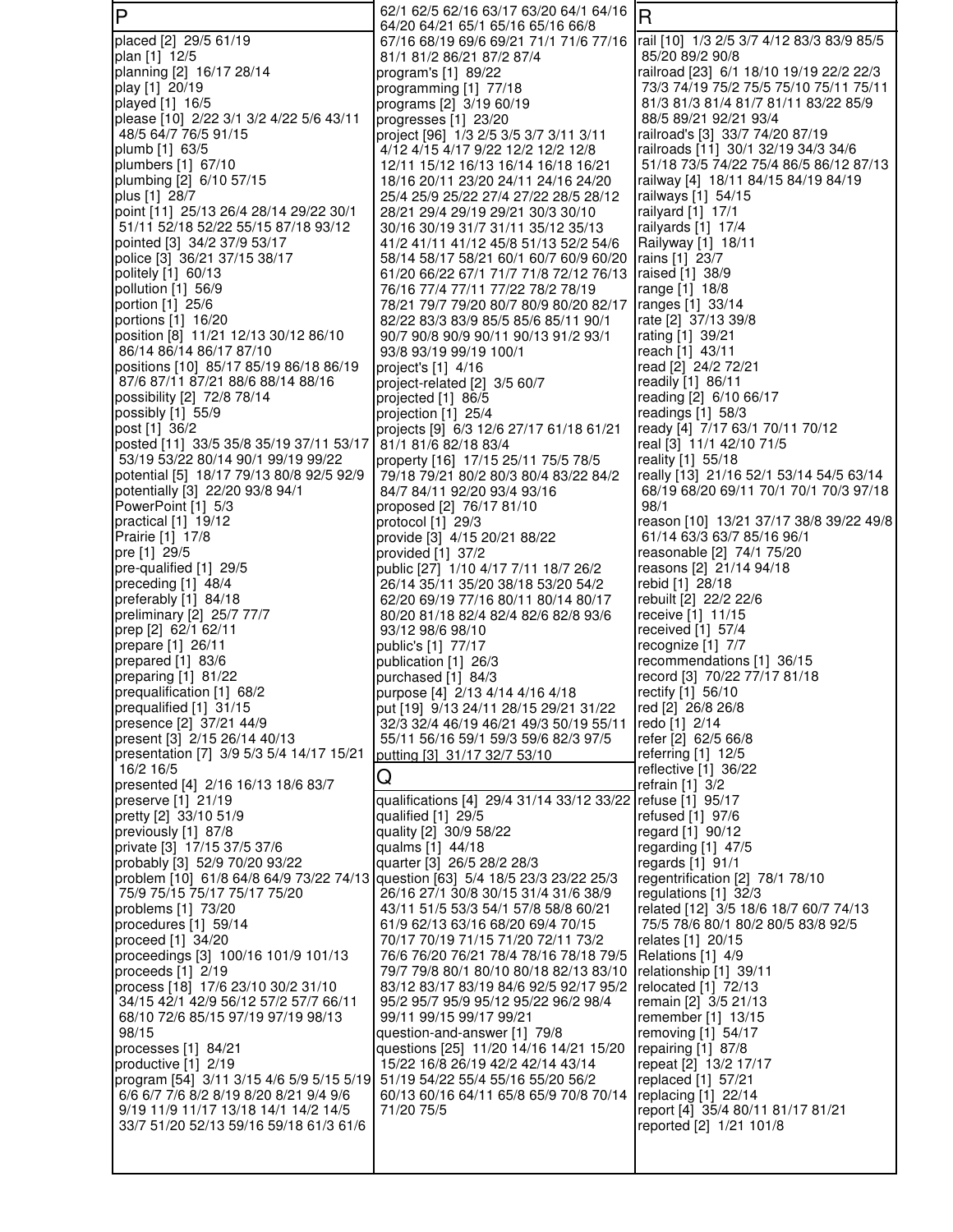## P

placed [2] 29/5 61/19
plan [1] 12/5
planning [2] 16/17 28/14
play [1] 20/19
played [1] 16/5
please [10] 2/22 3/1 3/2 4/22 5/6 43/11 48/5 64/7 76/5 91/15
plumb [1] 63/5
plumbers [1] 67/10
plumbing [2] 6/10 57/15
plus [1] 28/7
point [11] 25/13 26/4 28/14 29/22 30/1 51/11 52/18 52/22 55/15 87/18 93/12
pointed [3] 34/2 37/9 53/17
police [3] 36/21 37/15 38/17
politely [1] 60/13
pollution [1] 56/9
portion [1] 25/6
portions [1] 16/20
position [8] 11/21 12/13 30/12 86/10 86/14 86/14 86/17 87/10
positions [10] 85/17 85/19 86/18 86/19 87/6 87/11 87/21 88/6 88/14 88/16
possibility [2] 72/8 78/14
possibly [1] 55/9
post [1] 36/2
posted [11] 33/5 35/8 35/19 37/11 53/17 53/19 53/22 80/14 90/1 99/19 99/22
potential [5] 18/17 79/13 80/8 92/5 92/9
potentially [3] 22/20 93/8 94/1
PowerPoint [1] 5/3
practical [1] 19/12
Prairie [1] 17/8
pre [1] 29/5
pre-qualified [1] 29/5
preceding [1] 48/4
preferably [1] 84/18
preliminary [2] 25/7 77/7
prep [2] 62/1 62/11
prepare [1] 26/11
prepared [1] 83/6
preparing [1] 81/22
prequalification [1] 68/2
prequalified [1] 31/15
presence [2] 37/21 44/9
present [3] 2/15 26/14 40/13
presentation [7] 3/9 5/3 5/4 14/17 15/21 16/2 16/5
presented [4] 2/16 16/13 18/6 83/7
preserve [1] 21/19
pretty [2] 33/10 51/9
previously [1] 87/8
private [3] 17/15 37/5 37/6
probably [3] 52/9 70/20 93/22
problem [10] 61/8 64/8 64/9 73/22 74/13 75/9 75/15 75/17 75/17 75/20
problems [1] 73/20
procedures [1] 59/14
proceed [1] 34/20
proceedings [3] 100/16 101/9 101/13
proceeds [1] 2/19
process [18] 17/6 23/10 30/2 31/10 34/15 42/1 42/9 56/12 57/2 57/7 66/11 68/10 72/6 85/15 97/19 97/19 98/13 98/15
processes [1] 84/21
productive [1] 2/19
program [54] 3/11 3/15 4/6 5/9 5/15 5/19 6/6 6/7 7/6 8/2 8/19 8/20 8/21 9/4 9/6 9/19 11/9 11/17 13/18 14/1 14/2 14/5 33/7 51/20 52/13 59/16 59/18 61/3 61/6 62/1 62/5 62/16 63/17 63/20 64/1 64/16 64/20 64/21 65/1 65/16 65/16 66/8 67/16 68/19 69/6 69/21 71/1 71/6 77/16 81/1 81/2 86/21 87/2 87/4
program's [1] 89/22
programming [1] 77/18
programs [2] 3/19 60/19
progresses [1] 23/20
project [96] 1/3 2/5 3/5 3/7 3/11 3/11 4/12 4/15 4/17 9/22 12/2 12/2 12/8 12/11 15/12 16/13 16/14 16/18 16/21 18/16 20/11 23/20 24/11 24/16 24/20 25/4 25/9 25/22 27/4 27/22 28/5 28/12 28/21 29/4 29/19 29/21 30/3 30/10 30/16 30/19 31/7 31/11 35/12 35/13 41/2 41/11 41/12 45/8 51/13 52/2 54/6 58/14 58/17 58/21 60/1 60/7 60/9 60/20 61/20 66/22 67/1 71/7 71/8 72/12 76/13 76/16 77/4 77/11 77/22 78/2 78/19 78/21 79/7 79/20 80/7 80/9 80/20 82/17 82/22 83/3 83/9 85/5 85/6 85/11 90/1 90/7 90/8 90/9 90/11 90/13 91/2 93/1 93/8 93/19 99/19 100/1
project's [1] 4/16
project-related [2] 3/5 60/7
projected [1] 86/5
projection [1] 25/4
projects [9] 6/3 12/6 27/17 61/18 61/21 81/1 81/6 82/18 83/4
property [16] 17/15 25/11 75/5 78/5 79/18 79/21 80/2 80/3 80/4 83/22 84/2 84/7 84/11 92/20 93/4 93/16
proposed [2] 76/17 81/10
protocol [1] 29/3
provide [3] 4/15 20/21 88/22
provided [1] 37/2
public [27] 1/10 4/17 7/11 18/7 26/2 26/14 35/11 35/20 38/18 53/20 54/2 62/20 69/19 77/16 80/11 80/14 80/17 80/20 81/18 82/4 82/4 82/6 82/8 93/6 93/12 98/6 98/10
public's [1] 77/17
publication [1] 26/3
purchased [1] 84/3
purpose [4] 2/13 4/14 4/16 4/18
put [19] 9/13 24/11 28/15 29/21 31/22 32/3 32/4 46/19 46/21 49/3 50/19 55/11 55/11 56/16 59/1 59/3 59/6 82/3 97/5
putting [3] 31/17 32/7 53/10

## Q

qualifications [4] 29/4 31/14 33/12 33/22
qualified [1] 29/5
quality [2] 30/9 58/22
qualms [1] 44/18
quarter [3] 26/5 28/2 28/3
question [63] 5/4 18/5 23/3 23/22 25/3 26/16 27/1 30/8 30/15 31/4 31/6 38/9 43/11 51/5 53/3 54/1 57/8 58/8 60/21 61/9 62/13 63/16 68/20 69/4 70/15 70/17 70/19 71/15 71/20 72/11 73/2 76/6 76/20 76/21 78/4 78/16 78/18 79/5 79/7 79/8 80/1 80/10 80/18 82/13 83/10 83/12 83/17 83/19 84/6 92/5 92/17 95/2 95/2 95/7 95/9 95/12 95/22 96/2 98/4 99/11 99/15 99/17 99/21
question-and-answer [1] 79/8
questions [25] 11/20 14/16 14/21 15/20 15/22 16/8 26/19 42/2 42/14 43/14 51/19 54/22 55/4 55/16 55/20 56/2 60/13 60/16 64/11 65/8 65/9 70/8 70/14 71/20 75/5

## R

rail [10] 1/3 2/5 3/7 4/12 83/3 83/9 85/5 85/20 89/2 90/8
railroad [23] 6/1 18/10 19/19 22/2 22/3 73/3 74/19 75/2 75/5 75/10 75/11 75/11 81/3 81/3 81/4 81/7 81/11 83/22 85/9 88/5 89/21 92/21 93/4
railroad's [3] 33/7 74/20 87/19
railroads [11] 30/1 32/19 34/3 34/6 51/18 73/5 74/22 75/4 86/5 86/12 87/13
railway [4] 18/11 84/15 84/19 84/19
railways [1] 54/15
railyard [1] 17/1
railyards [1] 17/4
Railyway [1] 18/11
rains [1] 23/7
raised [1] 38/9
range [1] 18/8
ranges [1] 33/14
rate [2] 37/13 39/8
rating [1] 39/21
reach [1] 43/11
read [2] 24/2 72/21
readily [1] 86/11
reading [2] 6/10 66/17
readings [1] 58/3
ready [4] 7/17 63/1 70/11 70/12
real [3] 11/1 42/10 71/5
reality [1] 55/18
really [13] 21/16 52/1 53/14 54/5 63/14 68/19 68/20 69/11 70/1 70/1 70/3 97/18 98/1
reason [10] 13/21 37/17 38/8 39/22 49/8 61/14 63/3 63/7 85/16 96/1
reasonable [2] 74/1 75/20
reasons [2] 21/14 94/18
rebid [1] 28/18
rebuilt [2] 22/2 22/6
receive [1] 11/15
received [1] 57/4
recognize [1] 7/7
recommendations [1] 36/15
record [3] 70/22 77/17 81/18
rectify [1] 56/10
red [2] 26/8 26/8
redo [1] 2/14
refer [2] 62/5 66/8
referring [1] 12/5
reflective [1] 36/22
refrain [1] 3/2
refuse [1] 95/17
refused [1] 97/6
regard [1] 90/12
regarding [1] 47/5
regards [1] 91/1
regentrification [2] 78/1 78/10
regulations [1] 32/3
related [12] 3/5 18/6 18/7 60/7 74/13 75/5 78/6 80/1 80/2 80/5 83/8 92/5
relates [1] 20/15
Relations [1] 4/9
relationship [1] 39/11
relocated [1] 72/13
remain [2] 3/5 21/13
remember [1] 13/15
removing [1] 54/17
repairing [1] 87/8
repeat [2] 13/2 17/17
replaced [1] 57/21
replacing [1] 22/14
report [4] 35/4 80/11 81/17 81/21
reported [2] 1/21 101/8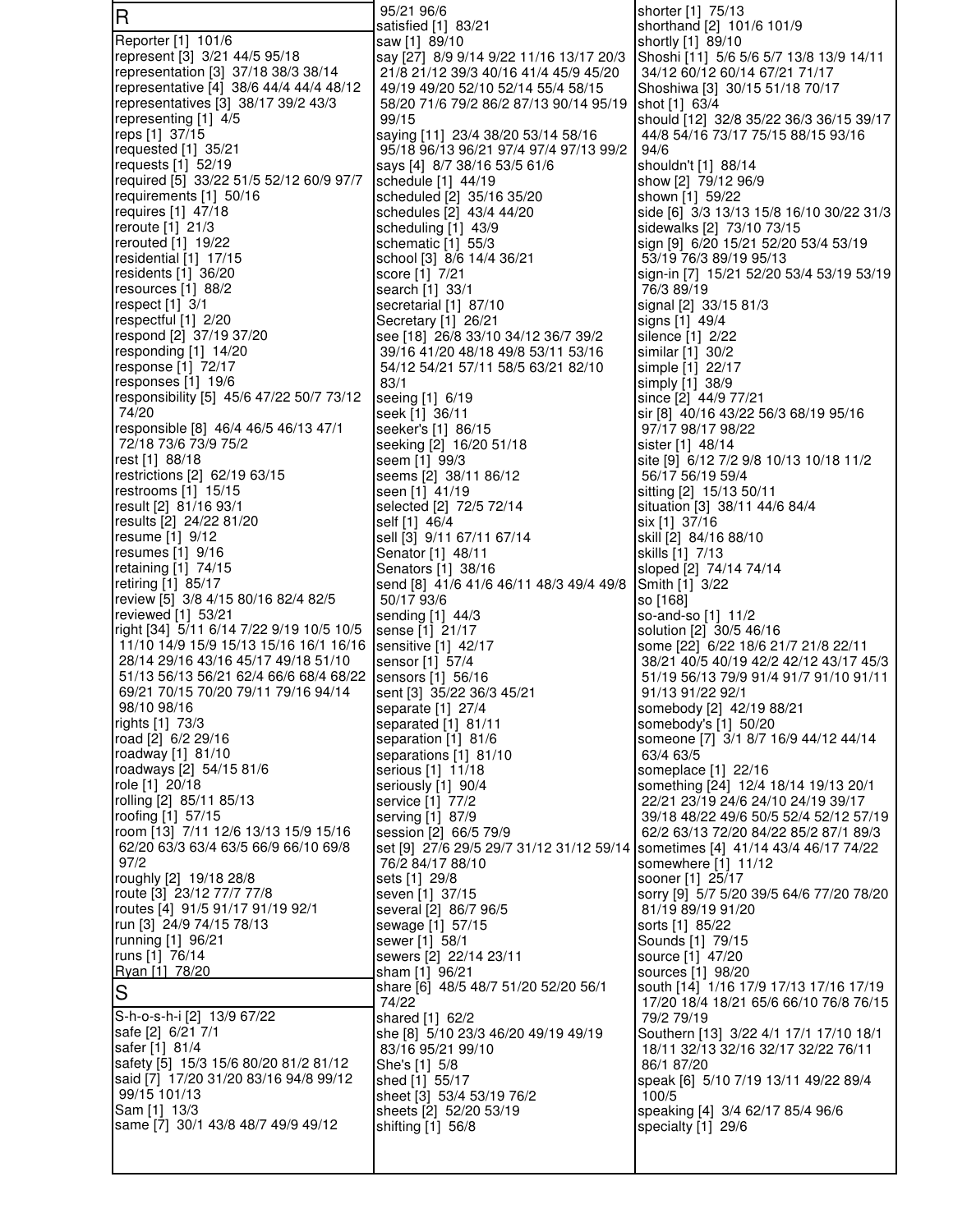## R

Reporter [1] 101/6
represent [3] 3/21 44/5 95/18
representation [3] 37/18 38/3 38/14
representative [4] 38/6 44/4 44/4 48/12
representatives [3] 38/17 39/2 43/3
representing [1] 4/5
reps [1] 37/15
requested [1] 35/21
requests [1] 52/19
required [5] 33/22 51/5 52/12 60/9 97/7
requirements [1] 50/16
requires [1] 47/18
reroute [1] 21/3
rerouted [1] 19/22
residential [1] 17/15
residents [1] 36/20
resources [1] 88/2
respect [1] 3/1
respectful [1] 2/20
respond [2] 37/19 37/20
responding [1] 14/20
response [1] 72/17
responses [1] 19/6
responsibility [5] 45/6 47/22 50/7 73/12 74/20
responsible [8] 46/4 46/5 46/13 47/1 72/18 73/6 73/9 75/2
rest [1] 88/18
restrictions [2] 62/19 63/15
restrooms [1] 15/15
result [2] 81/16 93/1
results [2] 24/22 81/20
resume [1] 9/12
resumes [1] 9/16
retaining [1] 74/15
retiring [1] 85/17
review [5] 3/8 4/15 80/16 82/4 82/5
reviewed [1] 53/21
right [34] 5/11 6/14 7/22 9/19 10/5 10/5 11/10 14/9 15/9 15/13 15/16 16/1 16/16 28/14 29/16 43/16 45/17 49/18 51/10 51/13 56/13 56/21 62/4 66/6 68/4 68/22 69/21 70/15 70/20 79/11 79/16 94/14 98/10 98/16
rights [1] 73/3
road [2] 6/2 29/16
roadway [1] 81/10
roadways [2] 54/15 81/6
role [1] 20/18
rolling [2] 85/11 85/13
roofing [1] 57/15
room [13] 7/11 12/6 13/13 15/9 15/16 62/20 63/3 63/4 63/5 66/9 66/10 69/8 97/2
roughly [2] 19/18 28/8
route [3] 23/12 77/7 77/8
routes [4] 91/5 91/17 91/19 92/1
run [3] 24/9 74/15 78/13
running [1] 96/21
runs [1] 76/14
Ryan [1] 78/20

## S

S-h-o-s-h-i [2] 13/9 67/22
safe [2] 6/21 7/1
safer [1] 81/4
safety [5] 15/3 15/6 80/20 81/2 81/12
said [7] 17/20 31/20 83/16 94/8 99/12 99/15 101/13
Sam [1] 13/3
same [7] 30/1 43/8 48/7 49/9 49/12 95/21 96/6
satisfied [1] 83/21
saw [1] 89/10
say [27] 8/9 9/14 9/22 11/16 13/17 20/3 21/8 21/12 39/3 40/16 41/4 45/9 45/20 49/19 49/20 52/10 52/14 55/4 58/15 58/20 71/6 79/2 86/2 87/13 90/14 95/19 99/15
saying [11] 23/4 38/20 53/14 58/16 95/18 96/13 96/21 97/4 97/4 97/13 99/2
says [4] 8/7 38/16 53/5 61/6
schedule [1] 44/19
scheduled [2] 35/16 35/20
schedules [2] 43/4 44/20
scheduling [1] 43/9
schematic [1] 55/3
school [3] 8/6 14/4 36/21
score [1] 7/21
search [1] 33/1
secretarial [1] 87/10
Secretary [1] 26/21
see [18] 26/8 33/10 34/12 36/7 39/2 39/16 41/20 48/18 49/8 53/11 53/16 54/12 54/21 57/11 58/5 63/21 82/10 83/1
seeing [1] 6/19
seek [1] 36/11
seeker's [1] 86/15
seeking [2] 16/20 51/18
seem [1] 99/3
seems [2] 38/11 86/12
seen [1] 41/19
selected [2] 72/5 72/14
self [1] 46/4
sell [3] 9/11 67/11 67/14
Senator [1] 48/11
Senators [1] 38/16
send [8] 41/6 41/6 46/11 48/3 49/4 49/8 50/17 93/6
sending [1] 44/3
sense [1] 21/17
sensitive [1] 42/17
sensor [1] 57/4
sensors [1] 56/16
sent [3] 35/22 36/3 45/21
separate [1] 27/4
separated [1] 81/11
separation [1] 81/6
separations [1] 81/10
serious [1] 11/18
seriously [1] 90/4
service [1] 77/2
serving [1] 87/9
session [2] 66/5 79/9
set [9] 27/6 29/5 29/7 31/12 31/12 59/14 76/2 84/17 88/10
sets [1] 29/8
seven [1] 37/15
several [2] 86/7 96/5
sewage [1] 57/15
sewer [1] 58/1
sewers [2] 22/14 23/11
sham [1] 96/21
share [6] 48/5 48/7 51/20 52/20 56/1 74/22
shared [1] 62/2
she [8] 5/10 23/3 46/20 49/19 49/19 83/16 95/21 99/10
She's [1] 5/8
shed [1] 55/17
sheet [3] 53/4 53/19 76/2
sheets [2] 52/20 53/19
shifting [1] 56/8
shorter [1] 75/13
shorthand [2] 101/6 101/9
shortly [1] 89/10
Shoshi [11] 5/6 5/6 5/7 13/8 13/9 14/11 34/12 60/12 60/14 67/21 71/17
Shoshiwa [3] 30/15 51/18 70/17
shot [1] 63/4
should [12] 32/8 35/22 36/3 36/15 39/17 44/8 54/16 73/17 75/15 88/15 93/16 94/6
shouldn't [1] 88/14
show [2] 79/12 96/9
shown [1] 59/22
side [6] 3/3 13/13 15/8 16/10 30/22 31/3
sidewalks [2] 73/10 73/15
sign [9] 6/20 15/21 52/20 53/4 53/19 53/19 76/3 89/19 95/13
sign-in [7] 15/21 52/20 53/4 53/19 53/19 76/3 89/19
signal [2] 33/15 81/3
signs [1] 49/4
silence [1] 2/22
similar [1] 30/2
simple [1] 22/17
simply [1] 38/9
since [2] 44/9 77/21
sir [8] 40/16 43/22 56/3 68/19 95/16 97/17 98/17 98/22
sister [1] 48/14
site [9] 6/12 7/2 9/8 10/13 10/18 11/2 56/17 56/19 59/4
sitting [2] 15/13 50/11
situation [3] 38/11 44/6 84/4
six [1] 37/16
skill [2] 84/16 88/10
skills [1] 7/13
sloped [2] 74/14 74/14
Smith [1] 3/22
so [168]
so-and-so [1] 11/2
solution [2] 30/5 46/16
some [22] 6/22 18/6 21/7 21/8 22/11 38/21 40/5 40/19 42/2 42/12 43/17 45/3 51/19 56/13 79/9 91/4 91/7 91/10 91/11 91/13 91/22 92/1
somebody [2] 42/19 88/21
somebody's [1] 50/20
someone [7] 3/1 8/7 16/9 44/12 44/14 63/4 63/5
someplace [1] 22/16
something [24] 12/4 18/14 19/13 20/1 22/21 23/19 24/6 24/10 24/19 39/17 39/18 48/22 49/6 50/5 52/4 52/12 57/19 62/2 63/13 72/20 84/22 85/2 87/1 89/3
sometimes [4] 41/14 43/4 46/17 74/22
somewhere [1] 11/12
sooner [1] 25/17
sorry [9] 5/7 5/20 39/5 64/6 77/20 78/20 81/19 89/19 91/20
sorts [1] 85/22
Sounds [1] 79/15
source [1] 47/20
sources [1] 98/20
south [14] 1/16 17/9 17/13 17/16 17/19 17/20 18/4 18/21 65/6 66/10 76/8 76/15 79/2 79/19
Southern [13] 3/22 4/1 17/1 17/10 18/1 18/11 32/13 32/16 32/17 32/22 76/11 86/1 87/20
speak [6] 5/10 7/19 13/11 49/22 89/4 100/5
speaking [4] 3/4 62/17 85/4 96/6
specialty [1] 29/6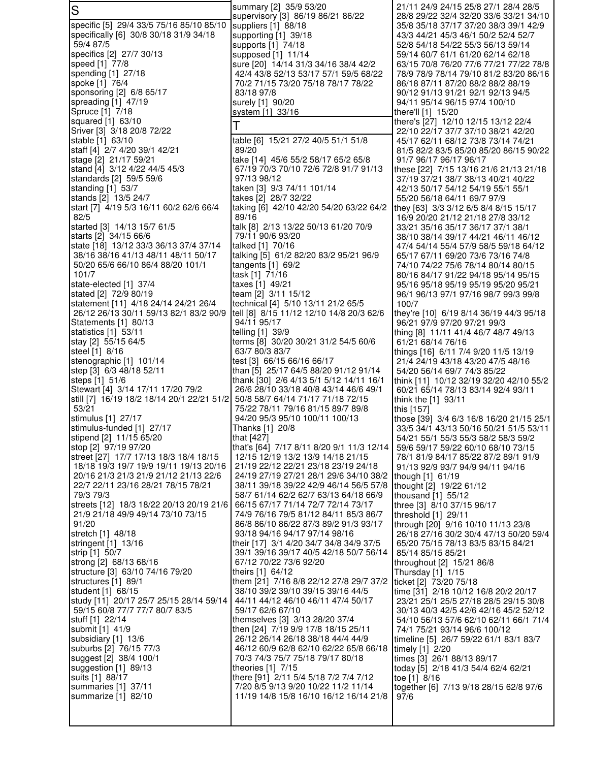## S

specific [5] 29/4 33/5 75/16 85/10 85/10
specifically [6] 30/8 30/18 31/9 34/18 59/4 87/5
specifics [2] 27/7 30/13
speed [1] 77/8
spending [1] 27/18
spoke [1] 76/4
sponsoring [2] 6/8 65/17
spreading [1] 47/19
Spruce [1] 7/18
squared [1] 63/10
Sriver [3] 3/18 20/8 72/22
stable [1] 63/10
staff [4] 2/7 4/20 39/1 42/21
stage [2] 21/17 59/21
stand [4] 3/12 4/22 44/5 45/3
standards [2] 59/5 59/6
standing [1] 53/7
stands [2] 13/5 24/7
start [7] 4/19 5/3 16/11 60/2 62/6 66/4 82/5
started [3] 14/13 15/7 61/5
starts [2] 34/15 66/6
state [18] 13/12 33/3 36/13 37/4 37/14 38/16 38/16 41/13 48/11 48/11 50/17 50/20 65/6 66/10 86/4 88/20 101/1 101/7
state-elected [1] 37/4
stated [2] 72/9 80/19
statement [11] 4/18 24/14 24/21 26/4 26/12 26/13 30/11 59/13 82/1 83/2 90/9
Statements [1] 80/13
statistics [1] 53/11
stay [2] 55/15 64/5
steel [1] 8/16
stenographic [1] 101/14
step [3] 6/3 48/18 52/11
steps [1] 51/6
Stewart [4] 3/14 17/11 17/20 79/2
still [7] 16/19 18/2 18/14 20/1 22/21 51/2 53/21
stimulus [1] 27/17
stimulus-funded [1] 27/17
stipend [2] 11/15 65/20
stop [2] 97/19 97/20
street [27] 17/7 17/13 18/3 18/4 18/15 18/18 19/3 19/7 19/9 19/11 19/13 20/16 20/16 21/3 21/3 21/9 21/12 21/13 22/6 22/7 22/11 23/16 28/21 78/15 78/21 79/3 79/3
streets [12] 18/3 18/22 20/13 20/19 21/6 21/9 21/18 49/9 49/14 73/10 73/15 91/20
stretch [1] 48/18
stringent [1] 13/16
strip [1] 50/7
strong [2] 68/13 68/16
structure [3] 63/10 74/16 79/20
structures [1] 89/1
student [1] 68/15
study [11] 20/17 25/7 25/15 28/14 59/14 59/15 60/8 77/7 77/7 80/7 83/5
stuff [1] 22/14
submit [1] 41/9
subsidiary [1] 13/6
suburbs [2] 76/15 77/3
suggest [2] 38/4 100/1
suggestion [1] 89/13
suits [1] 88/17
summaries [1] 37/11
summarize [1] 82/10
summary [2] 35/9 53/20
supervisory [3] 86/19 86/21 86/22
suppliers [1] 88/18
supporting [1] 39/18
supports [1] 74/18
supposed [1] 11/14
sure [20] 14/14 31/3 34/16 38/4 42/2 42/4 43/8 52/13 53/17 57/1 59/5 68/22 70/2 71/15 73/20 75/18 78/17 78/22 83/18 97/8
surely [1] 90/20
system [1] 33/16

## T

table [6] 15/21 27/2 40/5 51/1 51/8 89/20
take [14] 45/6 55/2 58/17 65/2 65/8 67/19 70/3 70/10 72/6 72/8 91/7 91/13 97/13 98/12
taken [3] 9/3 74/11 101/14
takes [2] 28/7 32/22
taking [6] 42/10 42/20 54/20 63/22 64/2 89/16
talk [8] 2/13 13/22 50/13 61/20 70/9 79/11 90/6 93/20
talked [1] 70/16
talking [5] 61/2 82/20 83/2 95/21 96/9
tangents [1] 69/2
task [1] 71/16
taxes [1] 49/21
team [2] 3/11 15/12
technical [4] 5/10 13/11 21/2 65/5
tell [8] 8/15 11/12 12/10 14/8 20/3 62/6 94/11 95/17
telling [1] 39/9
terms [8] 30/20 30/21 31/2 54/5 60/6 63/7 80/3 83/7
test [3] 66/15 66/16 66/17
than [5] 25/17 64/5 88/20 91/12 91/14
thank [30] 2/6 4/13 5/1 5/12 14/11 16/1 26/6 28/10 33/18 40/8 43/14 46/6 49/1 50/8 58/7 64/14 71/17 71/18 72/15 75/22 78/11 79/16 81/15 89/7 89/8 94/20 95/3 95/10 100/11 100/13
Thanks [1] 20/8
that [427]
that's [64] 7/17 8/11 8/20 9/1 11/3 12/14 12/15 12/19 13/2 13/9 14/18 21/15 21/19 22/12 22/21 23/18 23/19 24/18 24/19 27/19 27/21 28/1 29/6 34/10 38/2 38/11 39/18 39/22 42/9 46/14 56/5 57/8 58/7 61/14 62/2 62/7 63/13 64/18 66/9 66/15 67/17 71/14 72/7 72/14 73/17 74/9 76/16 79/5 81/12 84/11 85/3 86/7 86/8 86/10 86/22 87/3 89/2 91/3 93/17 93/18 94/16 94/17 97/14 98/16
their [17] 3/1 4/20 34/7 34/8 34/9 37/5 39/1 39/16 39/17 40/5 42/18 50/7 56/14 67/12 70/22 73/6 92/20
theirs [1] 64/12
them [21] 7/16 8/8 22/12 27/8 29/7 37/2 38/10 39/2 39/10 39/15 39/16 44/5 44/11 44/12 46/10 46/11 47/4 50/17 59/17 62/6 67/10
themselves [3] 3/13 28/20 37/4
then [24] 7/19 9/9 17/8 18/15 25/11 26/12 26/14 26/18 38/18 44/4 44/9 46/12 60/9 62/8 62/10 62/22 65/8 66/18 70/3 74/3 75/7 75/18 79/17 80/18
theories [1] 7/15
there [91] 2/11 5/4 5/18 7/2 7/4 7/12 7/20 8/5 9/13 9/20 10/22 11/2 11/14 11/19 14/8 15/8 16/10 16/12 16/14 21/8 21/11 24/9 24/15 25/8 27/1 28/4 28/5 28/8 29/22 32/4 32/20 33/6 33/21 34/10 35/8 35/18 37/17 37/20 38/3 39/1 42/9 43/3 44/21 45/3 46/1 50/2 52/4 52/7 52/8 54/18 54/22 55/3 56/13 59/14 59/14 60/7 61/1 61/20 62/14 62/18 63/15 70/8 76/20 77/6 77/21 77/22 78/8 78/9 78/9 78/14 79/10 81/2 83/20 86/16 86/18 87/11 87/20 88/2 88/2 88/19 90/12 91/13 91/21 92/1 92/13 94/5 94/11 95/14 96/15 97/4 100/10
there'll [1] 15/20
there's [27] 12/10 12/15 13/12 22/4 22/10 22/17 37/7 37/10 38/21 42/20 45/17 62/11 68/12 73/8 73/14 74/21 81/5 82/2 83/5 85/20 85/20 86/15 90/22 91/7 96/17 96/17 96/17
these [22] 7/15 13/16 21/6 21/13 21/18 37/19 37/21 38/7 38/13 40/21 40/22 42/13 50/17 54/12 54/19 55/1 55/1 55/20 56/18 64/11 69/7 97/9
they [63] 3/3 3/12 6/5 8/4 8/15 15/17 16/9 20/20 21/12 21/18 27/8 33/12 33/21 35/16 35/17 36/17 37/1 38/1 38/10 38/14 39/17 44/21 46/11 46/12 47/4 54/14 55/4 57/9 58/5 59/18 64/12 65/17 67/11 69/20 73/6 73/16 74/8 74/10 74/22 75/6 78/14 80/14 80/15 80/16 84/17 91/22 94/18 95/14 95/15 95/16 95/18 95/19 95/19 95/20 95/21 96/1 96/13 97/1 97/16 98/7 99/3 99/8 100/7
they're [10] 6/19 8/14 36/19 44/3 95/18 96/21 97/9 97/20 97/21 99/3
thing [8] 11/11 41/4 46/7 48/7 49/13 61/21 68/14 76/16
things [16] 6/11 7/4 9/20 11/5 13/19 21/4 24/19 43/18 43/20 47/5 48/16 54/20 56/14 69/7 74/3 85/22
think [11] 10/12 32/19 32/20 42/10 55/2 60/21 65/14 78/13 83/14 92/4 93/11
think the [1] 93/11
this [157]
those [39] 3/4 6/3 16/8 16/20 21/15 25/1 33/5 34/1 43/13 50/16 50/21 51/5 53/11 54/21 55/1 55/3 55/3 58/2 58/3 59/2 59/6 59/17 59/22 60/10 68/10 73/15 78/1 81/9 84/17 85/22 87/2 89/1 91/9 91/13 92/9 93/7 94/9 94/11 94/16
though [1] 61/19
thought [2] 19/22 61/12
thousand [1] 55/12
three [3] 8/10 37/15 96/17
threshold [1] 29/11
through [20] 9/16 10/10 11/13 23/8 26/18 27/16 30/2 30/4 47/13 50/20 59/4 65/20 75/15 78/13 83/5 83/15 84/21 85/14 85/15 85/21
throughout [2] 15/21 86/8
Thursday [1] 1/15
ticket [2] 73/20 75/18
time [31] 2/18 10/12 16/8 20/2 20/17 23/21 25/1 25/5 27/18 28/5 29/15 30/8 30/13 40/3 42/5 42/6 42/16 45/2 52/12 54/10 56/13 57/6 62/10 62/11 66/1 71/4 74/1 75/21 93/14 96/6 100/12
timeline [5] 26/7 59/22 61/1 83/1 83/7
timely [1] 2/20
times [3] 26/1 88/13 89/17
today [5] 2/18 41/3 54/4 62/4 62/21
toe [1] 8/16
together [6] 7/13 9/18 28/15 62/8 97/6 97/6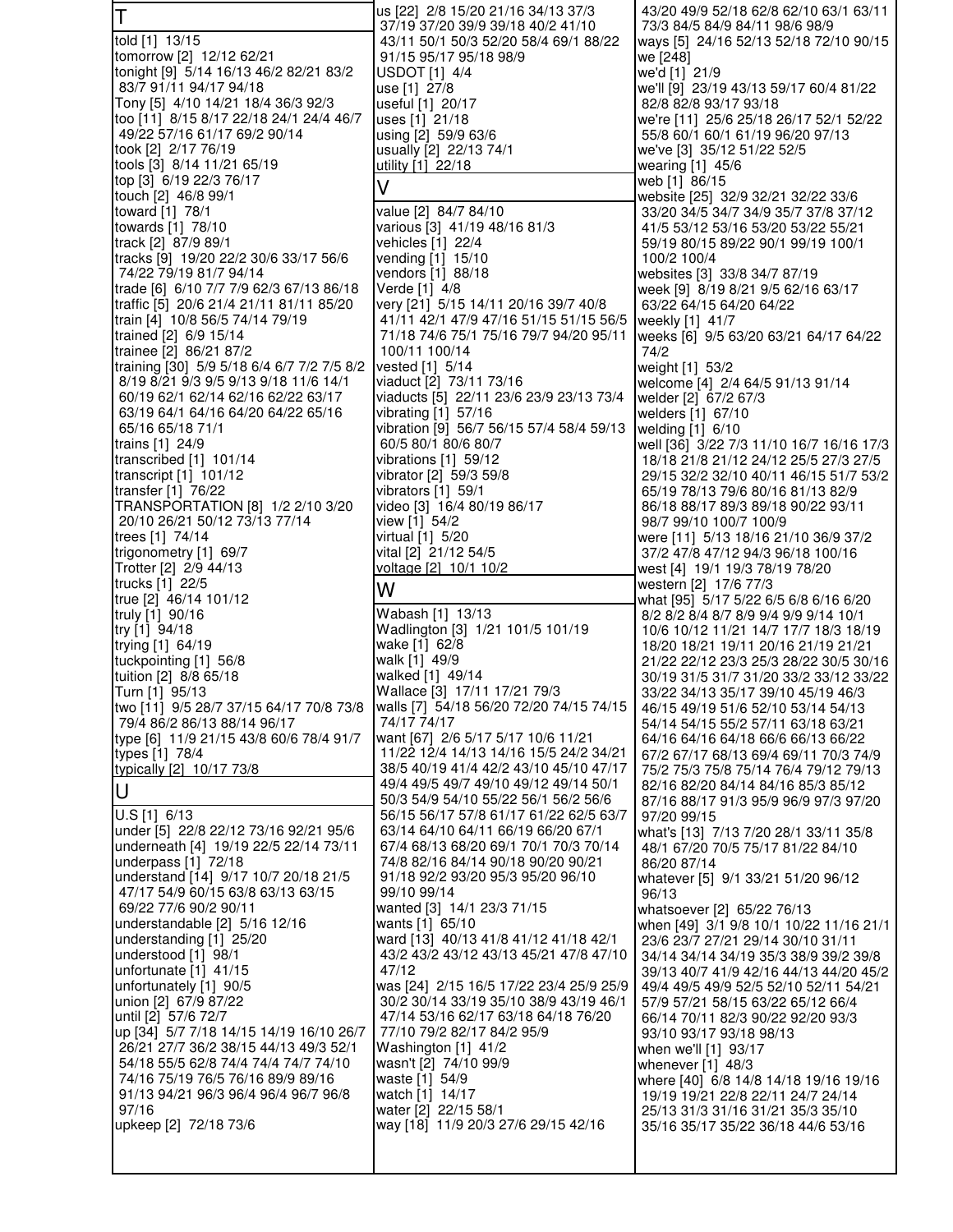## T

told [1] 13/15
tomorrow [2] 12/12 62/21
tonight [9] 5/14 16/13 46/2 82/21 83/2 83/7 91/11 94/17 94/18
Tony [5] 4/10 14/21 18/4 36/3 92/3
too [11] 8/15 8/17 22/18 24/1 24/4 46/7 49/22 57/16 61/17 69/2 90/14
took [2] 2/17 76/19
tools [3] 8/14 11/21 65/19
top [3] 6/19 22/3 76/17
touch [2] 46/8 99/1
toward [1] 78/1
towards [1] 78/10
track [2] 87/9 89/1
tracks [9] 19/20 22/2 30/6 33/17 56/6 74/22 79/19 81/7 94/14
trade [6] 6/10 7/7 7/9 62/3 67/13 86/18
traffic [5] 20/6 21/4 21/11 81/11 85/20
train [4] 10/8 56/5 74/14 79/19
trained [2] 6/9 15/14
trainee [2] 86/21 87/2
training [30] 5/9 5/18 6/4 6/7 7/2 7/5 8/2 8/19 8/21 9/3 9/5 9/13 9/18 11/6 14/1 60/19 62/1 62/14 62/16 62/22 63/17 63/19 64/1 64/16 64/20 64/22 65/16 65/16 65/18 71/1
trains [1] 24/9
transcribed [1] 101/14
transcript [1] 101/12
transfer [1] 76/22
TRANSPORTATION [8] 1/2 2/10 3/20 20/10 26/21 50/12 73/13 77/14
trees [1] 74/14
trigonometry [1] 69/7
Trotter [2] 2/9 44/13
trucks [1] 22/5
true [2] 46/14 101/12
truly [1] 90/16
try [1] 94/18
trying [1] 64/19
tuckpointing [1] 56/8
tuition [2] 8/8 65/18
Turn [1] 95/13
two [11] 9/5 28/7 37/15 64/17 70/8 73/8 79/4 86/2 86/13 88/14 96/17
type [6] 11/9 21/15 43/8 60/6 78/4 91/7
types [1] 78/4
typically [2] 10/17 73/8

## U

U.S [1] 6/13
under [5] 22/8 22/12 73/16 92/21 95/6
underneath [4] 19/19 22/5 22/14 73/11
underpass [1] 72/18
understand [14] 9/17 10/7 20/18 21/5 47/17 54/9 60/15 63/8 63/13 63/15 69/22 77/6 90/2 90/11
understandable [2] 5/16 12/16
understanding [1] 25/20
understood [1] 98/1
unfortunate [1] 41/15
unfortunately [1] 90/5
union [2] 67/9 87/22
until [2] 57/6 72/7
up [34] 5/7 7/18 14/15 14/19 16/10 26/7 26/21 27/7 36/2 38/15 44/13 49/3 52/1 54/18 55/5 62/8 74/4 74/4 74/7 74/10 74/16 75/19 76/5 76/16 89/9 89/16 91/13 94/21 96/3 96/4 96/4 96/7 96/8 97/16
upkeep [2] 72/18 73/6
us [22] 2/8 15/20 21/16 34/13 37/3 37/19 37/20 39/9 39/18 40/2 41/10 43/11 50/1 50/3 52/20 58/4 69/1 88/22 91/15 95/17 95/18 98/9
USDOT [1] 4/4
use [1] 27/8
useful [1] 20/17
uses [1] 21/18
using [2] 59/9 63/6
usually [2] 22/13 74/1
utility [1] 22/18

## V

value [2] 84/7 84/10
various [3] 41/19 48/16 81/3
vehicles [1] 22/4
vending [1] 15/10
vendors [1] 88/18
Verde [1] 4/8
very [21] 5/15 14/11 20/16 39/7 40/8 41/11 42/1 47/9 47/16 51/15 51/15 56/5 71/18 74/6 75/1 75/16 79/7 94/20 95/11 100/11 100/14
vested [1] 5/14
viaduct [2] 73/11 73/16
viaducts [5] 22/11 23/6 23/9 23/13 73/4
vibrating [1] 57/16
vibration [9] 56/7 56/15 57/4 58/4 59/13 60/5 80/1 80/6 80/7
vibrations [1] 59/12
vibrator [2] 59/3 59/8
vibrators [1] 59/1
video [3] 16/4 80/19 86/17
view [1] 54/2
virtual [1] 5/20
vital [2] 21/12 54/5
voltage [2] 10/1 10/2

## W

Wabash [1] 13/13
Wadlington [3] 1/21 101/5 101/19
wake [1] 62/8
walk [1] 49/9
walked [1] 49/14
Wallace [3] 17/11 17/21 79/3
walls [7] 54/18 56/20 72/20 74/15 74/15 74/17 74/17
want [67] 2/6 5/17 5/17 10/6 11/21 11/22 12/4 14/13 14/16 15/5 24/2 34/21 38/5 40/19 41/4 42/2 43/10 45/10 47/17 49/4 49/5 49/7 49/10 49/12 49/14 50/1 50/3 54/9 54/10 55/22 56/1 56/2 56/6 56/15 56/17 57/8 61/17 61/22 62/5 63/7 63/14 64/10 64/11 66/19 66/20 67/1 67/4 68/13 68/20 69/1 70/1 70/3 70/14 74/8 82/16 84/14 90/18 90/20 90/21 91/18 92/8 93/20 95/3 95/20 96/10 99/10 99/14
wanted [3] 14/1 23/3 71/15
wants [1] 65/10
ward [13] 40/13 41/8 41/12 41/18 42/1 43/2 43/2 43/12 43/13 45/21 47/8 47/10 47/12
was [24] 2/15 16/5 17/22 23/4 25/9 25/9 30/2 30/14 33/19 35/10 38/9 43/19 46/1 47/14 53/16 62/17 63/18 64/18 76/20 77/10 79/2 82/17 84/2 95/9
Washington [1] 41/2
wasn't [2] 74/10 99/9
waste [1] 54/9
watch [1] 14/17
water [2] 22/15 58/1
way [18] 11/9 20/3 27/6 29/15 42/16 43/20 49/9 52/18 62/8 62/10 63/1 63/11 73/3 84/5 84/9 84/11 98/6 98/9
ways [5] 24/16 52/13 52/18 72/10 90/15
we [248]
we'd [1] 21/9
we'll [9] 23/19 43/13 59/17 60/4 81/22 82/8 82/8 93/17 93/18
we're [11] 25/6 25/18 26/17 52/1 52/22 55/8 60/1 60/1 61/19 96/20 97/13
we've [3] 35/12 51/22 52/5
wearing [1] 45/6
web [1] 86/15
website [25] 32/9 32/21 32/22 33/6 33/20 34/5 34/7 34/9 35/7 37/8 37/12 41/5 53/12 53/16 53/20 53/22 55/21 59/19 80/15 89/22 90/1 99/19 100/1 100/2 100/4
websites [3] 33/8 34/7 87/19
week [9] 8/19 8/21 9/5 62/16 63/17 63/22 64/15 64/20 64/22
weekly [1] 41/7
weeks [6] 9/5 63/20 63/21 64/17 64/22 74/2
weight [1] 53/2
welcome [4] 2/4 64/5 91/13 91/14
welder [2] 67/2 67/3
welders [1] 67/10
welding [1] 6/10
well [36] 3/22 7/3 11/10 16/7 16/16 17/3 18/18 21/8 21/12 24/12 25/5 27/3 27/5 29/15 32/2 32/10 40/11 46/15 51/7 53/2 65/19 78/13 79/6 80/16 81/13 82/9 86/18 88/17 89/3 89/18 90/22 93/11 98/7 99/10 100/7 100/9
were [11] 5/13 18/16 21/10 36/9 37/2 37/2 47/8 47/12 94/3 96/18 100/16
west [4] 19/1 19/3 78/19 78/20
western [2] 17/6 77/3
what [95] 5/17 5/22 6/5 6/8 6/16 6/20 8/2 8/2 8/4 8/7 8/9 9/4 9/9 9/14 10/1 10/6 10/12 11/21 14/7 17/7 18/3 18/19 18/20 18/21 19/11 20/16 21/19 21/21 21/22 22/12 23/3 25/3 28/22 30/5 30/16 30/19 31/5 31/7 31/20 33/2 33/12 33/22 33/22 34/13 35/17 39/10 45/19 46/3 46/15 49/19 51/6 52/10 53/14 54/13 54/14 54/15 55/2 57/11 63/18 63/21 64/16 64/16 64/18 66/6 66/13 66/22 67/2 67/17 68/13 69/4 69/11 70/3 74/9 75/2 75/3 75/8 75/14 76/4 79/12 79/13 82/16 82/20 84/14 84/16 85/3 85/12 87/16 88/17 91/3 95/9 96/9 97/3 97/20 97/20 99/15
what's [13] 7/13 7/20 28/1 33/11 35/8 48/1 67/20 70/5 75/17 81/22 84/10 86/20 87/14
whatever [5] 9/1 33/21 51/20 96/12 96/13
whatsoever [2] 65/22 76/13
when [49] 3/1 9/8 10/1 10/22 11/16 21/1 23/6 23/7 27/21 29/14 30/10 31/11 34/14 34/14 34/19 35/3 38/9 39/2 39/8 39/13 40/7 41/9 42/16 44/13 44/20 45/2 49/4 49/5 49/9 52/5 52/10 52/11 54/21 57/9 57/21 58/15 63/22 65/12 66/4 66/14 70/11 82/3 90/22 92/20 93/3 93/10 93/17 93/18 98/13
when we'll [1] 93/17
whenever [1] 48/3
where [40] 6/8 14/8 14/18 19/16 19/16 19/19 19/21 22/8 22/11 24/7 24/14 25/13 31/3 31/16 31/21 35/3 35/10 35/16 35/17 35/22 36/18 44/6 53/16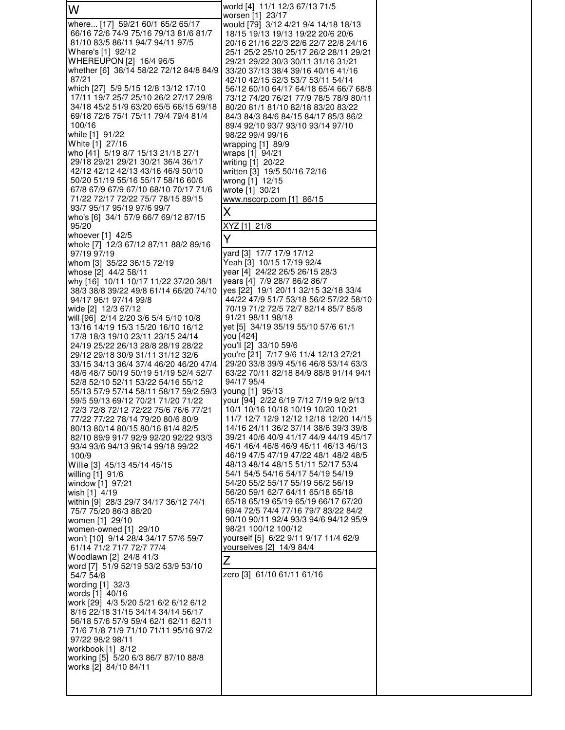## W

where... [17] 59/21 60/1 65/2 65/17 66/16 72/6 74/9 75/16 79/13 81/6 81/7 81/10 83/5 86/11 94/7 94/11 97/5
Where's [1] 92/12
WHEREUPON [2] 16/4 96/5
whether [6] 38/14 58/22 72/12 84/8 84/9 87/21
which [27] 5/9 5/15 12/8 13/12 17/10 17/11 19/7 25/7 25/10 26/2 27/17 29/8 34/18 45/2 51/9 63/20 65/5 66/15 69/18 69/18 72/6 75/1 75/11 79/4 79/4 81/4 100/16
while [1] 91/22
White [1] 27/16
who [41] 5/19 8/7 15/13 21/18 27/1 29/18 29/21 29/21 30/21 36/4 36/17 42/12 42/12 42/13 43/16 46/9 50/10 50/20 51/19 55/16 55/17 58/16 60/6 67/8 67/9 67/9 67/10 68/10 70/17 71/6 71/22 72/17 72/22 75/7 78/15 89/15 93/7 95/17 95/19 97/6 99/7
who's [6] 34/1 57/9 66/7 69/12 87/15 95/20
whoever [1] 42/5
whole [7] 12/3 67/12 87/11 88/2 89/16 97/19 97/19
whom [3] 35/22 36/15 72/19
whose [2] 44/2 58/11
why [16] 10/11 10/17 11/22 37/20 38/1 38/3 38/8 39/22 49/8 61/14 66/20 74/10 94/17 96/1 97/14 99/8
wide [2] 12/3 67/12
will [96] 2/14 2/20 3/6 5/4 5/10 10/8 13/16 14/19 15/3 15/20 16/10 16/12 17/8 18/3 19/10 23/11 23/15 24/14 24/19 25/22 26/13 28/8 28/19 28/22 29/12 29/18 30/9 31/11 31/12 32/6 33/15 34/13 36/4 37/4 46/20 46/20 47/4 48/6 48/7 50/19 50/19 51/19 52/4 52/7 52/8 52/10 52/11 53/22 54/16 55/12 55/13 57/9 57/14 58/11 58/17 59/2 59/3 59/5 59/13 69/12 70/21 71/20 71/22 72/3 72/8 72/12 72/22 75/6 76/6 77/21 77/22 77/22 78/14 79/20 80/6 80/9 80/13 80/14 80/15 80/16 81/4 82/5 82/10 89/9 91/7 92/9 92/20 92/22 93/3 93/4 93/6 94/13 98/14 99/18 99/22 100/9
Willie [3] 45/13 45/14 45/15
willing [1] 91/6
window [1] 97/21
wish [1] 4/19
within [9] 28/3 29/7 34/17 36/12 74/1 75/7 75/20 86/3 88/20
women [1] 29/10
women-owned [1] 29/10
won't [10] 9/14 28/4 34/17 57/6 59/7 61/14 71/2 71/7 72/7 77/4
Woodlawn [2] 24/8 41/3
word [7] 51/9 52/19 53/2 53/9 53/10 54/7 54/8
wording [1] 32/3
words [1] 40/16
work [29] 4/3 5/20 5/21 6/2 6/12 6/12 8/16 22/18 31/15 34/14 34/14 56/17 56/18 57/6 57/9 59/4 62/1 62/11 62/11 71/6 71/8 71/9 71/10 71/11 95/16 97/2 97/22 98/2 98/11
workbook [1] 8/12
working [5] 5/20 6/3 86/7 87/10 88/8
works [2] 84/10 84/11
world [4] 11/1 12/3 67/13 71/5
worsen [1] 23/17
would [79] 3/12 4/21 9/4 14/18 18/13 18/15 19/13 19/13 19/22 20/6 20/6 20/16 21/16 22/3 22/6 22/7 22/8 24/16 25/1 25/2 25/10 25/17 26/2 28/11 29/21 29/21 29/22 30/3 30/11 31/16 31/21 33/20 37/13 38/4 39/16 40/16 41/16 42/10 42/15 52/3 53/7 53/11 54/14 56/12 60/10 64/17 64/18 65/4 66/7 68/8 73/12 74/20 76/21 77/9 78/5 78/9 80/11 80/20 81/1 81/10 82/18 83/20 83/22 84/3 84/3 84/6 84/15 84/17 85/3 86/2 89/4 92/10 93/7 93/10 93/14 97/10 98/22 99/4 99/16
wrapping [1] 89/9
wraps [1] 94/21
writing [1] 20/22
written [3] 19/5 50/16 72/16
wrong [1] 12/15
wrote [1] 30/21
www.nscorp.com [1] 86/15

## X

XYZ [1] 21/8

## Y

yard [3] 17/7 17/9 17/12
Yeah [3] 10/15 17/19 92/4
year [4] 24/22 26/5 26/15 28/3
years [4] 7/9 28/7 86/2 86/7
yes [22] 19/1 20/11 32/15 32/18 33/4 44/22 47/9 51/7 53/18 56/2 57/22 58/10 70/19 71/2 72/5 72/7 82/14 85/7 85/8 91/21 98/11 98/18
yet [5] 34/19 35/19 55/10 57/6 61/1
you [424]
you'll [2] 33/10 59/6
you're [21] 7/17 9/6 11/4 12/13 27/21 29/20 33/8 39/9 45/16 46/8 53/14 63/3 63/22 70/11 82/18 84/9 88/9 91/14 94/1 94/17 95/4
young [1] 95/13
your [94] 2/22 6/19 7/12 7/19 9/2 9/13 10/1 10/16 10/18 10/19 10/20 10/21 11/7 12/7 12/9 12/12 12/18 12/20 14/15 14/16 24/11 36/2 37/14 38/6 39/3 39/8 39/21 40/6 40/9 41/17 44/9 44/19 45/17 46/1 46/4 46/8 46/9 46/11 46/13 46/13 46/19 47/5 47/19 47/22 48/1 48/2 48/5 48/13 48/14 48/15 51/11 52/17 53/4 54/1 54/5 54/16 54/17 54/19 54/19 54/20 55/2 55/17 55/19 56/2 56/19 56/20 59/1 62/7 64/11 65/18 65/18 65/18 65/19 65/19 65/19 66/17 67/20 69/4 72/5 74/4 77/16 79/7 83/22 84/2 90/10 90/11 92/4 93/3 94/6 94/12 95/9 98/21 100/12 100/12
yourself [5] 6/22 9/11 9/17 11/4 62/9
yourselves [2] 14/9 84/4

## Z

zero [3] 61/10 61/11 61/16